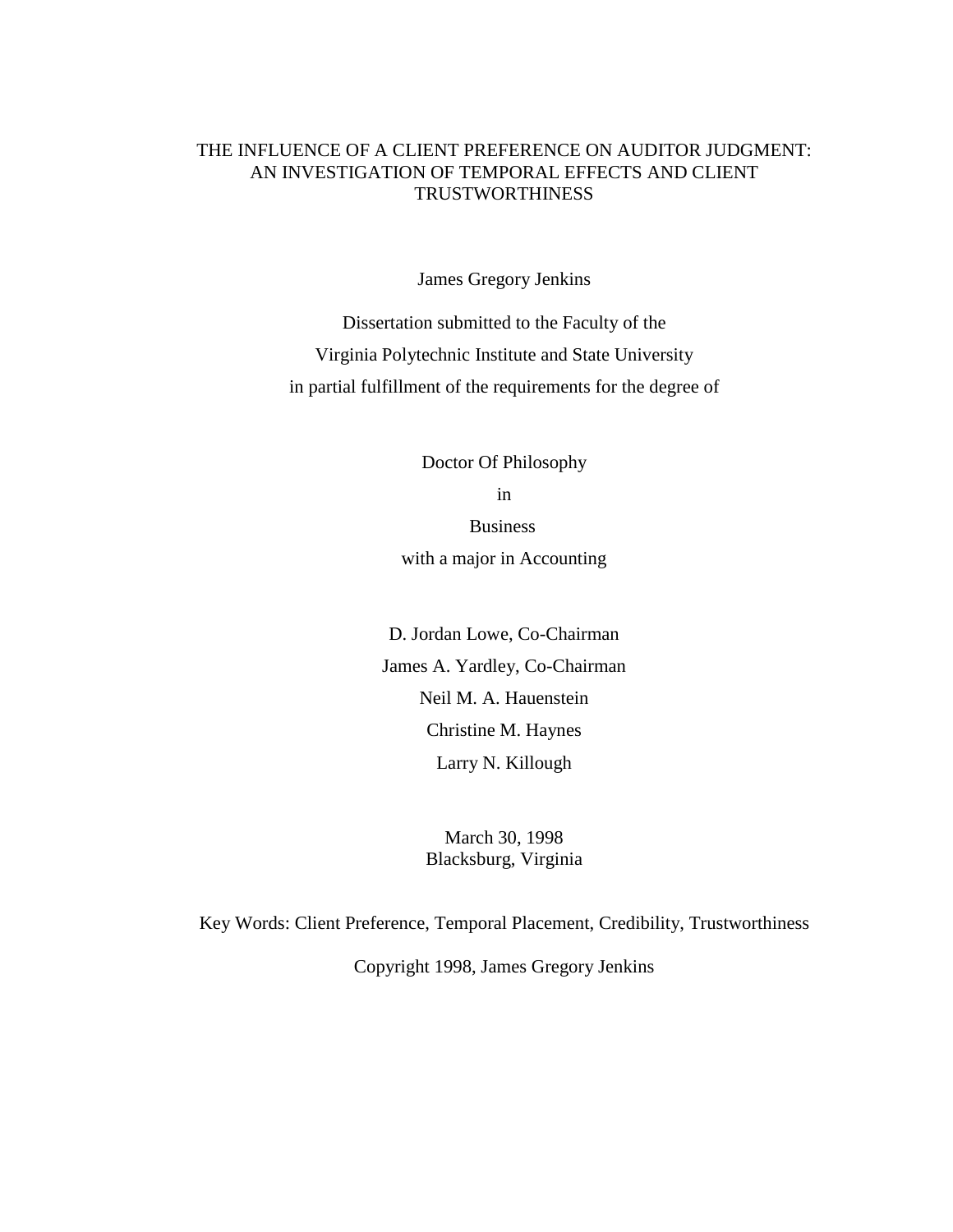# THE INFLUENCE OF A CLIENT PREFERENCE ON AUDITOR JUDGMENT: AN INVESTIGATION OF TEMPORAL EFFECTS AND CLIENT TRUSTWORTHINESS

James Gregory Jenkins

Dissertation submitted to the Faculty of the

Virginia Polytechnic Institute and State University

in partial fulfillment of the requirements for the degree of

Doctor Of Philosophy

in

Business

with a major in Accounting

D. Jordan Lowe, Co-Chairman

James A. Yardley, Co-Chairman

Neil M. A. Hauenstein

Christine M. Haynes

Larry N. Killough

March 30, 1998
Blacksburg, Virginia

Key Words: Client Preference, Temporal Placement, Credibility, Trustworthiness

Copyright 1998, James Gregory Jenkins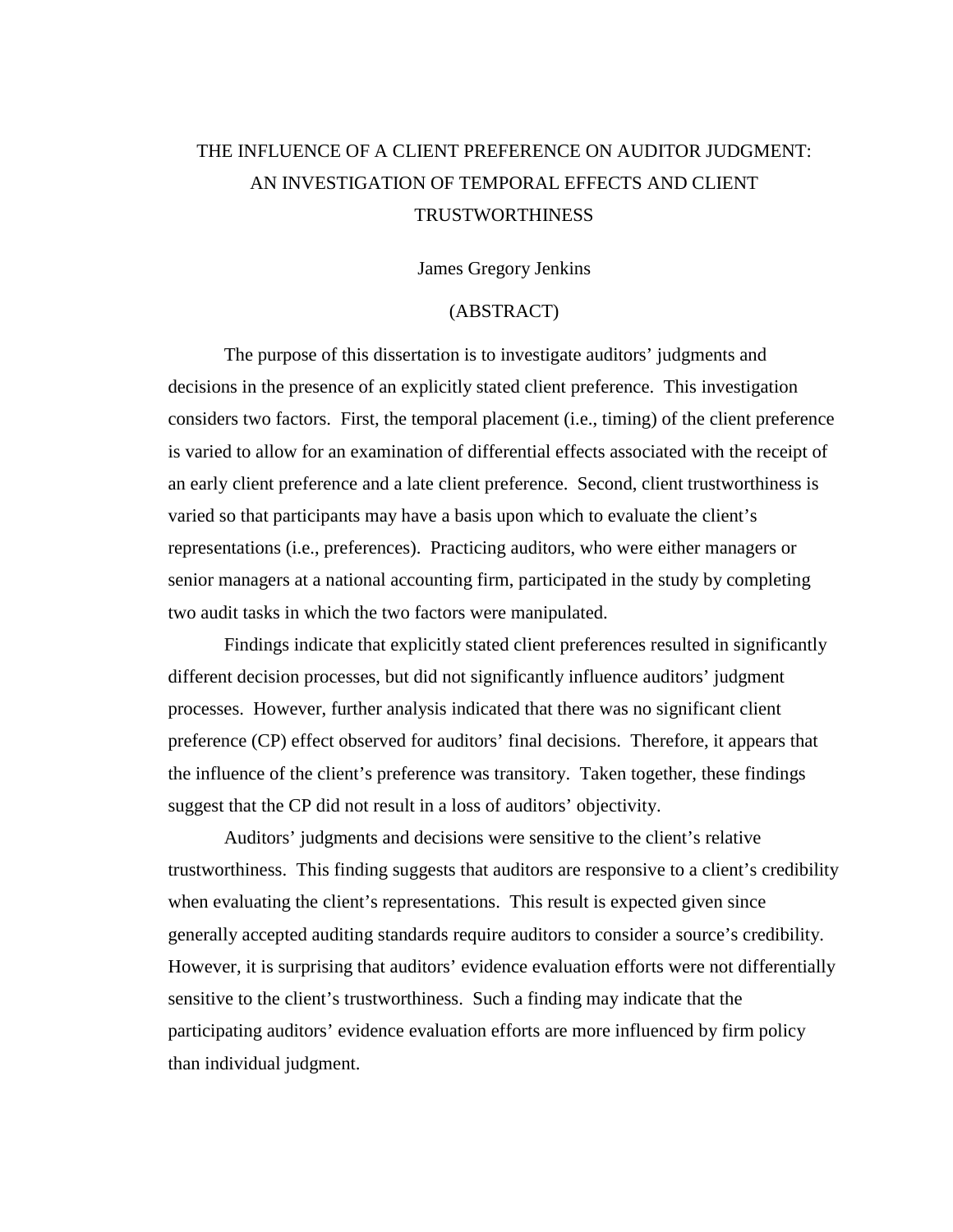# THE INFLUENCE OF A CLIENT PREFERENCE ON AUDITOR JUDGMENT: AN INVESTIGATION OF TEMPORAL EFFECTS AND CLIENT TRUSTWORTHINESS

James Gregory Jenkins

(ABSTRACT)

The purpose of this dissertation is to investigate auditors' judgments and decisions in the presence of an explicitly stated client preference. This investigation considers two factors. First, the temporal placement (i.e., timing) of the client preference is varied to allow for an examination of differential effects associated with the receipt of an early client preference and a late client preference. Second, client trustworthiness is varied so that participants may have a basis upon which to evaluate the client's representations (i.e., preferences). Practicing auditors, who were either managers or senior managers at a national accounting firm, participated in the study by completing two audit tasks in which the two factors were manipulated.

Findings indicate that explicitly stated client preferences resulted in significantly different decision processes, but did not significantly influence auditors' judgment processes. However, further analysis indicated that there was no significant client preference (CP) effect observed for auditors' final decisions. Therefore, it appears that the influence of the client's preference was transitory. Taken together, these findings suggest that the CP did not result in a loss of auditors' objectivity.

Auditors' judgments and decisions were sensitive to the client's relative trustworthiness. This finding suggests that auditors are responsive to a client's credibility when evaluating the client's representations. This result is expected given since generally accepted auditing standards require auditors to consider a source's credibility. However, it is surprising that auditors' evidence evaluation efforts were not differentially sensitive to the client's trustworthiness. Such a finding may indicate that the participating auditors' evidence evaluation efforts are more influenced by firm policy than individual judgment.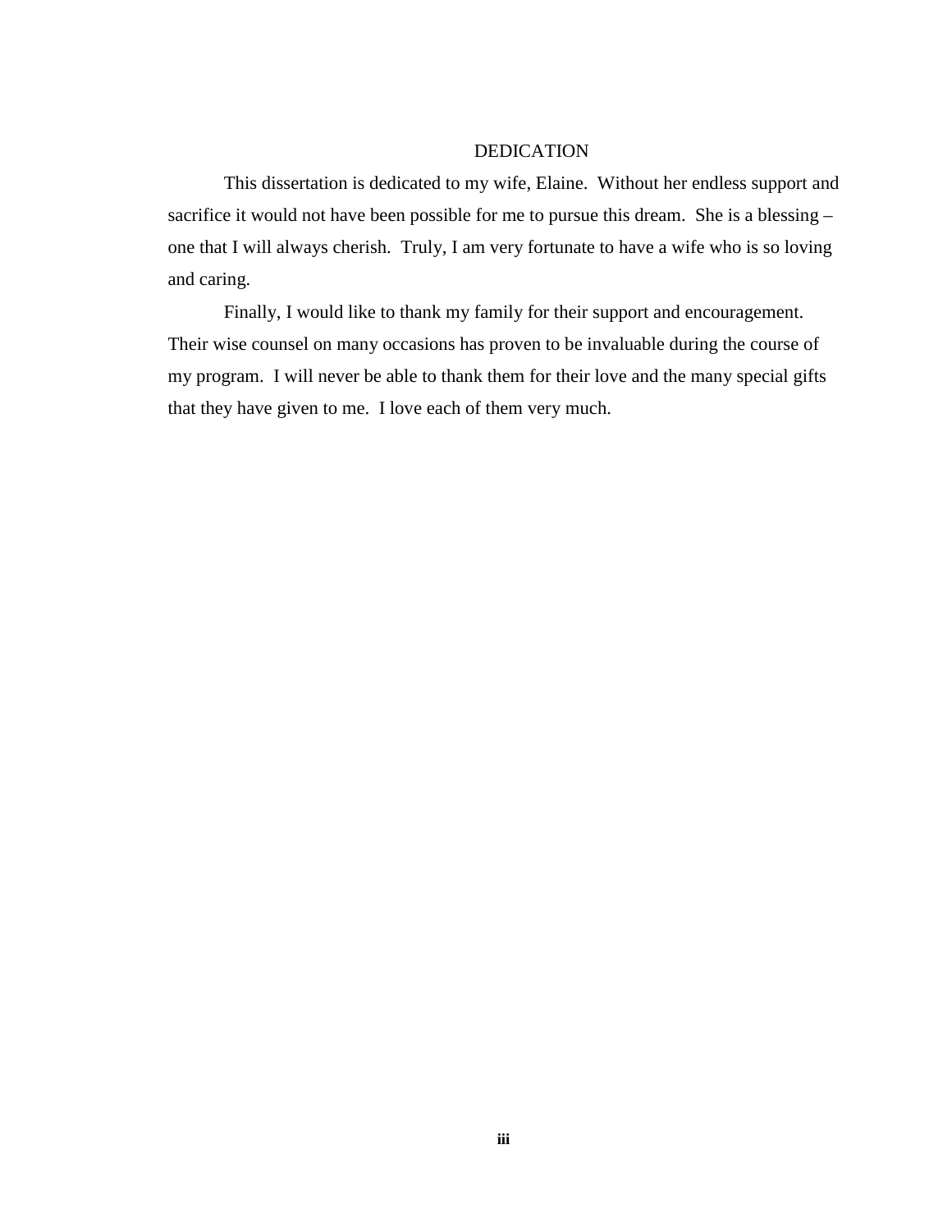# DEDICATION

This dissertation is dedicated to my wife, Elaine. Without her endless support and sacrifice it would not have been possible for me to pursue this dream. She is a blessing – one that I will always cherish. Truly, I am very fortunate to have a wife who is so loving and caring.

Finally, I would like to thank my family for their support and encouragement. Their wise counsel on many occasions has proven to be invaluable during the course of my program. I will never be able to thank them for their love and the many special gifts that they have given to me. I love each of them very much.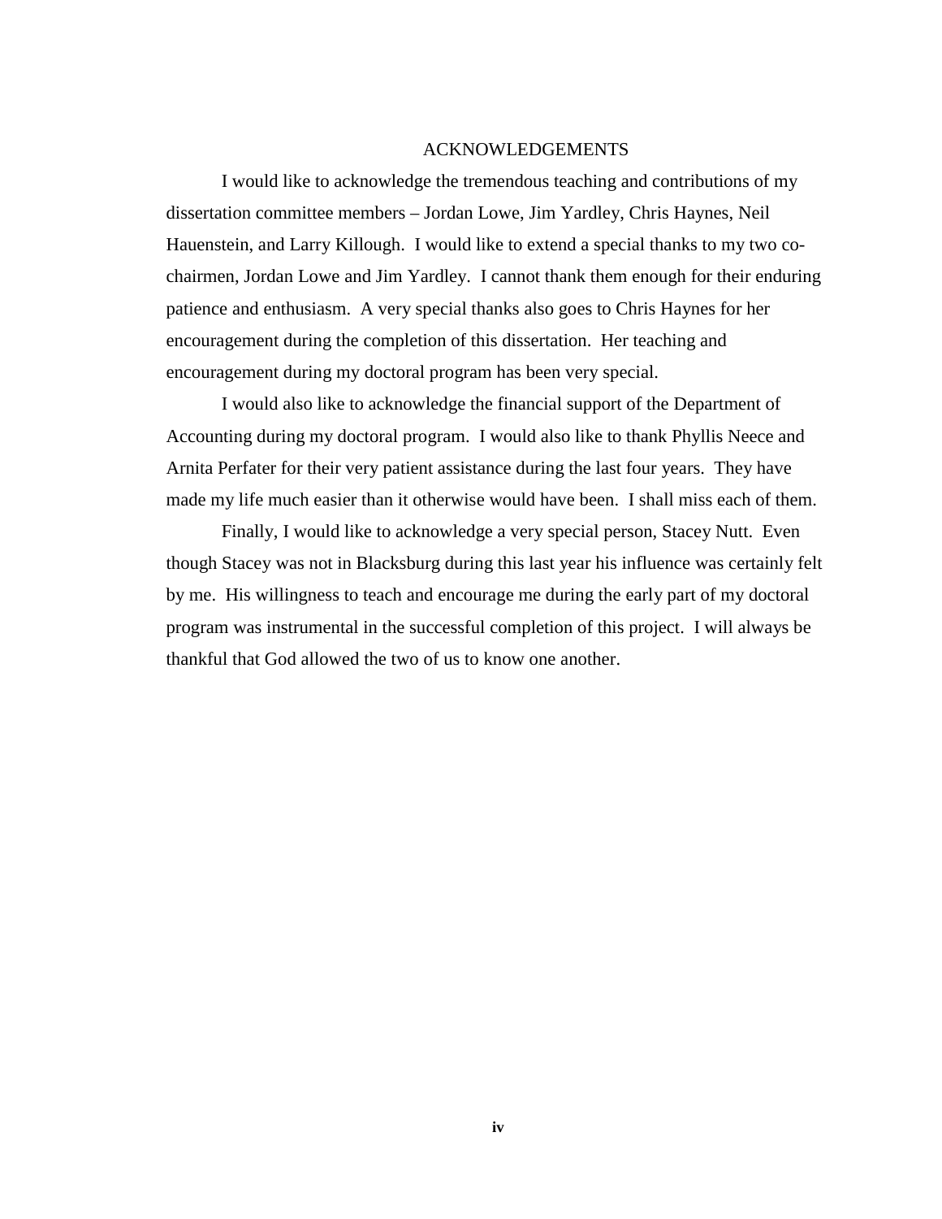# ACKNOWLEDGEMENTS

I would like to acknowledge the tremendous teaching and contributions of my dissertation committee members – Jordan Lowe, Jim Yardley, Chris Haynes, Neil Hauenstein, and Larry Killough. I would like to extend a special thanks to my two co-chairmen, Jordan Lowe and Jim Yardley. I cannot thank them enough for their enduring patience and enthusiasm. A very special thanks also goes to Chris Haynes for her encouragement during the completion of this dissertation. Her teaching and encouragement during my doctoral program has been very special.

I would also like to acknowledge the financial support of the Department of Accounting during my doctoral program. I would also like to thank Phyllis Neece and Arnita Perfater for their very patient assistance during the last four years. They have made my life much easier than it otherwise would have been. I shall miss each of them.

Finally, I would like to acknowledge a very special person, Stacey Nutt. Even though Stacey was not in Blacksburg during this last year his influence was certainly felt by me. His willingness to teach and encourage me during the early part of my doctoral program was instrumental in the successful completion of this project. I will always be thankful that God allowed the two of us to know one another.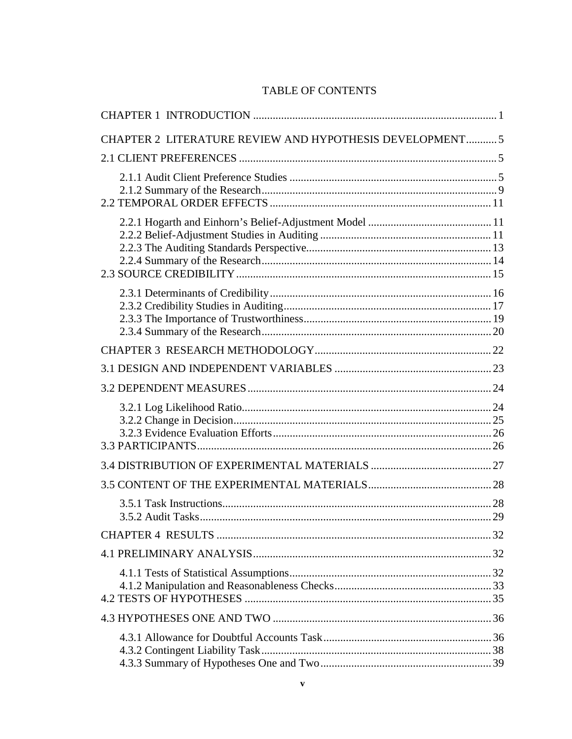# TABLE OF CONTENTS

CHAPTER 1 INTRODUCTION ........................................................................................ 1

CHAPTER 2 LITERATURE REVIEW AND HYPOTHESIS DEVELOPMENT ........... 5

2.1 CLIENT PREFERENCES ........................................................................................... 5

- 2.1.1 Audit Client Preference Studies ......................................................................... 5
- 2.1.2 Summary of the Research .................................................................................... 9

2.2 TEMPORAL ORDER EFFECTS ............................................................................... 11

- 2.2.1 Hogarth and Einhorn's Belief-Adjustment Model ............................................ 11
- 2.2.2 Belief-Adjustment Studies in Auditing ............................................................. 11
- 2.2.3 The Auditing Standards Perspective ................................................................. 13
- 2.2.4 Summary of the Research .................................................................................. 14

2.3 SOURCE CREDIBILITY ........................................................................................... 15

- 2.3.1 Determinants of Credibility ............................................................................... 16
- 2.3.2 Credibility Studies in Auditing .......................................................................... 17
- 2.3.3 The Importance of Trustworthiness ................................................................... 19
- 2.3.4 Summary of the Research .................................................................................. 20

CHAPTER 3 RESEARCH METHODOLOGY ............................................................... 22

3.1 DESIGN AND INDEPENDENT VARIABLES ......................................................... 23

3.2 DEPENDENT MEASURES ....................................................................................... 24

- 3.2.1 Log Likelihood Ratio ......................................................................................... 24
- 3.2.2 Change in Decision ............................................................................................ 25
- 3.2.3 Evidence Evaluation Efforts .............................................................................. 26

3.3 PARTICIPANTS ......................................................................................................... 26

3.4 DISTRIBUTION OF EXPERIMENTAL MATERIALS ............................................ 27

3.5 CONTENT OF THE EXPERIMENTAL MATERIALS ............................................ 28

- 3.5.1 Task Instructions ................................................................................................ 28
- 3.5.2 Audit Tasks ........................................................................................................ 29

CHAPTER 4 RESULTS ................................................................................................... 32

4.1 PRELIMINARY ANALYSIS ..................................................................................... 32

- 4.1.1 Tests of Statistical Assumptions ........................................................................ 32
- 4.1.2 Manipulation and Reasonableness Checks ......................................................... 33

4.2 TESTS OF HYPOTHESES ........................................................................................ 35

4.3 HYPOTHESES ONE AND TWO .............................................................................. 36

- 4.3.1 Allowance for Doubtful Accounts Task ............................................................. 36
- 4.3.2 Contingent Liability Task .................................................................................. 38
- 4.3.3 Summary of Hypotheses One and Two ............................................................. 39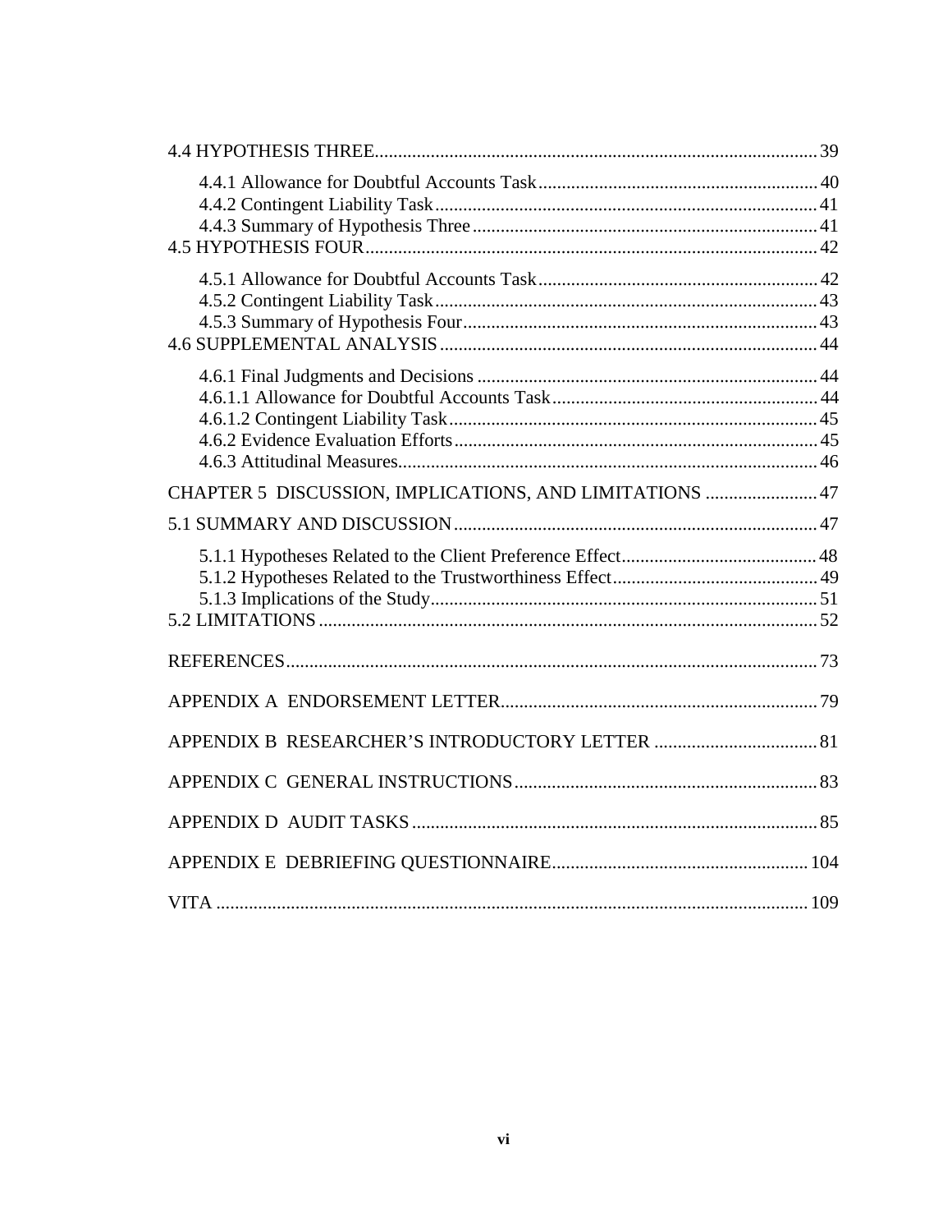4.4 HYPOTHESIS THREE ..... 39

- 4.4.1 Allowance for Doubtful Accounts Task ..... 40
- 4.4.2 Contingent Liability Task ..... 41
- 4.4.3 Summary of Hypothesis Three ..... 41

4.5 HYPOTHESIS FOUR ..... 42

- 4.5.1 Allowance for Doubtful Accounts Task ..... 42
- 4.5.2 Contingent Liability Task ..... 43
- 4.5.3 Summary of Hypothesis Four ..... 43

4.6 SUPPLEMENTAL ANALYSIS ..... 44

- 4.6.1 Final Judgments and Decisions ..... 44
- 4.6.1.1 Allowance for Doubtful Accounts Task ..... 44
- 4.6.1.2 Contingent Liability Task ..... 45
- 4.6.2 Evidence Evaluation Efforts ..... 45
- 4.6.3 Attitudinal Measures ..... 46

CHAPTER 5 DISCUSSION, IMPLICATIONS, AND LIMITATIONS ..... 47

5.1 SUMMARY AND DISCUSSION ..... 47

- 5.1.1 Hypotheses Related to the Client Preference Effect ..... 48
- 5.1.2 Hypotheses Related to the Trustworthiness Effect ..... 49
- 5.1.3 Implications of the Study ..... 51

5.2 LIMITATIONS ..... 52

REFERENCES ..... 73

APPENDIX A ENDORSEMENT LETTER ..... 79

APPENDIX B RESEARCHER'S INTRODUCTORY LETTER ..... 81

APPENDIX C GENERAL INSTRUCTIONS ..... 83

APPENDIX D AUDIT TASKS ..... 85

APPENDIX E DEBRIEFING QUESTIONNAIRE ..... 104

VITA ..... 109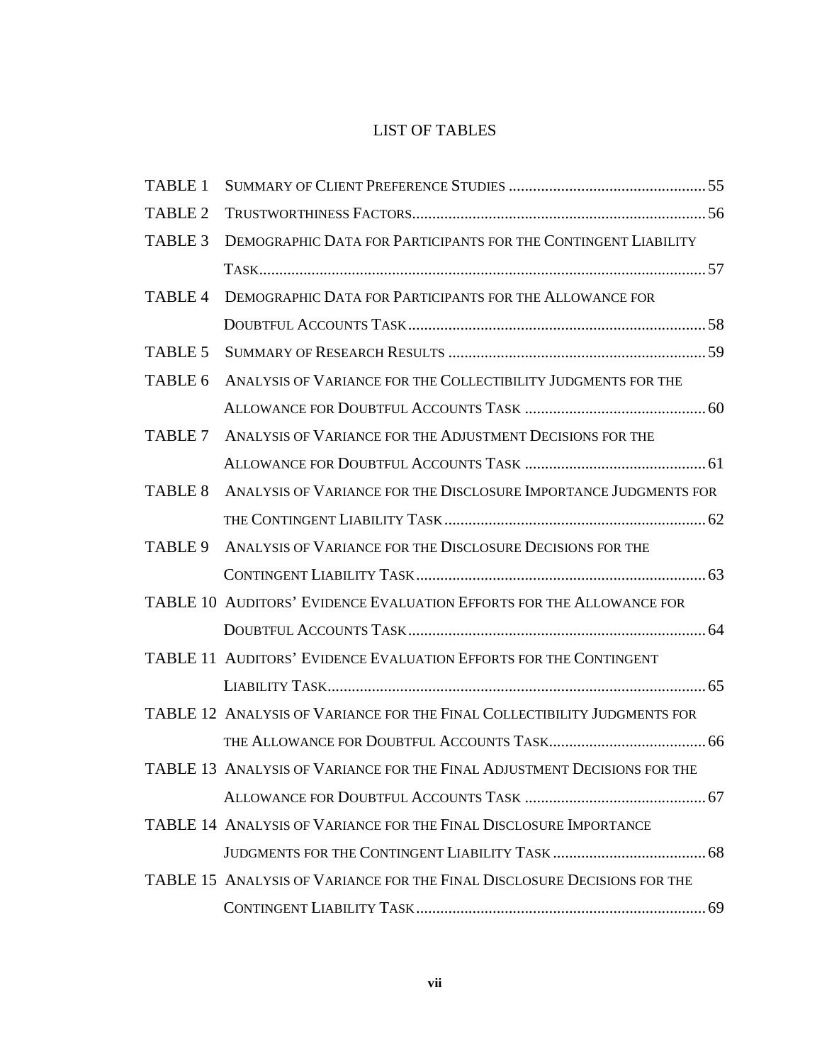# LIST OF TABLES

TABLE 1 SUMMARY OF CLIENT PREFERENCE STUDIES .................................................. 55

TABLE 2 TRUSTWORTHINESS FACTORS.......................................................................... 56

TABLE 3 DEMOGRAPHIC DATA FOR PARTICIPANTS FOR THE CONTINGENT LIABILITY TASK................................................................................................................ 57

TABLE 4 DEMOGRAPHIC DATA FOR PARTICIPANTS FOR THE ALLOWANCE FOR DOUBTFUL ACCOUNTS TASK........................................................................... 58

TABLE 5 SUMMARY OF RESEARCH RESULTS ................................................................ 59

TABLE 6 ANALYSIS OF VARIANCE FOR THE COLLECTIBILITY JUDGMENTS FOR THE ALLOWANCE FOR DOUBTFUL ACCOUNTS TASK ............................................. 60

TABLE 7 ANALYSIS OF VARIANCE FOR THE ADJUSTMENT DECISIONS FOR THE ALLOWANCE FOR DOUBTFUL ACCOUNTS TASK ............................................. 61

TABLE 8 ANALYSIS OF VARIANCE FOR THE DISCLOSURE IMPORTANCE JUDGMENTS FOR THE CONTINGENT LIABILITY TASK................................................................. 62

TABLE 9 ANALYSIS OF VARIANCE FOR THE DISCLOSURE DECISIONS FOR THE CONTINGENT LIABILITY TASK......................................................................... 63

TABLE 10 AUDITORS' EVIDENCE EVALUATION EFFORTS FOR THE ALLOWANCE FOR DOUBTFUL ACCOUNTS TASK........................................................................... 64

TABLE 11 AUDITORS' EVIDENCE EVALUATION EFFORTS FOR THE CONTINGENT LIABILITY TASK.............................................................................................. 65

TABLE 12 ANALYSIS OF VARIANCE FOR THE FINAL COLLECTIBILITY JUDGMENTS FOR THE ALLOWANCE FOR DOUBTFUL ACCOUNTS TASK........................................ 66

TABLE 13 ANALYSIS OF VARIANCE FOR THE FINAL ADJUSTMENT DECISIONS FOR THE ALLOWANCE FOR DOUBTFUL ACCOUNTS TASK ............................................. 67

TABLE 14 ANALYSIS OF VARIANCE FOR THE FINAL DISCLOSURE IMPORTANCE JUDGMENTS FOR THE CONTINGENT LIABILITY TASK ....................................... 68

TABLE 15 ANALYSIS OF VARIANCE FOR THE FINAL DISCLOSURE DECISIONS FOR THE CONTINGENT LIABILITY TASK......................................................................... 69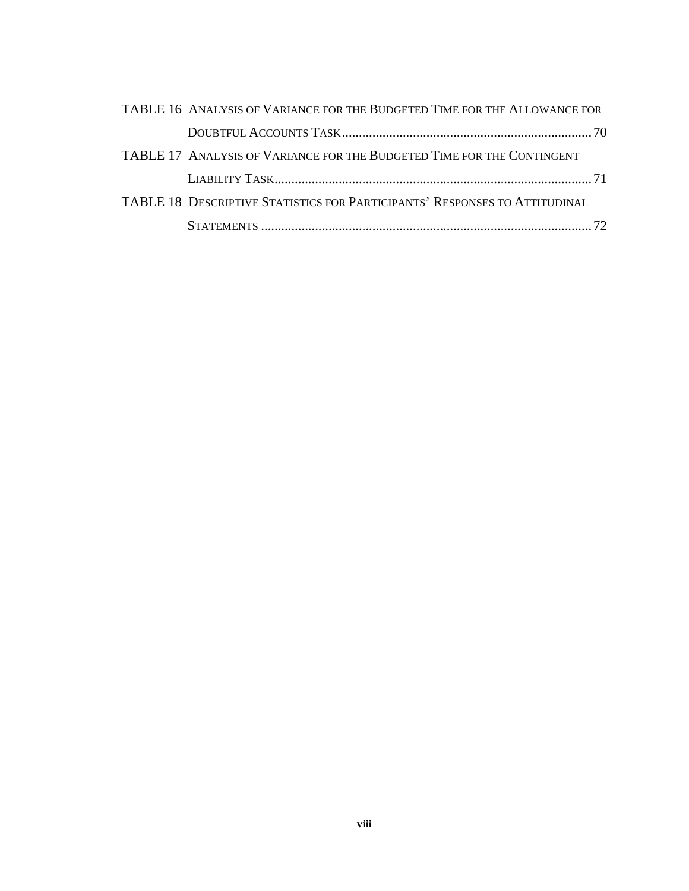TABLE 16 ANALYSIS OF VARIANCE FOR THE BUDGETED TIME FOR THE ALLOWANCE FOR DOUBTFUL ACCOUNTS TASK .......................................................................... 70

TABLE 17 ANALYSIS OF VARIANCE FOR THE BUDGETED TIME FOR THE CONTINGENT LIABILITY TASK .............................................................................................. 71

TABLE 18 DESCRIPTIVE STATISTICS FOR PARTICIPANTS' RESPONSES TO ATTITUDINAL STATEMENTS .................................................................................................. 72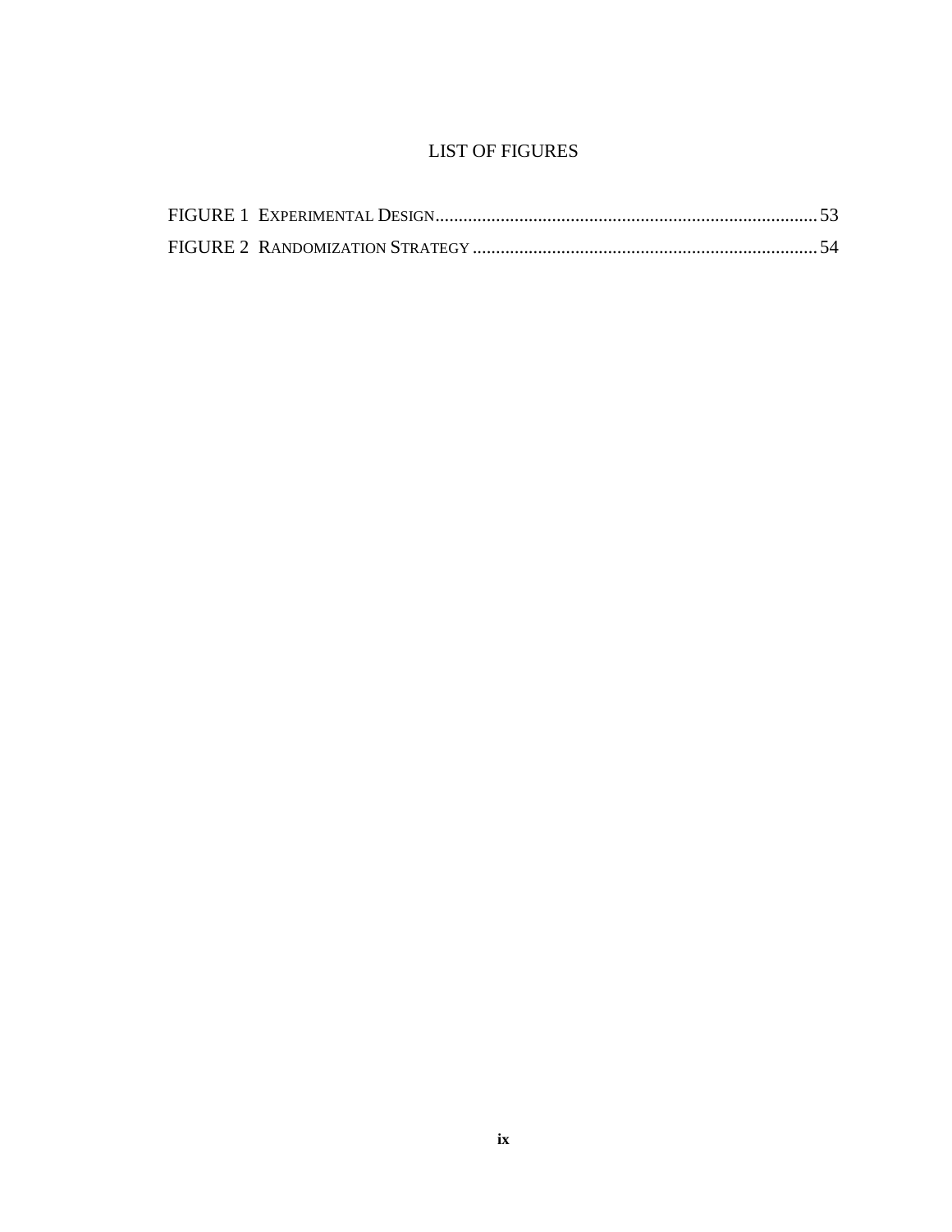# LIST OF FIGURES

FIGURE 1 EXPERIMENTAL DESIGN.................................................................................. 53

FIGURE 2 RANDOMIZATION STRATEGY ......................................................................... 54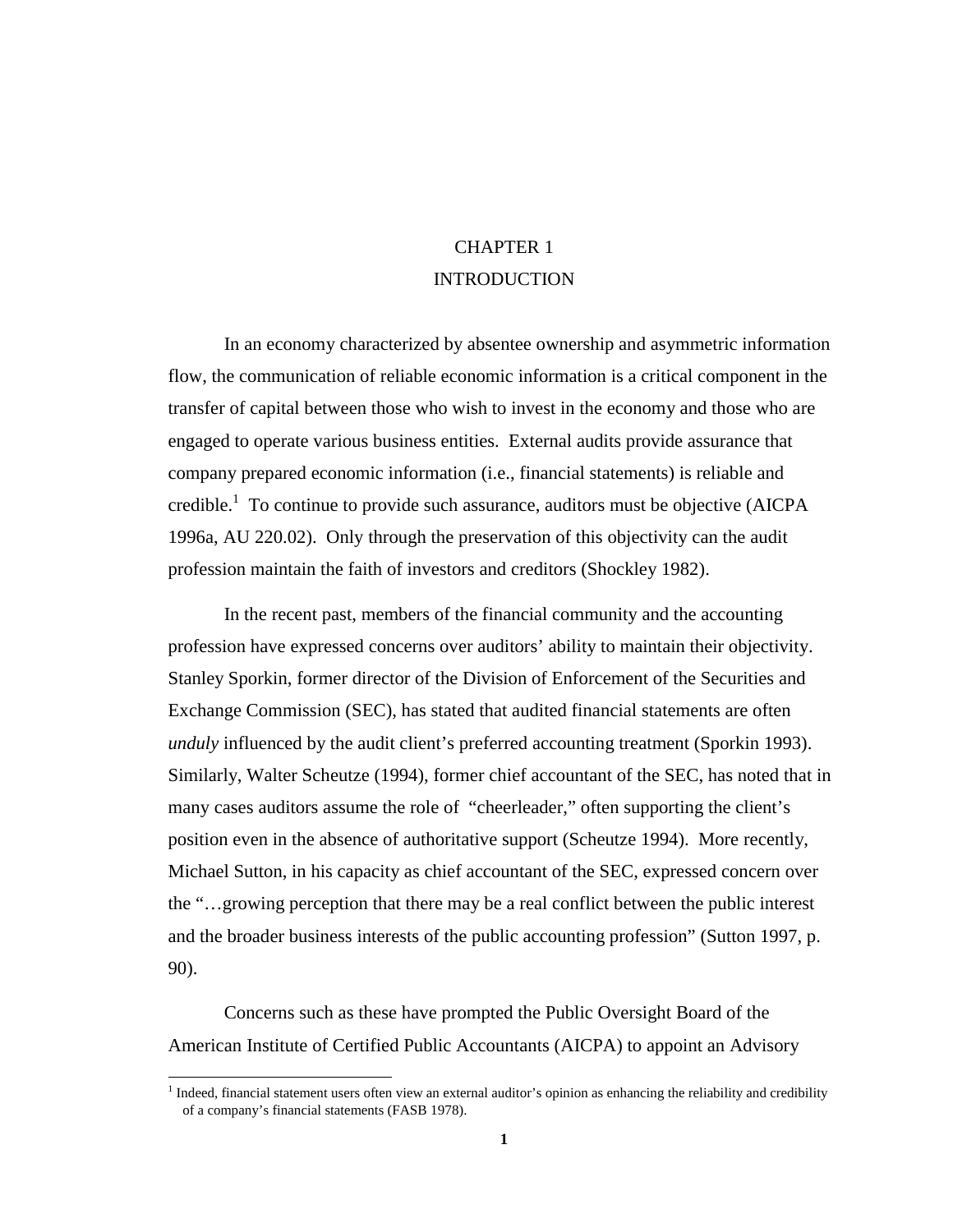# CHAPTER 1
# INTRODUCTION

In an economy characterized by absentee ownership and asymmetric information flow, the communication of reliable economic information is a critical component in the transfer of capital between those who wish to invest in the economy and those who are engaged to operate various business entities. External audits provide assurance that company prepared economic information (i.e., financial statements) is reliable and credible.[1] To continue to provide such assurance, auditors must be objective (AICPA 1996a, AU 220.02). Only through the preservation of this objectivity can the audit profession maintain the faith of investors and creditors (Shockley 1982).

In the recent past, members of the financial community and the accounting profession have expressed concerns over auditors' ability to maintain their objectivity. Stanley Sporkin, former director of the Division of Enforcement of the Securities and Exchange Commission (SEC), has stated that audited financial statements are often *unduly* influenced by the audit client's preferred accounting treatment (Sporkin 1993). Similarly, Walter Scheutze (1994), former chief accountant of the SEC, has noted that in many cases auditors assume the role of "cheerleader," often supporting the client's position even in the absence of authoritative support (Scheutze 1994). More recently, Michael Sutton, in his capacity as chief accountant of the SEC, expressed concern over the "…growing perception that there may be a real conflict between the public interest and the broader business interests of the public accounting profession" (Sutton 1997, p. 90).

Concerns such as these have prompted the Public Oversight Board of the American Institute of Certified Public Accountants (AICPA) to appoint an Advisory

[1] Indeed, financial statement users often view an external auditor's opinion as enhancing the reliability and credibility of a company's financial statements (FASB 1978).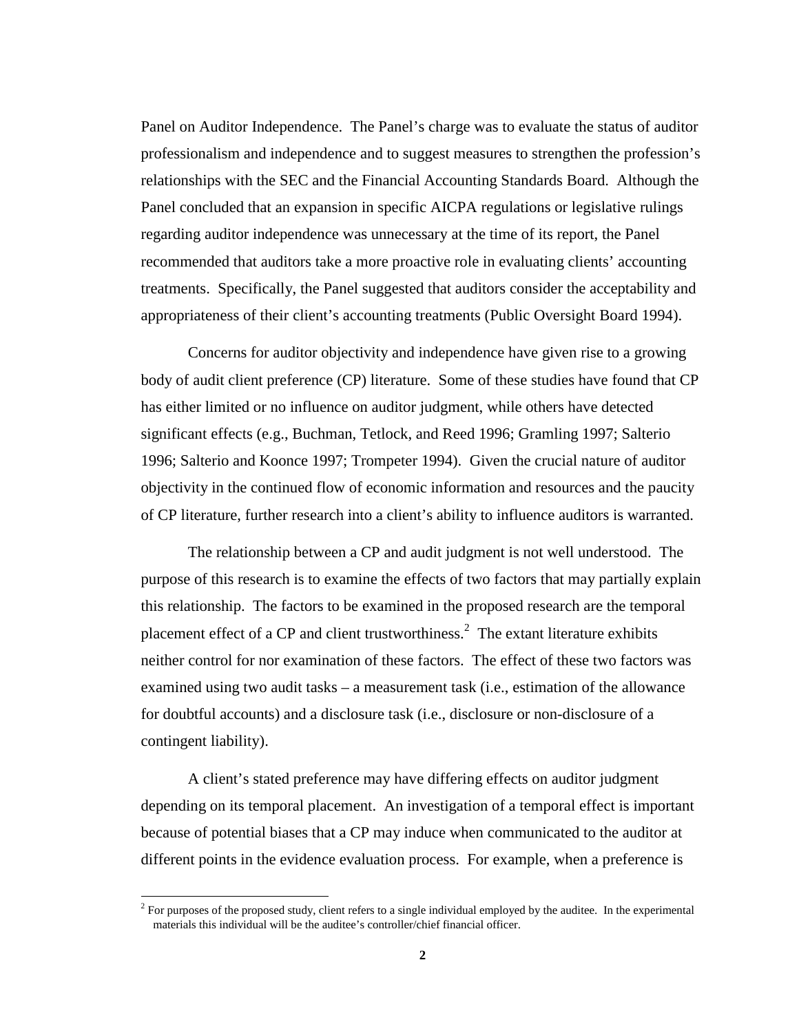Panel on Auditor Independence. The Panel's charge was to evaluate the status of auditor professionalism and independence and to suggest measures to strengthen the profession's relationships with the SEC and the Financial Accounting Standards Board. Although the Panel concluded that an expansion in specific AICPA regulations or legislative rulings regarding auditor independence was unnecessary at the time of its report, the Panel recommended that auditors take a more proactive role in evaluating clients' accounting treatments. Specifically, the Panel suggested that auditors consider the acceptability and appropriateness of their client's accounting treatments (Public Oversight Board 1994).

Concerns for auditor objectivity and independence have given rise to a growing body of audit client preference (CP) literature. Some of these studies have found that CP has either limited or no influence on auditor judgment, while others have detected significant effects (e.g., Buchman, Tetlock, and Reed 1996; Gramling 1997; Salterio 1996; Salterio and Koonce 1997; Trompeter 1994). Given the crucial nature of auditor objectivity in the continued flow of economic information and resources and the paucity of CP literature, further research into a client's ability to influence auditors is warranted.

The relationship between a CP and audit judgment is not well understood. The purpose of this research is to examine the effects of two factors that may partially explain this relationship. The factors to be examined in the proposed research are the temporal placement effect of a CP and client trustworthiness.[2] The extant literature exhibits neither control for nor examination of these factors. The effect of these two factors was examined using two audit tasks – a measurement task (i.e., estimation of the allowance for doubtful accounts) and a disclosure task (i.e., disclosure or non-disclosure of a contingent liability).

A client's stated preference may have differing effects on auditor judgment depending on its temporal placement. An investigation of a temporal effect is important because of potential biases that a CP may induce when communicated to the auditor at different points in the evidence evaluation process. For example, when a preference is

[2] For purposes of the proposed study, client refers to a single individual employed by the auditee. In the experimental materials this individual will be the auditee's controller/chief financial officer.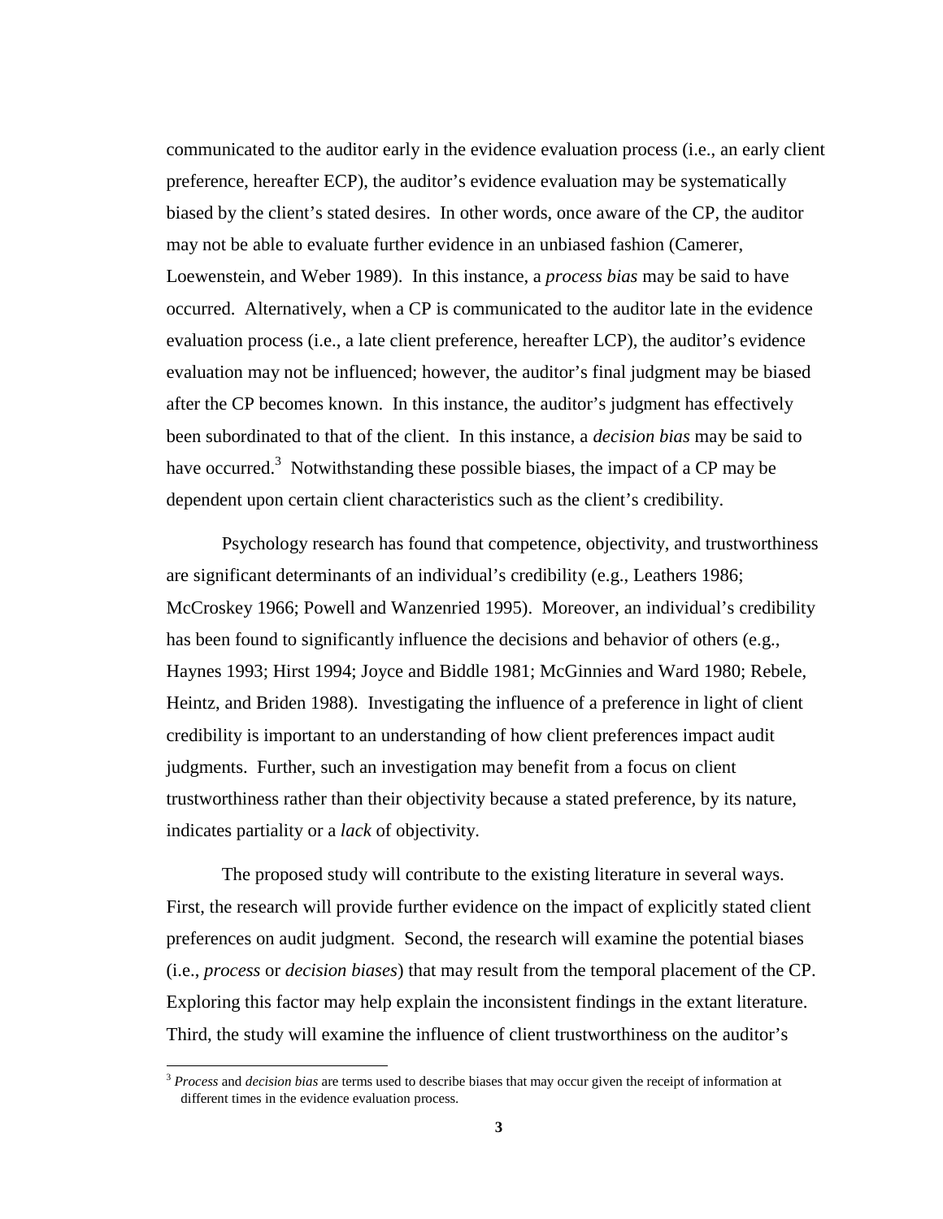communicated to the auditor early in the evidence evaluation process (i.e., an early client preference, hereafter ECP), the auditor's evidence evaluation may be systematically biased by the client's stated desires. In other words, once aware of the CP, the auditor may not be able to evaluate further evidence in an unbiased fashion (Camerer, Loewenstein, and Weber 1989). In this instance, a *process bias* may be said to have occurred. Alternatively, when a CP is communicated to the auditor late in the evidence evaluation process (i.e., a late client preference, hereafter LCP), the auditor's evidence evaluation may not be influenced; however, the auditor's final judgment may be biased after the CP becomes known. In this instance, the auditor's judgment has effectively been subordinated to that of the client. In this instance, a *decision bias* may be said to have occurred.[3] Notwithstanding these possible biases, the impact of a CP may be dependent upon certain client characteristics such as the client's credibility.

Psychology research has found that competence, objectivity, and trustworthiness are significant determinants of an individual's credibility (e.g., Leathers 1986; McCroskey 1966; Powell and Wanzenried 1995). Moreover, an individual's credibility has been found to significantly influence the decisions and behavior of others (e.g., Haynes 1993; Hirst 1994; Joyce and Biddle 1981; McGinnies and Ward 1980; Rebele, Heintz, and Briden 1988). Investigating the influence of a preference in light of client credibility is important to an understanding of how client preferences impact audit judgments. Further, such an investigation may benefit from a focus on client trustworthiness rather than their objectivity because a stated preference, by its nature, indicates partiality or a *lack* of objectivity.

The proposed study will contribute to the existing literature in several ways. First, the research will provide further evidence on the impact of explicitly stated client preferences on audit judgment. Second, the research will examine the potential biases (i.e., *process* or *decision biases*) that may result from the temporal placement of the CP. Exploring this factor may help explain the inconsistent findings in the extant literature. Third, the study will examine the influence of client trustworthiness on the auditor's

[3] *Process* and *decision bias* are terms used to describe biases that may occur given the receipt of information at different times in the evidence evaluation process.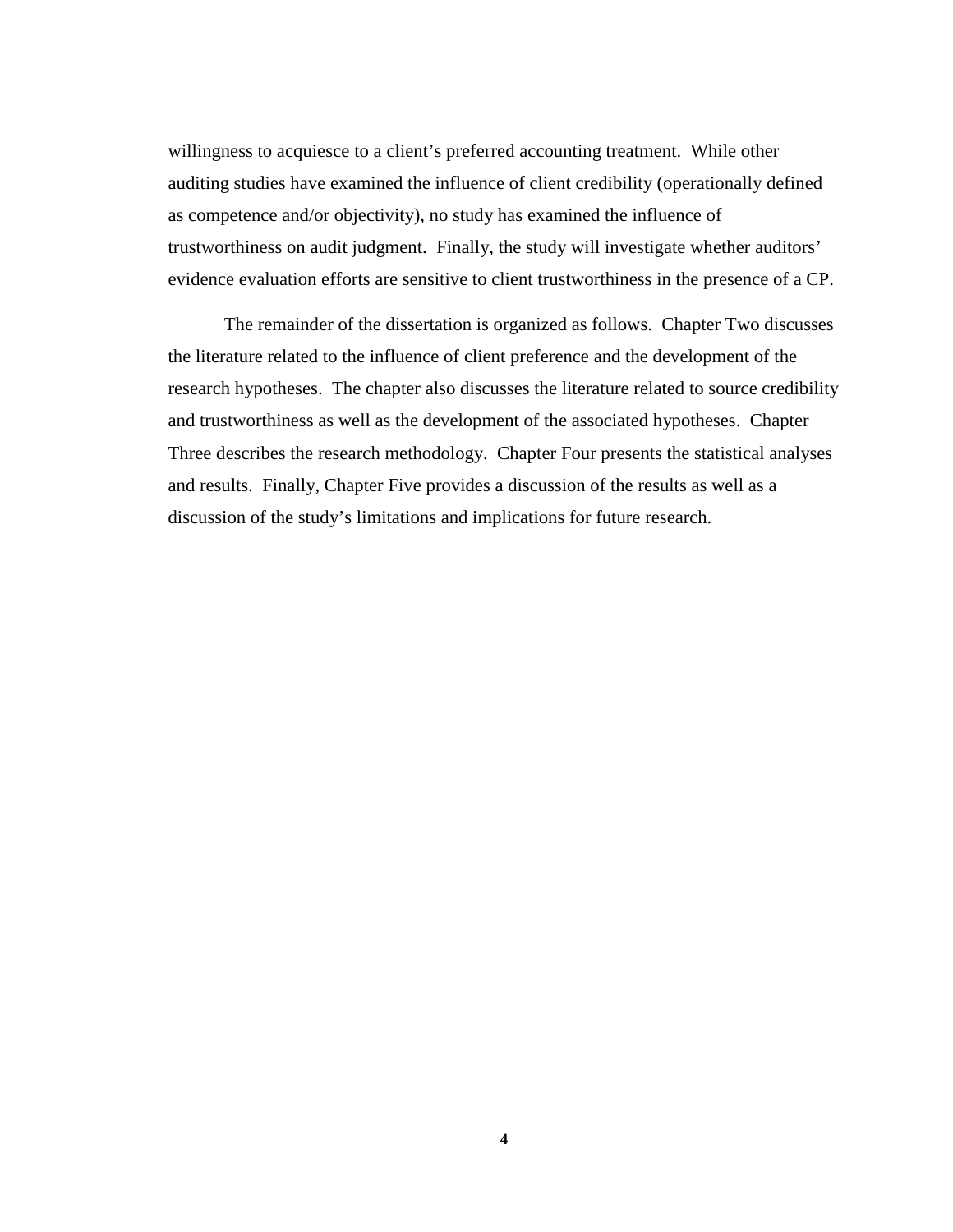willingness to acquiesce to a client's preferred accounting treatment. While other auditing studies have examined the influence of client credibility (operationally defined as competence and/or objectivity), no study has examined the influence of trustworthiness on audit judgment. Finally, the study will investigate whether auditors' evidence evaluation efforts are sensitive to client trustworthiness in the presence of a CP.

The remainder of the dissertation is organized as follows. Chapter Two discusses the literature related to the influence of client preference and the development of the research hypotheses. The chapter also discusses the literature related to source credibility and trustworthiness as well as the development of the associated hypotheses. Chapter Three describes the research methodology. Chapter Four presents the statistical analyses and results. Finally, Chapter Five provides a discussion of the results as well as a discussion of the study's limitations and implications for future research.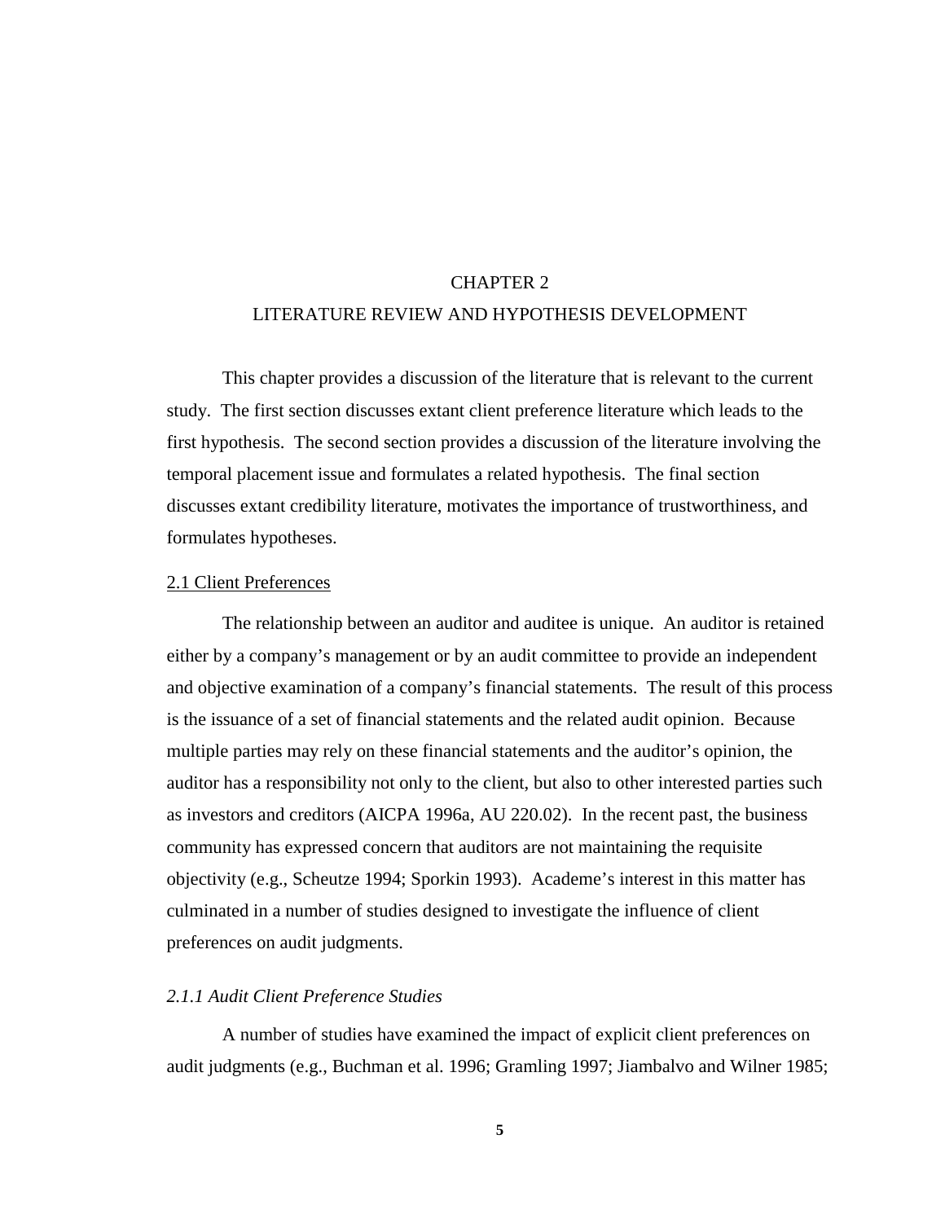# CHAPTER 2
# LITERATURE REVIEW AND HYPOTHESIS DEVELOPMENT

This chapter provides a discussion of the literature that is relevant to the current study. The first section discusses extant client preference literature which leads to the first hypothesis. The second section provides a discussion of the literature involving the temporal placement issue and formulates a related hypothesis. The final section discusses extant credibility literature, motivates the importance of trustworthiness, and formulates hypotheses.

## 2.1 Client Preferences

The relationship between an auditor and auditee is unique. An auditor is retained either by a company's management or by an audit committee to provide an independent and objective examination of a company's financial statements. The result of this process is the issuance of a set of financial statements and the related audit opinion. Because multiple parties may rely on these financial statements and the auditor's opinion, the auditor has a responsibility not only to the client, but also to other interested parties such as investors and creditors (AICPA 1996a, AU 220.02). In the recent past, the business community has expressed concern that auditors are not maintaining the requisite objectivity (e.g., Scheutze 1994; Sporkin 1993). Academe's interest in this matter has culminated in a number of studies designed to investigate the influence of client preferences on audit judgments.

### *2.1.1 Audit Client Preference Studies*

A number of studies have examined the impact of explicit client preferences on audit judgments (e.g., Buchman et al. 1996; Gramling 1997; Jiambalvo and Wilner 1985;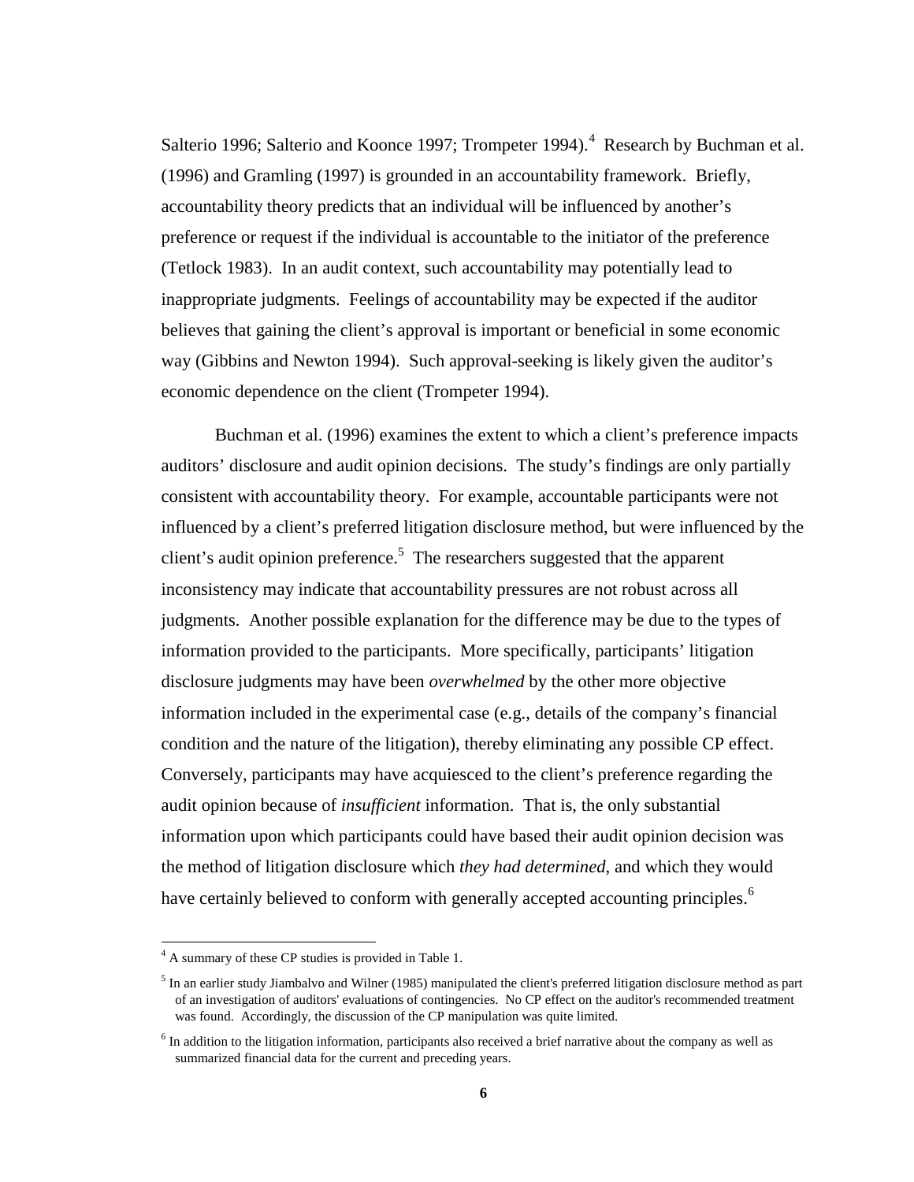Salterio 1996; Salterio and Koonce 1997; Trompeter 1994).[4] Research by Buchman et al. (1996) and Gramling (1997) is grounded in an accountability framework. Briefly, accountability theory predicts that an individual will be influenced by another's preference or request if the individual is accountable to the initiator of the preference (Tetlock 1983). In an audit context, such accountability may potentially lead to inappropriate judgments. Feelings of accountability may be expected if the auditor believes that gaining the client's approval is important or beneficial in some economic way (Gibbins and Newton 1994). Such approval-seeking is likely given the auditor's economic dependence on the client (Trompeter 1994).

Buchman et al. (1996) examines the extent to which a client's preference impacts auditors' disclosure and audit opinion decisions. The study's findings are only partially consistent with accountability theory. For example, accountable participants were not influenced by a client's preferred litigation disclosure method, but were influenced by the client's audit opinion preference.[5] The researchers suggested that the apparent inconsistency may indicate that accountability pressures are not robust across all judgments. Another possible explanation for the difference may be due to the types of information provided to the participants. More specifically, participants' litigation disclosure judgments may have been *overwhelmed* by the other more objective information included in the experimental case (e.g., details of the company's financial condition and the nature of the litigation), thereby eliminating any possible CP effect. Conversely, participants may have acquiesced to the client's preference regarding the audit opinion because of *insufficient* information. That is, the only substantial information upon which participants could have based their audit opinion decision was the method of litigation disclosure which *they had determined*, and which they would have certainly believed to conform with generally accepted accounting principles.[6]

---

[4] A summary of these CP studies is provided in Table 1.

[5] In an earlier study Jiambalvo and Wilner (1985) manipulated the client's preferred litigation disclosure method as part of an investigation of auditors' evaluations of contingencies. No CP effect on the auditor's recommended treatment was found. Accordingly, the discussion of the CP manipulation was quite limited.

[6] In addition to the litigation information, participants also received a brief narrative about the company as well as summarized financial data for the current and preceding years.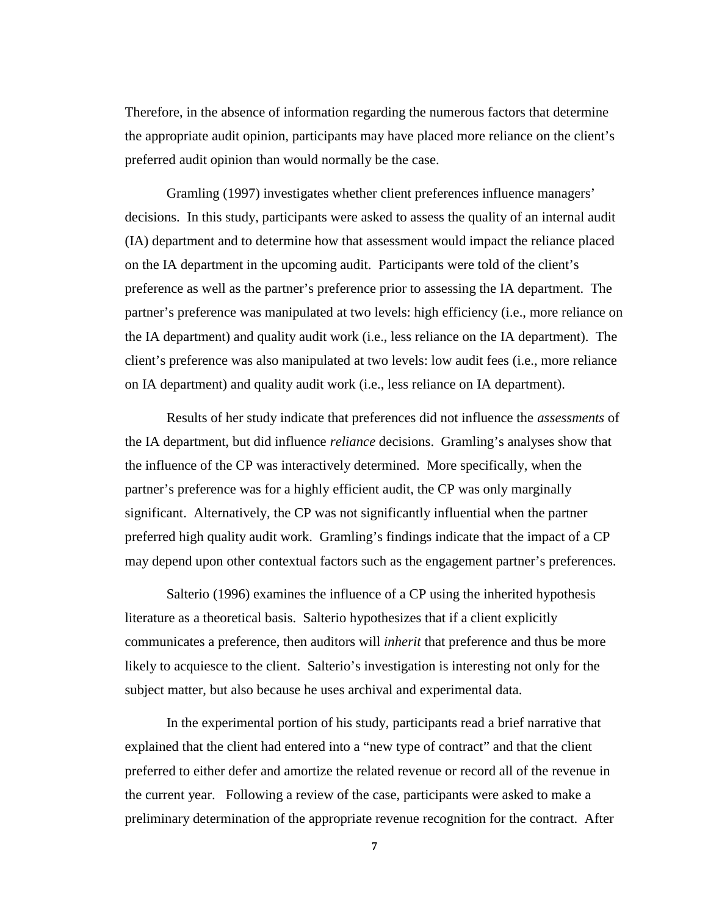Therefore, in the absence of information regarding the numerous factors that determine the appropriate audit opinion, participants may have placed more reliance on the client's preferred audit opinion than would normally be the case.

Gramling (1997) investigates whether client preferences influence managers' decisions. In this study, participants were asked to assess the quality of an internal audit (IA) department and to determine how that assessment would impact the reliance placed on the IA department in the upcoming audit. Participants were told of the client's preference as well as the partner's preference prior to assessing the IA department. The partner's preference was manipulated at two levels: high efficiency (i.e., more reliance on the IA department) and quality audit work (i.e., less reliance on the IA department). The client's preference was also manipulated at two levels: low audit fees (i.e., more reliance on IA department) and quality audit work (i.e., less reliance on IA department).

Results of her study indicate that preferences did not influence the *assessments* of the IA department, but did influence *reliance* decisions. Gramling's analyses show that the influence of the CP was interactively determined. More specifically, when the partner's preference was for a highly efficient audit, the CP was only marginally significant. Alternatively, the CP was not significantly influential when the partner preferred high quality audit work. Gramling's findings indicate that the impact of a CP may depend upon other contextual factors such as the engagement partner's preferences.

Salterio (1996) examines the influence of a CP using the inherited hypothesis literature as a theoretical basis. Salterio hypothesizes that if a client explicitly communicates a preference, then auditors will *inherit* that preference and thus be more likely to acquiesce to the client. Salterio's investigation is interesting not only for the subject matter, but also because he uses archival and experimental data.

In the experimental portion of his study, participants read a brief narrative that explained that the client had entered into a "new type of contract" and that the client preferred to either defer and amortize the related revenue or record all of the revenue in the current year. Following a review of the case, participants were asked to make a preliminary determination of the appropriate revenue recognition for the contract. After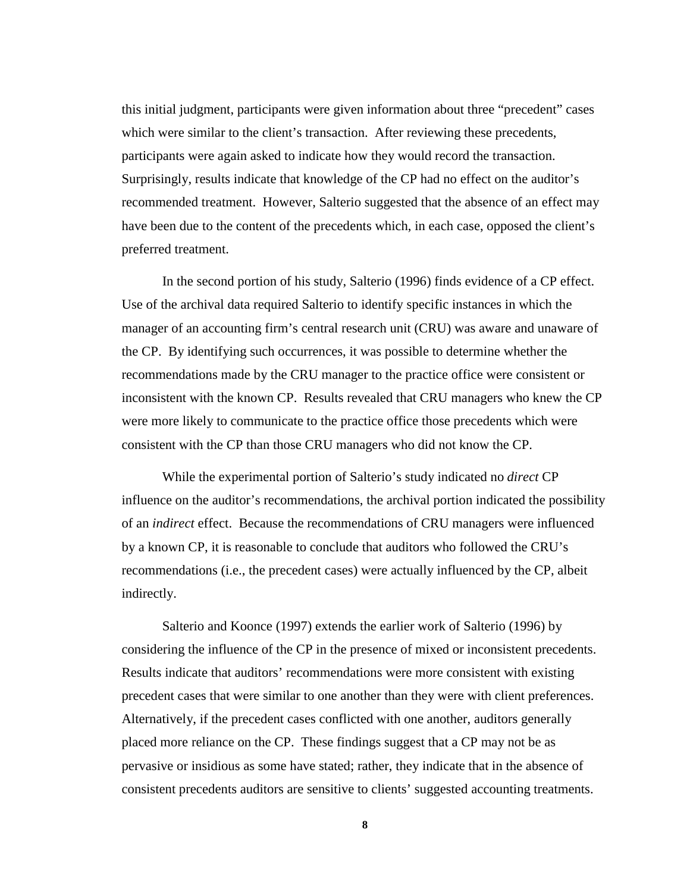this initial judgment, participants were given information about three "precedent" cases which were similar to the client's transaction. After reviewing these precedents, participants were again asked to indicate how they would record the transaction. Surprisingly, results indicate that knowledge of the CP had no effect on the auditor's recommended treatment. However, Salterio suggested that the absence of an effect may have been due to the content of the precedents which, in each case, opposed the client's preferred treatment.

In the second portion of his study, Salterio (1996) finds evidence of a CP effect. Use of the archival data required Salterio to identify specific instances in which the manager of an accounting firm's central research unit (CRU) was aware and unaware of the CP. By identifying such occurrences, it was possible to determine whether the recommendations made by the CRU manager to the practice office were consistent or inconsistent with the known CP. Results revealed that CRU managers who knew the CP were more likely to communicate to the practice office those precedents which were consistent with the CP than those CRU managers who did not know the CP.

While the experimental portion of Salterio's study indicated no *direct* CP influence on the auditor's recommendations, the archival portion indicated the possibility of an *indirect* effect. Because the recommendations of CRU managers were influenced by a known CP, it is reasonable to conclude that auditors who followed the CRU's recommendations (i.e., the precedent cases) were actually influenced by the CP, albeit indirectly.

Salterio and Koonce (1997) extends the earlier work of Salterio (1996) by considering the influence of the CP in the presence of mixed or inconsistent precedents. Results indicate that auditors' recommendations were more consistent with existing precedent cases that were similar to one another than they were with client preferences. Alternatively, if the precedent cases conflicted with one another, auditors generally placed more reliance on the CP. These findings suggest that a CP may not be as pervasive or insidious as some have stated; rather, they indicate that in the absence of consistent precedents auditors are sensitive to clients' suggested accounting treatments.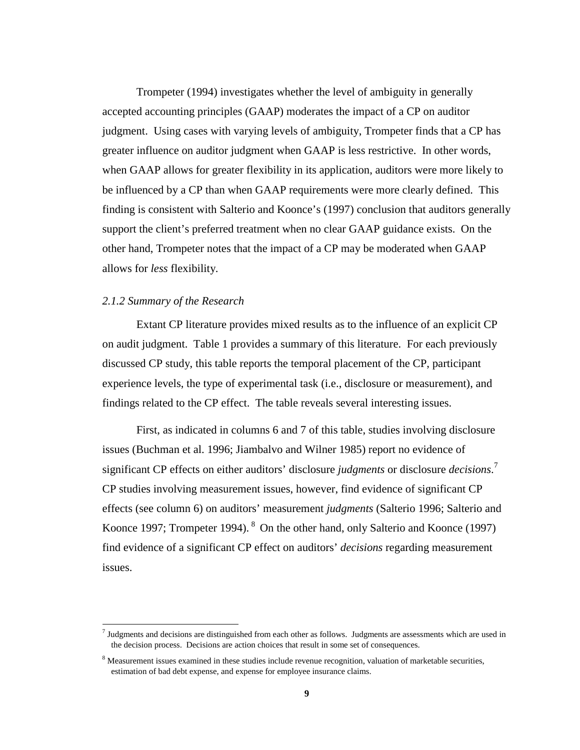Trompeter (1994) investigates whether the level of ambiguity in generally accepted accounting principles (GAAP) moderates the impact of a CP on auditor judgment. Using cases with varying levels of ambiguity, Trompeter finds that a CP has greater influence on auditor judgment when GAAP is less restrictive. In other words, when GAAP allows for greater flexibility in its application, auditors were more likely to be influenced by a CP than when GAAP requirements were more clearly defined. This finding is consistent with Salterio and Koonce's (1997) conclusion that auditors generally support the client's preferred treatment when no clear GAAP guidance exists. On the other hand, Trompeter notes that the impact of a CP may be moderated when GAAP allows for *less* flexibility.

### *2.1.2 Summary of the Research*

Extant CP literature provides mixed results as to the influence of an explicit CP on audit judgment. Table 1 provides a summary of this literature. For each previously discussed CP study, this table reports the temporal placement of the CP, participant experience levels, the type of experimental task (i.e., disclosure or measurement), and findings related to the CP effect. The table reveals several interesting issues.

First, as indicated in columns 6 and 7 of this table, studies involving disclosure issues (Buchman et al. 1996; Jiambalvo and Wilner 1985) report no evidence of significant CP effects on either auditors' disclosure *judgments* or disclosure *decisions*.[7] CP studies involving measurement issues, however, find evidence of significant CP effects (see column 6) on auditors' measurement *judgments* (Salterio 1996; Salterio and Koonce 1997; Trompeter 1994).[8] On the other hand, only Salterio and Koonce (1997) find evidence of a significant CP effect on auditors' *decisions* regarding measurement issues.

---

[7] Judgments and decisions are distinguished from each other as follows. Judgments are assessments which are used in the decision process. Decisions are action choices that result in some set of consequences.

[8] Measurement issues examined in these studies include revenue recognition, valuation of marketable securities, estimation of bad debt expense, and expense for employee insurance claims.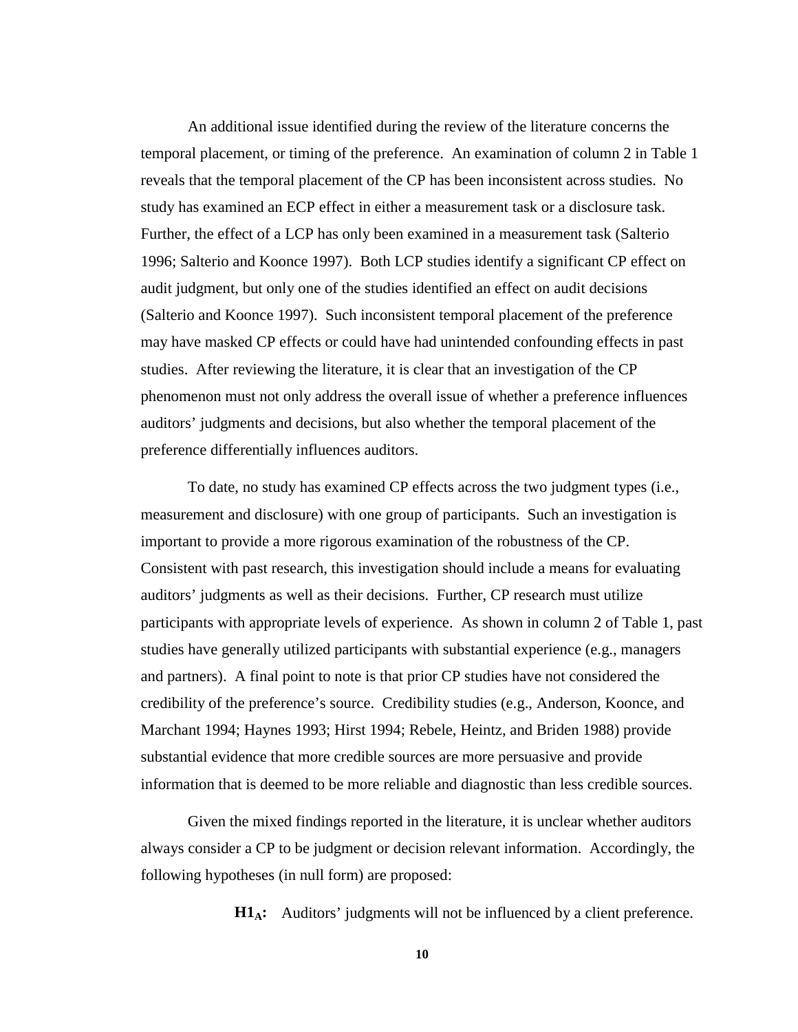An additional issue identified during the review of the literature concerns the temporal placement, or timing of the preference. An examination of column 2 in Table 1 reveals that the temporal placement of the CP has been inconsistent across studies. No study has examined an ECP effect in either a measurement task or a disclosure task. Further, the effect of a LCP has only been examined in a measurement task (Salterio 1996; Salterio and Koonce 1997). Both LCP studies identify a significant CP effect on audit judgment, but only one of the studies identified an effect on audit decisions (Salterio and Koonce 1997). Such inconsistent temporal placement of the preference may have masked CP effects or could have had unintended confounding effects in past studies. After reviewing the literature, it is clear that an investigation of the CP phenomenon must not only address the overall issue of whether a preference influences auditors' judgments and decisions, but also whether the temporal placement of the preference differentially influences auditors.

To date, no study has examined CP effects across the two judgment types (i.e., measurement and disclosure) with one group of participants. Such an investigation is important to provide a more rigorous examination of the robustness of the CP. Consistent with past research, this investigation should include a means for evaluating auditors' judgments as well as their decisions. Further, CP research must utilize participants with appropriate levels of experience. As shown in column 2 of Table 1, past studies have generally utilized participants with substantial experience (e.g., managers and partners). A final point to note is that prior CP studies have not considered the credibility of the preference's source. Credibility studies (e.g., Anderson, Koonce, and Marchant 1994; Haynes 1993; Hirst 1994; Rebele, Heintz, and Briden 1988) provide substantial evidence that more credible sources are more persuasive and provide information that is deemed to be more reliable and diagnostic than less credible sources.

Given the mixed findings reported in the literature, it is unclear whether auditors always consider a CP to be judgment or decision relevant information. Accordingly, the following hypotheses (in null form) are proposed:

> **$H1_A$:** Auditors' judgments will not be influenced by a client preference.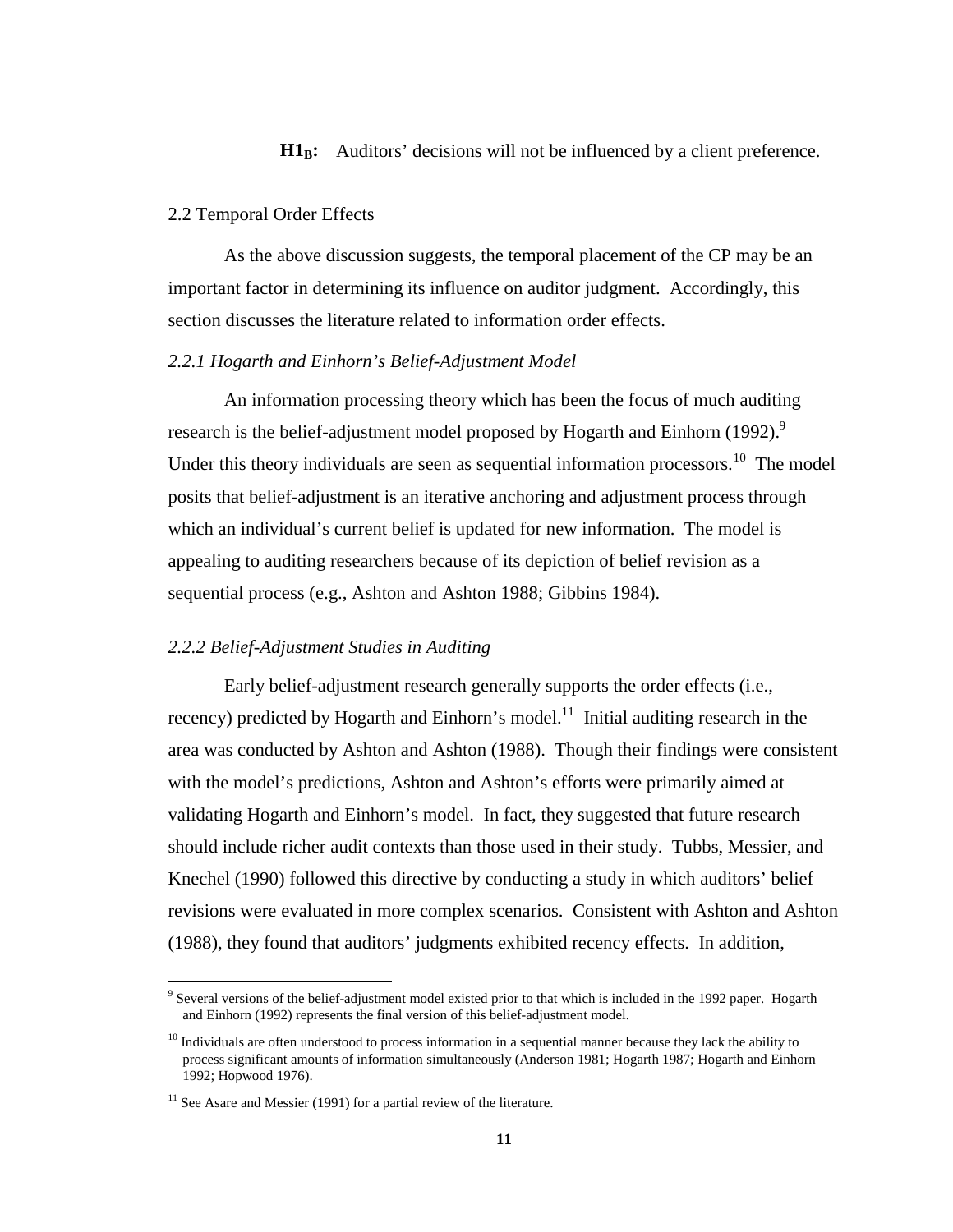**$H1_B$:** Auditors' decisions will not be influenced by a client preference.

## 2.2 Temporal Order Effects

As the above discussion suggests, the temporal placement of the CP may be an important factor in determining its influence on auditor judgment. Accordingly, this section discusses the literature related to information order effects.

### *2.2.1 Hogarth and Einhorn's Belief-Adjustment Model*

An information processing theory which has been the focus of much auditing research is the belief-adjustment model proposed by Hogarth and Einhorn (1992).[9] Under this theory individuals are seen as sequential information processors.[10] The model posits that belief-adjustment is an iterative anchoring and adjustment process through which an individual's current belief is updated for new information. The model is appealing to auditing researchers because of its depiction of belief revision as a sequential process (e.g., Ashton and Ashton 1988; Gibbins 1984).

### *2.2.2 Belief-Adjustment Studies in Auditing*

Early belief-adjustment research generally supports the order effects (i.e., recency) predicted by Hogarth and Einhorn's model.[11] Initial auditing research in the area was conducted by Ashton and Ashton (1988). Though their findings were consistent with the model's predictions, Ashton and Ashton's efforts were primarily aimed at validating Hogarth and Einhorn's model. In fact, they suggested that future research should include richer audit contexts than those used in their study. Tubbs, Messier, and Knechel (1990) followed this directive by conducting a study in which auditors' belief revisions were evaluated in more complex scenarios. Consistent with Ashton and Ashton (1988), they found that auditors' judgments exhibited recency effects. In addition,

---

[9] Several versions of the belief-adjustment model existed prior to that which is included in the 1992 paper. Hogarth and Einhorn (1992) represents the final version of this belief-adjustment model.

[10] Individuals are often understood to process information in a sequential manner because they lack the ability to process significant amounts of information simultaneously (Anderson 1981; Hogarth 1987; Hogarth and Einhorn 1992; Hopwood 1976).

[11] See Asare and Messier (1991) for a partial review of the literature.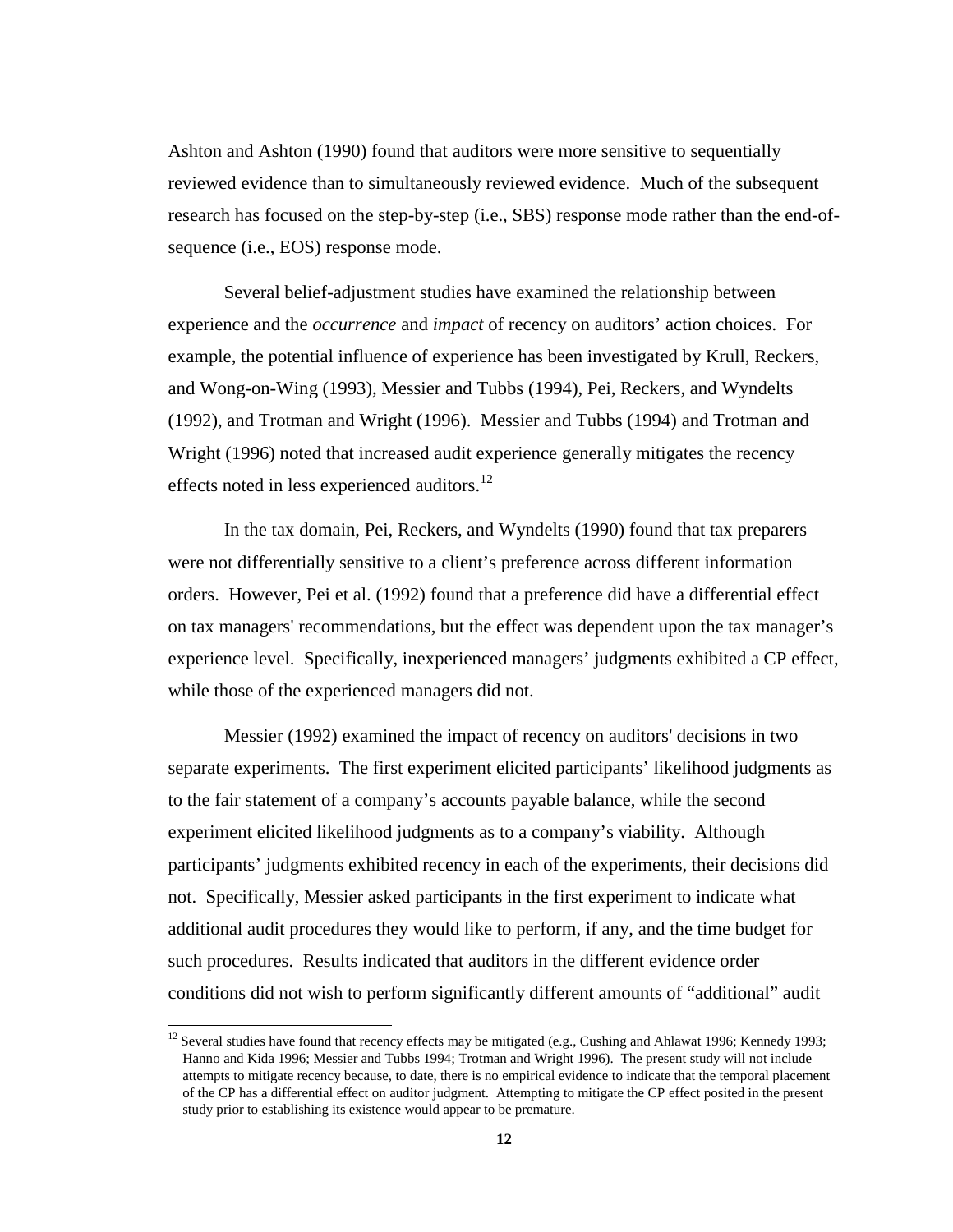Ashton and Ashton (1990) found that auditors were more sensitive to sequentially reviewed evidence than to simultaneously reviewed evidence. Much of the subsequent research has focused on the step-by-step (i.e., SBS) response mode rather than the end-of-sequence (i.e., EOS) response mode.

Several belief-adjustment studies have examined the relationship between experience and the *occurrence* and *impact* of recency on auditors' action choices. For example, the potential influence of experience has been investigated by Krull, Reckers, and Wong-on-Wing (1993), Messier and Tubbs (1994), Pei, Reckers, and Wyndelts (1992), and Trotman and Wright (1996). Messier and Tubbs (1994) and Trotman and Wright (1996) noted that increased audit experience generally mitigates the recency effects noted in less experienced auditors.[12]

In the tax domain, Pei, Reckers, and Wyndelts (1990) found that tax preparers were not differentially sensitive to a client's preference across different information orders. However, Pei et al. (1992) found that a preference did have a differential effect on tax managers' recommendations, but the effect was dependent upon the tax manager's experience level. Specifically, inexperienced managers' judgments exhibited a CP effect, while those of the experienced managers did not.

Messier (1992) examined the impact of recency on auditors' decisions in two separate experiments. The first experiment elicited participants' likelihood judgments as to the fair statement of a company's accounts payable balance, while the second experiment elicited likelihood judgments as to a company's viability. Although participants' judgments exhibited recency in each of the experiments, their decisions did not. Specifically, Messier asked participants in the first experiment to indicate what additional audit procedures they would like to perform, if any, and the time budget for such procedures. Results indicated that auditors in the different evidence order conditions did not wish to perform significantly different amounts of "additional" audit

---

[12] Several studies have found that recency effects may be mitigated (e.g., Cushing and Ahlawat 1996; Kennedy 1993; Hanno and Kida 1996; Messier and Tubbs 1994; Trotman and Wright 1996). The present study will not include attempts to mitigate recency because, to date, there is no empirical evidence to indicate that the temporal placement of the CP has a differential effect on auditor judgment. Attempting to mitigate the CP effect posited in the present study prior to establishing its existence would appear to be premature.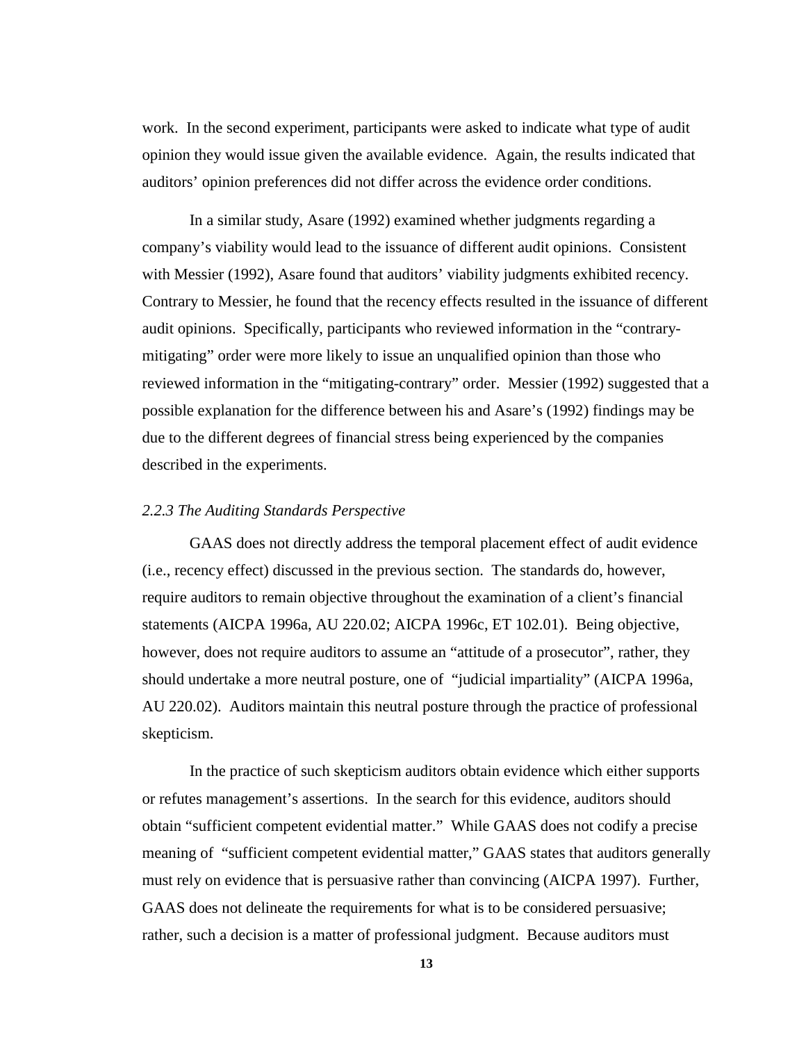work. In the second experiment, participants were asked to indicate what type of audit opinion they would issue given the available evidence. Again, the results indicated that auditors' opinion preferences did not differ across the evidence order conditions.

In a similar study, Asare (1992) examined whether judgments regarding a company's viability would lead to the issuance of different audit opinions. Consistent with Messier (1992), Asare found that auditors' viability judgments exhibited recency. Contrary to Messier, he found that the recency effects resulted in the issuance of different audit opinions. Specifically, participants who reviewed information in the "contrary-mitigating" order were more likely to issue an unqualified opinion than those who reviewed information in the "mitigating-contrary" order. Messier (1992) suggested that a possible explanation for the difference between his and Asare's (1992) findings may be due to the different degrees of financial stress being experienced by the companies described in the experiments.

### *2.2.3 The Auditing Standards Perspective*

GAAS does not directly address the temporal placement effect of audit evidence (i.e., recency effect) discussed in the previous section. The standards do, however, require auditors to remain objective throughout the examination of a client's financial statements (AICPA 1996a, AU 220.02; AICPA 1996c, ET 102.01). Being objective, however, does not require auditors to assume an "attitude of a prosecutor", rather, they should undertake a more neutral posture, one of "judicial impartiality" (AICPA 1996a, AU 220.02). Auditors maintain this neutral posture through the practice of professional skepticism.

In the practice of such skepticism auditors obtain evidence which either supports or refutes management's assertions. In the search for this evidence, auditors should obtain "sufficient competent evidential matter." While GAAS does not codify a precise meaning of "sufficient competent evidential matter," GAAS states that auditors generally must rely on evidence that is persuasive rather than convincing (AICPA 1997). Further, GAAS does not delineate the requirements for what is to be considered persuasive; rather, such a decision is a matter of professional judgment. Because auditors must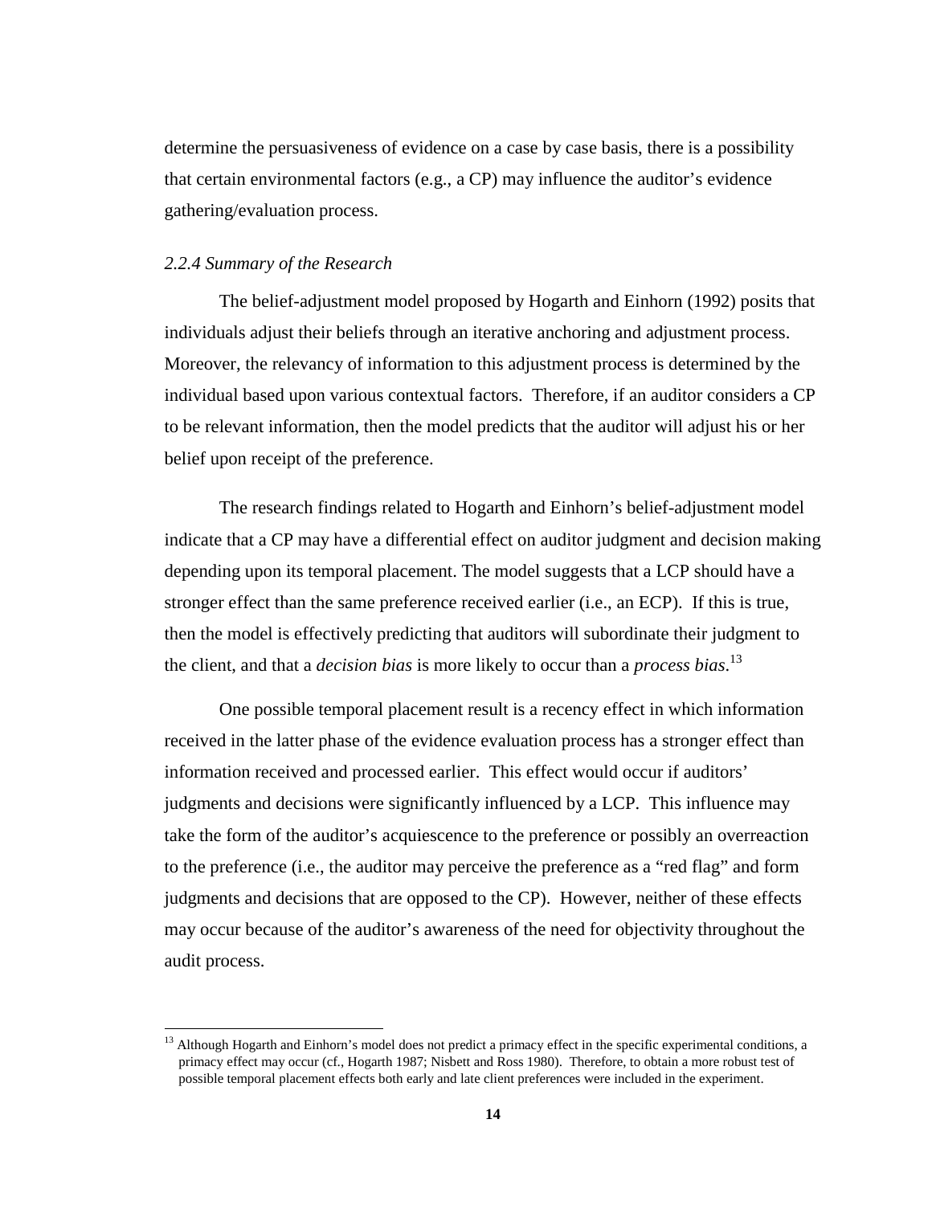determine the persuasiveness of evidence on a case by case basis, there is a possibility that certain environmental factors (e.g., a CP) may influence the auditor's evidence gathering/evaluation process.

### *2.2.4 Summary of the Research*

The belief-adjustment model proposed by Hogarth and Einhorn (1992) posits that individuals adjust their beliefs through an iterative anchoring and adjustment process. Moreover, the relevancy of information to this adjustment process is determined by the individual based upon various contextual factors. Therefore, if an auditor considers a CP to be relevant information, then the model predicts that the auditor will adjust his or her belief upon receipt of the preference.

The research findings related to Hogarth and Einhorn's belief-adjustment model indicate that a CP may have a differential effect on auditor judgment and decision making depending upon its temporal placement. The model suggests that a LCP should have a stronger effect than the same preference received earlier (i.e., an ECP). If this is true, then the model is effectively predicting that auditors will subordinate their judgment to the client, and that a *decision bias* is more likely to occur than a *process bias*.[13]

One possible temporal placement result is a recency effect in which information received in the latter phase of the evidence evaluation process has a stronger effect than information received and processed earlier. This effect would occur if auditors' judgments and decisions were significantly influenced by a LCP. This influence may take the form of the auditor's acquiescence to the preference or possibly an overreaction to the preference (i.e., the auditor may perceive the preference as a "red flag" and form judgments and decisions that are opposed to the CP). However, neither of these effects may occur because of the auditor's awareness of the need for objectivity throughout the audit process.

---

[13] Although Hogarth and Einhorn's model does not predict a primacy effect in the specific experimental conditions, a primacy effect may occur (cf., Hogarth 1987; Nisbett and Ross 1980). Therefore, to obtain a more robust test of possible temporal placement effects both early and late client preferences were included in the experiment.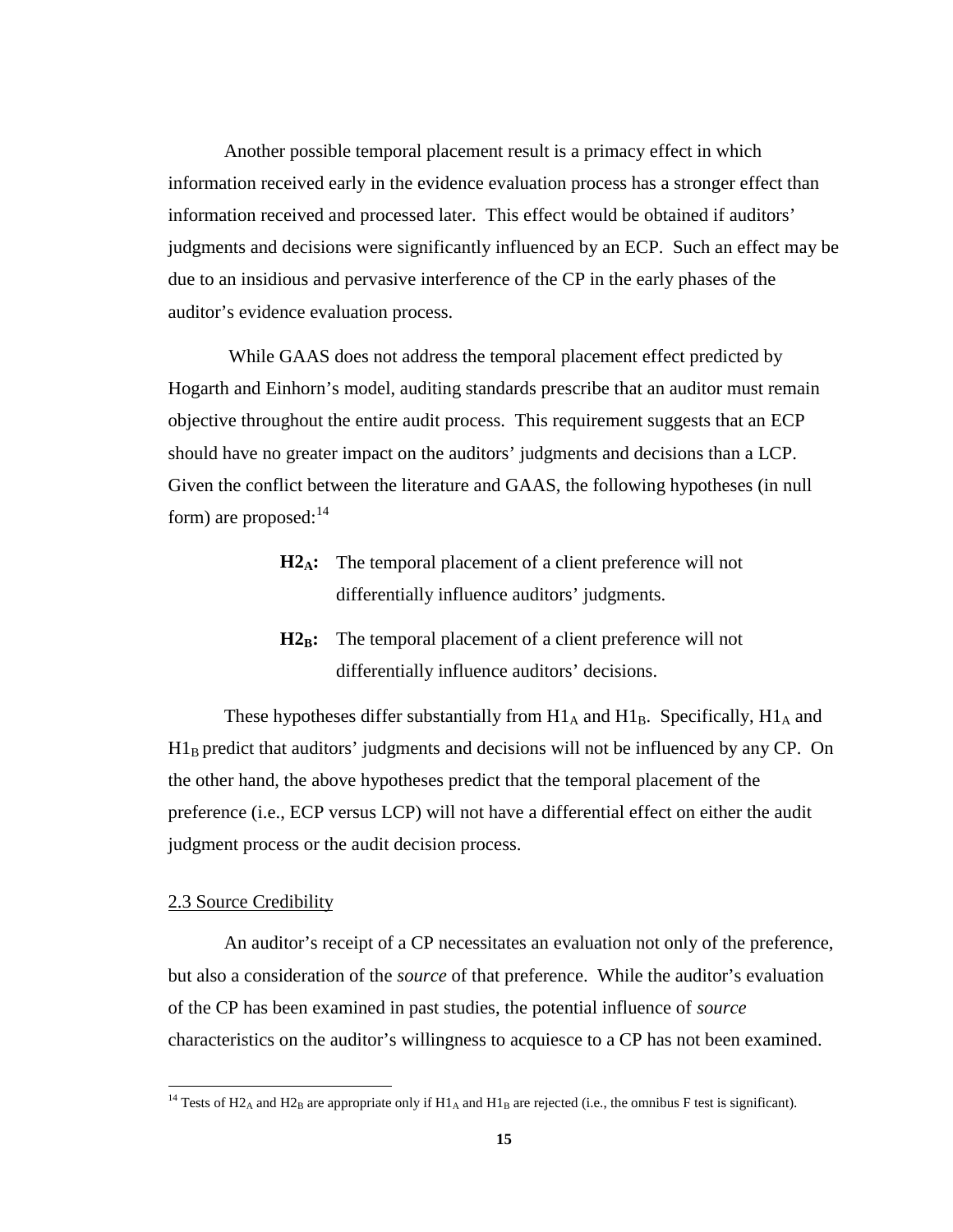Another possible temporal placement result is a primacy effect in which information received early in the evidence evaluation process has a stronger effect than information received and processed later. This effect would be obtained if auditors' judgments and decisions were significantly influenced by an ECP. Such an effect may be due to an insidious and pervasive interference of the CP in the early phases of the auditor's evidence evaluation process.

While GAAS does not address the temporal placement effect predicted by Hogarth and Einhorn's model, auditing standards prescribe that an auditor must remain objective throughout the entire audit process. This requirement suggests that an ECP should have no greater impact on the auditors' judgments and decisions than a LCP. Given the conflict between the literature and GAAS, the following hypotheses (in null form) are proposed:[14]

> **$H2_A$:** The temporal placement of a client preference will not differentially influence auditors' judgments.
>
> **$H2_B$:** The temporal placement of a client preference will not differentially influence auditors' decisions.

These hypotheses differ substantially from $H1_A$ and $H1_B$. Specifically, $H1_A$ and $H1_B$ predict that auditors' judgments and decisions will not be influenced by any CP. On the other hand, the above hypotheses predict that the temporal placement of the preference (i.e., ECP versus LCP) will not have a differential effect on either the audit judgment process or the audit decision process.

## 2.3 Source Credibility

An auditor's receipt of a CP necessitates an evaluation not only of the preference, but also a consideration of the *source* of that preference. While the auditor's evaluation of the CP has been examined in past studies, the potential influence of *source* characteristics on the auditor's willingness to acquiesce to a CP has not been examined.

---

[14] Tests of $H2_A$ and $H2_B$ are appropriate only if $H1_A$ and $H1_B$ are rejected (i.e., the omnibus F test is significant).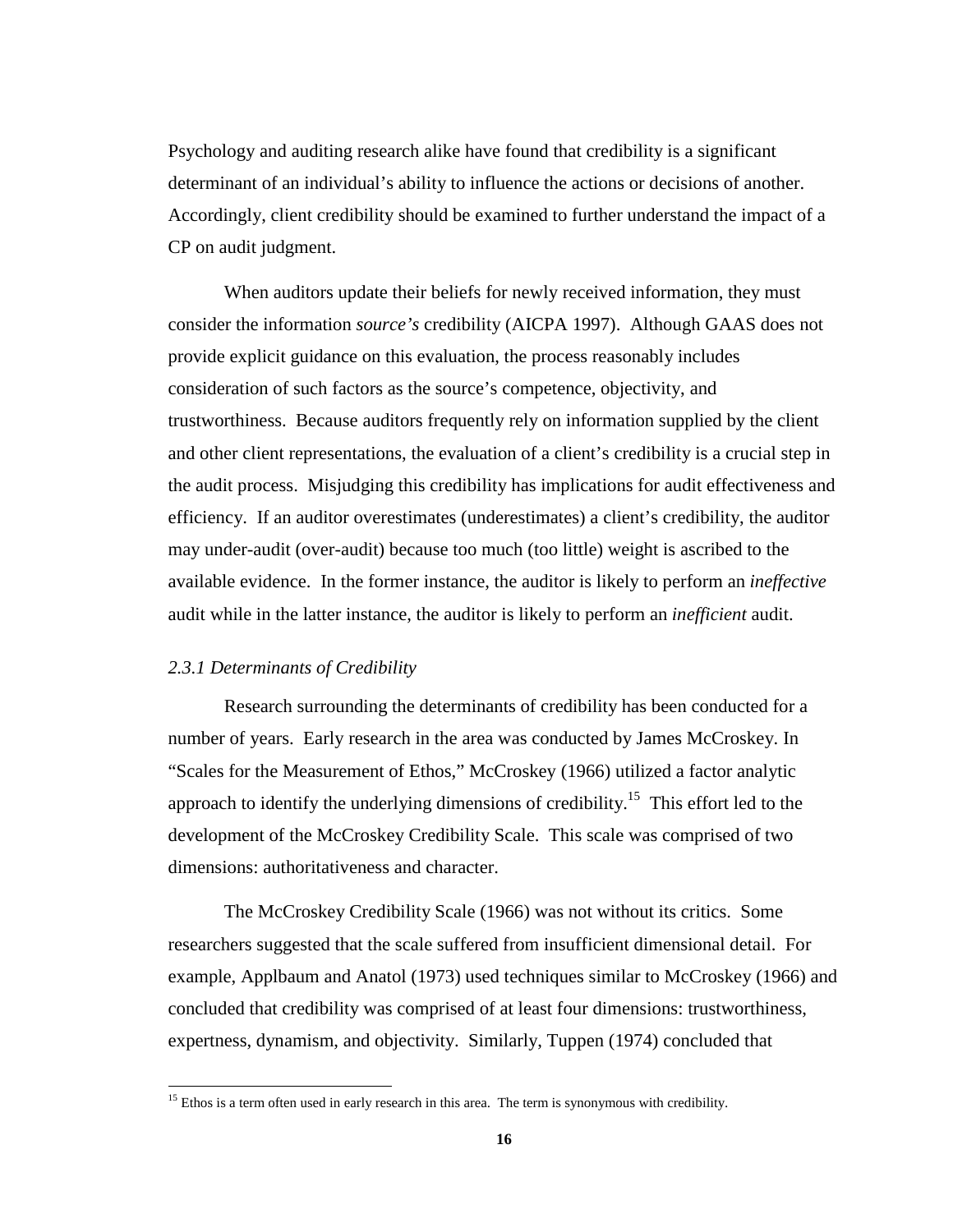Psychology and auditing research alike have found that credibility is a significant determinant of an individual's ability to influence the actions or decisions of another. Accordingly, client credibility should be examined to further understand the impact of a CP on audit judgment.

When auditors update their beliefs for newly received information, they must consider the information *source's* credibility (AICPA 1997). Although GAAS does not provide explicit guidance on this evaluation, the process reasonably includes consideration of such factors as the source's competence, objectivity, and trustworthiness. Because auditors frequently rely on information supplied by the client and other client representations, the evaluation of a client's credibility is a crucial step in the audit process. Misjudging this credibility has implications for audit effectiveness and efficiency. If an auditor overestimates (underestimates) a client's credibility, the auditor may under-audit (over-audit) because too much (too little) weight is ascribed to the available evidence. In the former instance, the auditor is likely to perform an *ineffective* audit while in the latter instance, the auditor is likely to perform an *inefficient* audit.

### *2.3.1 Determinants of Credibility*

Research surrounding the determinants of credibility has been conducted for a number of years. Early research in the area was conducted by James McCroskey. In "Scales for the Measurement of Ethos," McCroskey (1966) utilized a factor analytic approach to identify the underlying dimensions of credibility.[15] This effort led to the development of the McCroskey Credibility Scale. This scale was comprised of two dimensions: authoritativeness and character.

The McCroskey Credibility Scale (1966) was not without its critics. Some researchers suggested that the scale suffered from insufficient dimensional detail. For example, Applbaum and Anatol (1973) used techniques similar to McCroskey (1966) and concluded that credibility was comprised of at least four dimensions: trustworthiness, expertness, dynamism, and objectivity. Similarly, Tuppen (1974) concluded that

[15] Ethos is a term often used in early research in this area. The term is synonymous with credibility.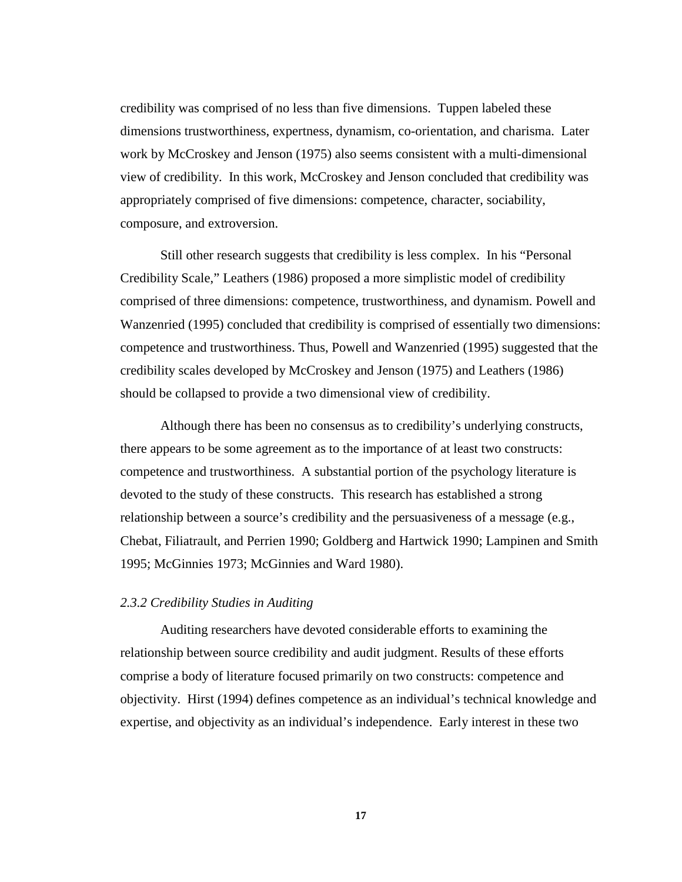credibility was comprised of no less than five dimensions. Tuppen labeled these dimensions trustworthiness, expertness, dynamism, co-orientation, and charisma. Later work by McCroskey and Jenson (1975) also seems consistent with a multi-dimensional view of credibility. In this work, McCroskey and Jenson concluded that credibility was appropriately comprised of five dimensions: competence, character, sociability, composure, and extroversion.

Still other research suggests that credibility is less complex. In his "Personal Credibility Scale," Leathers (1986) proposed a more simplistic model of credibility comprised of three dimensions: competence, trustworthiness, and dynamism. Powell and Wanzenried (1995) concluded that credibility is comprised of essentially two dimensions: competence and trustworthiness. Thus, Powell and Wanzenried (1995) suggested that the credibility scales developed by McCroskey and Jenson (1975) and Leathers (1986) should be collapsed to provide a two dimensional view of credibility.

Although there has been no consensus as to credibility's underlying constructs, there appears to be some agreement as to the importance of at least two constructs: competence and trustworthiness. A substantial portion of the psychology literature is devoted to the study of these constructs. This research has established a strong relationship between a source's credibility and the persuasiveness of a message (e.g., Chebat, Filiatrault, and Perrien 1990; Goldberg and Hartwick 1990; Lampinen and Smith 1995; McGinnies 1973; McGinnies and Ward 1980).

### *2.3.2 Credibility Studies in Auditing*

Auditing researchers have devoted considerable efforts to examining the relationship between source credibility and audit judgment. Results of these efforts comprise a body of literature focused primarily on two constructs: competence and objectivity. Hirst (1994) defines competence as an individual's technical knowledge and expertise, and objectivity as an individual's independence. Early interest in these two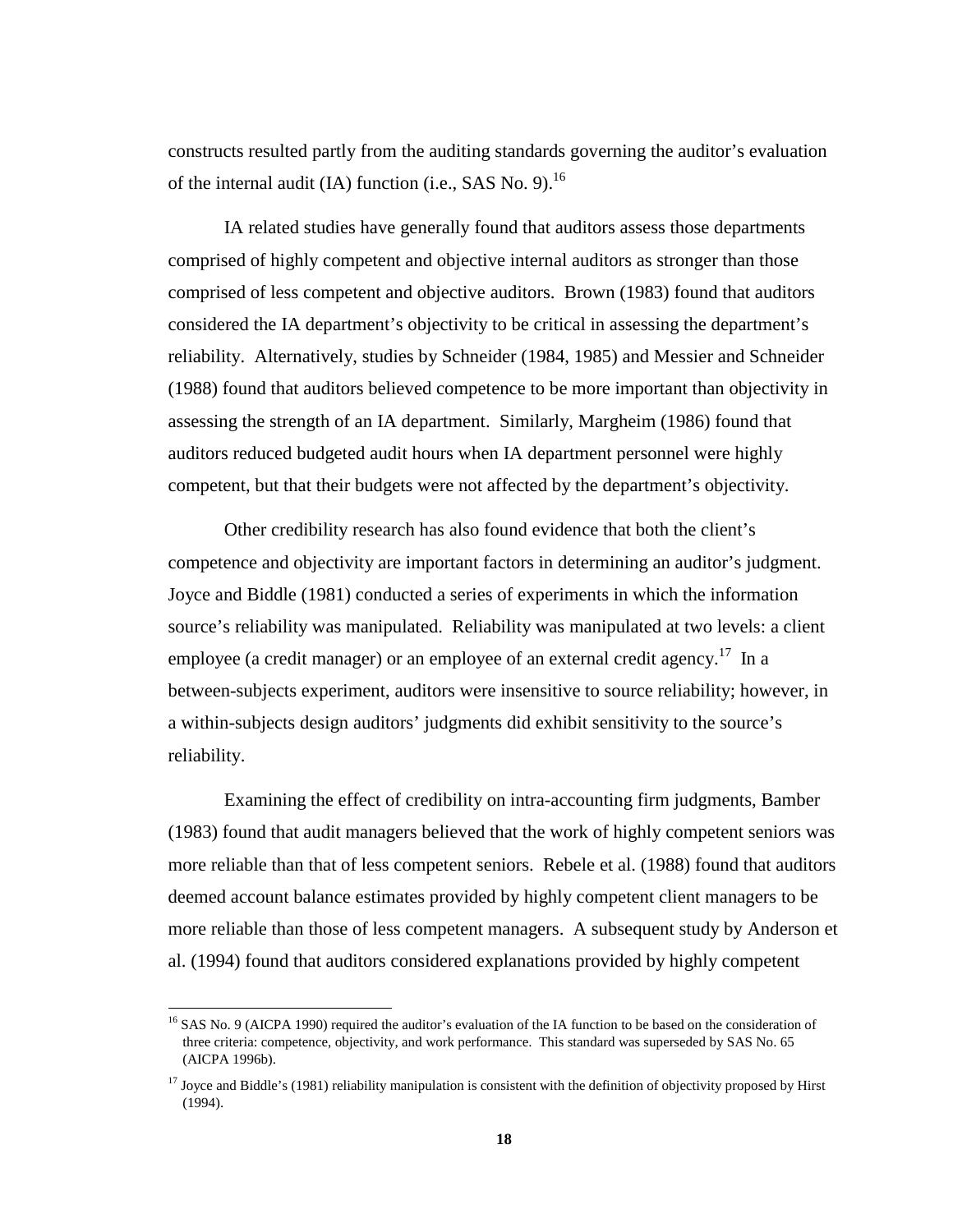constructs resulted partly from the auditing standards governing the auditor's evaluation of the internal audit (IA) function (i.e., SAS No. 9).[16]

IA related studies have generally found that auditors assess those departments comprised of highly competent and objective internal auditors as stronger than those comprised of less competent and objective auditors. Brown (1983) found that auditors considered the IA department's objectivity to be critical in assessing the department's reliability. Alternatively, studies by Schneider (1984, 1985) and Messier and Schneider (1988) found that auditors believed competence to be more important than objectivity in assessing the strength of an IA department. Similarly, Margheim (1986) found that auditors reduced budgeted audit hours when IA department personnel were highly competent, but that their budgets were not affected by the department's objectivity.

Other credibility research has also found evidence that both the client's competence and objectivity are important factors in determining an auditor's judgment. Joyce and Biddle (1981) conducted a series of experiments in which the information source's reliability was manipulated. Reliability was manipulated at two levels: a client employee (a credit manager) or an employee of an external credit agency.[17] In a between-subjects experiment, auditors were insensitive to source reliability; however, in a within-subjects design auditors' judgments did exhibit sensitivity to the source's reliability.

Examining the effect of credibility on intra-accounting firm judgments, Bamber (1983) found that audit managers believed that the work of highly competent seniors was more reliable than that of less competent seniors. Rebele et al. (1988) found that auditors deemed account balance estimates provided by highly competent client managers to be more reliable than those of less competent managers. A subsequent study by Anderson et al. (1994) found that auditors considered explanations provided by highly competent

---

[16] SAS No. 9 (AICPA 1990) required the auditor's evaluation of the IA function to be based on the consideration of three criteria: competence, objectivity, and work performance. This standard was superseded by SAS No. 65 (AICPA 1996b).

[17] Joyce and Biddle's (1981) reliability manipulation is consistent with the definition of objectivity proposed by Hirst (1994).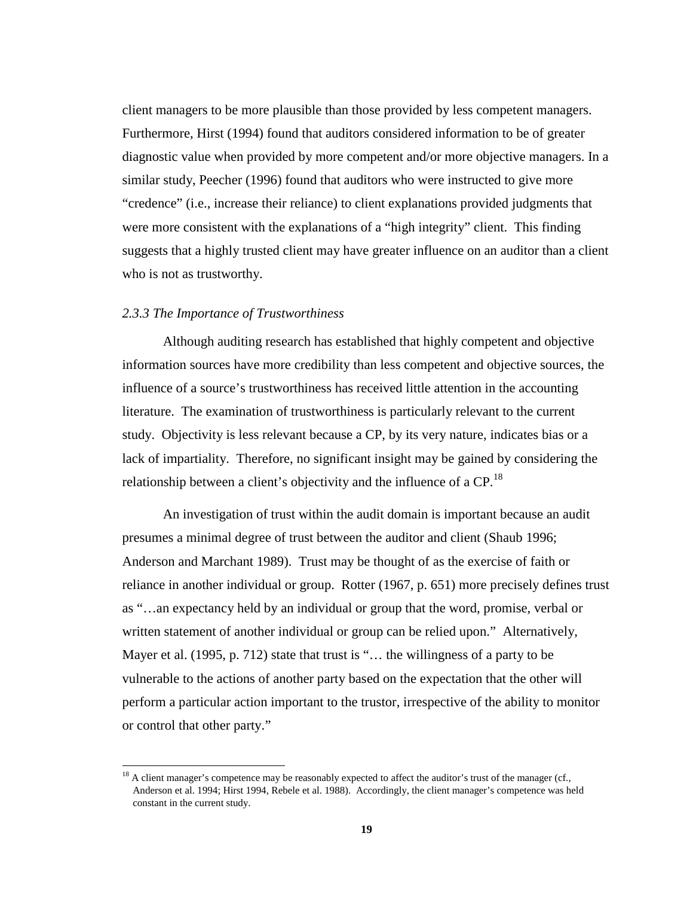client managers to be more plausible than those provided by less competent managers. Furthermore, Hirst (1994) found that auditors considered information to be of greater diagnostic value when provided by more competent and/or more objective managers. In a similar study, Peecher (1996) found that auditors who were instructed to give more "credence" (i.e., increase their reliance) to client explanations provided judgments that were more consistent with the explanations of a "high integrity" client. This finding suggests that a highly trusted client may have greater influence on an auditor than a client who is not as trustworthy.

### *2.3.3 The Importance of Trustworthiness*

Although auditing research has established that highly competent and objective information sources have more credibility than less competent and objective sources, the influence of a source's trustworthiness has received little attention in the accounting literature. The examination of trustworthiness is particularly relevant to the current study. Objectivity is less relevant because a CP, by its very nature, indicates bias or a lack of impartiality. Therefore, no significant insight may be gained by considering the relationship between a client's objectivity and the influence of a CP.[18]

An investigation of trust within the audit domain is important because an audit presumes a minimal degree of trust between the auditor and client (Shaub 1996; Anderson and Marchant 1989). Trust may be thought of as the exercise of faith or reliance in another individual or group. Rotter (1967, p. 651) more precisely defines trust as "…an expectancy held by an individual or group that the word, promise, verbal or written statement of another individual or group can be relied upon." Alternatively, Mayer et al. (1995, p. 712) state that trust is "… the willingness of a party to be vulnerable to the actions of another party based on the expectation that the other will perform a particular action important to the trustor, irrespective of the ability to monitor or control that other party."

---

[18] A client manager's competence may be reasonably expected to affect the auditor's trust of the manager (cf., Anderson et al. 1994; Hirst 1994, Rebele et al. 1988). Accordingly, the client manager's competence was held constant in the current study.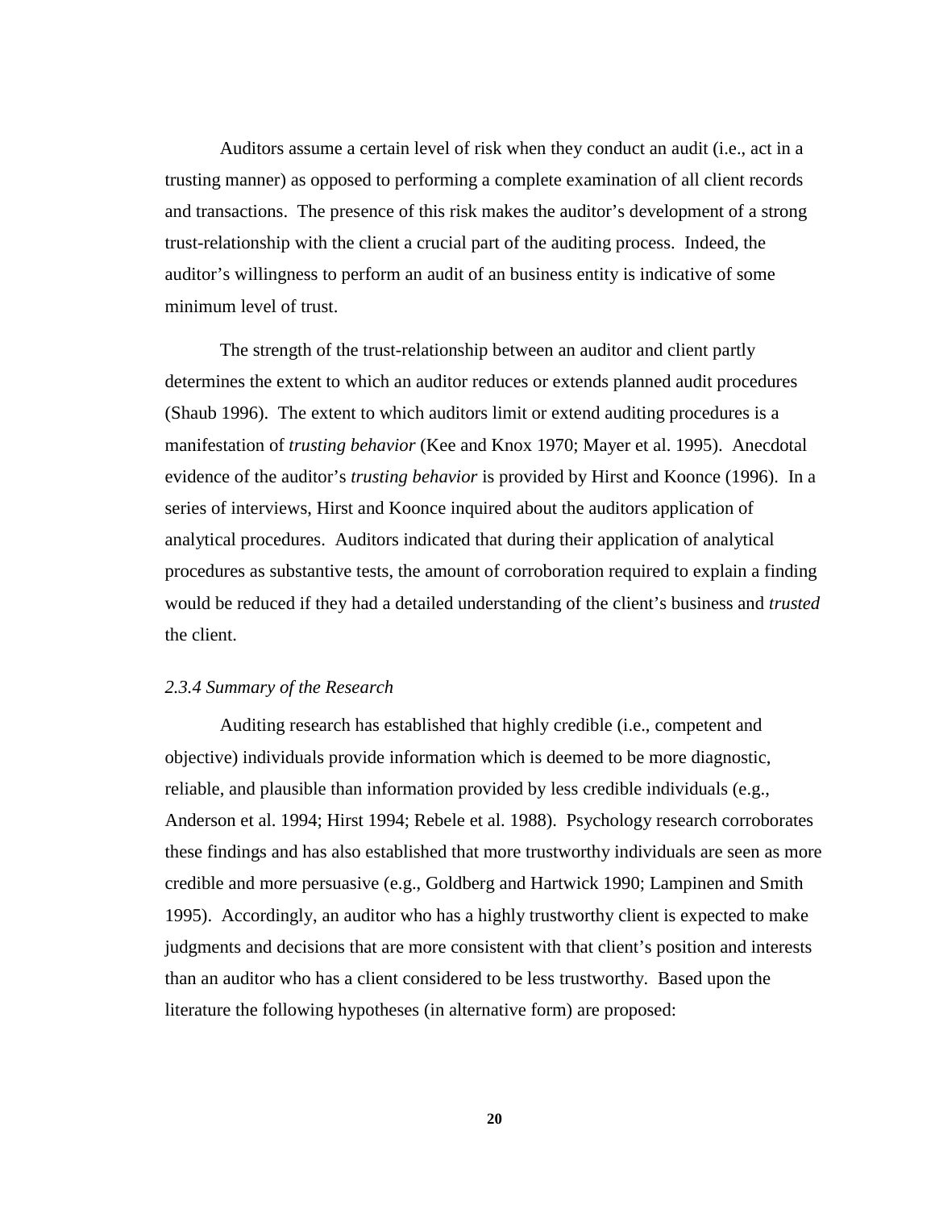Auditors assume a certain level of risk when they conduct an audit (i.e., act in a trusting manner) as opposed to performing a complete examination of all client records and transactions. The presence of this risk makes the auditor's development of a strong trust-relationship with the client a crucial part of the auditing process. Indeed, the auditor's willingness to perform an audit of an business entity is indicative of some minimum level of trust.

The strength of the trust-relationship between an auditor and client partly determines the extent to which an auditor reduces or extends planned audit procedures (Shaub 1996). The extent to which auditors limit or extend auditing procedures is a manifestation of *trusting behavior* (Kee and Knox 1970; Mayer et al. 1995). Anecdotal evidence of the auditor's *trusting behavior* is provided by Hirst and Koonce (1996). In a series of interviews, Hirst and Koonce inquired about the auditors application of analytical procedures. Auditors indicated that during their application of analytical procedures as substantive tests, the amount of corroboration required to explain a finding would be reduced if they had a detailed understanding of the client's business and *trusted* the client.

### *2.3.4 Summary of the Research*

Auditing research has established that highly credible (i.e., competent and objective) individuals provide information which is deemed to be more diagnostic, reliable, and plausible than information provided by less credible individuals (e.g., Anderson et al. 1994; Hirst 1994; Rebele et al. 1988). Psychology research corroborates these findings and has also established that more trustworthy individuals are seen as more credible and more persuasive (e.g., Goldberg and Hartwick 1990; Lampinen and Smith 1995). Accordingly, an auditor who has a highly trustworthy client is expected to make judgments and decisions that are more consistent with that client's position and interests than an auditor who has a client considered to be less trustworthy. Based upon the literature the following hypotheses (in alternative form) are proposed: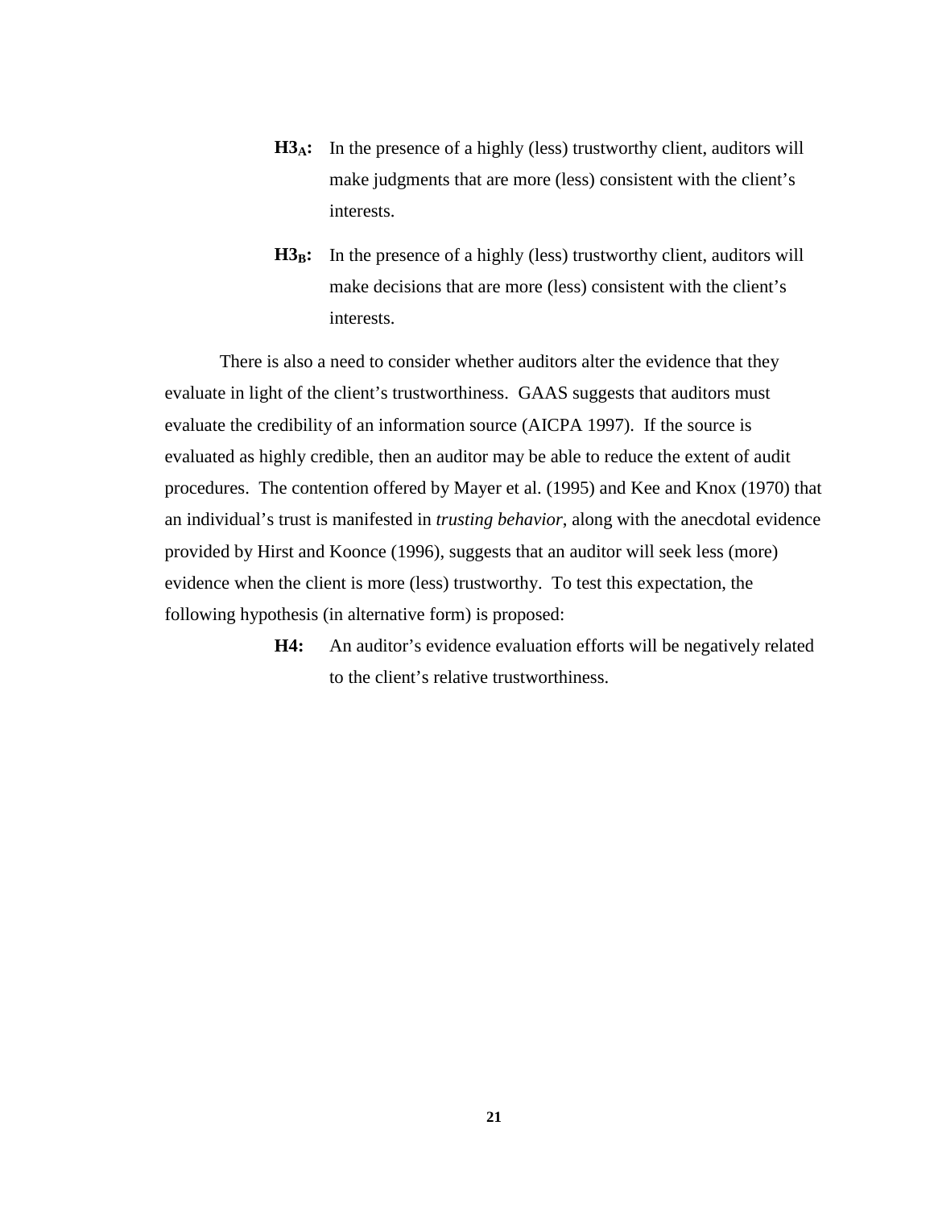> **$H3_A$:** In the presence of a highly (less) trustworthy client, auditors will make judgments that are more (less) consistent with the client's interests.
>
> **$H3_B$:** In the presence of a highly (less) trustworthy client, auditors will make decisions that are more (less) consistent with the client's interests.

There is also a need to consider whether auditors alter the evidence that they evaluate in light of the client's trustworthiness. GAAS suggests that auditors must evaluate the credibility of an information source (AICPA 1997). If the source is evaluated as highly credible, then an auditor may be able to reduce the extent of audit procedures. The contention offered by Mayer et al. (1995) and Kee and Knox (1970) that an individual's trust is manifested in *trusting behavior*, along with the anecdotal evidence provided by Hirst and Koonce (1996), suggests that an auditor will seek less (more) evidence when the client is more (less) trustworthy. To test this expectation, the following hypothesis (in alternative form) is proposed:

> **H4:** An auditor's evidence evaluation efforts will be negatively related to the client's relative trustworthiness.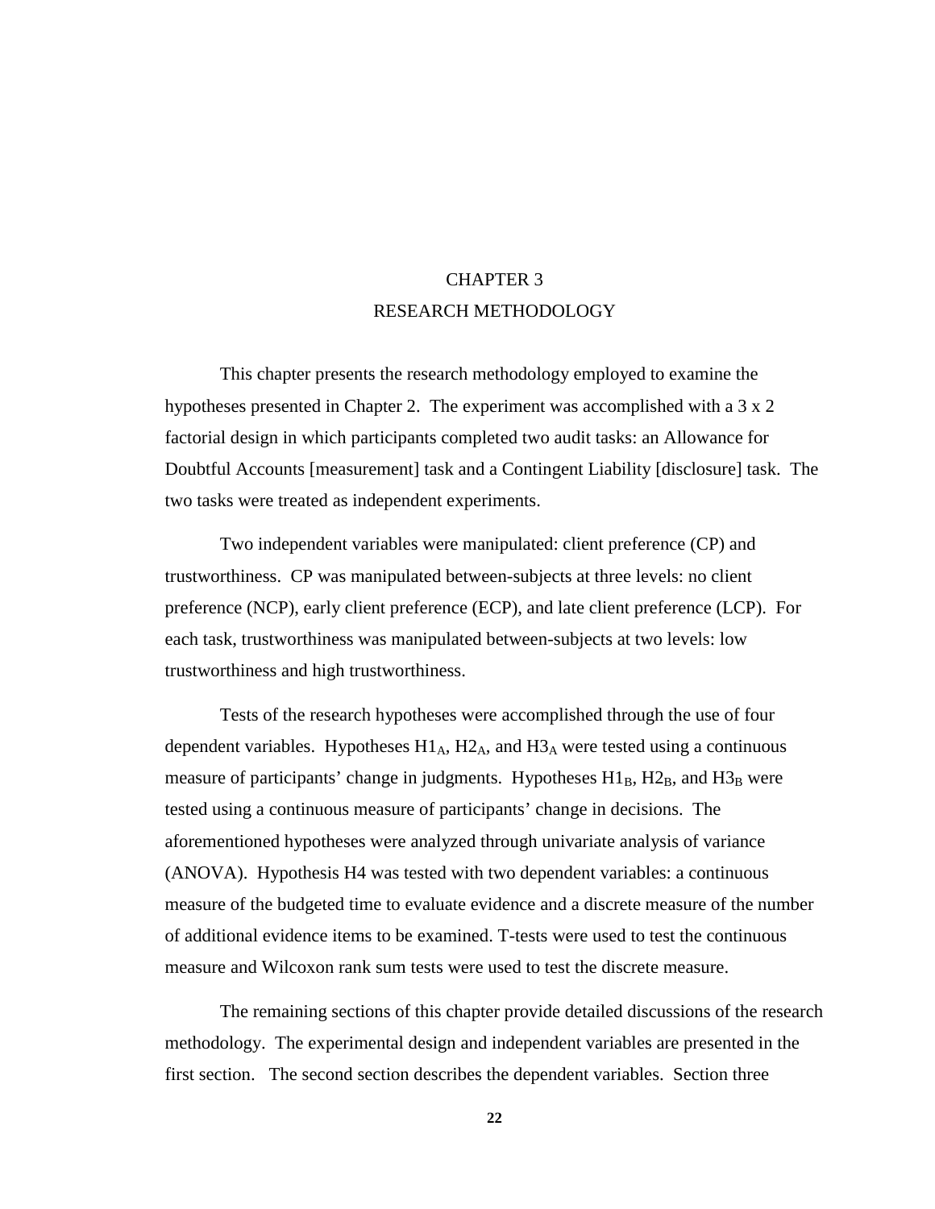# CHAPTER 3
# RESEARCH METHODOLOGY

This chapter presents the research methodology employed to examine the hypotheses presented in Chapter 2. The experiment was accomplished with a 3 x 2 factorial design in which participants completed two audit tasks: an Allowance for Doubtful Accounts [measurement] task and a Contingent Liability [disclosure] task. The two tasks were treated as independent experiments.

Two independent variables were manipulated: client preference (CP) and trustworthiness. CP was manipulated between-subjects at three levels: no client preference (NCP), early client preference (ECP), and late client preference (LCP). For each task, trustworthiness was manipulated between-subjects at two levels: low trustworthiness and high trustworthiness.

Tests of the research hypotheses were accomplished through the use of four dependent variables. Hypotheses $H1_A$, $H2_A$, and $H3_A$ were tested using a continuous measure of participants' change in judgments. Hypotheses $H1_B$, $H2_B$, and $H3_B$ were tested using a continuous measure of participants' change in decisions. The aforementioned hypotheses were analyzed through univariate analysis of variance (ANOVA). Hypothesis H4 was tested with two dependent variables: a continuous measure of the budgeted time to evaluate evidence and a discrete measure of the number of additional evidence items to be examined. T-tests were used to test the continuous measure and Wilcoxon rank sum tests were used to test the discrete measure.

The remaining sections of this chapter provide detailed discussions of the research methodology. The experimental design and independent variables are presented in the first section. The second section describes the dependent variables. Section three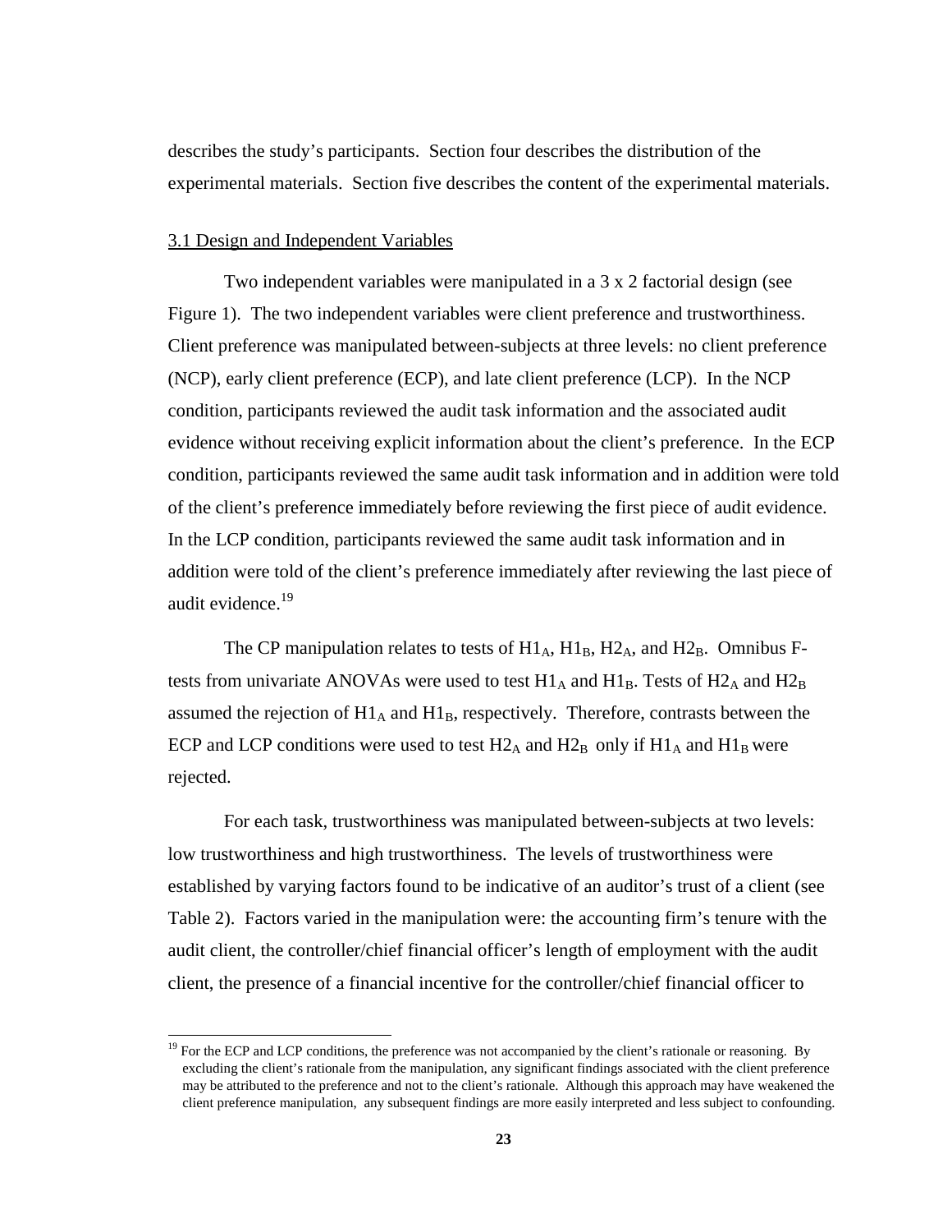describes the study's participants. Section four describes the distribution of the experimental materials. Section five describes the content of the experimental materials.

## 3.1 Design and Independent Variables

Two independent variables were manipulated in a 3 x 2 factorial design (see Figure 1). The two independent variables were client preference and trustworthiness. Client preference was manipulated between-subjects at three levels: no client preference (NCP), early client preference (ECP), and late client preference (LCP). In the NCP condition, participants reviewed the audit task information and the associated audit evidence without receiving explicit information about the client's preference. In the ECP condition, participants reviewed the same audit task information and in addition were told of the client's preference immediately before reviewing the first piece of audit evidence. In the LCP condition, participants reviewed the same audit task information and in addition were told of the client's preference immediately after reviewing the last piece of audit evidence.[19]

The CP manipulation relates to tests of $H1_A$, $H1_B$, $H2_A$, and $H2_B$. Omnibus F-tests from univariate ANOVAs were used to test $H1_A$ and $H1_B$. Tests of $H2_A$ and $H2_B$ assumed the rejection of $H1_A$ and $H1_B$, respectively. Therefore, contrasts between the ECP and LCP conditions were used to test $H2_A$ and $H2_B$ only if $H1_A$ and $H1_B$ were rejected.

For each task, trustworthiness was manipulated between-subjects at two levels: low trustworthiness and high trustworthiness. The levels of trustworthiness were established by varying factors found to be indicative of an auditor's trust of a client (see Table 2). Factors varied in the manipulation were: the accounting firm's tenure with the audit client, the controller/chief financial officer's length of employment with the audit client, the presence of a financial incentive for the controller/chief financial officer to

---

[19] For the ECP and LCP conditions, the preference was not accompanied by the client's rationale or reasoning. By excluding the client's rationale from the manipulation, any significant findings associated with the client preference may be attributed to the preference and not to the client's rationale. Although this approach may have weakened the client preference manipulation, any subsequent findings are more easily interpreted and less subject to confounding.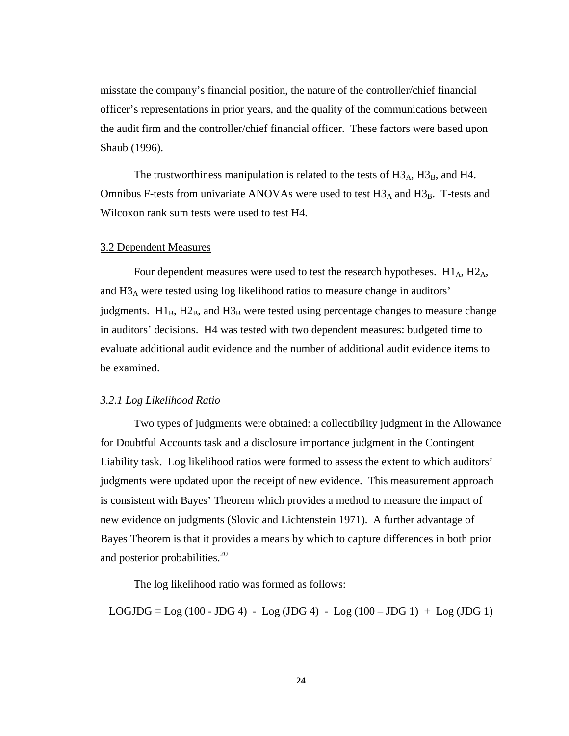misstate the company's financial position, the nature of the controller/chief financial officer's representations in prior years, and the quality of the communications between the audit firm and the controller/chief financial officer. These factors were based upon Shaub (1996).

The trustworthiness manipulation is related to the tests of $H3_A$, $H3_B$, and H4. Omnibus F-tests from univariate ANOVAs were used to test $H3_A$ and $H3_B$. T-tests and Wilcoxon rank sum tests were used to test H4.

## 3.2 Dependent Measures

Four dependent measures were used to test the research hypotheses. $H1_A$, $H2_A$, and $H3_A$ were tested using log likelihood ratios to measure change in auditors' judgments. $H1_B$, $H2_B$, and $H3_B$ were tested using percentage changes to measure change in auditors' decisions. H4 was tested with two dependent measures: budgeted time to evaluate additional audit evidence and the number of additional audit evidence items to be examined.

### *3.2.1 Log Likelihood Ratio*

Two types of judgments were obtained: a collectibility judgment in the Allowance for Doubtful Accounts task and a disclosure importance judgment in the Contingent Liability task. Log likelihood ratios were formed to assess the extent to which auditors' judgments were updated upon the receipt of new evidence. This measurement approach is consistent with Bayes' Theorem which provides a method to measure the impact of new evidence on judgments (Slovic and Lichtenstein 1971). A further advantage of Bayes Theorem is that it provides a means by which to capture differences in both prior and posterior probabilities.[20]

The log likelihood ratio was formed as follows:

$$\text{LOGJDG} = \text{Log}(100 - \text{JDG 4}) - \text{Log}(\text{JDG 4}) - \text{Log}(100 - \text{JDG 1}) + \text{Log}(\text{JDG 1})$$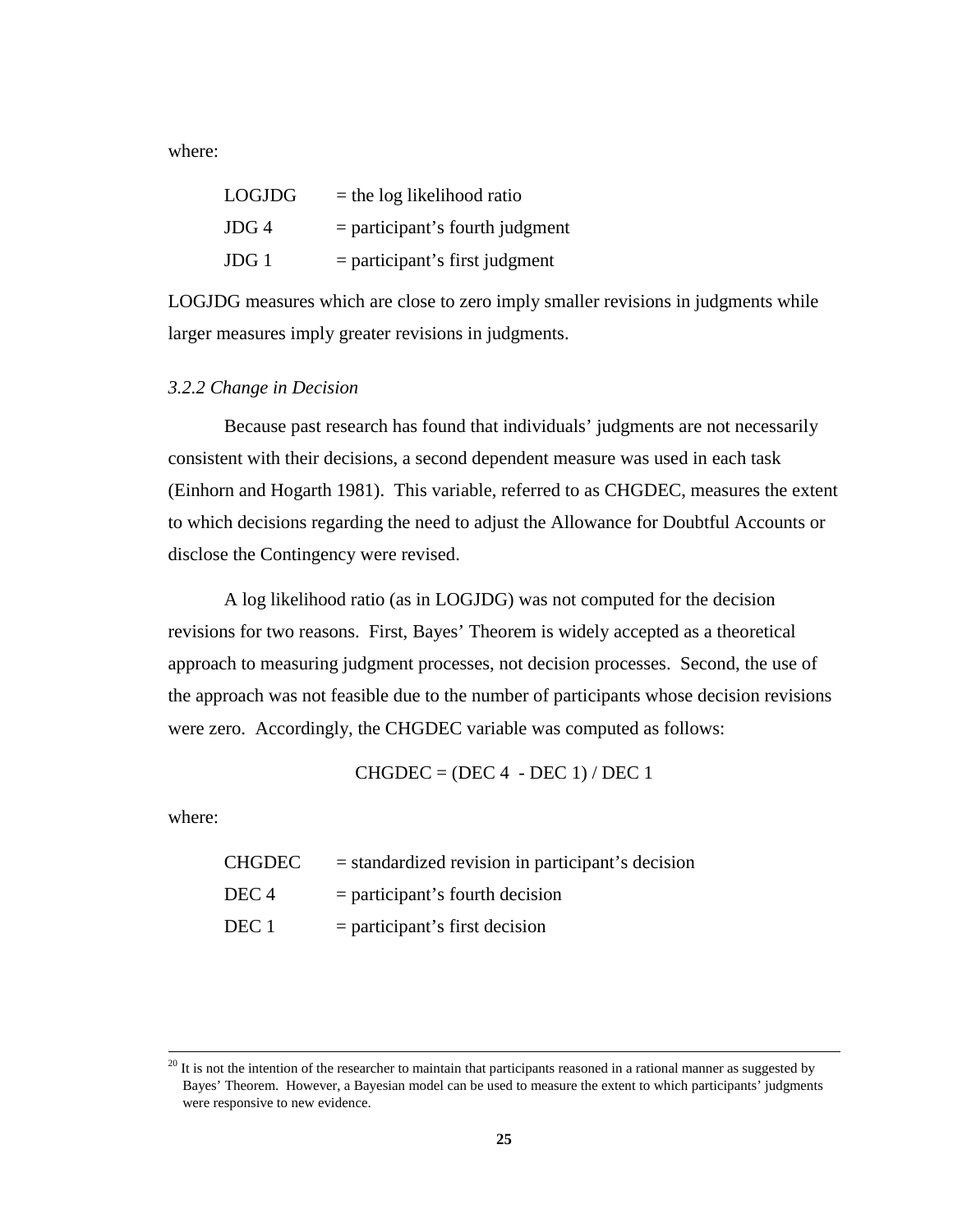where:

| | |
|---|---|
| LOGJDG | = the log likelihood ratio |
| JDG 4 | = participant's fourth judgment |
| JDG 1 | = participant's first judgment |

LOGJDG measures which are close to zero imply smaller revisions in judgments while larger measures imply greater revisions in judgments.

### *3.2.2 Change in Decision*

Because past research has found that individuals' judgments are not necessarily consistent with their decisions, a second dependent measure was used in each task (Einhorn and Hogarth 1981). This variable, referred to as CHGDEC, measures the extent to which decisions regarding the need to adjust the Allowance for Doubtful Accounts or disclose the Contingency were revised.

A log likelihood ratio (as in LOGJDG) was not computed for the decision revisions for two reasons. First, Bayes' Theorem is widely accepted as a theoretical approach to measuring judgment processes, not decision processes. Second, the use of the approach was not feasible due to the number of participants whose decision revisions were zero. Accordingly, the CHGDEC variable was computed as follows:

$$\text{CHGDEC} = (\text{DEC 4} - \text{DEC 1}) / \text{DEC 1}$$

where:

| | |
|---|---|
| CHGDEC | = standardized revision in participant's decision |
| DEC 4 | = participant's fourth decision |
| DEC 1 | = participant's first decision |

---

[20] It is not the intention of the researcher to maintain that participants reasoned in a rational manner as suggested by Bayes' Theorem. However, a Bayesian model can be used to measure the extent to which participants' judgments were responsive to new evidence.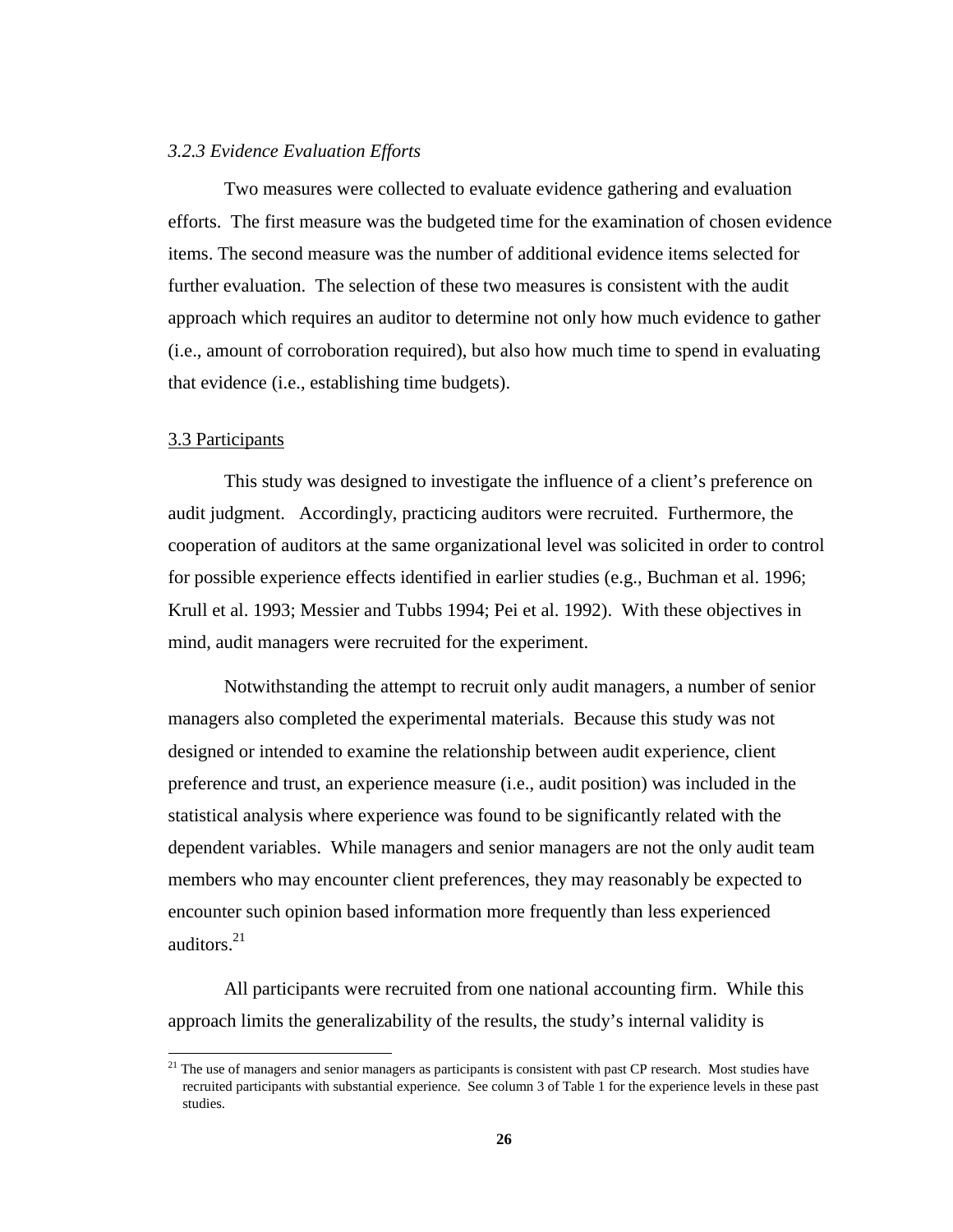### *3.2.3 Evidence Evaluation Efforts*

Two measures were collected to evaluate evidence gathering and evaluation efforts. The first measure was the budgeted time for the examination of chosen evidence items. The second measure was the number of additional evidence items selected for further evaluation. The selection of these two measures is consistent with the audit approach which requires an auditor to determine not only how much evidence to gather (i.e., amount of corroboration required), but also how much time to spend in evaluating that evidence (i.e., establishing time budgets).

## 3.3 Participants

This study was designed to investigate the influence of a client's preference on audit judgment. Accordingly, practicing auditors were recruited. Furthermore, the cooperation of auditors at the same organizational level was solicited in order to control for possible experience effects identified in earlier studies (e.g., Buchman et al. 1996; Krull et al. 1993; Messier and Tubbs 1994; Pei et al. 1992). With these objectives in mind, audit managers were recruited for the experiment.

Notwithstanding the attempt to recruit only audit managers, a number of senior managers also completed the experimental materials. Because this study was not designed or intended to examine the relationship between audit experience, client preference and trust, an experience measure (i.e., audit position) was included in the statistical analysis where experience was found to be significantly related with the dependent variables. While managers and senior managers are not the only audit team members who may encounter client preferences, they may reasonably be expected to encounter such opinion based information more frequently than less experienced auditors.[21]

All participants were recruited from one national accounting firm. While this approach limits the generalizability of the results, the study's internal validity is

[21] The use of managers and senior managers as participants is consistent with past CP research. Most studies have recruited participants with substantial experience. See column 3 of Table 1 for the experience levels in these past studies.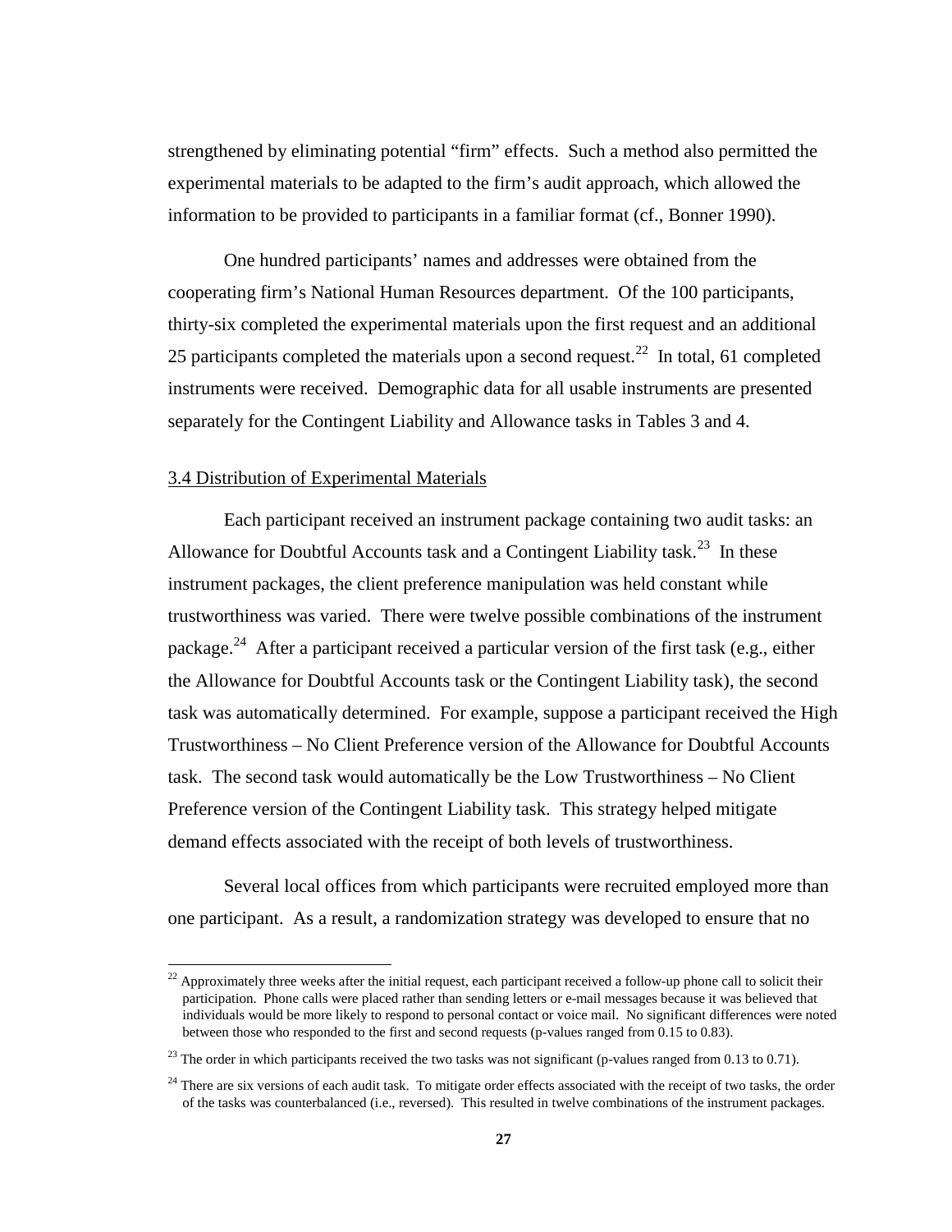strengthened by eliminating potential "firm" effects. Such a method also permitted the experimental materials to be adapted to the firm's audit approach, which allowed the information to be provided to participants in a familiar format (cf., Bonner 1990).

One hundred participants' names and addresses were obtained from the cooperating firm's National Human Resources department. Of the 100 participants, thirty-six completed the experimental materials upon the first request and an additional 25 participants completed the materials upon a second request.[22] In total, 61 completed instruments were received. Demographic data for all usable instruments are presented separately for the Contingent Liability and Allowance tasks in Tables 3 and 4.

## 3.4 Distribution of Experimental Materials

Each participant received an instrument package containing two audit tasks: an Allowance for Doubtful Accounts task and a Contingent Liability task.[23] In these instrument packages, the client preference manipulation was held constant while trustworthiness was varied. There were twelve possible combinations of the instrument package.[24] After a participant received a particular version of the first task (e.g., either the Allowance for Doubtful Accounts task or the Contingent Liability task), the second task was automatically determined. For example, suppose a participant received the High Trustworthiness – No Client Preference version of the Allowance for Doubtful Accounts task. The second task would automatically be the Low Trustworthiness – No Client Preference version of the Contingent Liability task. This strategy helped mitigate demand effects associated with the receipt of both levels of trustworthiness.

Several local offices from which participants were recruited employed more than one participant. As a result, a randomization strategy was developed to ensure that no

---

[22] Approximately three weeks after the initial request, each participant received a follow-up phone call to solicit their participation. Phone calls were placed rather than sending letters or e-mail messages because it was believed that individuals would be more likely to respond to personal contact or voice mail. No significant differences were noted between those who responded to the first and second requests (p-values ranged from 0.15 to 0.83).

[23] The order in which participants received the two tasks was not significant (p-values ranged from 0.13 to 0.71).

[24] There are six versions of each audit task. To mitigate order effects associated with the receipt of two tasks, the order of the tasks was counterbalanced (i.e., reversed). This resulted in twelve combinations of the instrument packages.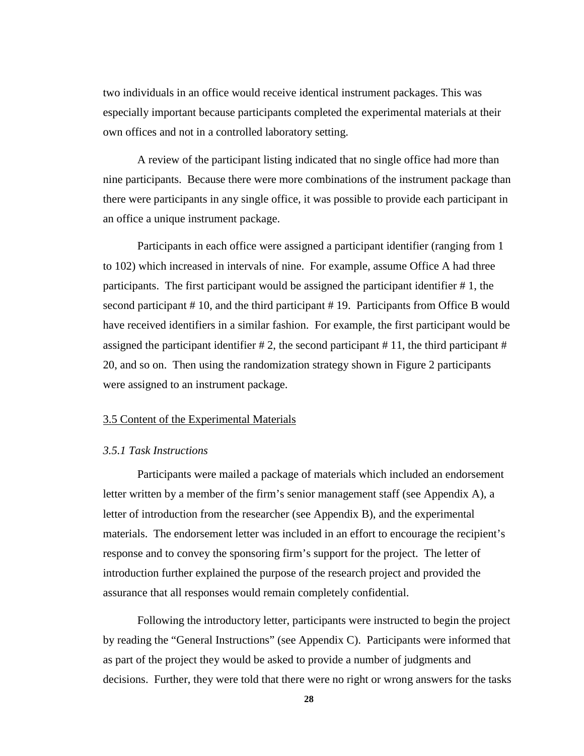two individuals in an office would receive identical instrument packages. This was especially important because participants completed the experimental materials at their own offices and not in a controlled laboratory setting.

A review of the participant listing indicated that no single office had more than nine participants. Because there were more combinations of the instrument package than there were participants in any single office, it was possible to provide each participant in an office a unique instrument package.

Participants in each office were assigned a participant identifier (ranging from 1 to 102) which increased in intervals of nine. For example, assume Office A had three participants. The first participant would be assigned the participant identifier # 1, the second participant # 10, and the third participant # 19. Participants from Office B would have received identifiers in a similar fashion. For example, the first participant would be assigned the participant identifier # 2, the second participant # 11, the third participant # 20, and so on. Then using the randomization strategy shown in Figure 2 participants were assigned to an instrument package.

## 3.5 Content of the Experimental Materials

### *3.5.1 Task Instructions*

Participants were mailed a package of materials which included an endorsement letter written by a member of the firm's senior management staff (see Appendix A), a letter of introduction from the researcher (see Appendix B), and the experimental materials. The endorsement letter was included in an effort to encourage the recipient's response and to convey the sponsoring firm's support for the project. The letter of introduction further explained the purpose of the research project and provided the assurance that all responses would remain completely confidential.

Following the introductory letter, participants were instructed to begin the project by reading the "General Instructions" (see Appendix C). Participants were informed that as part of the project they would be asked to provide a number of judgments and decisions. Further, they were told that there were no right or wrong answers for the tasks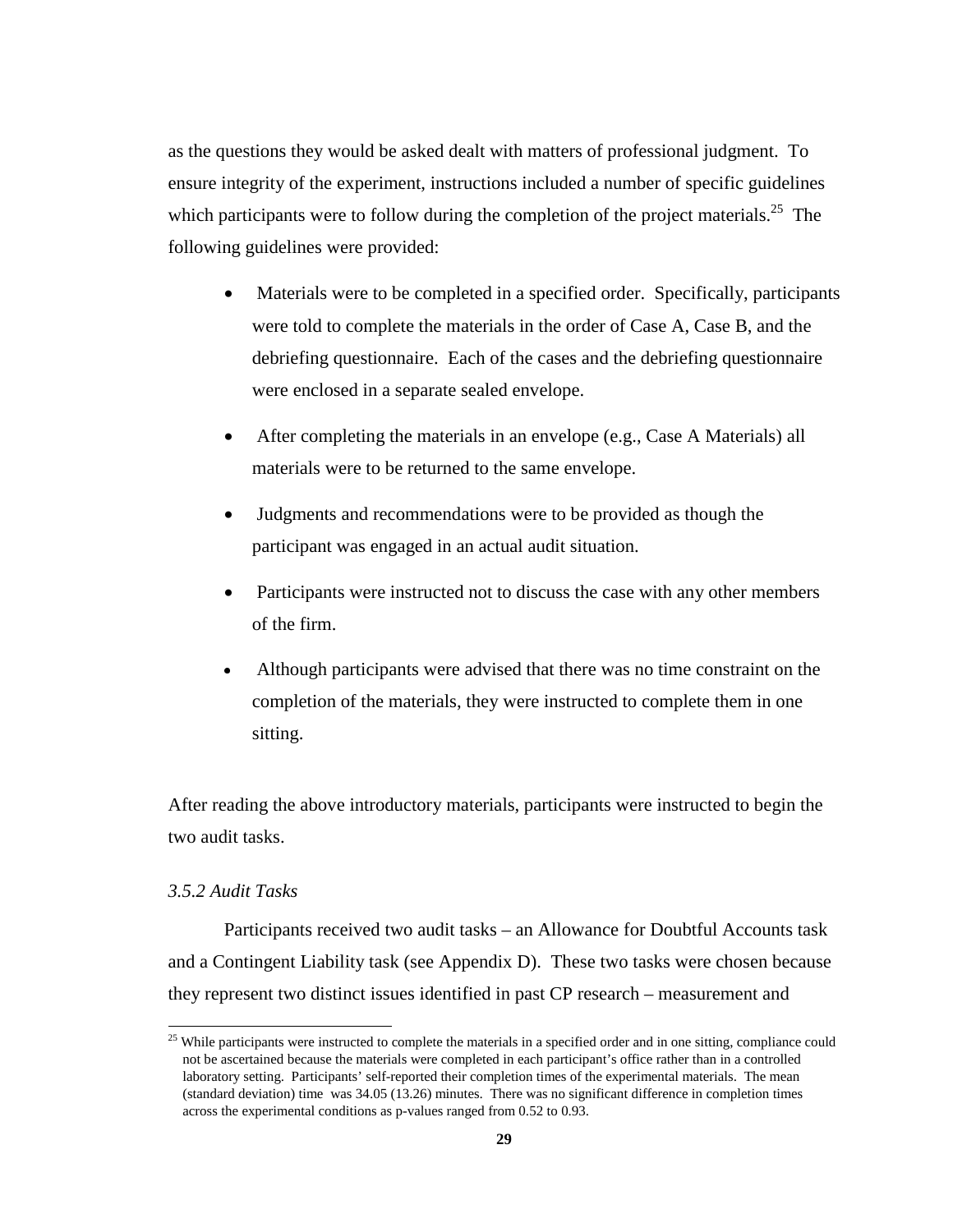as the questions they would be asked dealt with matters of professional judgment. To ensure integrity of the experiment, instructions included a number of specific guidelines which participants were to follow during the completion of the project materials.[25] The following guidelines were provided:

- Materials were to be completed in a specified order. Specifically, participants were told to complete the materials in the order of Case A, Case B, and the debriefing questionnaire. Each of the cases and the debriefing questionnaire were enclosed in a separate sealed envelope.
- After completing the materials in an envelope (e.g., Case A Materials) all materials were to be returned to the same envelope.
- Judgments and recommendations were to be provided as though the participant was engaged in an actual audit situation.
- Participants were instructed not to discuss the case with any other members of the firm.
- Although participants were advised that there was no time constraint on the completion of the materials, they were instructed to complete them in one sitting.

After reading the above introductory materials, participants were instructed to begin the two audit tasks.

### *3.5.2 Audit Tasks*

Participants received two audit tasks – an Allowance for Doubtful Accounts task and a Contingent Liability task (see Appendix D). These two tasks were chosen because they represent two distinct issues identified in past CP research – measurement and

[25] While participants were instructed to complete the materials in a specified order and in one sitting, compliance could not be ascertained because the materials were completed in each participant's office rather than in a controlled laboratory setting. Participants' self-reported their completion times of the experimental materials. The mean (standard deviation) time was 34.05 (13.26) minutes. There was no significant difference in completion times across the experimental conditions as p-values ranged from 0.52 to 0.93.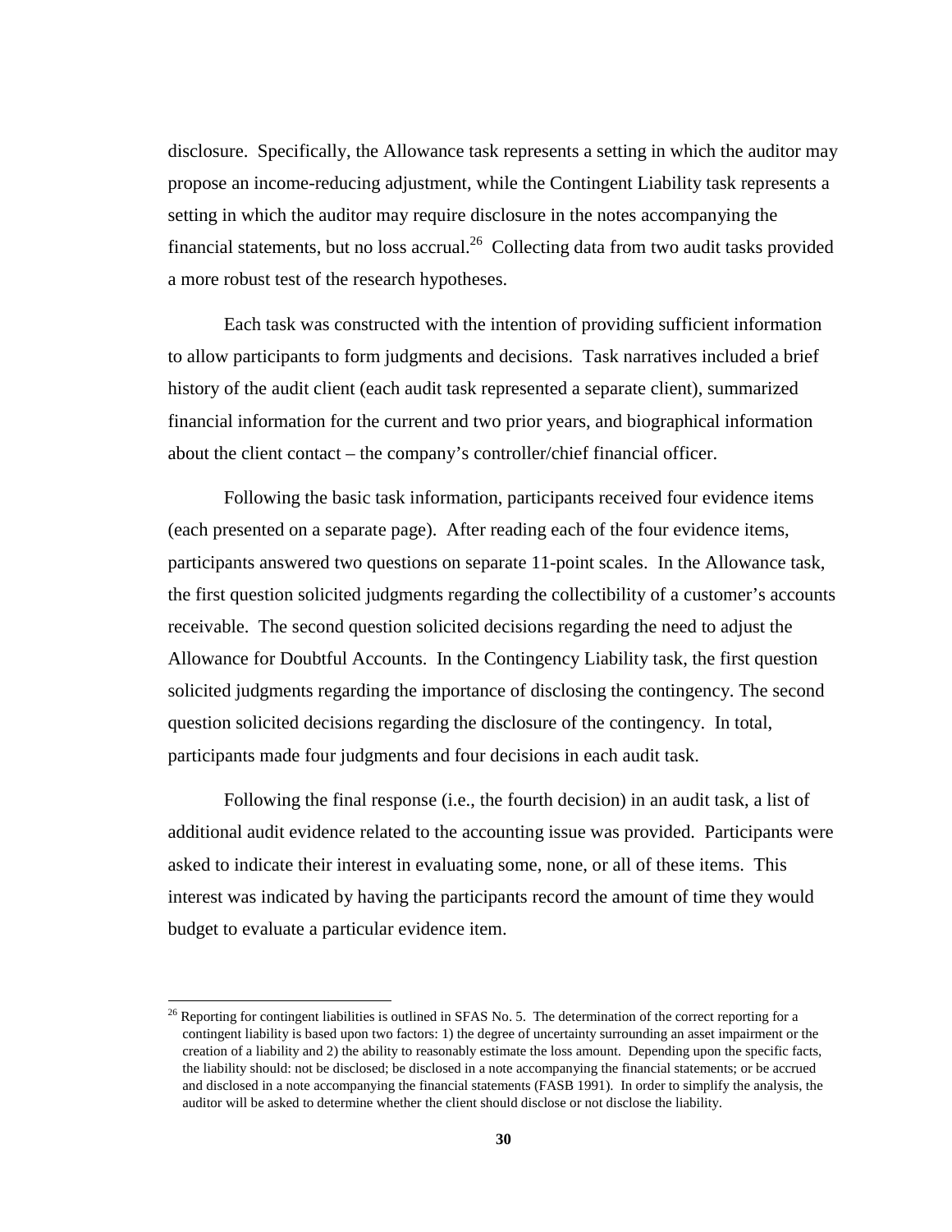disclosure. Specifically, the Allowance task represents a setting in which the auditor may propose an income-reducing adjustment, while the Contingent Liability task represents a setting in which the auditor may require disclosure in the notes accompanying the financial statements, but no loss accrual.[26] Collecting data from two audit tasks provided a more robust test of the research hypotheses.

Each task was constructed with the intention of providing sufficient information to allow participants to form judgments and decisions. Task narratives included a brief history of the audit client (each audit task represented a separate client), summarized financial information for the current and two prior years, and biographical information about the client contact – the company's controller/chief financial officer.

Following the basic task information, participants received four evidence items (each presented on a separate page). After reading each of the four evidence items, participants answered two questions on separate 11-point scales. In the Allowance task, the first question solicited judgments regarding the collectibility of a customer's accounts receivable. The second question solicited decisions regarding the need to adjust the Allowance for Doubtful Accounts. In the Contingency Liability task, the first question solicited judgments regarding the importance of disclosing the contingency. The second question solicited decisions regarding the disclosure of the contingency. In total, participants made four judgments and four decisions in each audit task.

Following the final response (i.e., the fourth decision) in an audit task, a list of additional audit evidence related to the accounting issue was provided. Participants were asked to indicate their interest in evaluating some, none, or all of these items. This interest was indicated by having the participants record the amount of time they would budget to evaluate a particular evidence item.

[26] Reporting for contingent liabilities is outlined in SFAS No. 5. The determination of the correct reporting for a contingent liability is based upon two factors: 1) the degree of uncertainty surrounding an asset impairment or the creation of a liability and 2) the ability to reasonably estimate the loss amount. Depending upon the specific facts, the liability should: not be disclosed; be disclosed in a note accompanying the financial statements; or be accrued and disclosed in a note accompanying the financial statements (FASB 1991). In order to simplify the analysis, the auditor will be asked to determine whether the client should disclose or not disclose the liability.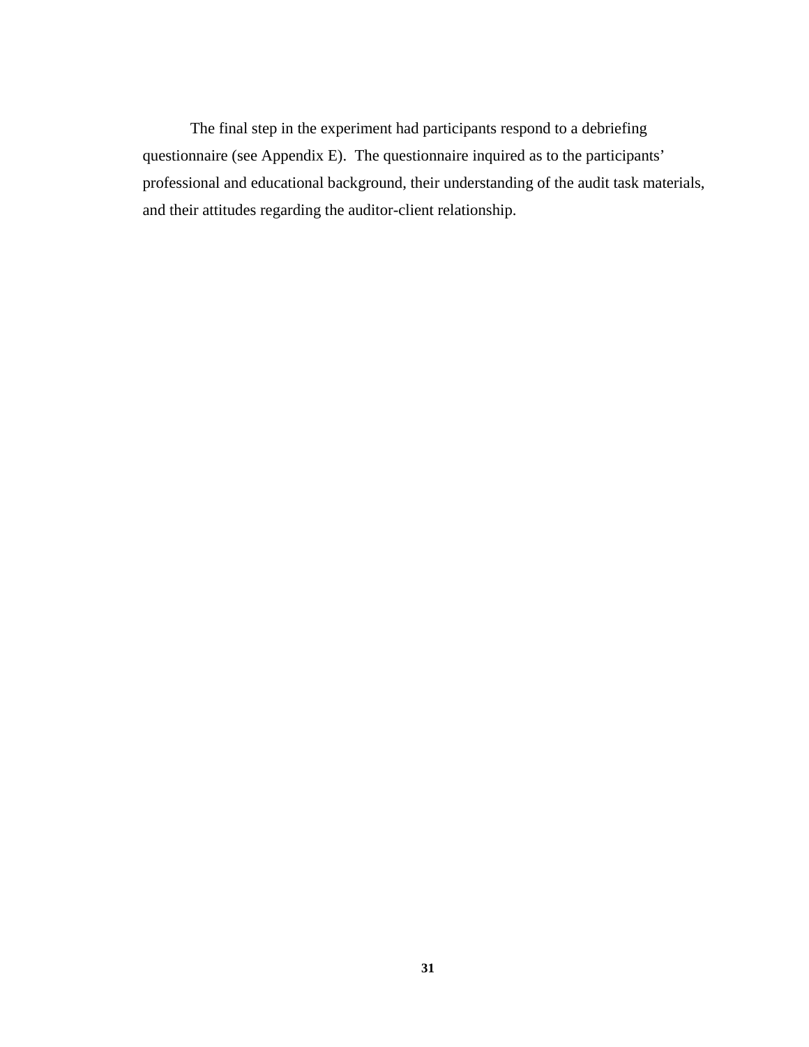The final step in the experiment had participants respond to a debriefing questionnaire (see Appendix E). The questionnaire inquired as to the participants' professional and educational background, their understanding of the audit task materials, and their attitudes regarding the auditor-client relationship.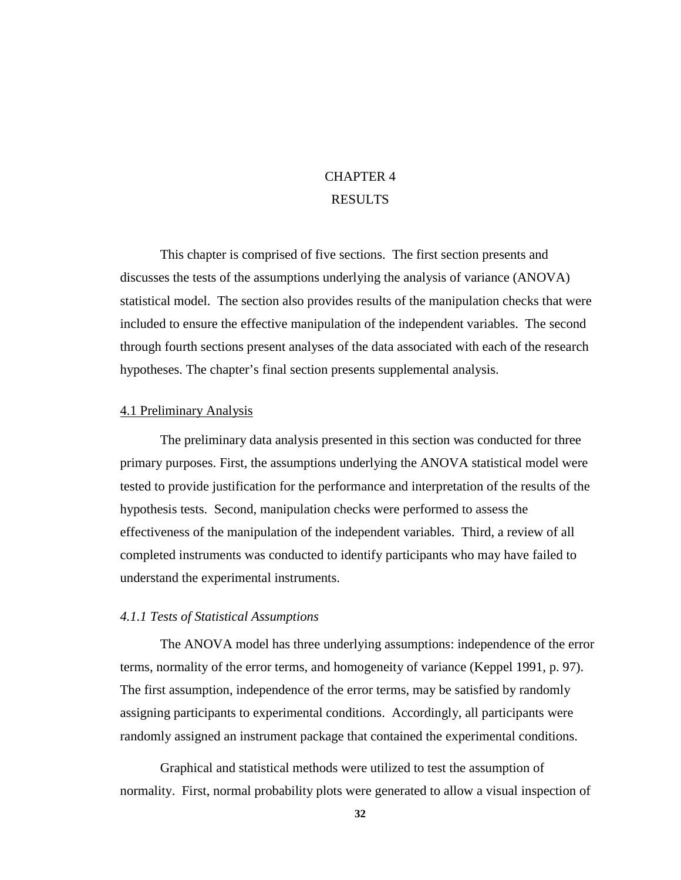# CHAPTER 4
# RESULTS

This chapter is comprised of five sections. The first section presents and discusses the tests of the assumptions underlying the analysis of variance (ANOVA) statistical model. The section also provides results of the manipulation checks that were included to ensure the effective manipulation of the independent variables. The second through fourth sections present analyses of the data associated with each of the research hypotheses. The chapter's final section presents supplemental analysis.

## 4.1 Preliminary Analysis

The preliminary data analysis presented in this section was conducted for three primary purposes. First, the assumptions underlying the ANOVA statistical model were tested to provide justification for the performance and interpretation of the results of the hypothesis tests. Second, manipulation checks were performed to assess the effectiveness of the manipulation of the independent variables. Third, a review of all completed instruments was conducted to identify participants who may have failed to understand the experimental instruments.

### *4.1.1 Tests of Statistical Assumptions*

The ANOVA model has three underlying assumptions: independence of the error terms, normality of the error terms, and homogeneity of variance (Keppel 1991, p. 97). The first assumption, independence of the error terms, may be satisfied by randomly assigning participants to experimental conditions. Accordingly, all participants were randomly assigned an instrument package that contained the experimental conditions.

Graphical and statistical methods were utilized to test the assumption of normality. First, normal probability plots were generated to allow a visual inspection of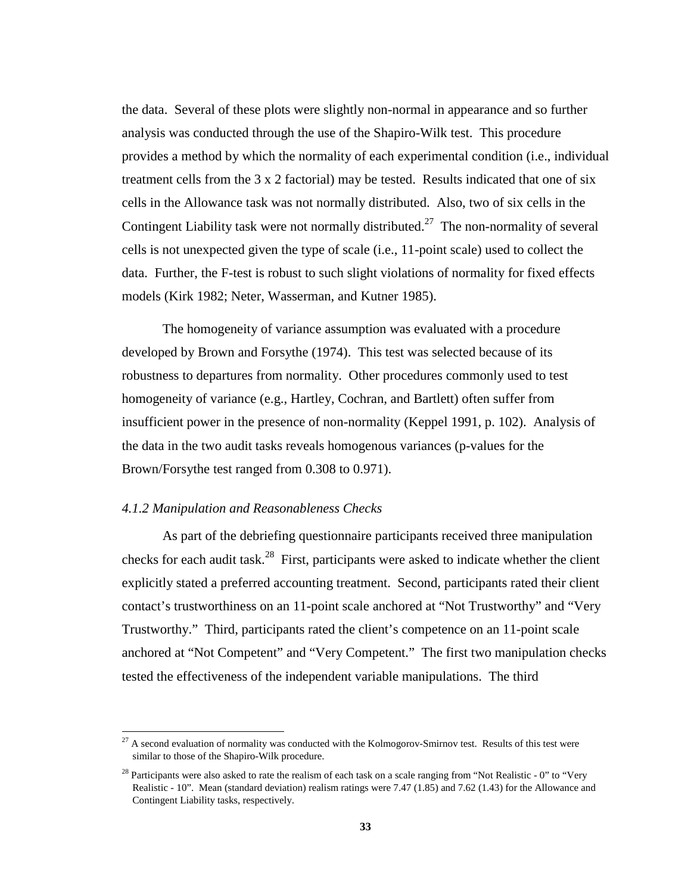the data. Several of these plots were slightly non-normal in appearance and so further analysis was conducted through the use of the Shapiro-Wilk test. This procedure provides a method by which the normality of each experimental condition (i.e., individual treatment cells from the 3 x 2 factorial) may be tested. Results indicated that one of six cells in the Allowance task was not normally distributed. Also, two of six cells in the Contingent Liability task were not normally distributed.[27] The non-normality of several cells is not unexpected given the type of scale (i.e., 11-point scale) used to collect the data. Further, the F-test is robust to such slight violations of normality for fixed effects models (Kirk 1982; Neter, Wasserman, and Kutner 1985).

The homogeneity of variance assumption was evaluated with a procedure developed by Brown and Forsythe (1974). This test was selected because of its robustness to departures from normality. Other procedures commonly used to test homogeneity of variance (e.g., Hartley, Cochran, and Bartlett) often suffer from insufficient power in the presence of non-normality (Keppel 1991, p. 102). Analysis of the data in the two audit tasks reveals homogenous variances (p-values for the Brown/Forsythe test ranged from 0.308 to 0.971).

#### *4.1.2 Manipulation and Reasonableness Checks*

As part of the debriefing questionnaire participants received three manipulation checks for each audit task.[28] First, participants were asked to indicate whether the client explicitly stated a preferred accounting treatment. Second, participants rated their client contact's trustworthiness on an 11-point scale anchored at "Not Trustworthy" and "Very Trustworthy." Third, participants rated the client's competence on an 11-point scale anchored at "Not Competent" and "Very Competent." The first two manipulation checks tested the effectiveness of the independent variable manipulations. The third

---

[27] A second evaluation of normality was conducted with the Kolmogorov-Smirnov test. Results of this test were similar to those of the Shapiro-Wilk procedure.

[28] Participants were also asked to rate the realism of each task on a scale ranging from "Not Realistic - 0" to "Very Realistic - 10". Mean (standard deviation) realism ratings were 7.47 (1.85) and 7.62 (1.43) for the Allowance and Contingent Liability tasks, respectively.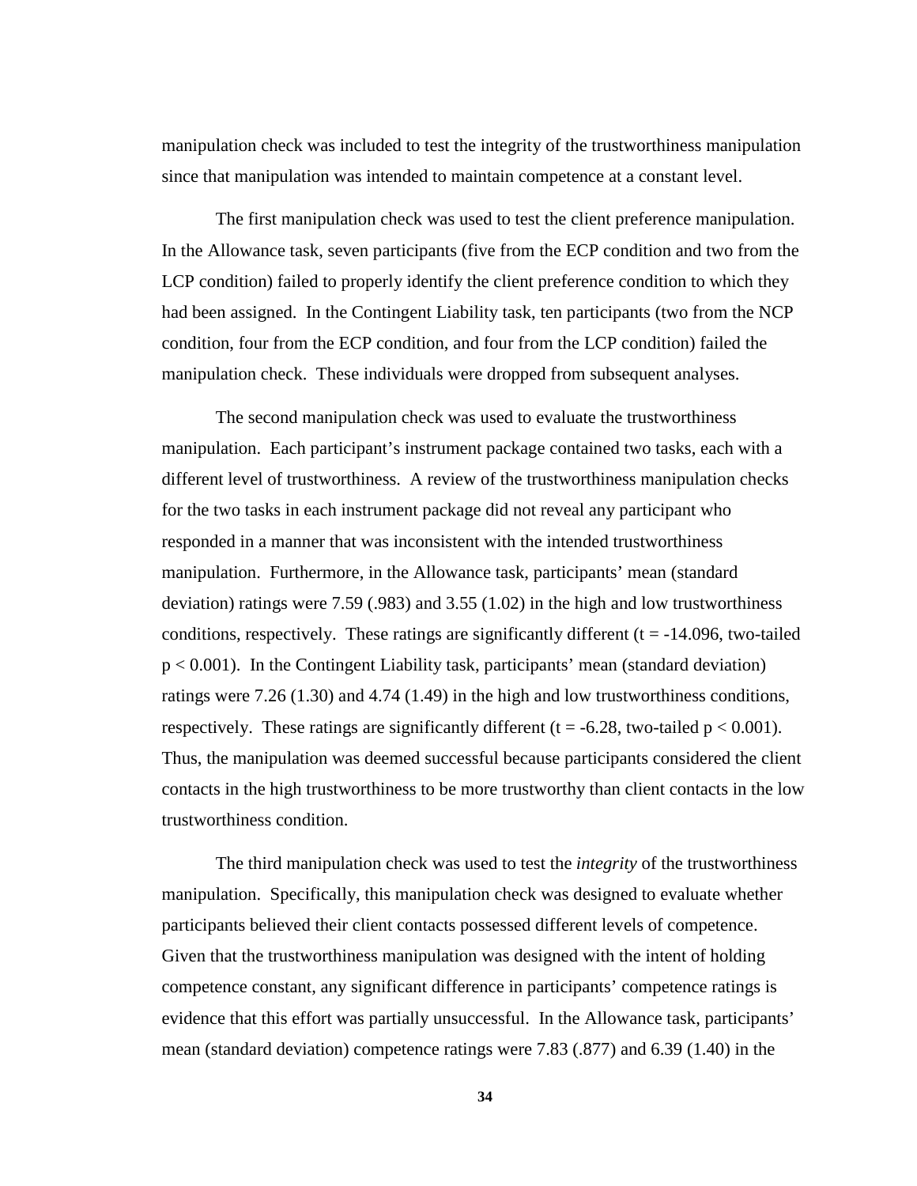manipulation check was included to test the integrity of the trustworthiness manipulation since that manipulation was intended to maintain competence at a constant level.

The first manipulation check was used to test the client preference manipulation. In the Allowance task, seven participants (five from the ECP condition and two from the LCP condition) failed to properly identify the client preference condition to which they had been assigned. In the Contingent Liability task, ten participants (two from the NCP condition, four from the ECP condition, and four from the LCP condition) failed the manipulation check. These individuals were dropped from subsequent analyses.

The second manipulation check was used to evaluate the trustworthiness manipulation. Each participant's instrument package contained two tasks, each with a different level of trustworthiness. A review of the trustworthiness manipulation checks for the two tasks in each instrument package did not reveal any participant who responded in a manner that was inconsistent with the intended trustworthiness manipulation. Furthermore, in the Allowance task, participants' mean (standard deviation) ratings were 7.59 (.983) and 3.55 (1.02) in the high and low trustworthiness conditions, respectively. These ratings are significantly different ($t = -14.096$, two-tailed $p < 0.001$). In the Contingent Liability task, participants' mean (standard deviation) ratings were 7.26 (1.30) and 4.74 (1.49) in the high and low trustworthiness conditions, respectively. These ratings are significantly different ($t = -6.28$, two-tailed $p < 0.001$). Thus, the manipulation was deemed successful because participants considered the client contacts in the high trustworthiness to be more trustworthy than client contacts in the low trustworthiness condition.

The third manipulation check was used to test the *integrity* of the trustworthiness manipulation. Specifically, this manipulation check was designed to evaluate whether participants believed their client contacts possessed different levels of competence. Given that the trustworthiness manipulation was designed with the intent of holding competence constant, any significant difference in participants' competence ratings is evidence that this effort was partially unsuccessful. In the Allowance task, participants' mean (standard deviation) competence ratings were 7.83 (.877) and 6.39 (1.40) in the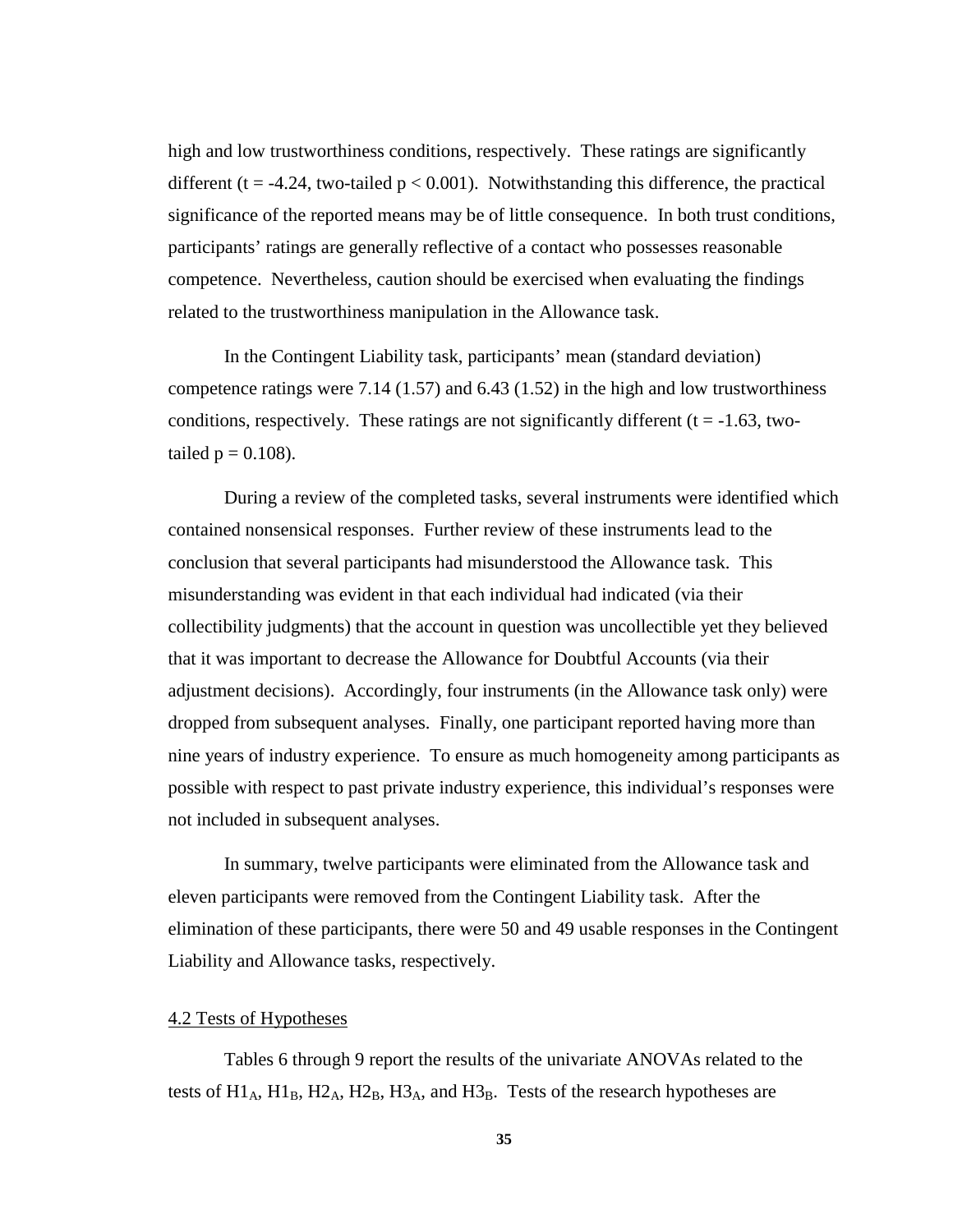high and low trustworthiness conditions, respectively. These ratings are significantly different ($t = -4.24$, two-tailed $p < 0.001$). Notwithstanding this difference, the practical significance of the reported means may be of little consequence. In both trust conditions, participants' ratings are generally reflective of a contact who possesses reasonable competence. Nevertheless, caution should be exercised when evaluating the findings related to the trustworthiness manipulation in the Allowance task.

In the Contingent Liability task, participants' mean (standard deviation) competence ratings were 7.14 (1.57) and 6.43 (1.52) in the high and low trustworthiness conditions, respectively. These ratings are not significantly different ($t = -1.63$, two-tailed $p = 0.108$).

During a review of the completed tasks, several instruments were identified which contained nonsensical responses. Further review of these instruments lead to the conclusion that several participants had misunderstood the Allowance task. This misunderstanding was evident in that each individual had indicated (via their collectibility judgments) that the account in question was uncollectible yet they believed that it was important to decrease the Allowance for Doubtful Accounts (via their adjustment decisions). Accordingly, four instruments (in the Allowance task only) were dropped from subsequent analyses. Finally, one participant reported having more than nine years of industry experience. To ensure as much homogeneity among participants as possible with respect to past private industry experience, this individual's responses were not included in subsequent analyses.

In summary, twelve participants were eliminated from the Allowance task and eleven participants were removed from the Contingent Liability task. After the elimination of these participants, there were 50 and 49 usable responses in the Contingent Liability and Allowance tasks, respectively.

## 4.2 Tests of Hypotheses

Tables 6 through 9 report the results of the univariate ANOVAs related to the tests of $H1_A$, $H1_B$, $H2_A$, $H2_B$, $H3_A$, and $H3_B$. Tests of the research hypotheses are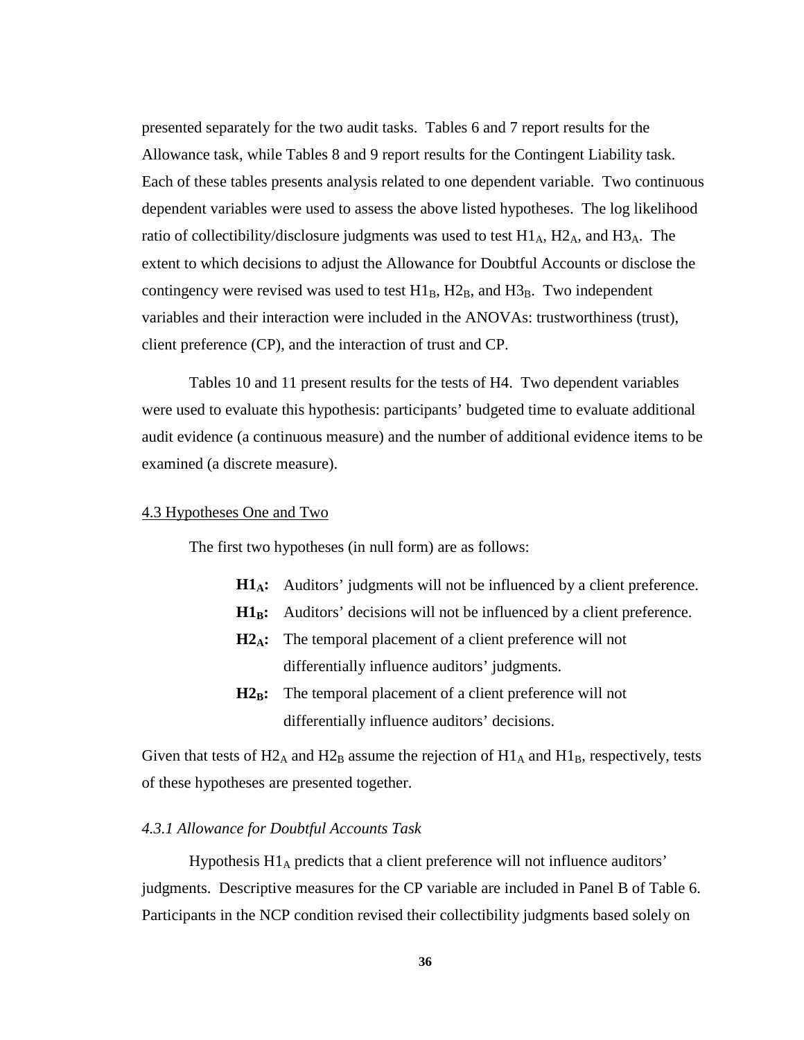presented separately for the two audit tasks. Tables 6 and 7 report results for the Allowance task, while Tables 8 and 9 report results for the Contingent Liability task. Each of these tables presents analysis related to one dependent variable. Two continuous dependent variables were used to assess the above listed hypotheses. The log likelihood ratio of collectibility/disclosure judgments was used to test $H1_A$, $H2_A$, and $H3_A$. The extent to which decisions to adjust the Allowance for Doubtful Accounts or disclose the contingency were revised was used to test $H1_B$, $H2_B$, and $H3_B$. Two independent variables and their interaction were included in the ANOVAs: trustworthiness (trust), client preference (CP), and the interaction of trust and CP.

Tables 10 and 11 present results for the tests of H4. Two dependent variables were used to evaluate this hypothesis: participants' budgeted time to evaluate additional audit evidence (a continuous measure) and the number of additional evidence items to be examined (a discrete measure).

## 4.3 Hypotheses One and Two

The first two hypotheses (in null form) are as follows:

- **$H1_A$:** Auditors' judgments will not be influenced by a client preference.
- **$H1_B$:** Auditors' decisions will not be influenced by a client preference.
- **$H2_A$:** The temporal placement of a client preference will not differentially influence auditors' judgments.
- **$H2_B$:** The temporal placement of a client preference will not differentially influence auditors' decisions.

Given that tests of $H2_A$ and $H2_B$ assume the rejection of $H1_A$ and $H1_B$, respectively, tests of these hypotheses are presented together.

### *4.3.1 Allowance for Doubtful Accounts Task*

Hypothesis $H1_A$ predicts that a client preference will not influence auditors' judgments. Descriptive measures for the CP variable are included in Panel B of Table 6. Participants in the NCP condition revised their collectibility judgments based solely on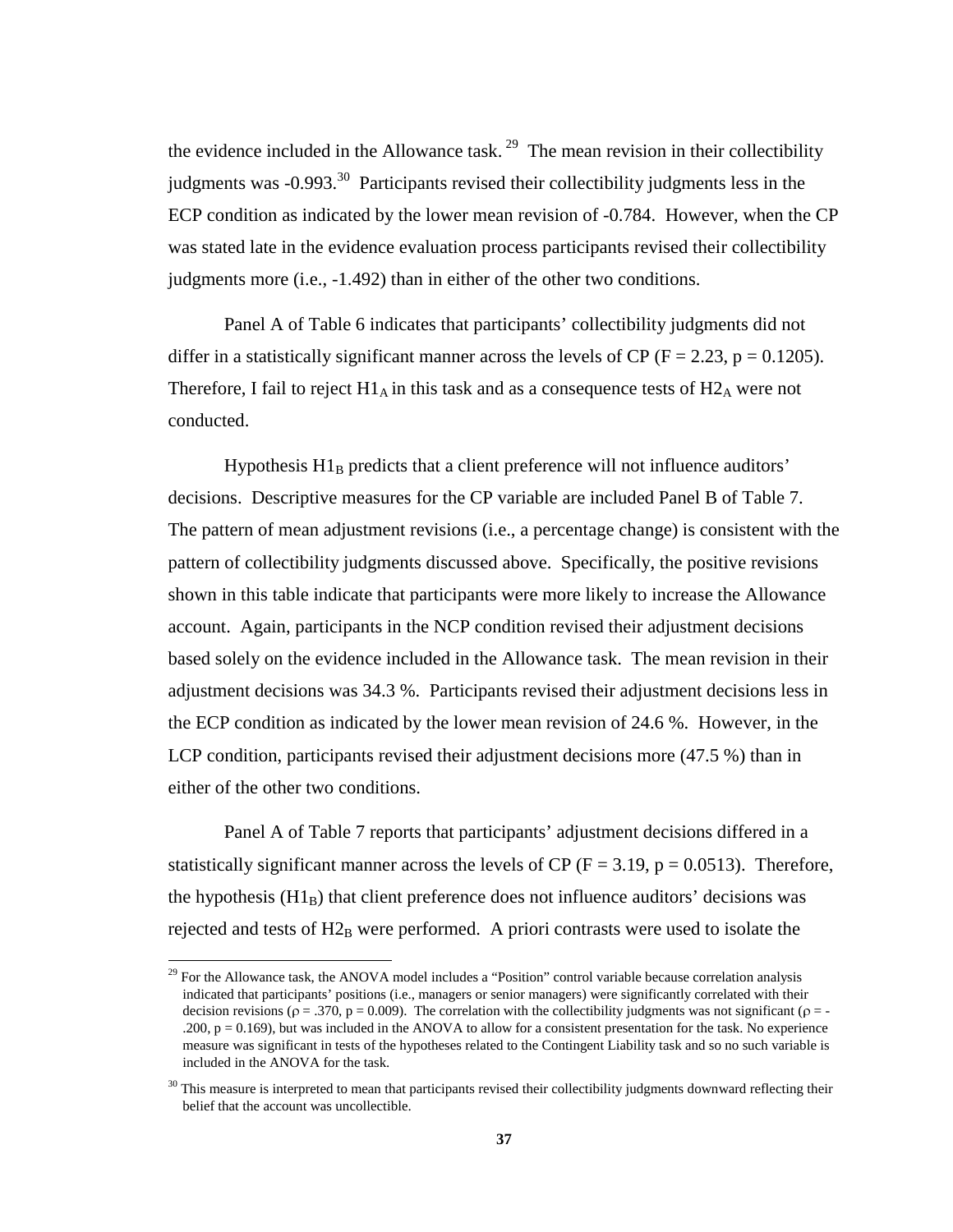the evidence included in the Allowance task.[29] The mean revision in their collectibility judgments was -0.993.[30] Participants revised their collectibility judgments less in the ECP condition as indicated by the lower mean revision of -0.784. However, when the CP was stated late in the evidence evaluation process participants revised their collectibility judgments more (i.e., -1.492) than in either of the other two conditions.

Panel A of Table 6 indicates that participants' collectibility judgments did not differ in a statistically significant manner across the levels of CP ($F = 2.23$, $p = 0.1205$). Therefore, I fail to reject $H1_A$ in this task and as a consequence tests of $H2_A$ were not conducted.

Hypothesis $H1_B$ predicts that a client preference will not influence auditors' decisions. Descriptive measures for the CP variable are included Panel B of Table 7. The pattern of mean adjustment revisions (i.e., a percentage change) is consistent with the pattern of collectibility judgments discussed above. Specifically, the positive revisions shown in this table indicate that participants were more likely to increase the Allowance account. Again, participants in the NCP condition revised their adjustment decisions based solely on the evidence included in the Allowance task. The mean revision in their adjustment decisions was 34.3 %. Participants revised their adjustment decisions less in the ECP condition as indicated by the lower mean revision of 24.6 %. However, in the LCP condition, participants revised their adjustment decisions more (47.5 %) than in either of the other two conditions.

Panel A of Table 7 reports that participants' adjustment decisions differed in a statistically significant manner across the levels of CP ($F = 3.19$, $p = 0.0513$). Therefore, the hypothesis ($H1_B$) that client preference does not influence auditors' decisions was rejected and tests of $H2_B$ were performed. A priori contrasts were used to isolate the

[29] For the Allowance task, the ANOVA model includes a "Position" control variable because correlation analysis indicated that participants' positions (i.e., managers or senior managers) were significantly correlated with their decision revisions ($\rho = .370$, $p = 0.009$). The correlation with the collectibility judgments was not significant ($\rho = -.200$, $p = 0.169$), but was included in the ANOVA to allow for a consistent presentation for the task. No experience measure was significant in tests of the hypotheses related to the Contingent Liability task and so no such variable is included in the ANOVA for the task.

[30] This measure is interpreted to mean that participants revised their collectibility judgments downward reflecting their belief that the account was uncollectible.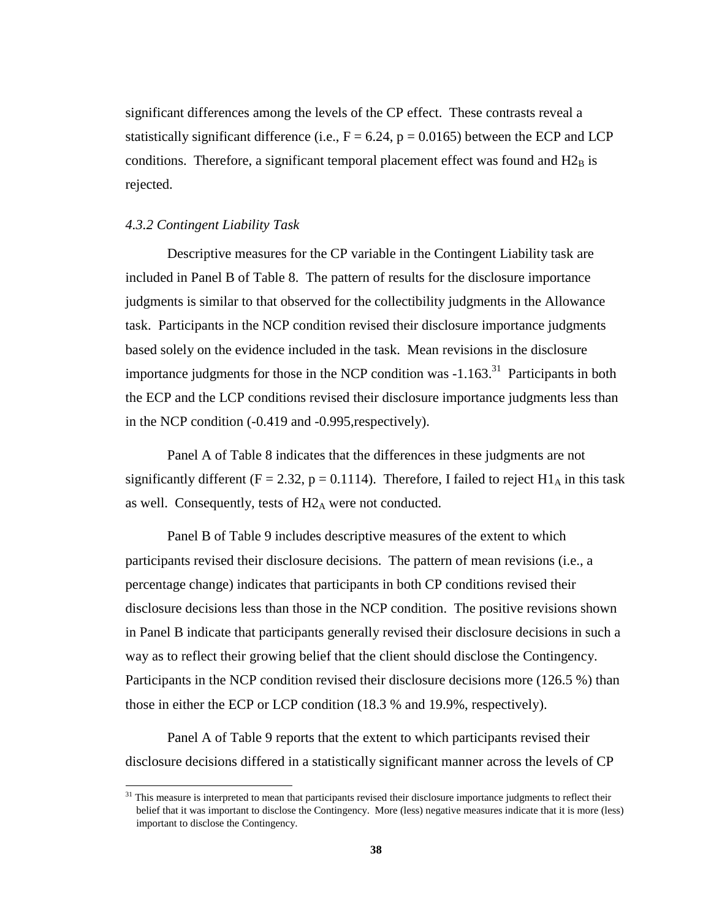significant differences among the levels of the CP effect. These contrasts reveal a statistically significant difference (i.e., $F = 6.24$, $p = 0.0165$) between the ECP and LCP conditions. Therefore, a significant temporal placement effect was found and $H2_B$ is rejected.

### *4.3.2 Contingent Liability Task*

Descriptive measures for the CP variable in the Contingent Liability task are included in Panel B of Table 8. The pattern of results for the disclosure importance judgments is similar to that observed for the collectibility judgments in the Allowance task. Participants in the NCP condition revised their disclosure importance judgments based solely on the evidence included in the task. Mean revisions in the disclosure importance judgments for those in the NCP condition was -1.163.[31] Participants in both the ECP and the LCP conditions revised their disclosure importance judgments less than in the NCP condition (-0.419 and -0.995,respectively).

Panel A of Table 8 indicates that the differences in these judgments are not significantly different ($F = 2.32$, $p = 0.1114$). Therefore, I failed to reject $H1_A$ in this task as well. Consequently, tests of $H2_A$ were not conducted.

Panel B of Table 9 includes descriptive measures of the extent to which participants revised their disclosure decisions. The pattern of mean revisions (i.e., a percentage change) indicates that participants in both CP conditions revised their disclosure decisions less than those in the NCP condition. The positive revisions shown in Panel B indicate that participants generally revised their disclosure decisions in such a way as to reflect their growing belief that the client should disclose the Contingency. Participants in the NCP condition revised their disclosure decisions more (126.5 %) than those in either the ECP or LCP condition (18.3 % and 19.9%, respectively).

Panel A of Table 9 reports that the extent to which participants revised their disclosure decisions differed in a statistically significant manner across the levels of CP

[31] This measure is interpreted to mean that participants revised their disclosure importance judgments to reflect their belief that it was important to disclose the Contingency. More (less) negative measures indicate that it is more (less) important to disclose the Contingency.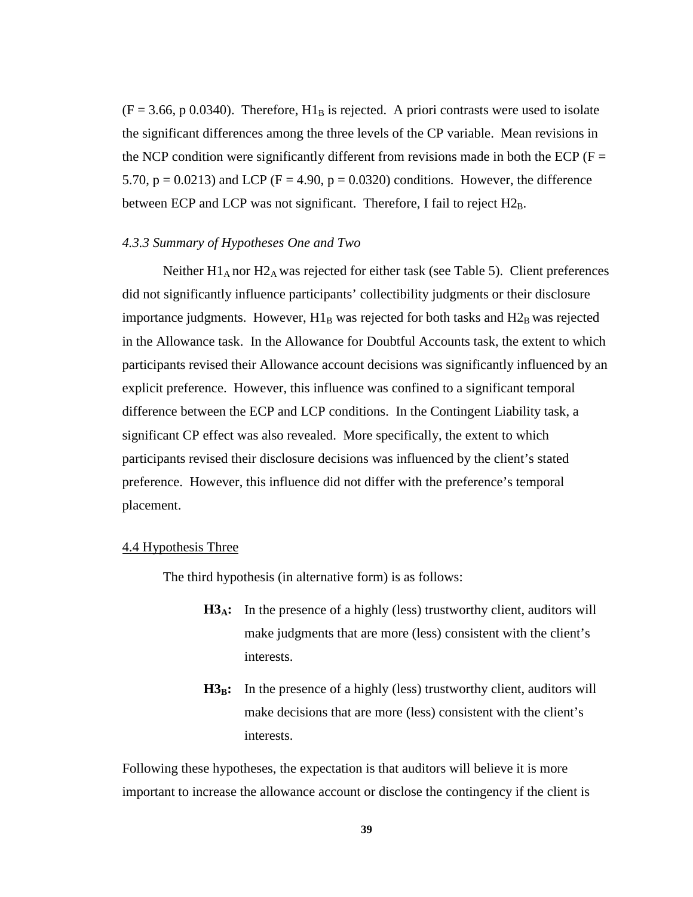($F = 3.66$, p 0.0340). Therefore, $H1_B$ is rejected. A priori contrasts were used to isolate the significant differences among the three levels of the CP variable. Mean revisions in the NCP condition were significantly different from revisions made in both the ECP ($F = 5.70$, $p = 0.0213$) and LCP ($F = 4.90$, $p = 0.0320$) conditions. However, the difference between ECP and LCP was not significant. Therefore, I fail to reject $H2_B$.

### *4.3.3 Summary of Hypotheses One and Two*

Neither $H1_A$ nor $H2_A$ was rejected for either task (see Table 5). Client preferences did not significantly influence participants' collectibility judgments or their disclosure importance judgments. However, $H1_B$ was rejected for both tasks and $H2_B$ was rejected in the Allowance task. In the Allowance for Doubtful Accounts task, the extent to which participants revised their Allowance account decisions was significantly influenced by an explicit preference. However, this influence was confined to a significant temporal difference between the ECP and LCP conditions. In the Contingent Liability task, a significant CP effect was also revealed. More specifically, the extent to which participants revised their disclosure decisions was influenced by the client's stated preference. However, this influence did not differ with the preference's temporal placement.

## 4.4 Hypothesis Three

The third hypothesis (in alternative form) is as follows:

> **$H3_A$:** In the presence of a highly (less) trustworthy client, auditors will make judgments that are more (less) consistent with the client's interests.
>
> **$H3_B$:** In the presence of a highly (less) trustworthy client, auditors will make decisions that are more (less) consistent with the client's interests.

Following these hypotheses, the expectation is that auditors will believe it is more important to increase the allowance account or disclose the contingency if the client is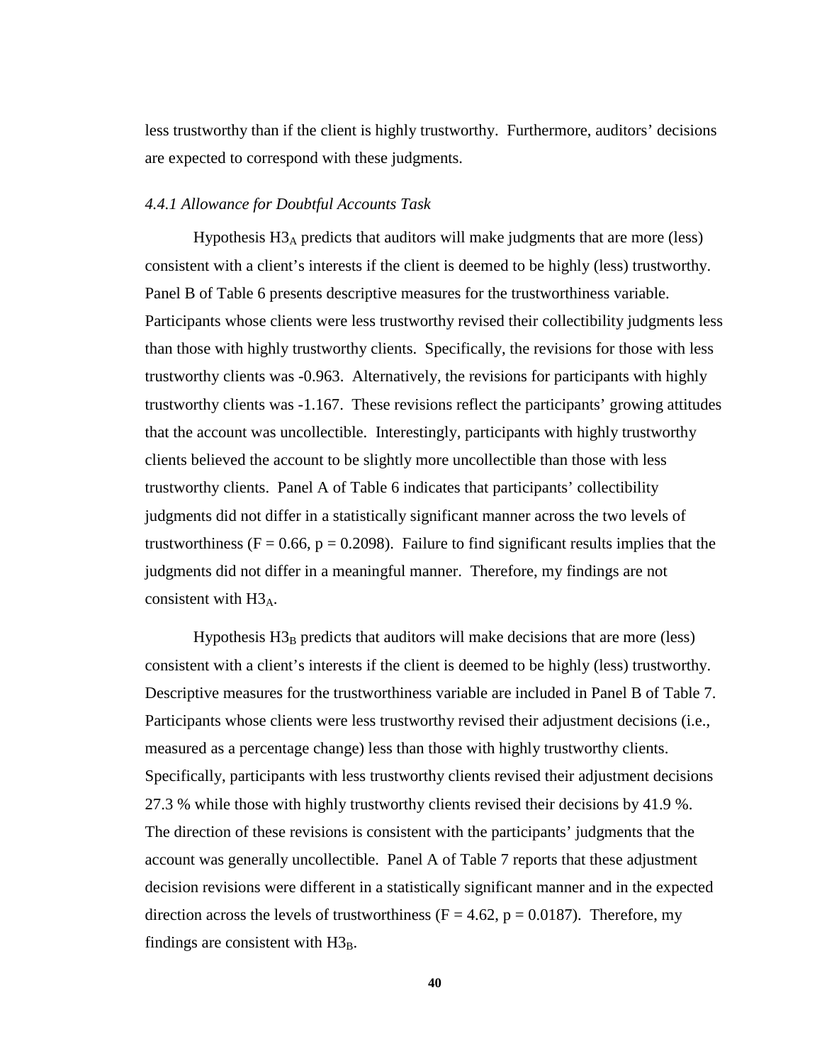less trustworthy than if the client is highly trustworthy. Furthermore, auditors' decisions are expected to correspond with these judgments.

#### *4.4.1 Allowance for Doubtful Accounts Task*

Hypothesis $H3_A$ predicts that auditors will make judgments that are more (less) consistent with a client's interests if the client is deemed to be highly (less) trustworthy. Panel B of Table 6 presents descriptive measures for the trustworthiness variable. Participants whose clients were less trustworthy revised their collectibility judgments less than those with highly trustworthy clients. Specifically, the revisions for those with less trustworthy clients was -0.963. Alternatively, the revisions for participants with highly trustworthy clients was -1.167. These revisions reflect the participants' growing attitudes that the account was uncollectible. Interestingly, participants with highly trustworthy clients believed the account to be slightly more uncollectible than those with less trustworthy clients. Panel A of Table 6 indicates that participants' collectibility judgments did not differ in a statistically significant manner across the two levels of trustworthiness ($F = 0.66$, $p = 0.2098$). Failure to find significant results implies that the judgments did not differ in a meaningful manner. Therefore, my findings are not consistent with $H3_A$.

Hypothesis $H3_B$ predicts that auditors will make decisions that are more (less) consistent with a client's interests if the client is deemed to be highly (less) trustworthy. Descriptive measures for the trustworthiness variable are included in Panel B of Table 7. Participants whose clients were less trustworthy revised their adjustment decisions (i.e., measured as a percentage change) less than those with highly trustworthy clients. Specifically, participants with less trustworthy clients revised their adjustment decisions 27.3 % while those with highly trustworthy clients revised their decisions by 41.9 %. The direction of these revisions is consistent with the participants' judgments that the account was generally uncollectible. Panel A of Table 7 reports that these adjustment decision revisions were different in a statistically significant manner and in the expected direction across the levels of trustworthiness ($F = 4.62$, $p = 0.0187$). Therefore, my findings are consistent with $H3_B$.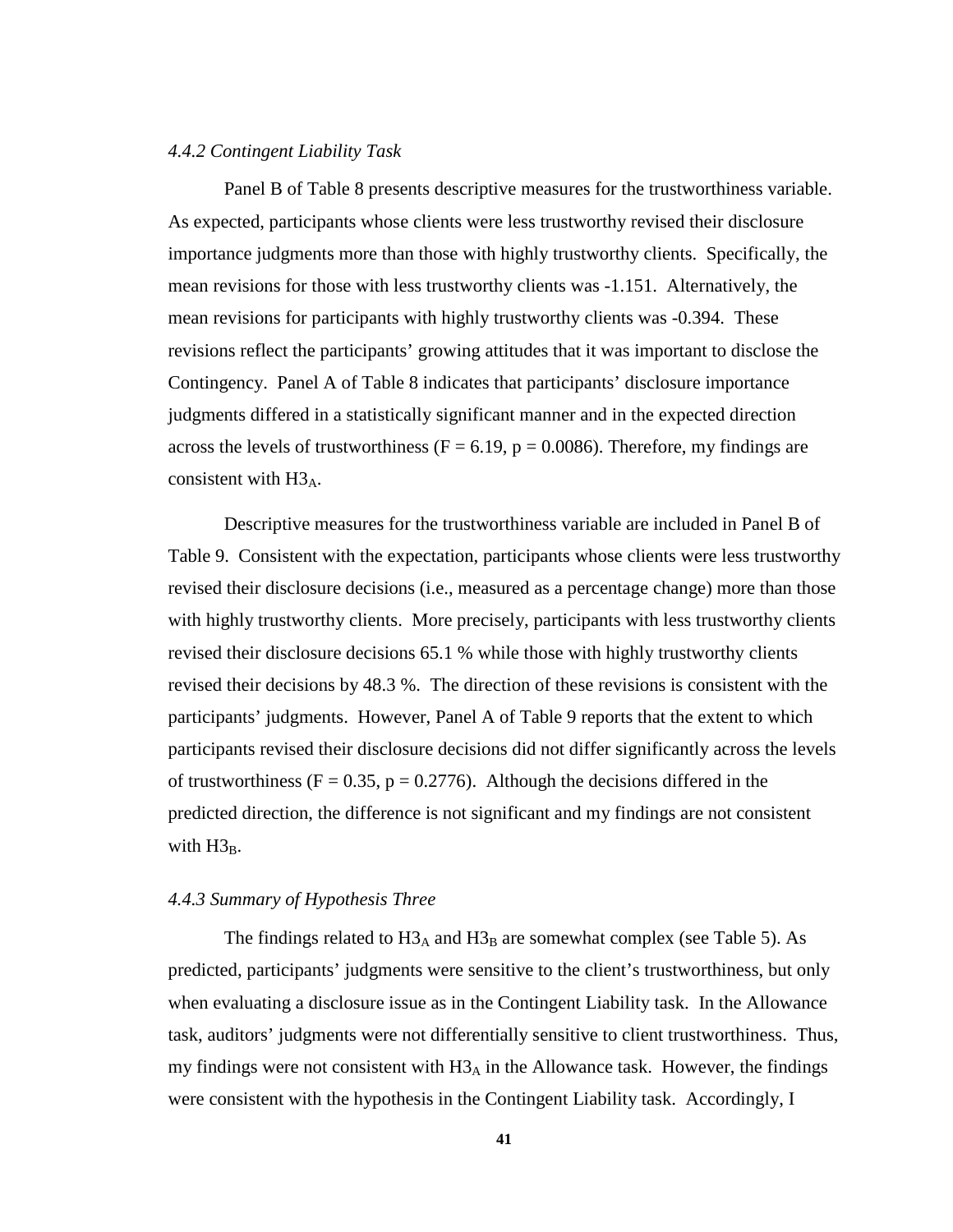#### *4.4.2 Contingent Liability Task*

Panel B of Table 8 presents descriptive measures for the trustworthiness variable. As expected, participants whose clients were less trustworthy revised their disclosure importance judgments more than those with highly trustworthy clients. Specifically, the mean revisions for those with less trustworthy clients was -1.151. Alternatively, the mean revisions for participants with highly trustworthy clients was -0.394. These revisions reflect the participants' growing attitudes that it was important to disclose the Contingency. Panel A of Table 8 indicates that participants' disclosure importance judgments differed in a statistically significant manner and in the expected direction across the levels of trustworthiness ($F = 6.19$, $p = 0.0086$). Therefore, my findings are consistent with $H3_A$.

Descriptive measures for the trustworthiness variable are included in Panel B of Table 9. Consistent with the expectation, participants whose clients were less trustworthy revised their disclosure decisions (i.e., measured as a percentage change) more than those with highly trustworthy clients. More precisely, participants with less trustworthy clients revised their disclosure decisions 65.1 % while those with highly trustworthy clients revised their decisions by 48.3 %. The direction of these revisions is consistent with the participants' judgments. However, Panel A of Table 9 reports that the extent to which participants revised their disclosure decisions did not differ significantly across the levels of trustworthiness ($F = 0.35$, $p = 0.2776$). Although the decisions differed in the predicted direction, the difference is not significant and my findings are not consistent with $H3_B$.

#### *4.4.3 Summary of Hypothesis Three*

The findings related to $H3_A$ and $H3_B$ are somewhat complex (see Table 5). As predicted, participants' judgments were sensitive to the client's trustworthiness, but only when evaluating a disclosure issue as in the Contingent Liability task. In the Allowance task, auditors' judgments were not differentially sensitive to client trustworthiness. Thus, my findings were not consistent with $H3_A$ in the Allowance task. However, the findings were consistent with the hypothesis in the Contingent Liability task. Accordingly, I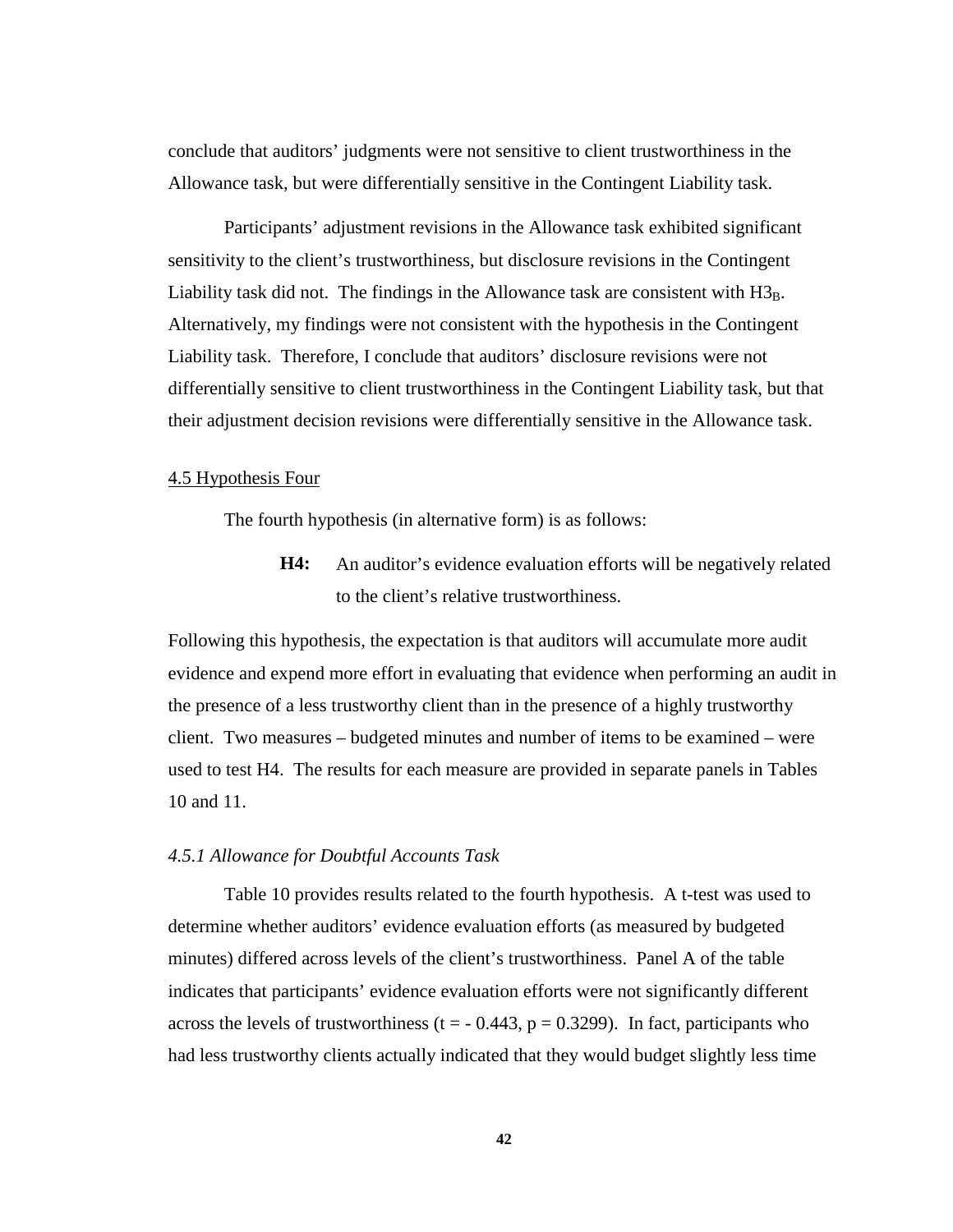conclude that auditors' judgments were not sensitive to client trustworthiness in the Allowance task, but were differentially sensitive in the Contingent Liability task.

Participants' adjustment revisions in the Allowance task exhibited significant sensitivity to the client's trustworthiness, but disclosure revisions in the Contingent Liability task did not. The findings in the Allowance task are consistent with $H3_B$. Alternatively, my findings were not consistent with the hypothesis in the Contingent Liability task. Therefore, I conclude that auditors' disclosure revisions were not differentially sensitive to client trustworthiness in the Contingent Liability task, but that their adjustment decision revisions were differentially sensitive in the Allowance task.

## 4.5 Hypothesis Four

The fourth hypothesis (in alternative form) is as follows:

> **H4:** An auditor's evidence evaluation efforts will be negatively related to the client's relative trustworthiness.

Following this hypothesis, the expectation is that auditors will accumulate more audit evidence and expend more effort in evaluating that evidence when performing an audit in the presence of a less trustworthy client than in the presence of a highly trustworthy client. Two measures – budgeted minutes and number of items to be examined – were used to test H4. The results for each measure are provided in separate panels in Tables 10 and 11.

### *4.5.1 Allowance for Doubtful Accounts Task*

Table 10 provides results related to the fourth hypothesis. A t-test was used to determine whether auditors' evidence evaluation efforts (as measured by budgeted minutes) differed across levels of the client's trustworthiness. Panel A of the table indicates that participants' evidence evaluation efforts were not significantly different across the levels of trustworthiness ($t = -0.443$, $p = 0.3299$). In fact, participants who had less trustworthy clients actually indicated that they would budget slightly less time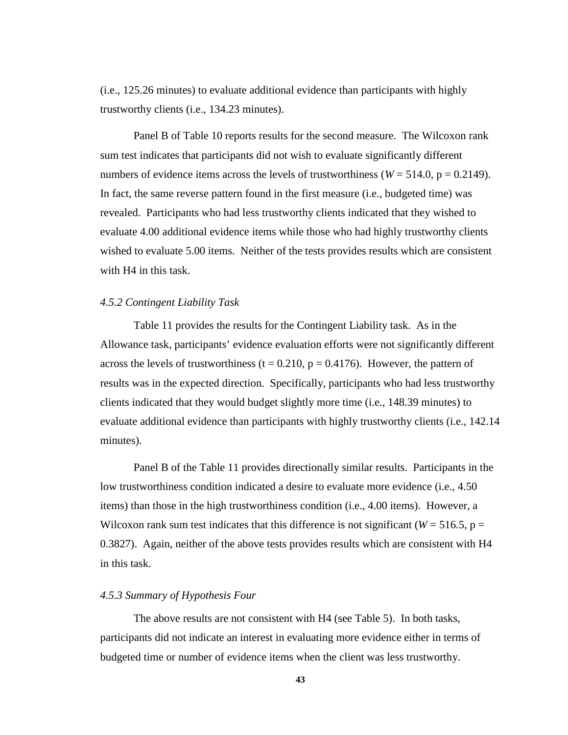(i.e., 125.26 minutes) to evaluate additional evidence than participants with highly trustworthy clients (i.e., 134.23 minutes).

Panel B of Table 10 reports results for the second measure. The Wilcoxon rank sum test indicates that participants did not wish to evaluate significantly different numbers of evidence items across the levels of trustworthiness ($W = 514.0$, $p = 0.2149$). In fact, the same reverse pattern found in the first measure (i.e., budgeted time) was revealed. Participants who had less trustworthy clients indicated that they wished to evaluate 4.00 additional evidence items while those who had highly trustworthy clients wished to evaluate 5.00 items. Neither of the tests provides results which are consistent with H4 in this task.

### *4.5.2 Contingent Liability Task*

Table 11 provides the results for the Contingent Liability task. As in the Allowance task, participants' evidence evaluation efforts were not significantly different across the levels of trustworthiness ($t = 0.210$, $p = 0.4176$). However, the pattern of results was in the expected direction. Specifically, participants who had less trustworthy clients indicated that they would budget slightly more time (i.e., 148.39 minutes) to evaluate additional evidence than participants with highly trustworthy clients (i.e., 142.14 minutes).

Panel B of the Table 11 provides directionally similar results. Participants in the low trustworthiness condition indicated a desire to evaluate more evidence (i.e., 4.50 items) than those in the high trustworthiness condition (i.e., 4.00 items). However, a Wilcoxon rank sum test indicates that this difference is not significant ($W = 516.5$, $p = 0.3827$). Again, neither of the above tests provides results which are consistent with H4 in this task.

### *4.5.3 Summary of Hypothesis Four*

The above results are not consistent with H4 (see Table 5). In both tasks, participants did not indicate an interest in evaluating more evidence either in terms of budgeted time or number of evidence items when the client was less trustworthy.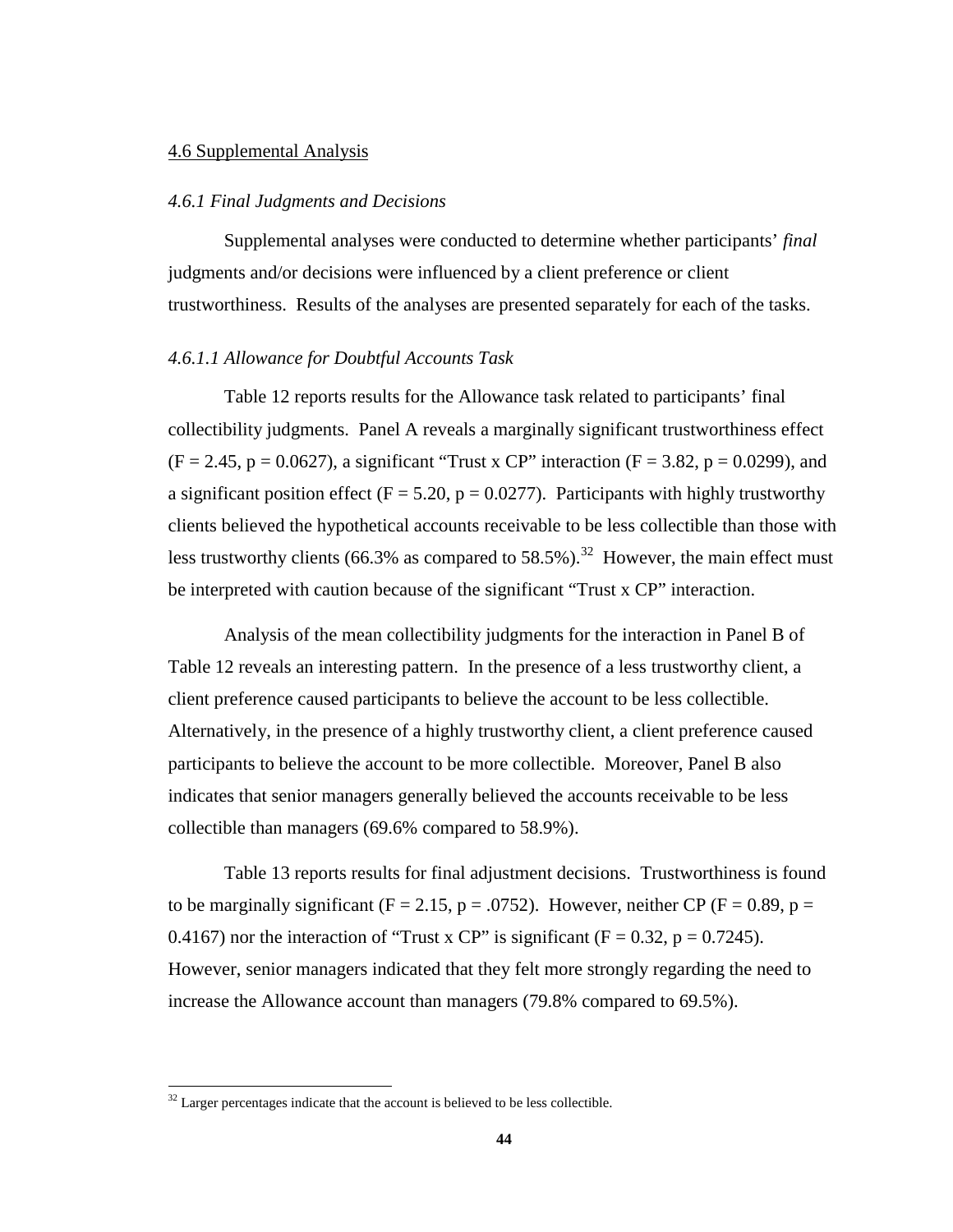## 4.6 Supplemental Analysis

### *4.6.1 Final Judgments and Decisions*

Supplemental analyses were conducted to determine whether participants' *final* judgments and/or decisions were influenced by a client preference or client trustworthiness. Results of the analyses are presented separately for each of the tasks.

#### *4.6.1.1 Allowance for Doubtful Accounts Task*

Table 12 reports results for the Allowance task related to participants' final collectibility judgments. Panel A reveals a marginally significant trustworthiness effect ($F = 2.45$, $p = 0.0627$), a significant "Trust x CP" interaction ($F = 3.82$, $p = 0.0299$), and a significant position effect ($F = 5.20$, $p = 0.0277$). Participants with highly trustworthy clients believed the hypothetical accounts receivable to be less collectible than those with less trustworthy clients (66.3% as compared to 58.5%).[32] However, the main effect must be interpreted with caution because of the significant "Trust x CP" interaction.

Analysis of the mean collectibility judgments for the interaction in Panel B of Table 12 reveals an interesting pattern. In the presence of a less trustworthy client, a client preference caused participants to believe the account to be less collectible. Alternatively, in the presence of a highly trustworthy client, a client preference caused participants to believe the account to be more collectible. Moreover, Panel B also indicates that senior managers generally believed the accounts receivable to be less collectible than managers (69.6% compared to 58.9%).

Table 13 reports results for final adjustment decisions. Trustworthiness is found to be marginally significant ($F = 2.15$, $p = .0752$). However, neither CP ($F = 0.89$, $p = 0.4167$) nor the interaction of "Trust x CP" is significant ($F = 0.32$, $p = 0.7245$). However, senior managers indicated that they felt more strongly regarding the need to increase the Allowance account than managers (79.8% compared to 69.5%).

[32] Larger percentages indicate that the account is believed to be less collectible.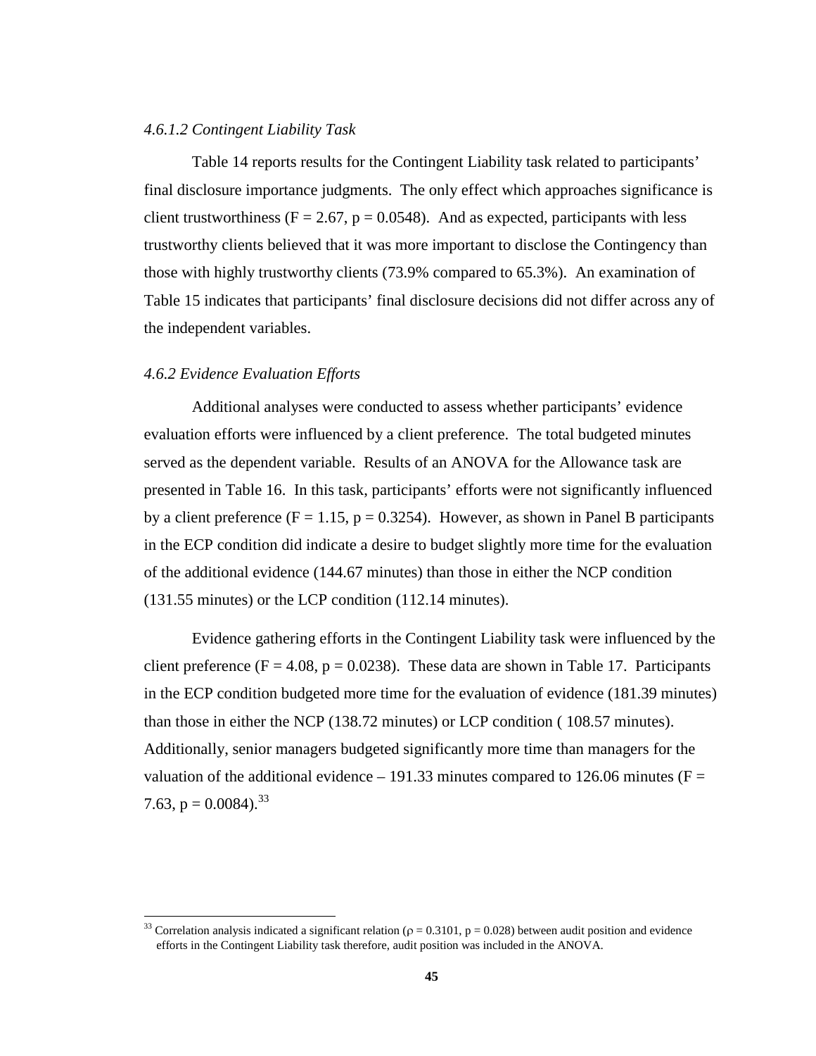#### *4.6.1.2 Contingent Liability Task*

Table 14 reports results for the Contingent Liability task related to participants' final disclosure importance judgments. The only effect which approaches significance is client trustworthiness ($F = 2.67$, $p = 0.0548$). And as expected, participants with less trustworthy clients believed that it was more important to disclose the Contingency than those with highly trustworthy clients (73.9% compared to 65.3%). An examination of Table 15 indicates that participants' final disclosure decisions did not differ across any of the independent variables.

### *4.6.2 Evidence Evaluation Efforts*

Additional analyses were conducted to assess whether participants' evidence evaluation efforts were influenced by a client preference. The total budgeted minutes served as the dependent variable. Results of an ANOVA for the Allowance task are presented in Table 16. In this task, participants' efforts were not significantly influenced by a client preference ($F = 1.15$, $p = 0.3254$). However, as shown in Panel B participants in the ECP condition did indicate a desire to budget slightly more time for the evaluation of the additional evidence (144.67 minutes) than those in either the NCP condition (131.55 minutes) or the LCP condition (112.14 minutes).

Evidence gathering efforts in the Contingent Liability task were influenced by the client preference ($F = 4.08$, $p = 0.0238$). These data are shown in Table 17. Participants in the ECP condition budgeted more time for the evaluation of evidence (181.39 minutes) than those in either the NCP (138.72 minutes) or LCP condition ( 108.57 minutes). Additionally, senior managers budgeted significantly more time than managers for the valuation of the additional evidence – 191.33 minutes compared to 126.06 minutes ($F = 7.63$, $p = 0.0084$).[33]

---

[33] Correlation analysis indicated a significant relation ($\rho = 0.3101$, $p = 0.028$) between audit position and evidence efforts in the Contingent Liability task therefore, audit position was included in the ANOVA.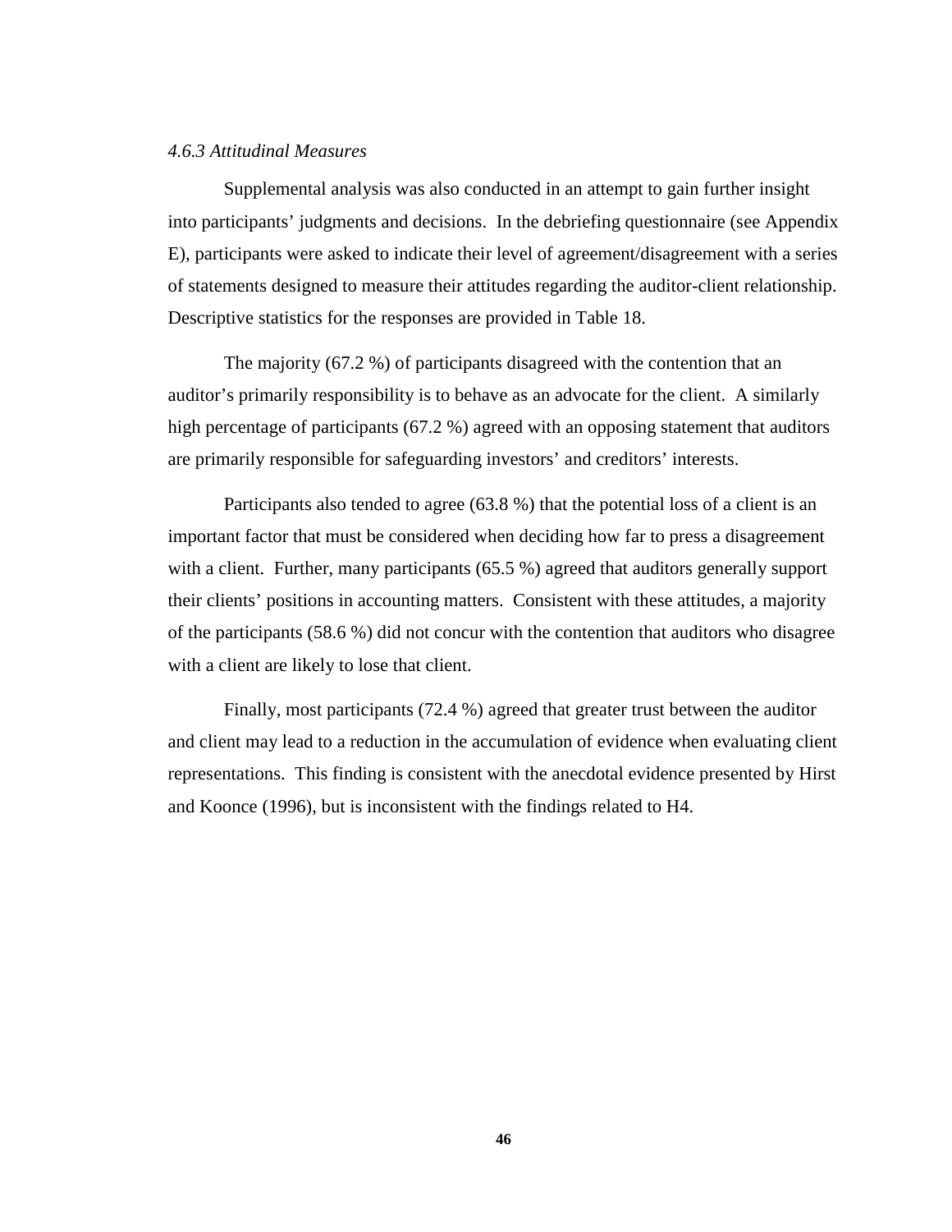#### *4.6.3 Attitudinal Measures*

Supplemental analysis was also conducted in an attempt to gain further insight into participants' judgments and decisions. In the debriefing questionnaire (see Appendix E), participants were asked to indicate their level of agreement/disagreement with a series of statements designed to measure their attitudes regarding the auditor-client relationship. Descriptive statistics for the responses are provided in Table 18.

The majority (67.2 %) of participants disagreed with the contention that an auditor's primarily responsibility is to behave as an advocate for the client. A similarly high percentage of participants (67.2 %) agreed with an opposing statement that auditors are primarily responsible for safeguarding investors' and creditors' interests.

Participants also tended to agree (63.8 %) that the potential loss of a client is an important factor that must be considered when deciding how far to press a disagreement with a client. Further, many participants (65.5 %) agreed that auditors generally support their clients' positions in accounting matters. Consistent with these attitudes, a majority of the participants (58.6 %) did not concur with the contention that auditors who disagree with a client are likely to lose that client.

Finally, most participants (72.4 %) agreed that greater trust between the auditor and client may lead to a reduction in the accumulation of evidence when evaluating client representations. This finding is consistent with the anecdotal evidence presented by Hirst and Koonce (1996), but is inconsistent with the findings related to H4.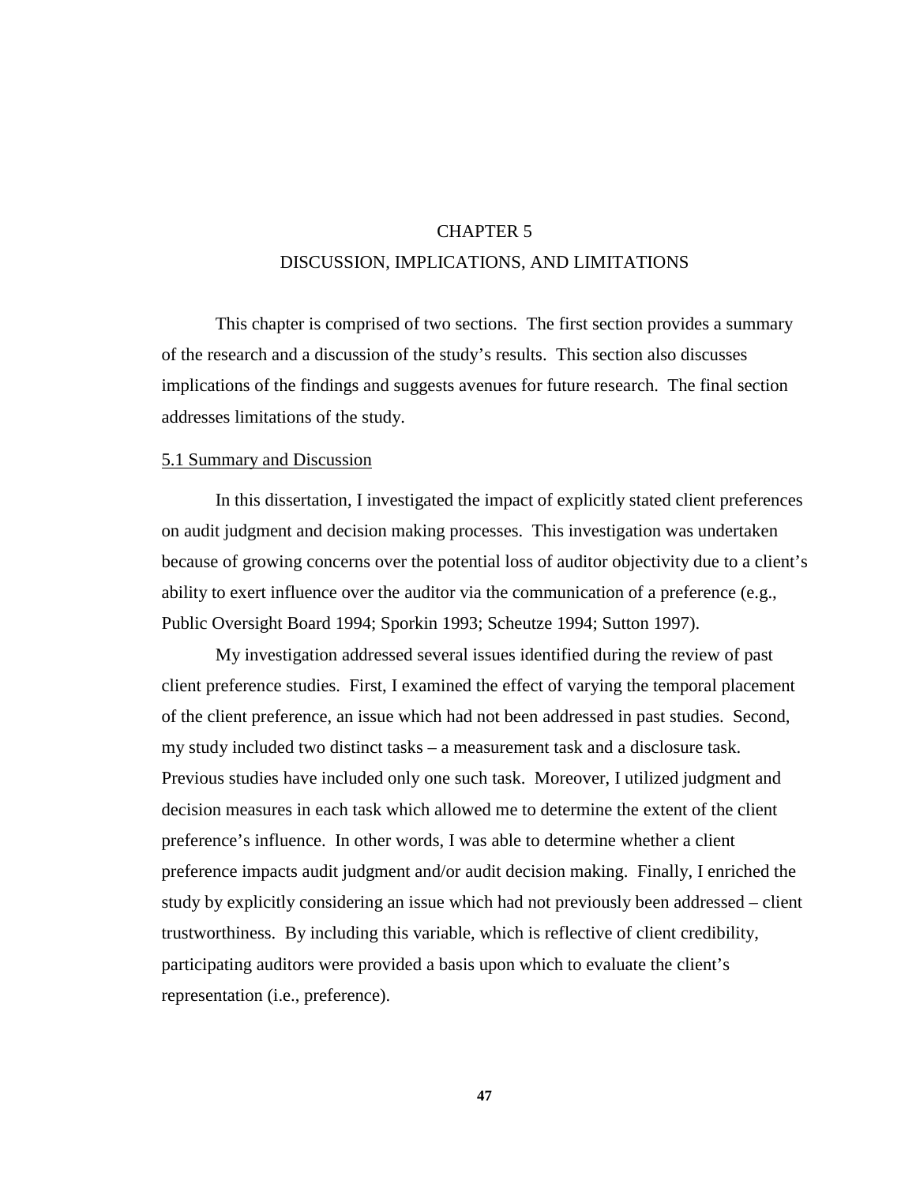# CHAPTER 5
# DISCUSSION, IMPLICATIONS, AND LIMITATIONS

This chapter is comprised of two sections. The first section provides a summary of the research and a discussion of the study's results. This section also discusses implications of the findings and suggests avenues for future research. The final section addresses limitations of the study.

## 5.1 Summary and Discussion

In this dissertation, I investigated the impact of explicitly stated client preferences on audit judgment and decision making processes. This investigation was undertaken because of growing concerns over the potential loss of auditor objectivity due to a client's ability to exert influence over the auditor via the communication of a preference (e.g., Public Oversight Board 1994; Sporkin 1993; Scheutze 1994; Sutton 1997).

My investigation addressed several issues identified during the review of past client preference studies. First, I examined the effect of varying the temporal placement of the client preference, an issue which had not been addressed in past studies. Second, my study included two distinct tasks – a measurement task and a disclosure task. Previous studies have included only one such task. Moreover, I utilized judgment and decision measures in each task which allowed me to determine the extent of the client preference's influence. In other words, I was able to determine whether a client preference impacts audit judgment and/or audit decision making. Finally, I enriched the study by explicitly considering an issue which had not previously been addressed – client trustworthiness. By including this variable, which is reflective of client credibility, participating auditors were provided a basis upon which to evaluate the client's representation (i.e., preference).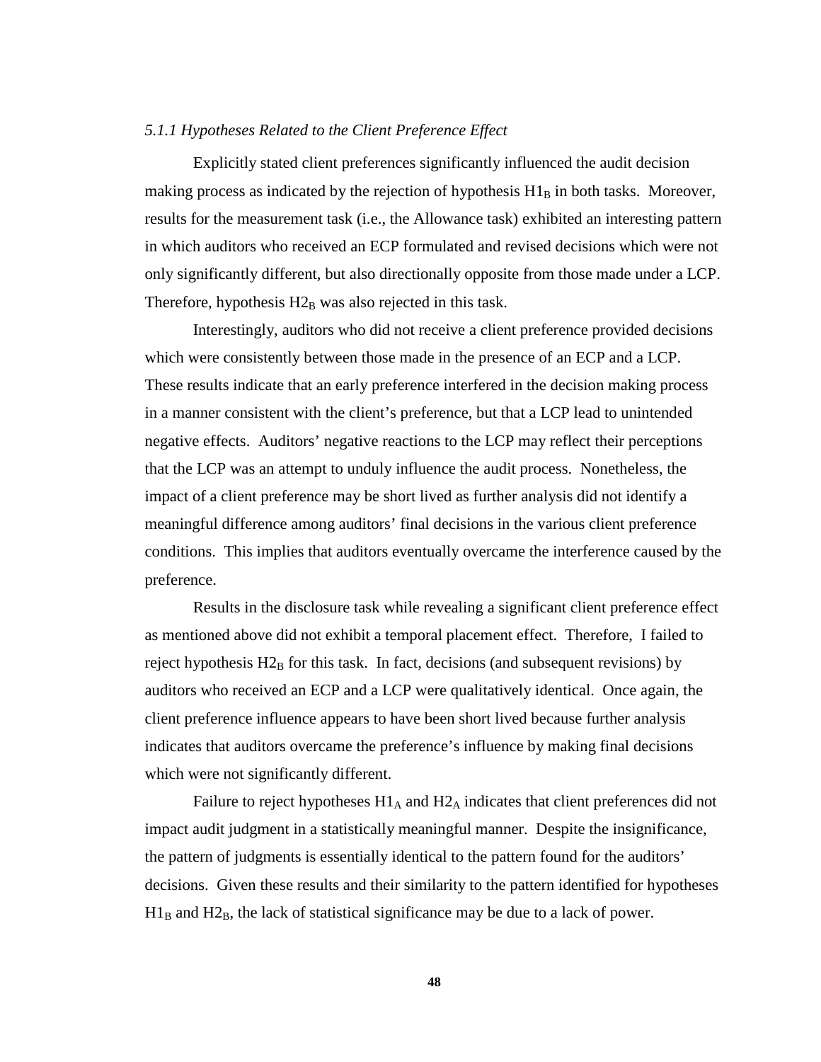### *5.1.1 Hypotheses Related to the Client Preference Effect*

Explicitly stated client preferences significantly influenced the audit decision making process as indicated by the rejection of hypothesis $H1_B$ in both tasks. Moreover, results for the measurement task (i.e., the Allowance task) exhibited an interesting pattern in which auditors who received an ECP formulated and revised decisions which were not only significantly different, but also directionally opposite from those made under a LCP. Therefore, hypothesis $H2_B$ was also rejected in this task.

Interestingly, auditors who did not receive a client preference provided decisions which were consistently between those made in the presence of an ECP and a LCP. These results indicate that an early preference interfered in the decision making process in a manner consistent with the client's preference, but that a LCP lead to unintended negative effects. Auditors' negative reactions to the LCP may reflect their perceptions that the LCP was an attempt to unduly influence the audit process. Nonetheless, the impact of a client preference may be short lived as further analysis did not identify a meaningful difference among auditors' final decisions in the various client preference conditions. This implies that auditors eventually overcame the interference caused by the preference.

Results in the disclosure task while revealing a significant client preference effect as mentioned above did not exhibit a temporal placement effect. Therefore, I failed to reject hypothesis $H2_B$ for this task. In fact, decisions (and subsequent revisions) by auditors who received an ECP and a LCP were qualitatively identical. Once again, the client preference influence appears to have been short lived because further analysis indicates that auditors overcame the preference's influence by making final decisions which were not significantly different.

Failure to reject hypotheses $H1_A$ and $H2_A$ indicates that client preferences did not impact audit judgment in a statistically meaningful manner. Despite the insignificance, the pattern of judgments is essentially identical to the pattern found for the auditors' decisions. Given these results and their similarity to the pattern identified for hypotheses $H1_B$ and $H2_B$, the lack of statistical significance may be due to a lack of power.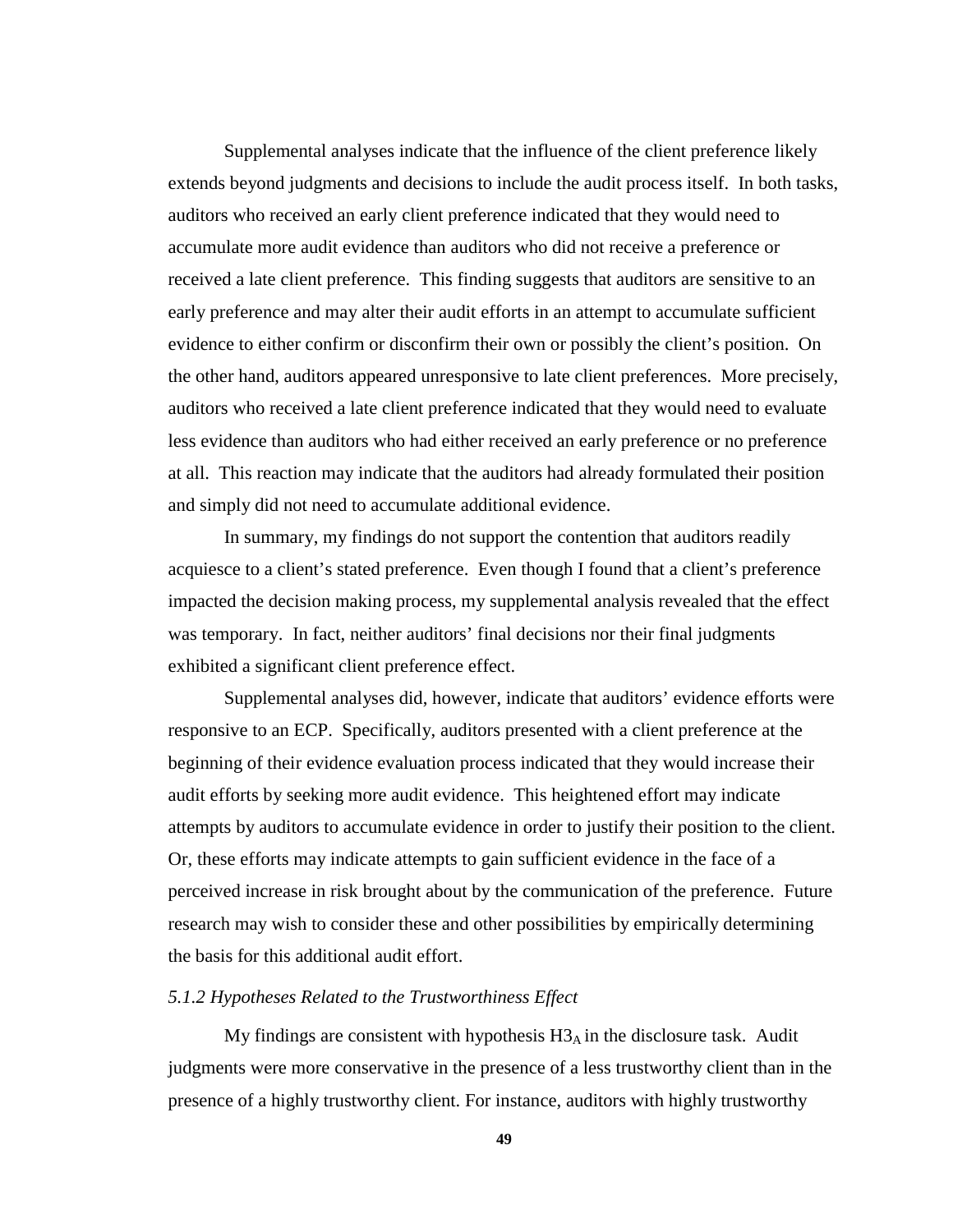Supplemental analyses indicate that the influence of the client preference likely extends beyond judgments and decisions to include the audit process itself. In both tasks, auditors who received an early client preference indicated that they would need to accumulate more audit evidence than auditors who did not receive a preference or received a late client preference. This finding suggests that auditors are sensitive to an early preference and may alter their audit efforts in an attempt to accumulate sufficient evidence to either confirm or disconfirm their own or possibly the client's position. On the other hand, auditors appeared unresponsive to late client preferences. More precisely, auditors who received a late client preference indicated that they would need to evaluate less evidence than auditors who had either received an early preference or no preference at all. This reaction may indicate that the auditors had already formulated their position and simply did not need to accumulate additional evidence.

In summary, my findings do not support the contention that auditors readily acquiesce to a client's stated preference. Even though I found that a client's preference impacted the decision making process, my supplemental analysis revealed that the effect was temporary. In fact, neither auditors' final decisions nor their final judgments exhibited a significant client preference effect.

Supplemental analyses did, however, indicate that auditors' evidence efforts were responsive to an ECP. Specifically, auditors presented with a client preference at the beginning of their evidence evaluation process indicated that they would increase their audit efforts by seeking more audit evidence. This heightened effort may indicate attempts by auditors to accumulate evidence in order to justify their position to the client. Or, these efforts may indicate attempts to gain sufficient evidence in the face of a perceived increase in risk brought about by the communication of the preference. Future research may wish to consider these and other possibilities by empirically determining the basis for this additional audit effort.

### *5.1.2 Hypotheses Related to the Trustworthiness Effect*

My findings are consistent with hypothesis $H3_A$ in the disclosure task. Audit judgments were more conservative in the presence of a less trustworthy client than in the presence of a highly trustworthy client. For instance, auditors with highly trustworthy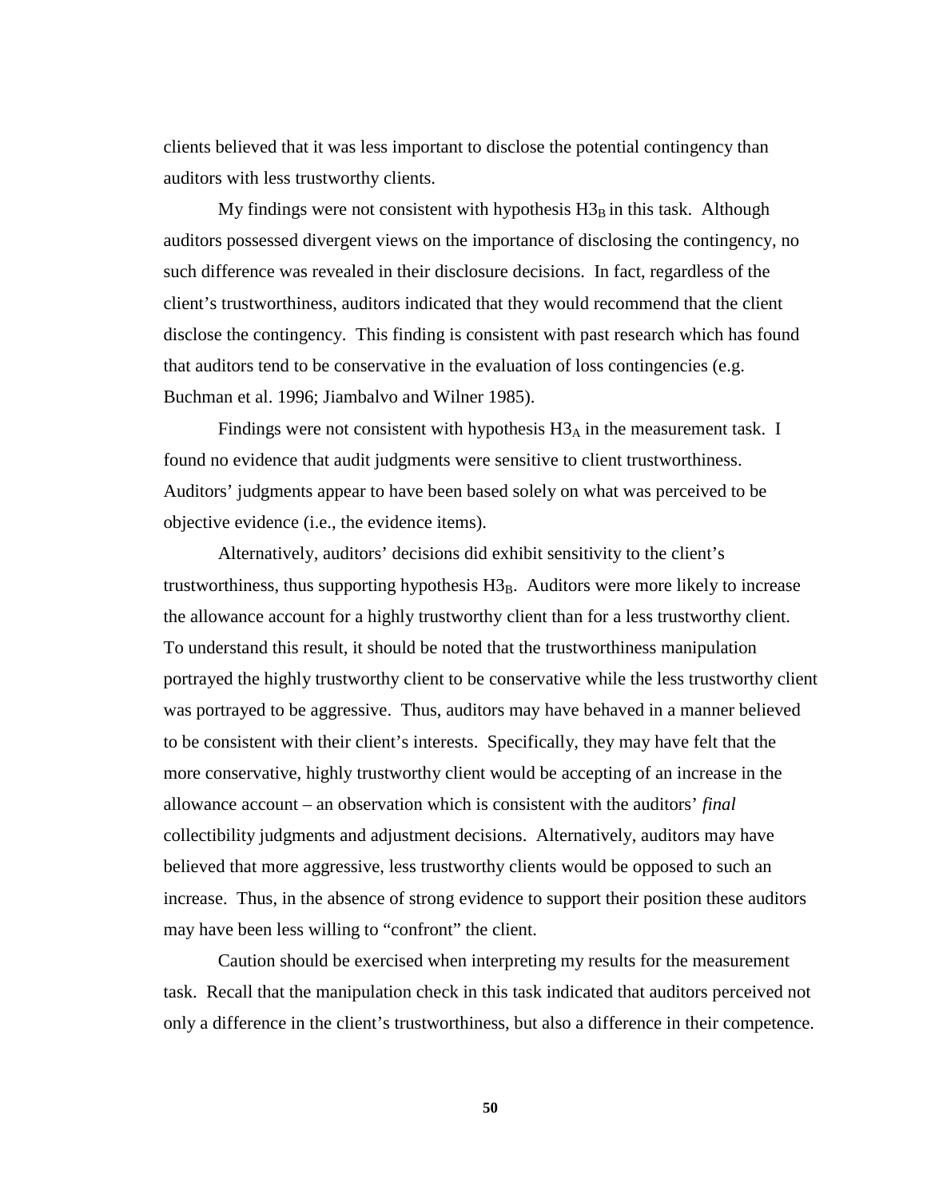clients believed that it was less important to disclose the potential contingency than auditors with less trustworthy clients.

My findings were not consistent with hypothesis $H3_B$ in this task. Although auditors possessed divergent views on the importance of disclosing the contingency, no such difference was revealed in their disclosure decisions. In fact, regardless of the client's trustworthiness, auditors indicated that they would recommend that the client disclose the contingency. This finding is consistent with past research which has found that auditors tend to be conservative in the evaluation of loss contingencies (e.g. Buchman et al. 1996; Jiambalvo and Wilner 1985).

Findings were not consistent with hypothesis $H3_A$ in the measurement task. I found no evidence that audit judgments were sensitive to client trustworthiness. Auditors' judgments appear to have been based solely on what was perceived to be objective evidence (i.e., the evidence items).

Alternatively, auditors' decisions did exhibit sensitivity to the client's trustworthiness, thus supporting hypothesis $H3_B$. Auditors were more likely to increase the allowance account for a highly trustworthy client than for a less trustworthy client. To understand this result, it should be noted that the trustworthiness manipulation portrayed the highly trustworthy client to be conservative while the less trustworthy client was portrayed to be aggressive. Thus, auditors may have behaved in a manner believed to be consistent with their client's interests. Specifically, they may have felt that the more conservative, highly trustworthy client would be accepting of an increase in the allowance account – an observation which is consistent with the auditors' *final* collectibility judgments and adjustment decisions. Alternatively, auditors may have believed that more aggressive, less trustworthy clients would be opposed to such an increase. Thus, in the absence of strong evidence to support their position these auditors may have been less willing to "confront" the client.

Caution should be exercised when interpreting my results for the measurement task. Recall that the manipulation check in this task indicated that auditors perceived not only a difference in the client's trustworthiness, but also a difference in their competence.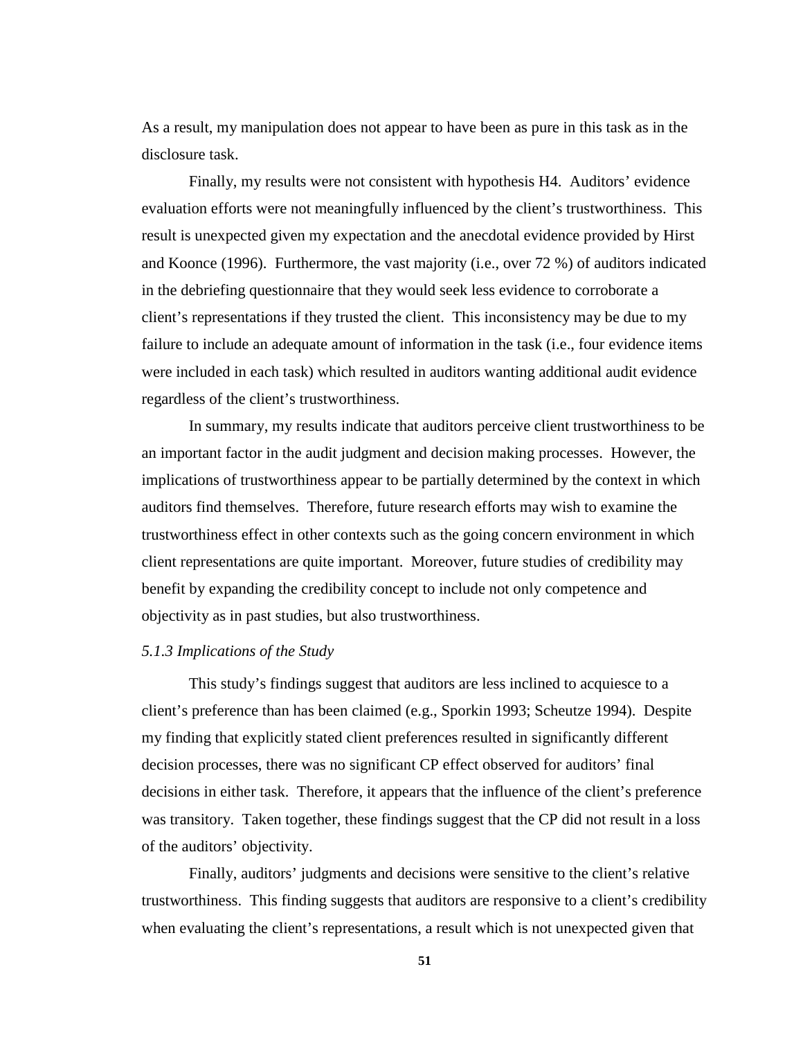As a result, my manipulation does not appear to have been as pure in this task as in the disclosure task.

Finally, my results were not consistent with hypothesis H4. Auditors' evidence evaluation efforts were not meaningfully influenced by the client's trustworthiness. This result is unexpected given my expectation and the anecdotal evidence provided by Hirst and Koonce (1996). Furthermore, the vast majority (i.e., over 72 %) of auditors indicated in the debriefing questionnaire that they would seek less evidence to corroborate a client's representations if they trusted the client. This inconsistency may be due to my failure to include an adequate amount of information in the task (i.e., four evidence items were included in each task) which resulted in auditors wanting additional audit evidence regardless of the client's trustworthiness.

In summary, my results indicate that auditors perceive client trustworthiness to be an important factor in the audit judgment and decision making processes. However, the implications of trustworthiness appear to be partially determined by the context in which auditors find themselves. Therefore, future research efforts may wish to examine the trustworthiness effect in other contexts such as the going concern environment in which client representations are quite important. Moreover, future studies of credibility may benefit by expanding the credibility concept to include not only competence and objectivity as in past studies, but also trustworthiness.

### *5.1.3 Implications of the Study*

This study's findings suggest that auditors are less inclined to acquiesce to a client's preference than has been claimed (e.g., Sporkin 1993; Scheutze 1994). Despite my finding that explicitly stated client preferences resulted in significantly different decision processes, there was no significant CP effect observed for auditors' final decisions in either task. Therefore, it appears that the influence of the client's preference was transitory. Taken together, these findings suggest that the CP did not result in a loss of the auditors' objectivity.

Finally, auditors' judgments and decisions were sensitive to the client's relative trustworthiness. This finding suggests that auditors are responsive to a client's credibility when evaluating the client's representations, a result which is not unexpected given that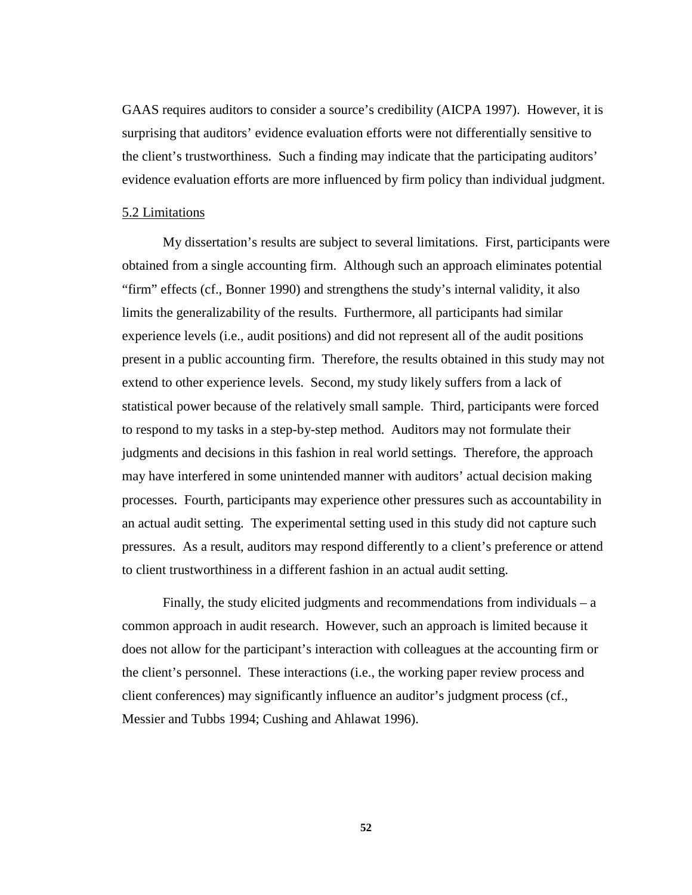GAAS requires auditors to consider a source's credibility (AICPA 1997). However, it is surprising that auditors' evidence evaluation efforts were not differentially sensitive to the client's trustworthiness. Such a finding may indicate that the participating auditors' evidence evaluation efforts are more influenced by firm policy than individual judgment.

### 5.2 Limitations

My dissertation's results are subject to several limitations. First, participants were obtained from a single accounting firm. Although such an approach eliminates potential "firm" effects (cf., Bonner 1990) and strengthens the study's internal validity, it also limits the generalizability of the results. Furthermore, all participants had similar experience levels (i.e., audit positions) and did not represent all of the audit positions present in a public accounting firm. Therefore, the results obtained in this study may not extend to other experience levels. Second, my study likely suffers from a lack of statistical power because of the relatively small sample. Third, participants were forced to respond to my tasks in a step-by-step method. Auditors may not formulate their judgments and decisions in this fashion in real world settings. Therefore, the approach may have interfered in some unintended manner with auditors' actual decision making processes. Fourth, participants may experience other pressures such as accountability in an actual audit setting. The experimental setting used in this study did not capture such pressures. As a result, auditors may respond differently to a client's preference or attend to client trustworthiness in a different fashion in an actual audit setting.

Finally, the study elicited judgments and recommendations from individuals – a common approach in audit research. However, such an approach is limited because it does not allow for the participant's interaction with colleagues at the accounting firm or the client's personnel. These interactions (i.e., the working paper review process and client conferences) may significantly influence an auditor's judgment process (cf., Messier and Tubbs 1994; Cushing and Ahlawat 1996).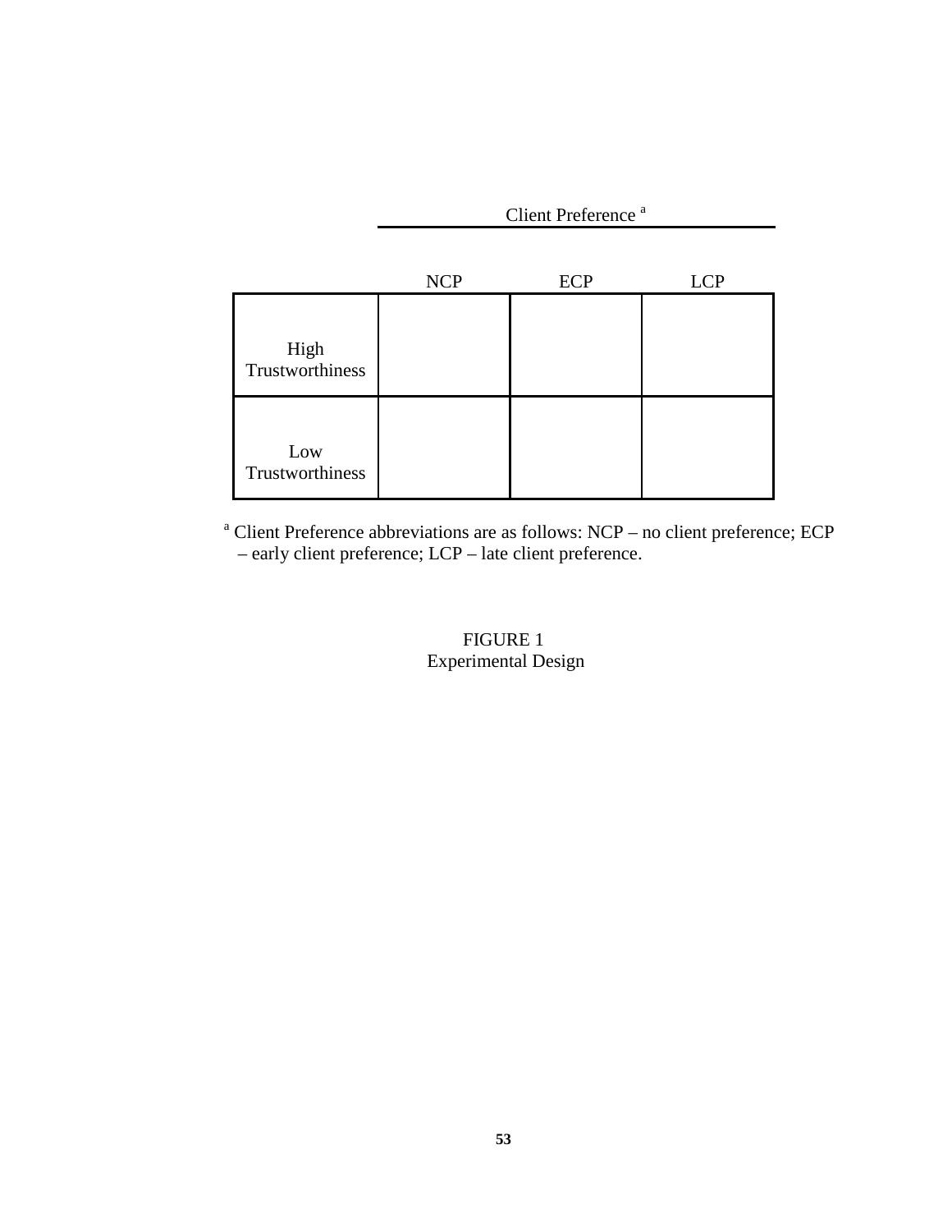| | Client Preference [a] | | |
|---|---|---|---|
| | NCP | ECP | LCP |
| High Trustworthiness | | | |
| Low Trustworthiness | | | |

[a] Client Preference abbreviations are as follows: NCP – no client preference; ECP – early client preference; LCP – late client preference.

FIGURE 1
Experimental Design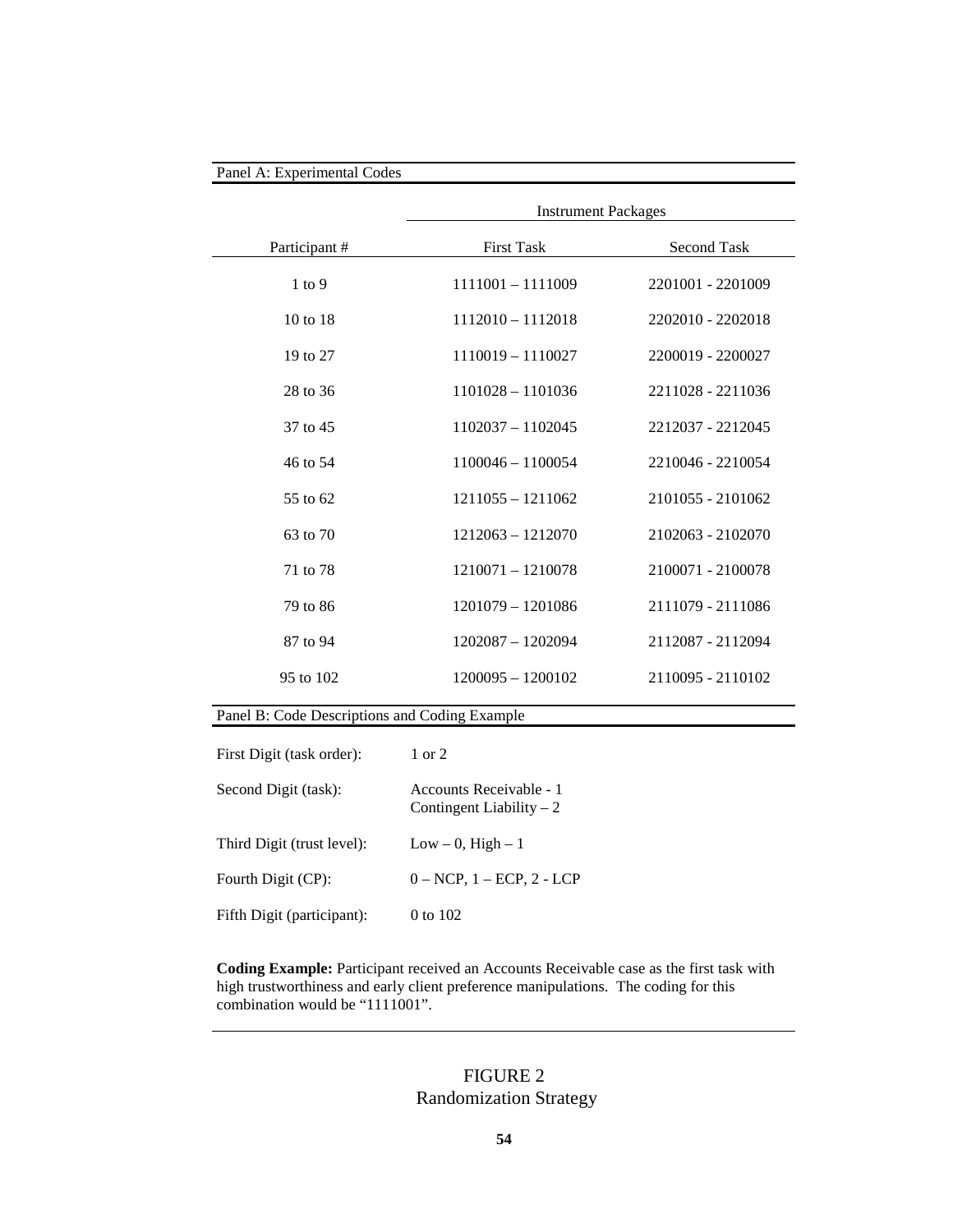Panel A: Experimental Codes

| | Instrument Packages | |
|---|---|---|
| Participant # | First Task | Second Task |
| 1 to 9 | 1111001 – 1111009 | 2201001 - 2201009 |
| 10 to 18 | 1112010 – 1112018 | 2202010 - 2202018 |
| 19 to 27 | 1110019 – 1110027 | 2200019 - 2200027 |
| 28 to 36 | 1101028 – 1101036 | 2211028 - 2211036 |
| 37 to 45 | 1102037 – 1102045 | 2212037 - 2212045 |
| 46 to 54 | 1100046 – 1100054 | 2210046 - 2210054 |
| 55 to 62 | 1211055 – 1211062 | 2101055 - 2101062 |
| 63 to 70 | 1212063 – 1212070 | 2102063 - 2102070 |
| 71 to 78 | 1210071 – 1210078 | 2100071 - 2100078 |
| 79 to 86 | 1201079 – 1201086 | 2111079 - 2111086 |
| 87 to 94 | 1202087 – 1202094 | 2112087 - 2112094 |
| 95 to 102 | 1200095 – 1200102 | 2110095 - 2110102 |

Panel B: Code Descriptions and Coding Example

| | |
|---|---|
| First Digit (task order): | 1 or 2 |
| Second Digit (task): | Accounts Receivable - 1<br>Contingent Liability – 2 |
| Third Digit (trust level): | Low – 0, High – 1 |
| Fourth Digit (CP): | 0 – NCP, 1 – ECP, 2 - LCP |
| Fifth Digit (participant): | 0 to 102 |

**Coding Example:** Participant received an Accounts Receivable case as the first task with high trustworthiness and early client preference manipulations. The coding for this combination would be "1111001".

FIGURE 2
Randomization Strategy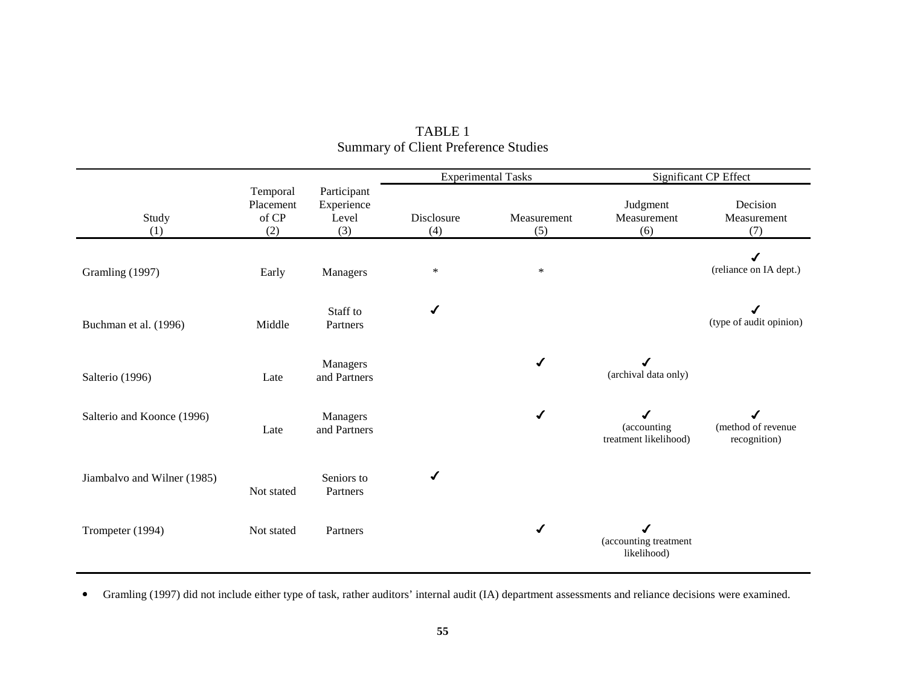# TABLE 1
## Summary of Client Preference Studies

| Study (1) | Temporal Placement of CP (2) | Participant Experience Level (3) | Experimental Tasks: Disclosure (4) | Experimental Tasks: Measurement (5) | Significant CP Effect: Judgment Measurement (6) | Significant CP Effect: Decision Measurement (7) |
|---|---|---|---|---|---|---|
| Gramling (1997) | Early | Managers | * | * | | ✓ (reliance on IA dept.) |
| Buchman et al. (1996) | Middle | Staff to Partners | ✓ | | | ✓ (type of audit opinion) |
| Salterio (1996) | Late | Managers and Partners | | ✓ | ✓ (archival data only) | |
| Salterio and Koonce (1996) | Late | Managers and Partners | | ✓ | ✓ (accounting treatment likelihood) | ✓ (method of revenue recognition) |
| Jiambalvo and Wilner (1985) | Not stated | Seniors to Partners | ✓ | | | |
| Trompeter (1994) | Not stated | Partners | | ✓ | ✓ (accounting treatment likelihood) | |

- Gramling (1997) did not include either type of task, rather auditors' internal audit (IA) department assessments and reliance decisions were examined.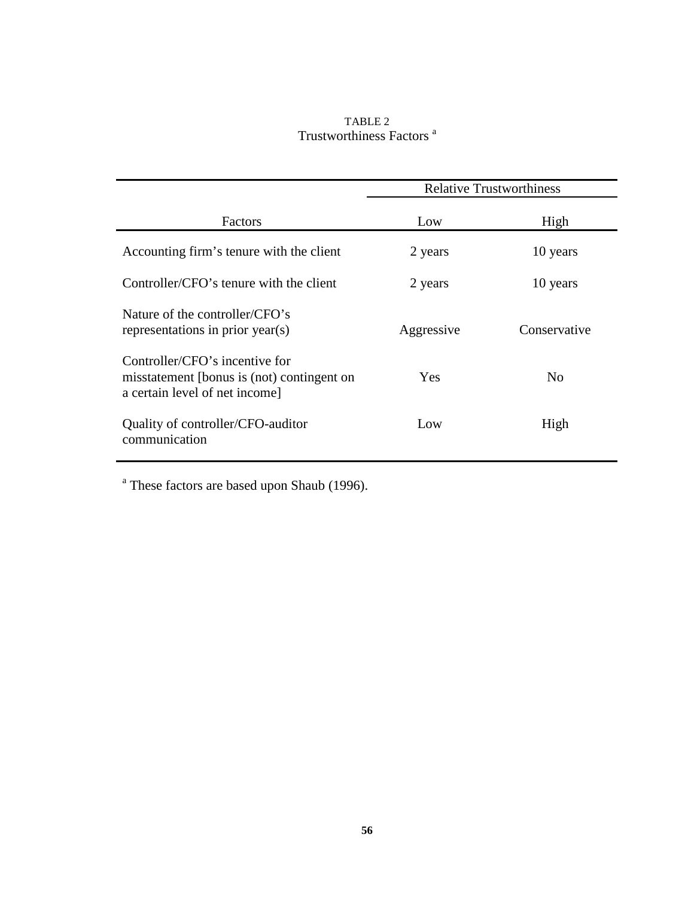TABLE 2
Trustworthiness Factors [a]

| Factors | Relative Trustworthiness | |
|---|---|---|
| | Low | High |
| Accounting firm's tenure with the client | 2 years | 10 years |
| Controller/CFO's tenure with the client | 2 years | 10 years |
| Nature of the controller/CFO's representations in prior year(s) | Aggressive | Conservative |
| Controller/CFO's incentive for misstatement [bonus is (not) contingent on a certain level of net income] | Yes | No |
| Quality of controller/CFO-auditor communication | Low | High |

[a] These factors are based upon Shaub (1996).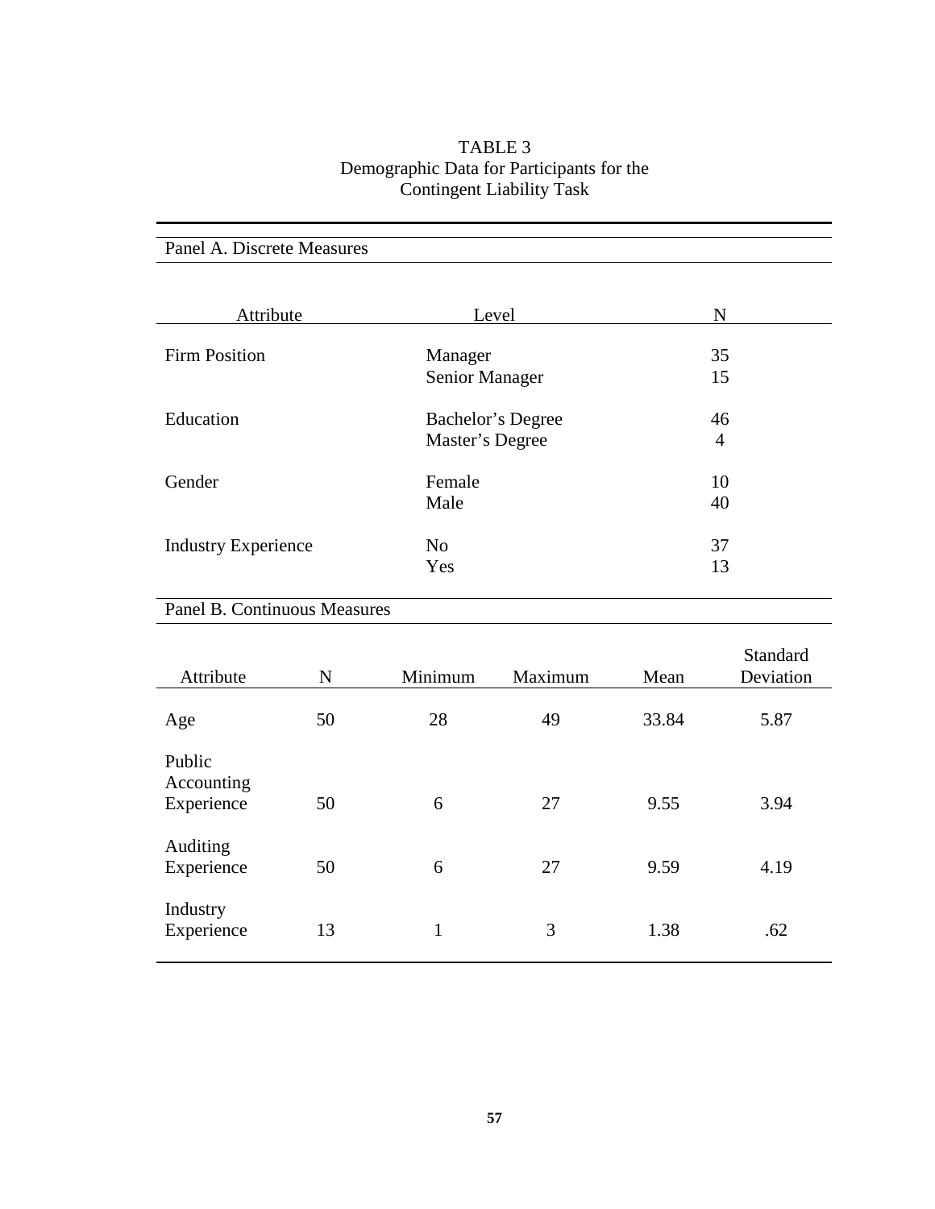TABLE 3
Demographic Data for Participants for the
Contingent Liability Task

Panel A. Discrete Measures

| Attribute | Level | N |
|---|---|---|
| Firm Position | Manager | 35 |
| | Senior Manager | 15 |
| Education | Bachelor's Degree | 46 |
| | Master's Degree | 4 |
| Gender | Female | 10 |
| | Male | 40 |
| Industry Experience | No | 37 |
| | Yes | 13 |

Panel B. Continuous Measures

| Attribute | N | Minimum | Maximum | Mean | Standard Deviation |
|---|---|---|---|---|---|
| Age | 50 | 28 | 49 | 33.84 | 5.87 |
| Public Accounting Experience | 50 | 6 | 27 | 9.55 | 3.94 |
| Auditing Experience | 50 | 6 | 27 | 9.59 | 4.19 |
| Industry Experience | 13 | 1 | 3 | 1.38 | .62 |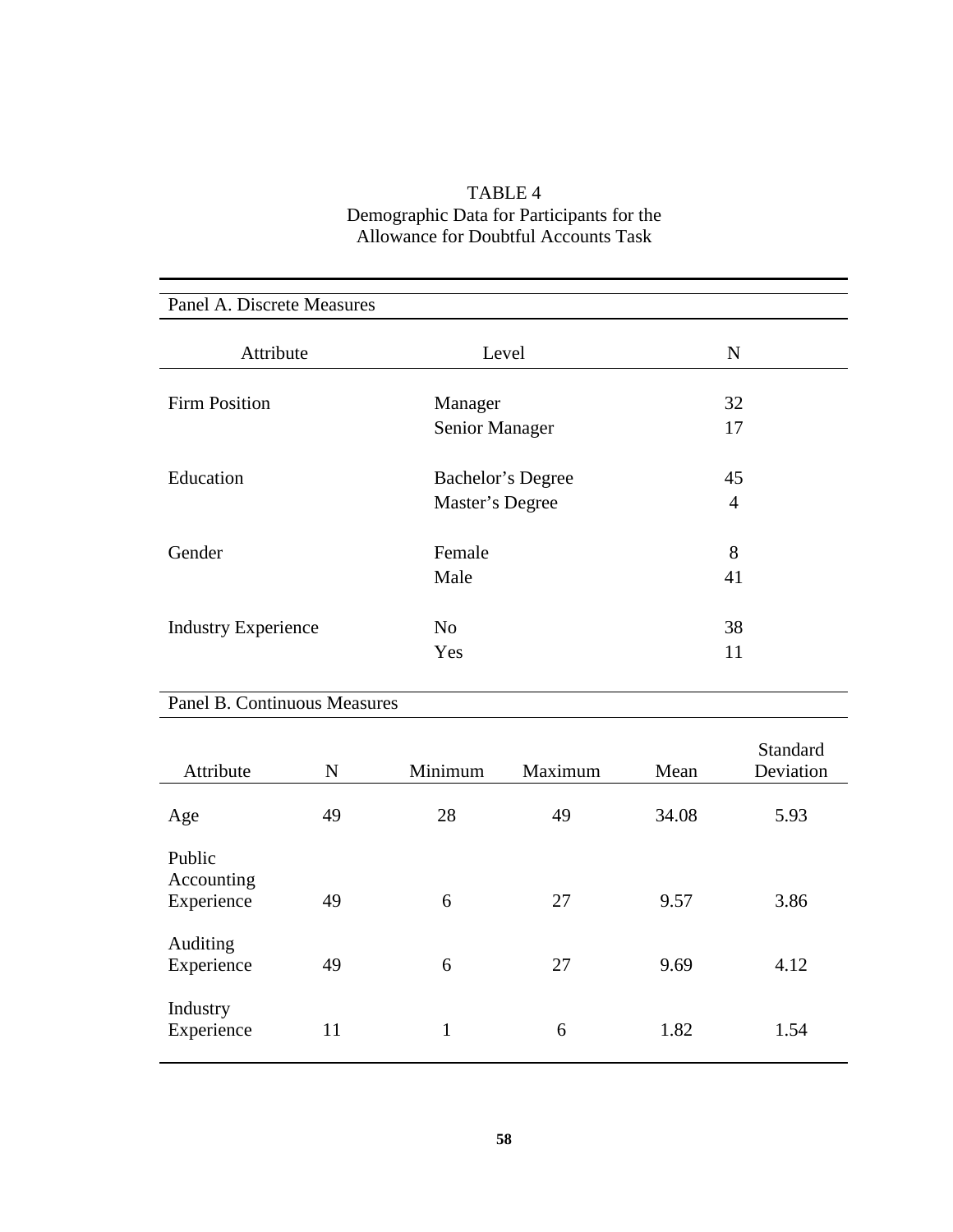TABLE 4
Demographic Data for Participants for the Allowance for Doubtful Accounts Task

Panel A. Discrete Measures

| Attribute | Level | N |
|---|---|---|
| Firm Position | Manager | 32 |
| | Senior Manager | 17 |
| Education | Bachelor's Degree | 45 |
| | Master's Degree | 4 |
| Gender | Female | 8 |
| | Male | 41 |
| Industry Experience | No | 38 |
| | Yes | 11 |

Panel B. Continuous Measures

| Attribute | N | Minimum | Maximum | Mean | Standard Deviation |
|---|---|---|---|---|---|
| Age | 49 | 28 | 49 | 34.08 | 5.93 |
| Public Accounting Experience | 49 | 6 | 27 | 9.57 | 3.86 |
| Auditing Experience | 49 | 6 | 27 | 9.69 | 4.12 |
| Industry Experience | 11 | 1 | 6 | 1.82 | 1.54 |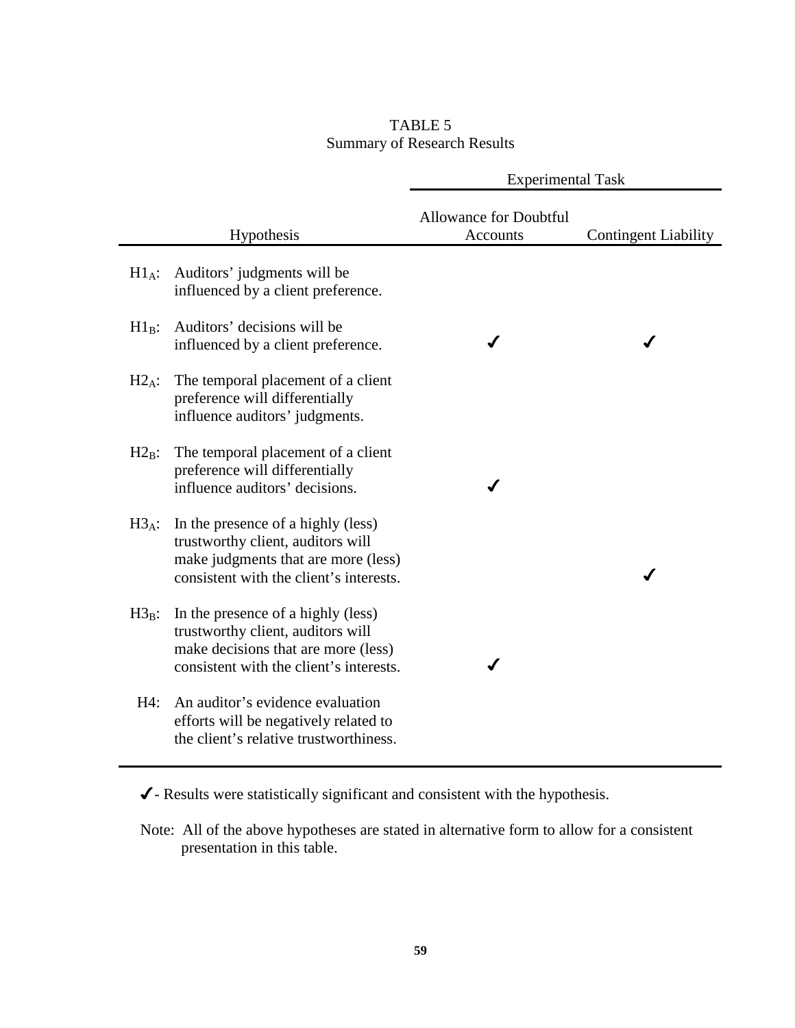TABLE 5
Summary of Research Results

| | Hypothesis | Experimental Task | |
|---|---|---|---|
| | | Allowance for Doubtful Accounts | Contingent Liability |
| $H1_A$: | Auditors' judgments will be influenced by a client preference. | | |
| $H1_B$: | Auditors' decisions will be influenced by a client preference. | ✔ | ✔ |
| $H2_A$: | The temporal placement of a client preference will differentially influence auditors' judgments. | | |
| $H2_B$: | The temporal placement of a client preference will differentially influence auditors' decisions. | ✔ | |
| $H3_A$: | In the presence of a highly (less) trustworthy client, auditors will make judgments that are more (less) consistent with the client's interests. | | ✔ |
| $H3_B$: | In the presence of a highly (less) trustworthy client, auditors will make decisions that are more (less) consistent with the client's interests. | ✔ | |
| H4: | An auditor's evidence evaluation efforts will be negatively related to the client's relative trustworthiness. | | |

✔ - Results were statistically significant and consistent with the hypothesis.

Note: All of the above hypotheses are stated in alternative form to allow for a consistent presentation in this table.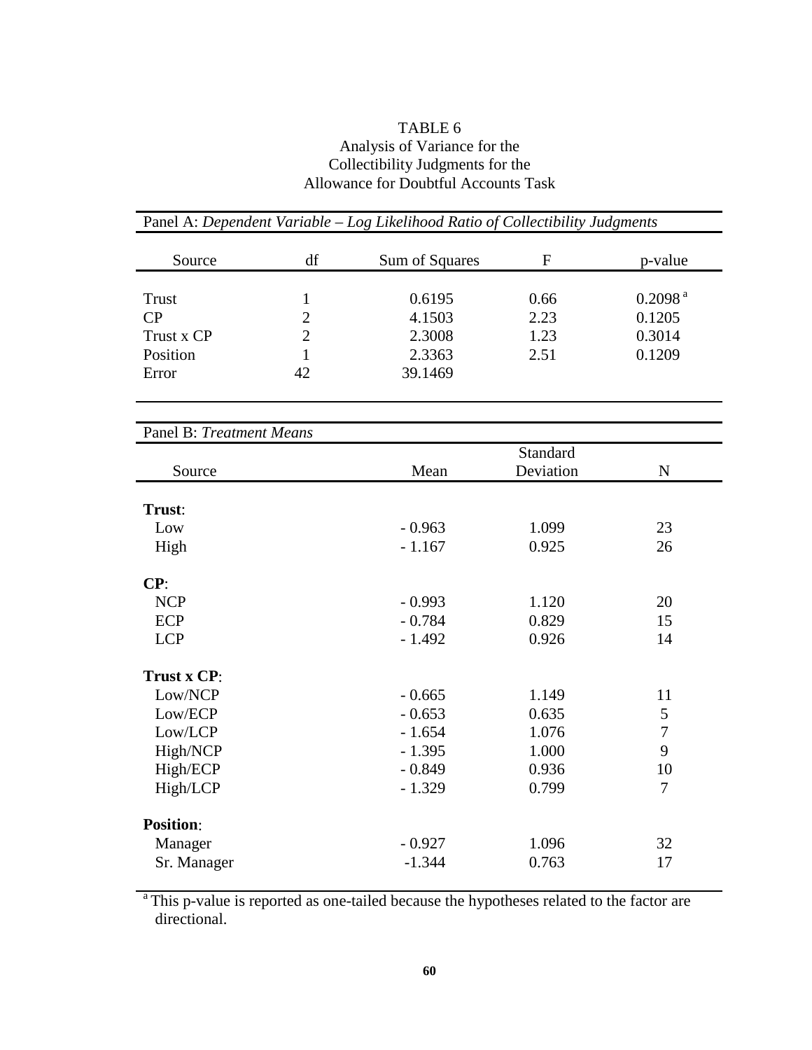TABLE 6
Analysis of Variance for the
Collectibility Judgments for the
Allowance for Doubtful Accounts Task

Panel A: *Dependent Variable – Log Likelihood Ratio of Collectibility Judgments*

| Source | df | Sum of Squares | F | p-value |
|---|---|---|---|---|
| Trust | 1 | 0.6195 | 0.66 | 0.2098 [a] |
| CP | 2 | 4.1503 | 2.23 | 0.1205 |
| Trust x CP | 2 | 2.3008 | 1.23 | 0.3014 |
| Position | 1 | 2.3363 | 2.51 | 0.1209 |
| Error | 42 | 39.1469 | | |

Panel B: *Treatment Means*

| Source | Mean | Standard Deviation | N |
|---|---|---|---|
| **Trust**: | | | |
| Low | - 0.963 | 1.099 | 23 |
| High | - 1.167 | 0.925 | 26 |
| **CP**: | | | |
| NCP | - 0.993 | 1.120 | 20 |
| ECP | - 0.784 | 0.829 | 15 |
| LCP | - 1.492 | 0.926 | 14 |
| **Trust x CP**: | | | |
| Low/NCP | - 0.665 | 1.149 | 11 |
| Low/ECP | - 0.653 | 0.635 | 5 |
| Low/LCP | - 1.654 | 1.076 | 7 |
| High/NCP | - 1.395 | 1.000 | 9 |
| High/ECP | - 0.849 | 0.936 | 10 |
| High/LCP | - 1.329 | 0.799 | 7 |
| **Position**: | | | |
| Manager | - 0.927 | 1.096 | 32 |
| Sr. Manager | -1.344 | 0.763 | 17 |

[a] This p-value is reported as one-tailed because the hypotheses related to the factor are directional.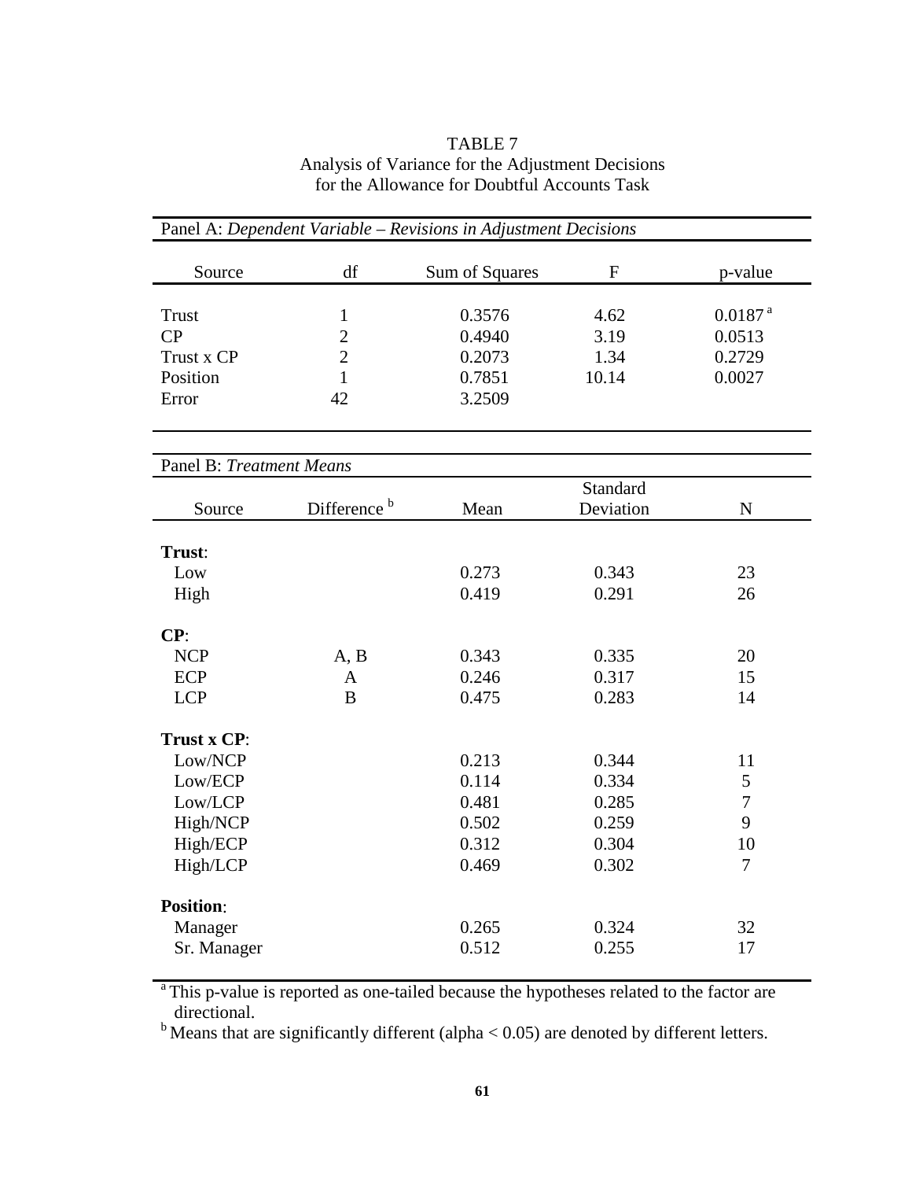TABLE 7
Analysis of Variance for the Adjustment Decisions
for the Allowance for Doubtful Accounts Task

Panel A: *Dependent Variable – Revisions in Adjustment Decisions*

| Source | df | Sum of Squares | F | p-value |
|---|---|---|---|---|
| Trust | 1 | 0.3576 | 4.62 | 0.0187 [a] |
| CP | 2 | 0.4940 | 3.19 | 0.0513 |
| Trust x CP | 2 | 0.2073 | 1.34 | 0.2729 |
| Position | 1 | 0.7851 | 10.14 | 0.0027 |
| Error | 42 | 3.2509 | | |

Panel B: *Treatment Means*

| Source | Difference [b] | Mean | Standard Deviation | N |
|---|---|---|---|---|
| **Trust**: | | | | |
| Low | | 0.273 | 0.343 | 23 |
| High | | 0.419 | 0.291 | 26 |
| **CP**: | | | | |
| NCP | A, B | 0.343 | 0.335 | 20 |
| ECP | A | 0.246 | 0.317 | 15 |
| LCP | B | 0.475 | 0.283 | 14 |
| **Trust x CP**: | | | | |
| Low/NCP | | 0.213 | 0.344 | 11 |
| Low/ECP | | 0.114 | 0.334 | 5 |
| Low/LCP | | 0.481 | 0.285 | 7 |
| High/NCP | | 0.502 | 0.259 | 9 |
| High/ECP | | 0.312 | 0.304 | 10 |
| High/LCP | | 0.469 | 0.302 | 7 |
| **Position**: | | | | |
| Manager | | 0.265 | 0.324 | 32 |
| Sr. Manager | | 0.512 | 0.255 | 17 |

[a] This p-value is reported as one-tailed because the hypotheses related to the factor are directional.
[b] Means that are significantly different (alpha < 0.05) are denoted by different letters.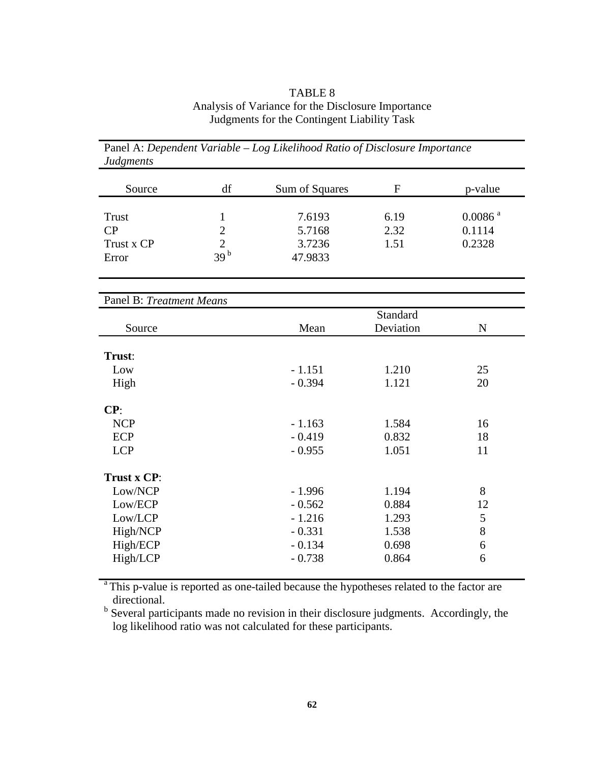TABLE 8
Analysis of Variance for the Disclosure Importance Judgments for the Contingent Liability Task

Panel A: *Dependent Variable – Log Likelihood Ratio of Disclosure Importance Judgments*

| Source | df | Sum of Squares | F | p-value |
|---|---|---|---|---|
| Trust | 1 | 7.6193 | 6.19 | 0.0086 [a] |
| CP | 2 | 5.7168 | 2.32 | 0.1114 |
| Trust x CP | 2 | 3.7236 | 1.51 | 0.2328 |
| Error | 39 [b] | 47.9833 | | |

Panel B: *Treatment Means*

| Source | Mean | Standard Deviation | N |
|---|---|---|---|
| **Trust**: | | | |
| Low | - 1.151 | 1.210 | 25 |
| High | - 0.394 | 1.121 | 20 |
| **CP**: | | | |
| NCP | - 1.163 | 1.584 | 16 |
| ECP | - 0.419 | 0.832 | 18 |
| LCP | - 0.955 | 1.051 | 11 |
| **Trust x CP**: | | | |
| Low/NCP | - 1.996 | 1.194 | 8 |
| Low/ECP | - 0.562 | 0.884 | 12 |
| Low/LCP | - 1.216 | 1.293 | 5 |
| High/NCP | - 0.331 | 1.538 | 8 |
| High/ECP | - 0.134 | 0.698 | 6 |
| High/LCP | - 0.738 | 0.864 | 6 |

[a] This p-value is reported as one-tailed because the hypotheses related to the factor are directional.

[b] Several participants made no revision in their disclosure judgments. Accordingly, the log likelihood ratio was not calculated for these participants.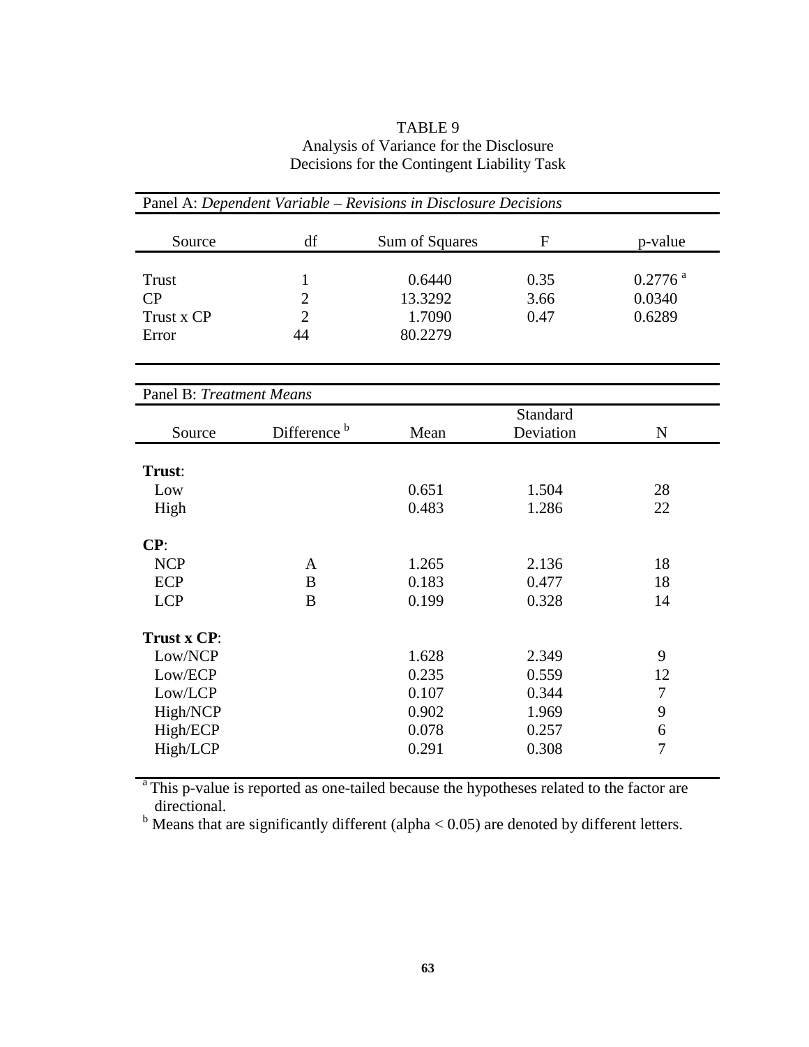TABLE 9
Analysis of Variance for the Disclosure
Decisions for the Contingent Liability Task

Panel A: *Dependent Variable – Revisions in Disclosure Decisions*

| Source | df | Sum of Squares | F | p-value |
|---|---|---|---|---|
| Trust | 1 | 0.6440 | 0.35 | 0.2776 [a] |
| CP | 2 | 13.3292 | 3.66 | 0.0340 |
| Trust x CP | 2 | 1.7090 | 0.47 | 0.6289 |
| Error | 44 | 80.2279 | | |

Panel B: *Treatment Means*

| Source | Difference [b] | Mean | Standard Deviation | N |
|---|---|---|---|---|
| **Trust**: | | | | |
| Low | | 0.651 | 1.504 | 28 |
| High | | 0.483 | 1.286 | 22 |
| **CP**: | | | | |
| NCP | A | 1.265 | 2.136 | 18 |
| ECP | B | 0.183 | 0.477 | 18 |
| LCP | B | 0.199 | 0.328 | 14 |
| **Trust x CP**: | | | | |
| Low/NCP | | 1.628 | 2.349 | 9 |
| Low/ECP | | 0.235 | 0.559 | 12 |
| Low/LCP | | 0.107 | 0.344 | 7 |
| High/NCP | | 0.902 | 1.969 | 9 |
| High/ECP | | 0.078 | 0.257 | 6 |
| High/LCP | | 0.291 | 0.308 | 7 |

[a] This p-value is reported as one-tailed because the hypotheses related to the factor are directional.
[b] Means that are significantly different (alpha < 0.05) are denoted by different letters.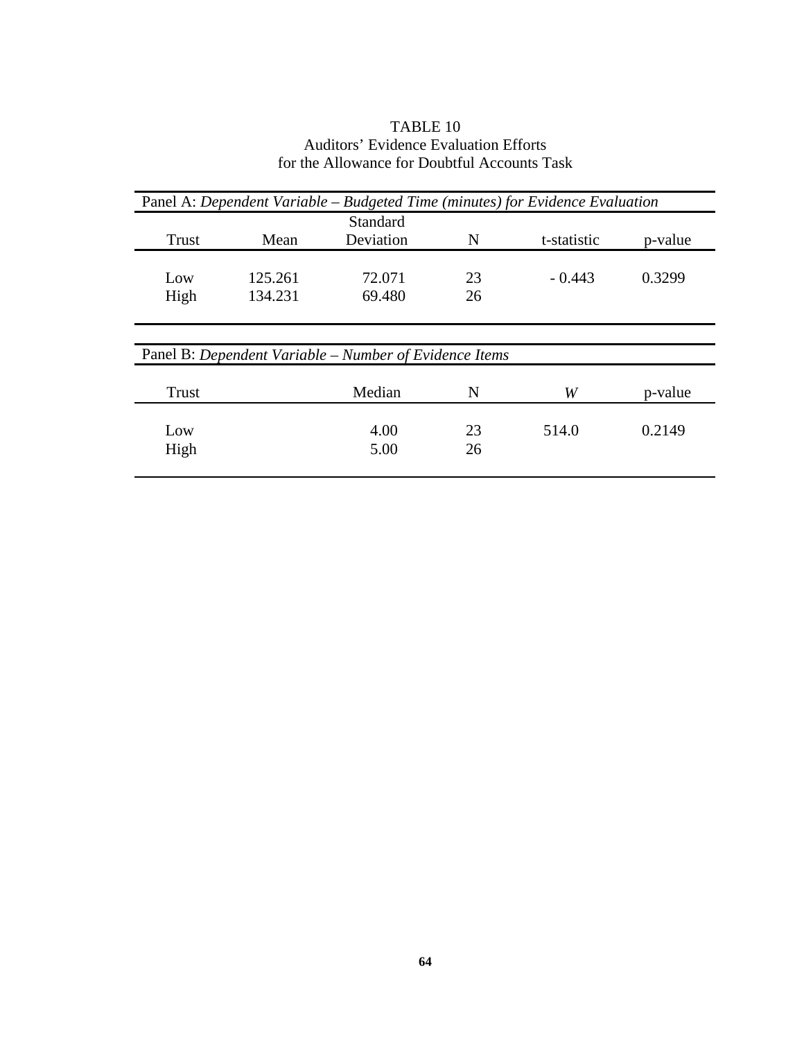TABLE 10
Auditors' Evidence Evaluation Efforts
for the Allowance for Doubtful Accounts Task

Panel A: *Dependent Variable – Budgeted Time (minutes) for Evidence Evaluation*

| Trust | Mean | Standard Deviation | N | t-statistic | p-value |
|---|---|---|---|---|---|
| Low | 125.261 | 72.071 | 23 | - 0.443 | 0.3299 |
| High | 134.231 | 69.480 | 26 | | |

Panel B: *Dependent Variable – Number of Evidence Items*

| Trust | Median | N | *W* | p-value |
|---|---|---|---|---|
| Low | 4.00 | 23 | 514.0 | 0.2149 |
| High | 5.00 | 26 | | |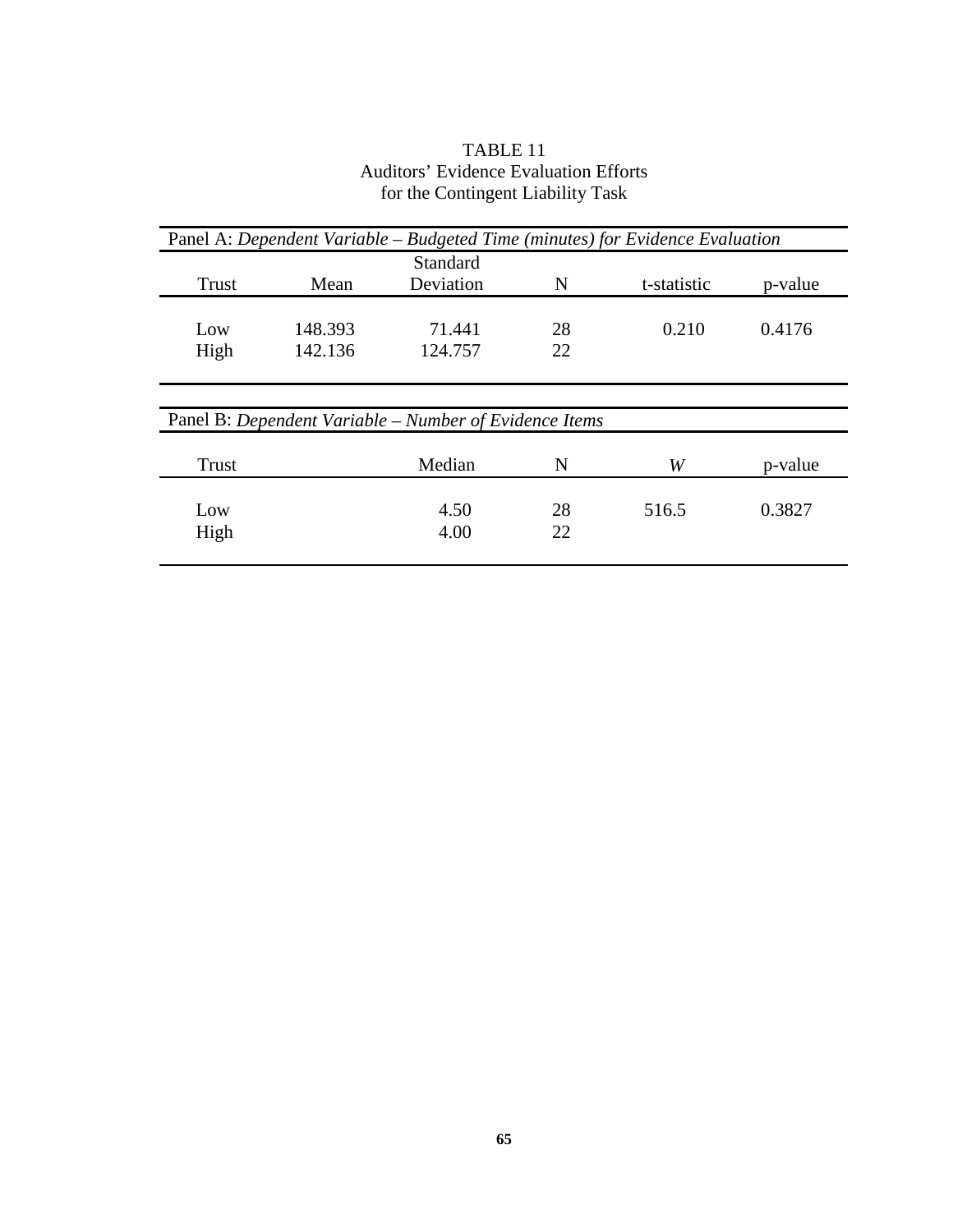TABLE 11
Auditors' Evidence Evaluation Efforts
for the Contingent Liability Task

Panel A: *Dependent Variable – Budgeted Time (minutes) for Evidence Evaluation*

| Trust | Mean | Standard Deviation | N | t-statistic | p-value |
|---|---|---|---|---|---|
| Low | 148.393 | 71.441 | 28 | 0.210 | 0.4176 |
| High | 142.136 | 124.757 | 22 | | |

Panel B: *Dependent Variable – Number of Evidence Items*

| Trust | Median | N | *W* | p-value |
|---|---|---|---|---|
| Low | 4.50 | 28 | 516.5 | 0.3827 |
| High | 4.00 | 22 | | |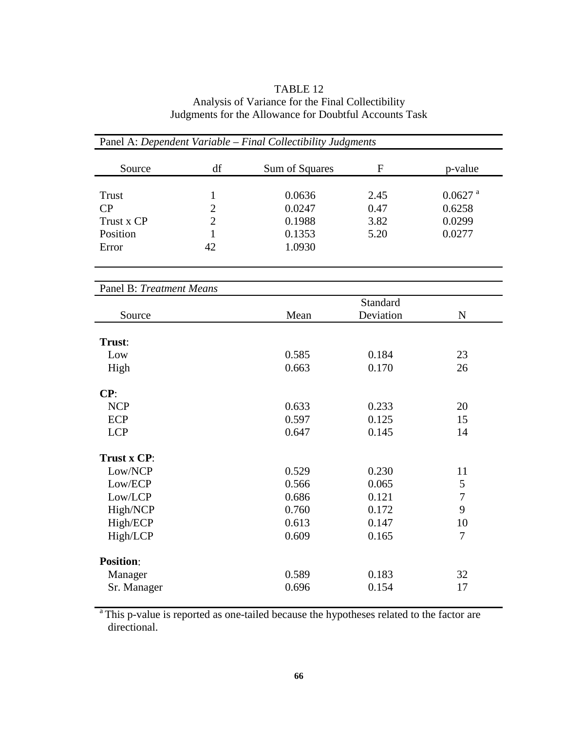TABLE 12
Analysis of Variance for the Final Collectibility Judgments for the Allowance for Doubtful Accounts Task

Panel A: *Dependent Variable – Final Collectibility Judgments*

| Source | df | Sum of Squares | F | p-value |
|---|---|---|---|---|
| Trust | 1 | 0.0636 | 2.45 | 0.0627 [a] |
| CP | 2 | 0.0247 | 0.47 | 0.6258 |
| Trust x CP | 2 | 0.1988 | 3.82 | 0.0299 |
| Position | 1 | 0.1353 | 5.20 | 0.0277 |
| Error | 42 | 1.0930 | | |

Panel B: *Treatment Means*

| Source | Mean | Standard Deviation | N |
|---|---|---|---|
| **Trust**: | | | |
| Low | 0.585 | 0.184 | 23 |
| High | 0.663 | 0.170 | 26 |
| **CP**: | | | |
| NCP | 0.633 | 0.233 | 20 |
| ECP | 0.597 | 0.125 | 15 |
| LCP | 0.647 | 0.145 | 14 |
| **Trust x CP**: | | | |
| Low/NCP | 0.529 | 0.230 | 11 |
| Low/ECP | 0.566 | 0.065 | 5 |
| Low/LCP | 0.686 | 0.121 | 7 |
| High/NCP | 0.760 | 0.172 | 9 |
| High/ECP | 0.613 | 0.147 | 10 |
| High/LCP | 0.609 | 0.165 | 7 |
| **Position**: | | | |
| Manager | 0.589 | 0.183 | 32 |
| Sr. Manager | 0.696 | 0.154 | 17 |

[a] This p-value is reported as one-tailed because the hypotheses related to the factor are directional.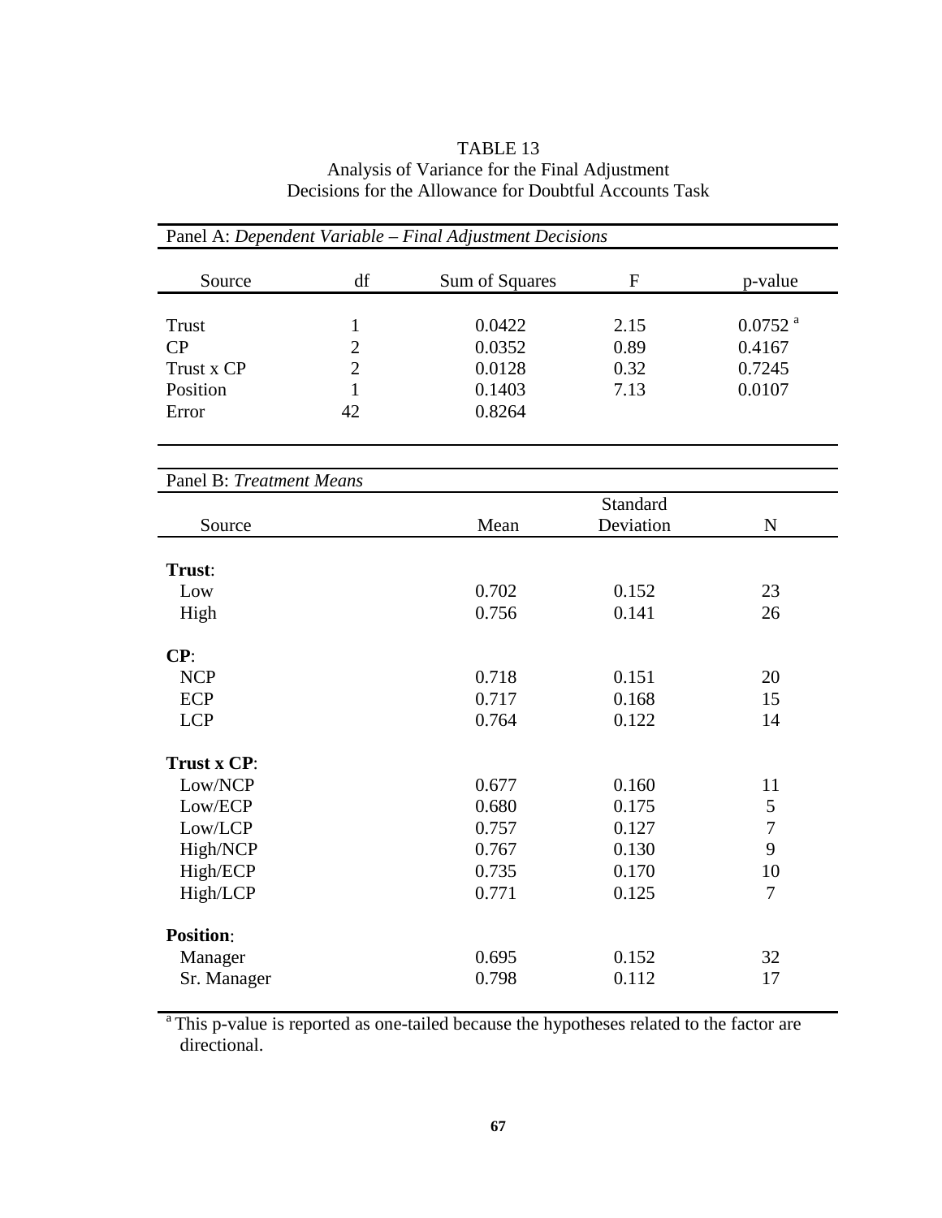TABLE 13
Analysis of Variance for the Final Adjustment Decisions for the Allowance for Doubtful Accounts Task

Panel A: *Dependent Variable – Final Adjustment Decisions*

| Source | df | Sum of Squares | F | p-value |
|---|---|---|---|---|
| Trust | 1 | 0.0422 | 2.15 | 0.0752 [a] |
| CP | 2 | 0.0352 | 0.89 | 0.4167 |
| Trust x CP | 2 | 0.0128 | 0.32 | 0.7245 |
| Position | 1 | 0.1403 | 7.13 | 0.0107 |
| Error | 42 | 0.8264 | | |

Panel B: *Treatment Means*

| Source | Mean | Standard Deviation | N |
|---|---|---|---|
| **Trust**: | | | |
| Low | 0.702 | 0.152 | 23 |
| High | 0.756 | 0.141 | 26 |
| **CP**: | | | |
| NCP | 0.718 | 0.151 | 20 |
| ECP | 0.717 | 0.168 | 15 |
| LCP | 0.764 | 0.122 | 14 |
| **Trust x CP**: | | | |
| Low/NCP | 0.677 | 0.160 | 11 |
| Low/ECP | 0.680 | 0.175 | 5 |
| Low/LCP | 0.757 | 0.127 | 7 |
| High/NCP | 0.767 | 0.130 | 9 |
| High/ECP | 0.735 | 0.170 | 10 |
| High/LCP | 0.771 | 0.125 | 7 |
| **Position**: | | | |
| Manager | 0.695 | 0.152 | 32 |
| Sr. Manager | 0.798 | 0.112 | 17 |

[a] This p-value is reported as one-tailed because the hypotheses related to the factor are directional.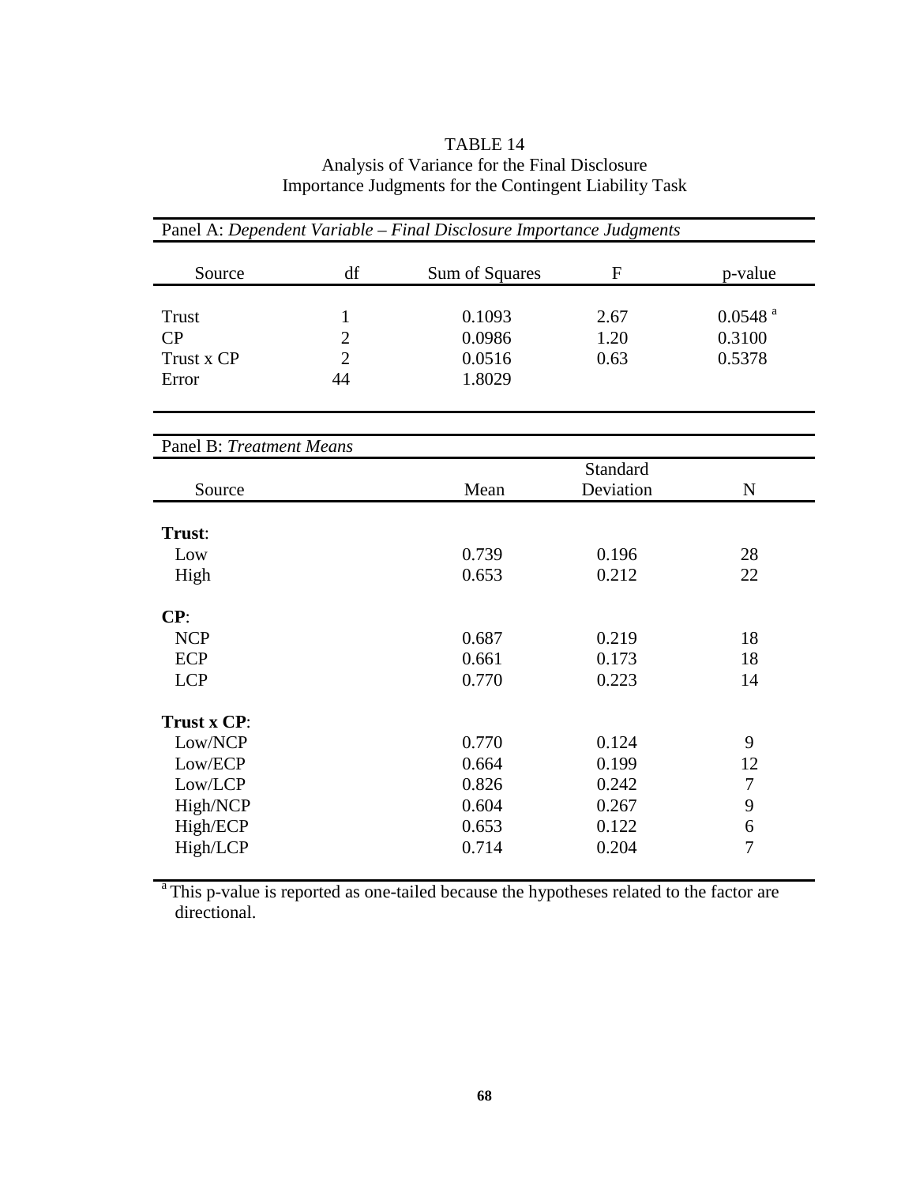TABLE 14
Analysis of Variance for the Final Disclosure
Importance Judgments for the Contingent Liability Task

Panel A: *Dependent Variable – Final Disclosure Importance Judgments*

| Source | df | Sum of Squares | F | p-value |
|---|---|---|---|---|
| Trust | 1 | 0.1093 | 2.67 | 0.0548 [a] |
| CP | 2 | 0.0986 | 1.20 | 0.3100 |
| Trust x CP | 2 | 0.0516 | 0.63 | 0.5378 |
| Error | 44 | 1.8029 | | |

Panel B: *Treatment Means*

| Source | Mean | Standard Deviation | N |
|---|---|---|---|
| **Trust**: | | | |
| Low | 0.739 | 0.196 | 28 |
| High | 0.653 | 0.212 | 22 |
| **CP**: | | | |
| NCP | 0.687 | 0.219 | 18 |
| ECP | 0.661 | 0.173 | 18 |
| LCP | 0.770 | 0.223 | 14 |
| **Trust x CP**: | | | |
| Low/NCP | 0.770 | 0.124 | 9 |
| Low/ECP | 0.664 | 0.199 | 12 |
| Low/LCP | 0.826 | 0.242 | 7 |
| High/NCP | 0.604 | 0.267 | 9 |
| High/ECP | 0.653 | 0.122 | 6 |
| High/LCP | 0.714 | 0.204 | 7 |

[a] This p-value is reported as one-tailed because the hypotheses related to the factor are directional.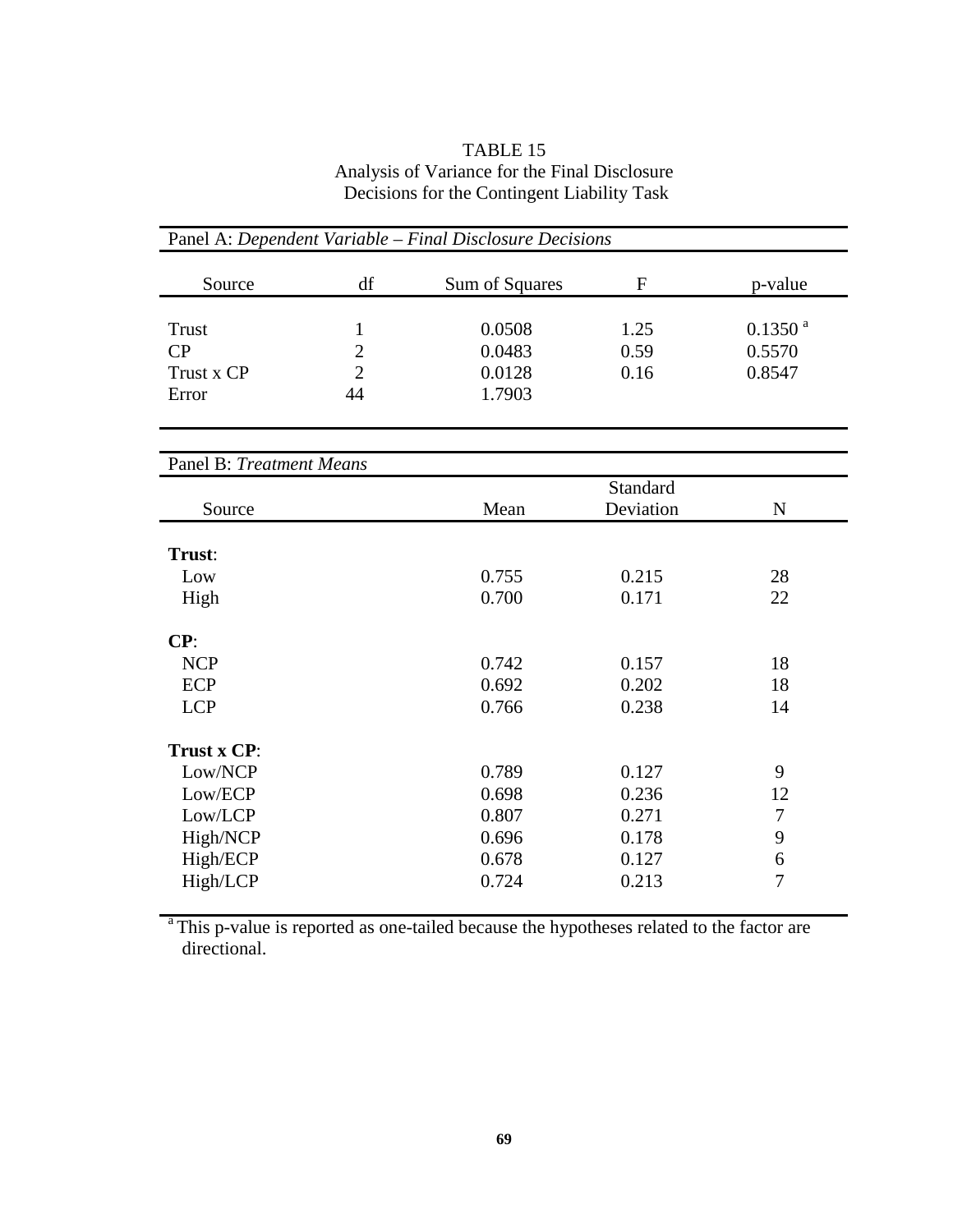TABLE 15
Analysis of Variance for the Final Disclosure Decisions for the Contingent Liability Task

Panel A: *Dependent Variable – Final Disclosure Decisions*

| Source | df | Sum of Squares | F | p-value |
|---|---|---|---|---|
| Trust | 1 | 0.0508 | 1.25 | 0.1350 [a] |
| CP | 2 | 0.0483 | 0.59 | 0.5570 |
| Trust x CP | 2 | 0.0128 | 0.16 | 0.8547 |
| Error | 44 | 1.7903 | | |

Panel B: *Treatment Means*

| Source | Mean | Standard Deviation | N |
|---|---|---|---|
| **Trust**: | | | |
| Low | 0.755 | 0.215 | 28 |
| High | 0.700 | 0.171 | 22 |
| **CP**: | | | |
| NCP | 0.742 | 0.157 | 18 |
| ECP | 0.692 | 0.202 | 18 |
| LCP | 0.766 | 0.238 | 14 |
| **Trust x CP**: | | | |
| Low/NCP | 0.789 | 0.127 | 9 |
| Low/ECP | 0.698 | 0.236 | 12 |
| Low/LCP | 0.807 | 0.271 | 7 |
| High/NCP | 0.696 | 0.178 | 9 |
| High/ECP | 0.678 | 0.127 | 6 |
| High/LCP | 0.724 | 0.213 | 7 |

[a] This p-value is reported as one-tailed because the hypotheses related to the factor are directional.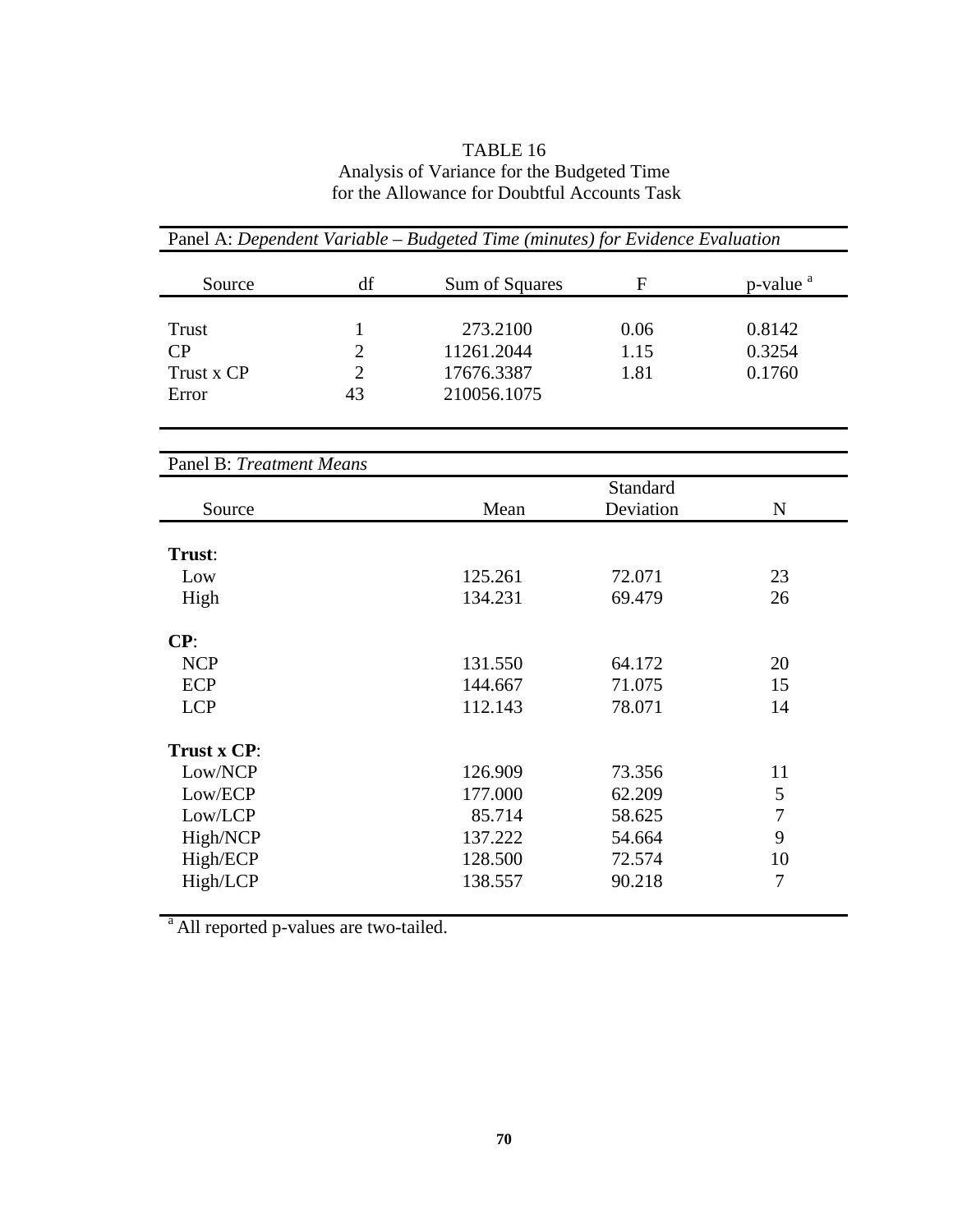TABLE 16
Analysis of Variance for the Budgeted Time
for the Allowance for Doubtful Accounts Task

Panel A: *Dependent Variable – Budgeted Time (minutes) for Evidence Evaluation*

| Source | df | Sum of Squares | F | p-value [a] |
|---|---|---|---|---|
| Trust | 1 | 273.2100 | 0.06 | 0.8142 |
| CP | 2 | 11261.2044 | 1.15 | 0.3254 |
| Trust x CP | 2 | 17676.3387 | 1.81 | 0.1760 |
| Error | 43 | 210056.1075 | | |

Panel B: *Treatment Means*

| Source | Mean | Standard Deviation | N |
|---|---|---|---|
| **Trust**: | | | |
| Low | 125.261 | 72.071 | 23 |
| High | 134.231 | 69.479 | 26 |
| **CP**: | | | |
| NCP | 131.550 | 64.172 | 20 |
| ECP | 144.667 | 71.075 | 15 |
| LCP | 112.143 | 78.071 | 14 |
| **Trust x CP**: | | | |
| Low/NCP | 126.909 | 73.356 | 11 |
| Low/ECP | 177.000 | 62.209 | 5 |
| Low/LCP | 85.714 | 58.625 | 7 |
| High/NCP | 137.222 | 54.664 | 9 |
| High/ECP | 128.500 | 72.574 | 10 |
| High/LCP | 138.557 | 90.218 | 7 |

[a] All reported p-values are two-tailed.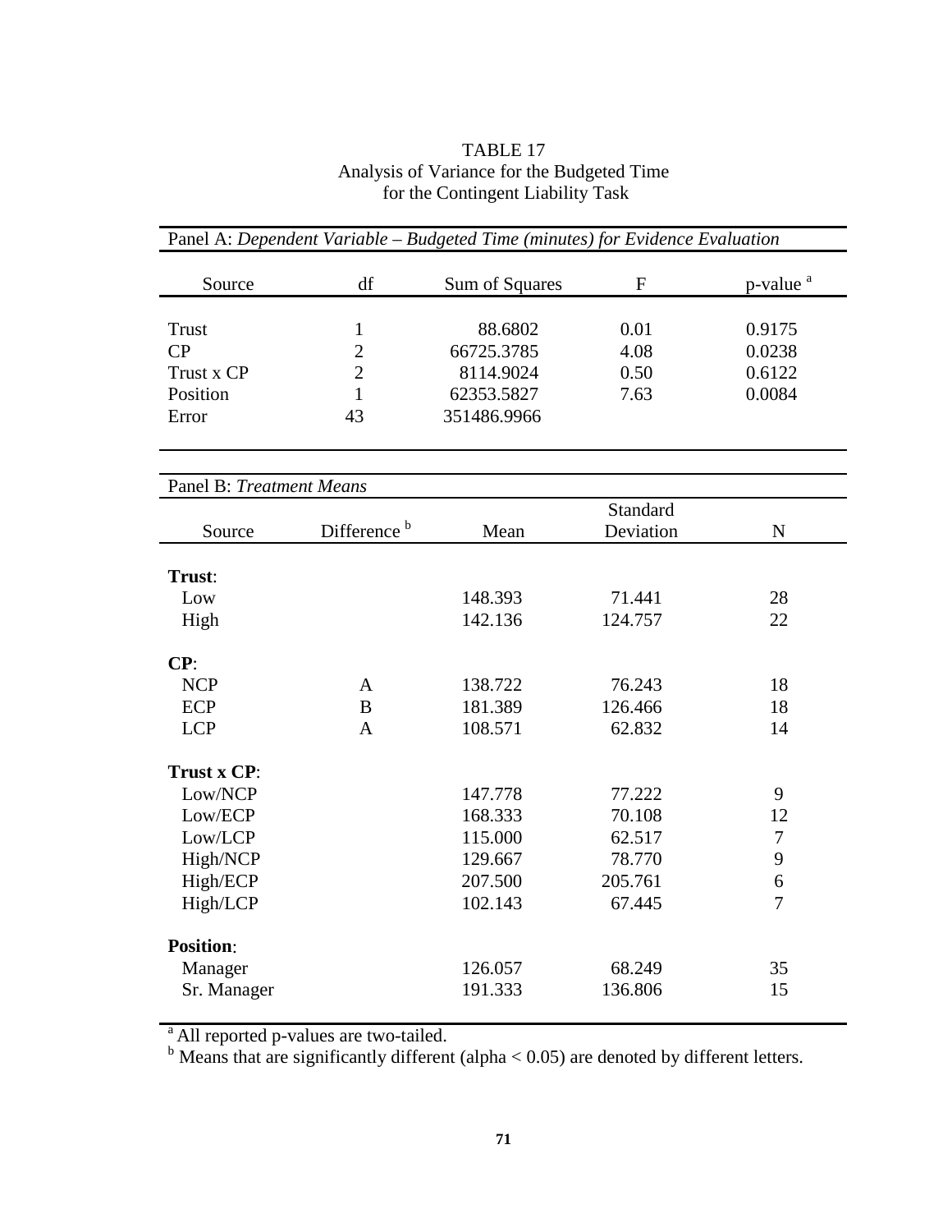TABLE 17

Analysis of Variance for the Budgeted Time for the Contingent Liability Task

Panel A: *Dependent Variable – Budgeted Time (minutes) for Evidence Evaluation*

| Source | df | Sum of Squares | F | p-value [a] |
|---|---|---|---|---|
| Trust | 1 | 88.6802 | 0.01 | 0.9175 |
| CP | 2 | 66725.3785 | 4.08 | 0.0238 |
| Trust x CP | 2 | 8114.9024 | 0.50 | 0.6122 |
| Position | 1 | 62353.5827 | 7.63 | 0.0084 |
| Error | 43 | 351486.9966 | | |

Panel B: *Treatment Means*

| Source | Difference [b] | Mean | Standard Deviation | N |
|---|---|---|---|---|
| **Trust**: | | | | |
| Low | | 148.393 | 71.441 | 28 |
| High | | 142.136 | 124.757 | 22 |
| **CP**: | | | | |
| NCP | A | 138.722 | 76.243 | 18 |
| ECP | B | 181.389 | 126.466 | 18 |
| LCP | A | 108.571 | 62.832 | 14 |
| **Trust x CP**: | | | | |
| Low/NCP | | 147.778 | 77.222 | 9 |
| Low/ECP | | 168.333 | 70.108 | 12 |
| Low/LCP | | 115.000 | 62.517 | 7 |
| High/NCP | | 129.667 | 78.770 | 9 |
| High/ECP | | 207.500 | 205.761 | 6 |
| High/LCP | | 102.143 | 67.445 | 7 |
| **Position**: | | | | |
| Manager | | 126.057 | 68.249 | 35 |
| Sr. Manager | | 191.333 | 136.806 | 15 |

[a] All reported p-values are two-tailed.

[b] Means that are significantly different (alpha $< 0.05$) are denoted by different letters.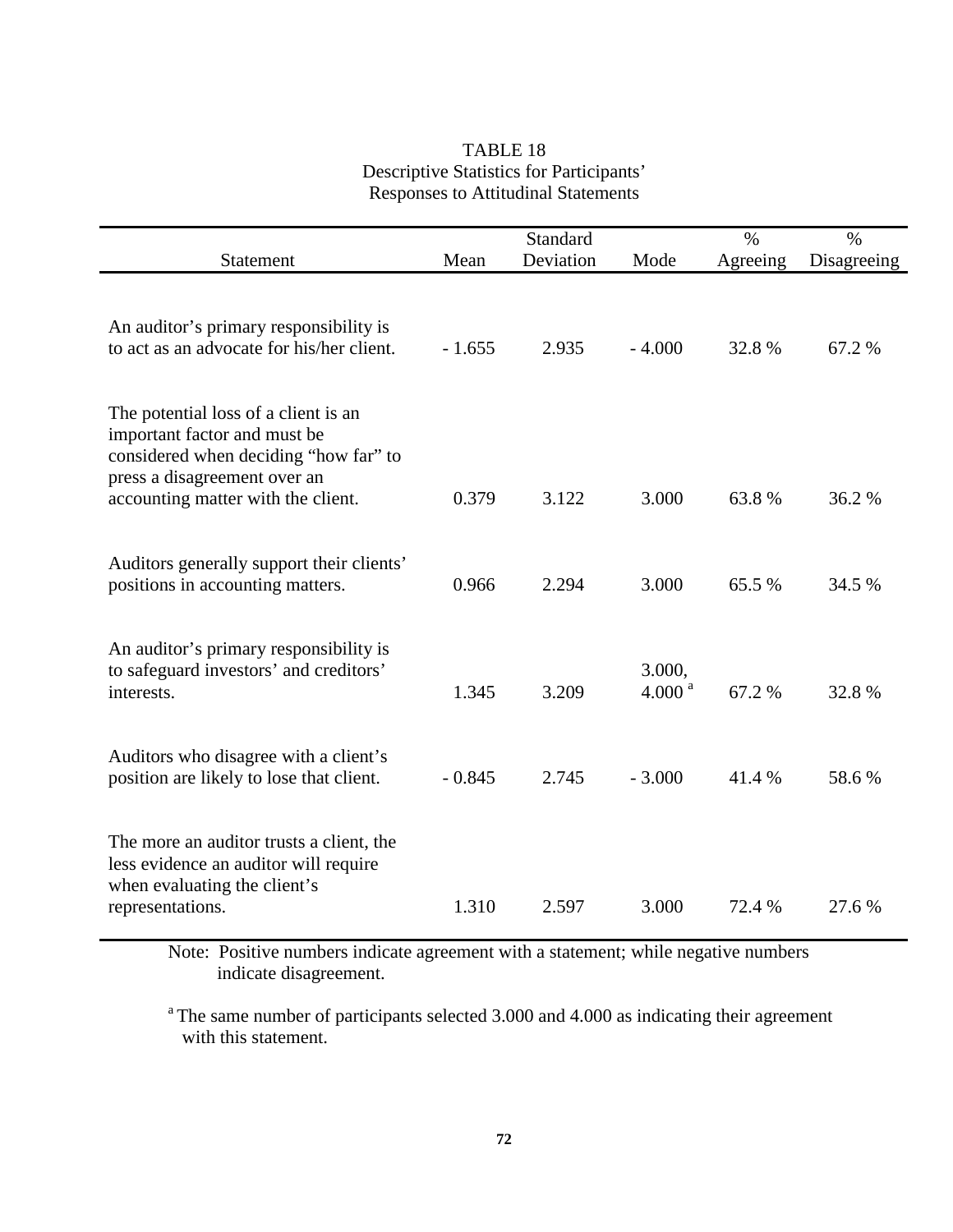TABLE 18
Descriptive Statistics for Participants' Responses to Attitudinal Statements

| Statement | Mean | Standard Deviation | Mode | % Agreeing | % Disagreeing |
|---|---|---|---|---|---|
| An auditor's primary responsibility is to act as an advocate for his/her client. | - 1.655 | 2.935 | - 4.000 | 32.8 % | 67.2 % |
| The potential loss of a client is an important factor and must be considered when deciding "how far" to press a disagreement over an accounting matter with the client. | 0.379 | 3.122 | 3.000 | 63.8 % | 36.2 % |
| Auditors generally support their clients' positions in accounting matters. | 0.966 | 2.294 | 3.000 | 65.5 % | 34.5 % |
| An auditor's primary responsibility is to safeguard investors' and creditors' interests. | 1.345 | 3.209 | 3.000, 4.000 [a] | 67.2 % | 32.8 % |
| Auditors who disagree with a client's position are likely to lose that client. | - 0.845 | 2.745 | - 3.000 | 41.4 % | 58.6 % |
| The more an auditor trusts a client, the less evidence an auditor will require when evaluating the client's representations. | 1.310 | 2.597 | 3.000 | 72.4 % | 27.6 % |

Note: Positive numbers indicate agreement with a statement; while negative numbers indicate disagreement.

[a] The same number of participants selected 3.000 and 4.000 as indicating their agreement with this statement.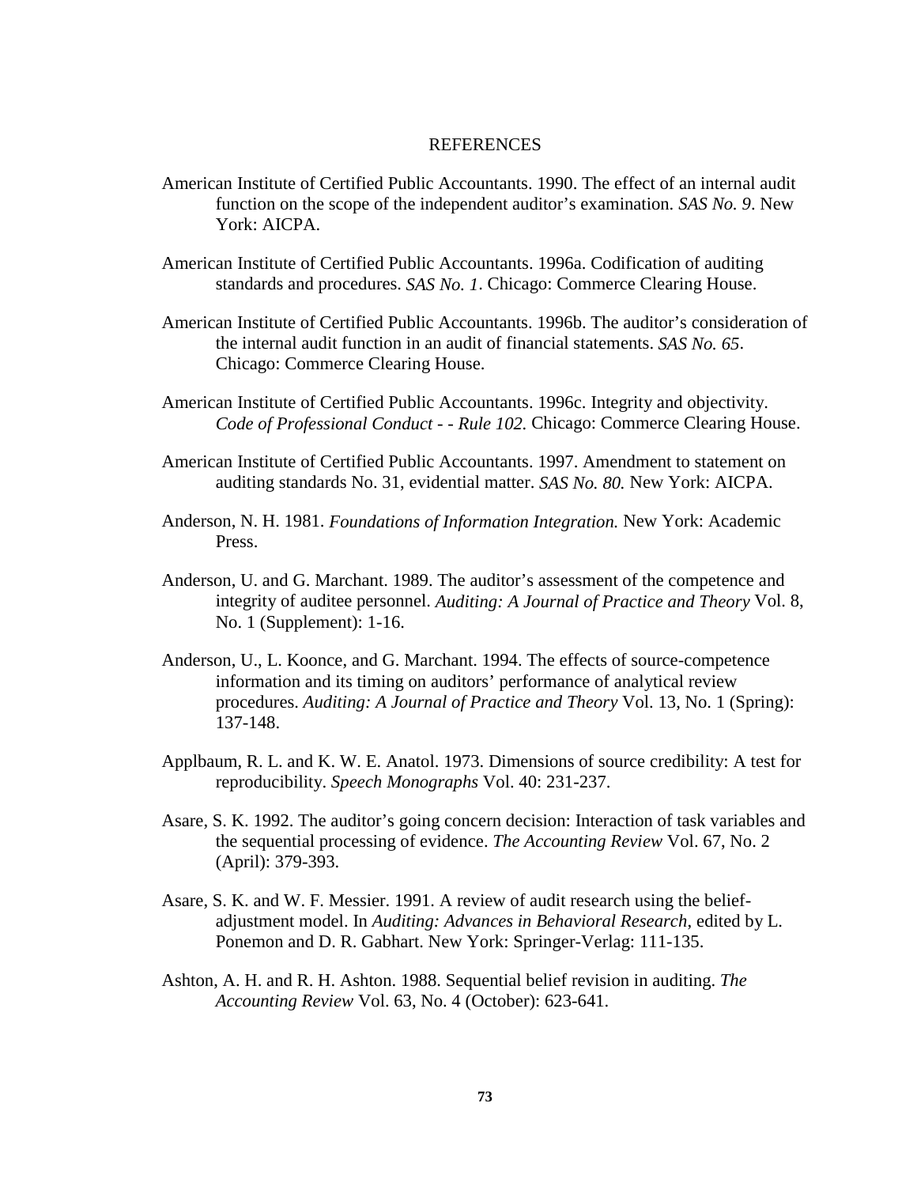# REFERENCES

American Institute of Certified Public Accountants. 1990. The effect of an internal audit function on the scope of the independent auditor's examination. *SAS No. 9*. New York: AICPA.

American Institute of Certified Public Accountants. 1996a. Codification of auditing standards and procedures. *SAS No. 1*. Chicago: Commerce Clearing House.

American Institute of Certified Public Accountants. 1996b. The auditor's consideration of the internal audit function in an audit of financial statements. *SAS No. 65*. Chicago: Commerce Clearing House.

American Institute of Certified Public Accountants. 1996c. Integrity and objectivity. *Code of Professional Conduct - - Rule 102.* Chicago: Commerce Clearing House.

American Institute of Certified Public Accountants. 1997. Amendment to statement on auditing standards No. 31, evidential matter. *SAS No. 80.* New York: AICPA.

Anderson, N. H. 1981. *Foundations of Information Integration.* New York: Academic Press.

Anderson, U. and G. Marchant. 1989. The auditor's assessment of the competence and integrity of auditee personnel. *Auditing: A Journal of Practice and Theory* Vol. 8, No. 1 (Supplement): 1-16.

Anderson, U., L. Koonce, and G. Marchant. 1994. The effects of source-competence information and its timing on auditors' performance of analytical review procedures. *Auditing: A Journal of Practice and Theory* Vol. 13, No. 1 (Spring): 137-148.

Applbaum, R. L. and K. W. E. Anatol. 1973. Dimensions of source credibility: A test for reproducibility. *Speech Monographs* Vol. 40: 231-237.

Asare, S. K. 1992. The auditor's going concern decision: Interaction of task variables and the sequential processing of evidence. *The Accounting Review* Vol. 67, No. 2 (April): 379-393.

Asare, S. K. and W. F. Messier. 1991. A review of audit research using the belief-adjustment model. In *Auditing: Advances in Behavioral Research*, edited by L. Ponemon and D. R. Gabhart. New York: Springer-Verlag: 111-135.

Ashton, A. H. and R. H. Ashton. 1988. Sequential belief revision in auditing. *The Accounting Review* Vol. 63, No. 4 (October): 623-641.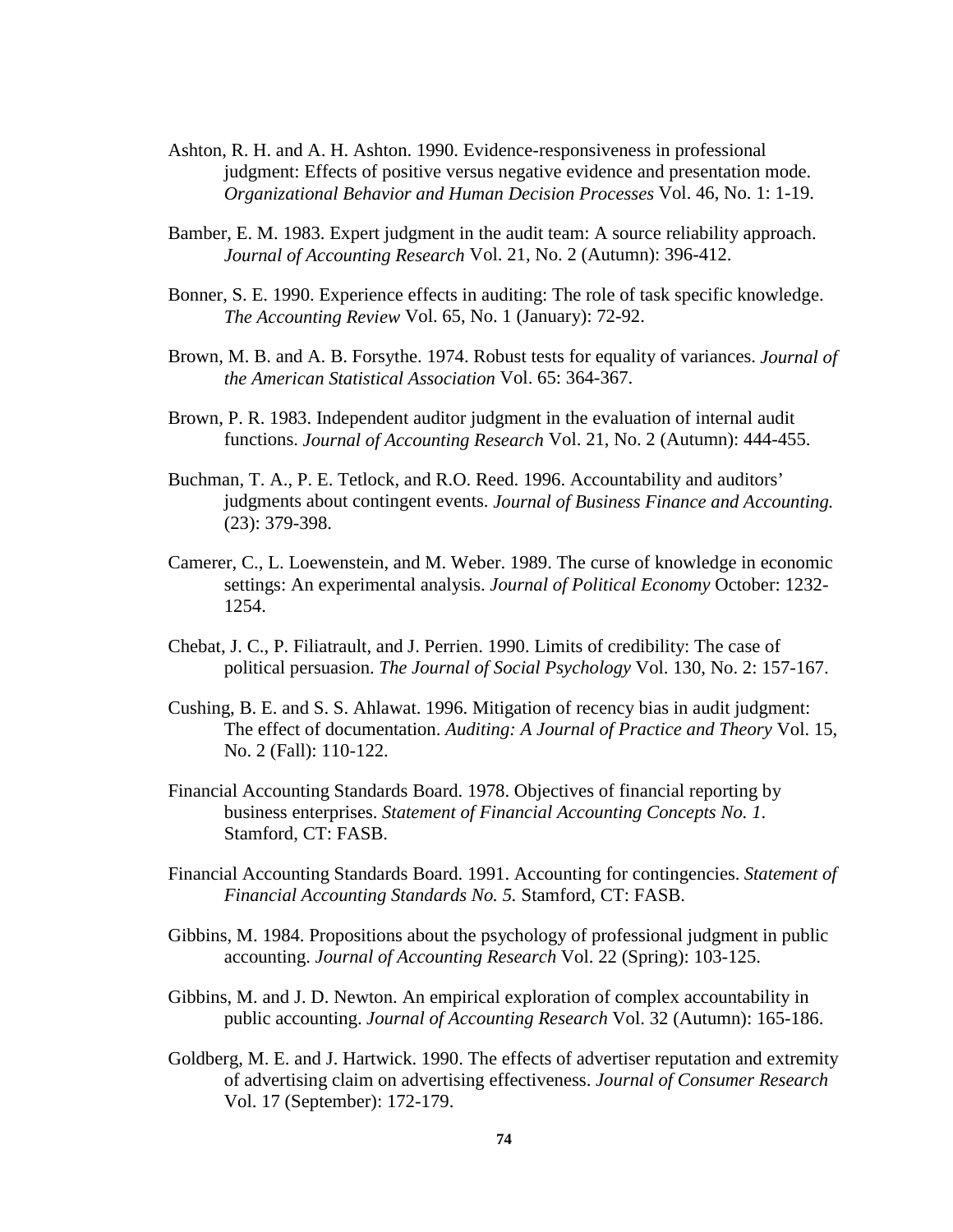Ashton, R. H. and A. H. Ashton. 1990. Evidence-responsiveness in professional judgment: Effects of positive versus negative evidence and presentation mode. *Organizational Behavior and Human Decision Processes* Vol. 46, No. 1: 1-19.

Bamber, E. M. 1983. Expert judgment in the audit team: A source reliability approach. *Journal of Accounting Research* Vol. 21, No. 2 (Autumn): 396-412.

Bonner, S. E. 1990. Experience effects in auditing: The role of task specific knowledge. *The Accounting Review* Vol. 65, No. 1 (January): 72-92.

Brown, M. B. and A. B. Forsythe. 1974. Robust tests for equality of variances. *Journal of the American Statistical Association* Vol. 65: 364-367.

Brown, P. R. 1983. Independent auditor judgment in the evaluation of internal audit functions. *Journal of Accounting Research* Vol. 21, No. 2 (Autumn): 444-455.

Buchman, T. A., P. E. Tetlock, and R.O. Reed. 1996. Accountability and auditors' judgments about contingent events. *Journal of Business Finance and Accounting.* (23): 379-398.

Camerer, C., L. Loewenstein, and M. Weber. 1989. The curse of knowledge in economic settings: An experimental analysis. *Journal of Political Economy* October: 1232-1254.

Chebat, J. C., P. Filiatrault, and J. Perrien. 1990. Limits of credibility: The case of political persuasion. *The Journal of Social Psychology* Vol. 130, No. 2: 157-167.

Cushing, B. E. and S. S. Ahlawat. 1996. Mitigation of recency bias in audit judgment: The effect of documentation. *Auditing: A Journal of Practice and Theory* Vol. 15, No. 2 (Fall): 110-122.

Financial Accounting Standards Board. 1978. Objectives of financial reporting by business enterprises. *Statement of Financial Accounting Concepts No. 1*. Stamford, CT: FASB.

Financial Accounting Standards Board. 1991. Accounting for contingencies. *Statement of Financial Accounting Standards No. 5.* Stamford, CT: FASB.

Gibbins, M. 1984. Propositions about the psychology of professional judgment in public accounting. *Journal of Accounting Research* Vol. 22 (Spring): 103-125.

Gibbins, M. and J. D. Newton. An empirical exploration of complex accountability in public accounting. *Journal of Accounting Research* Vol. 32 (Autumn): 165-186.

Goldberg, M. E. and J. Hartwick. 1990. The effects of advertiser reputation and extremity of advertising claim on advertising effectiveness. *Journal of Consumer Research* Vol. 17 (September): 172-179.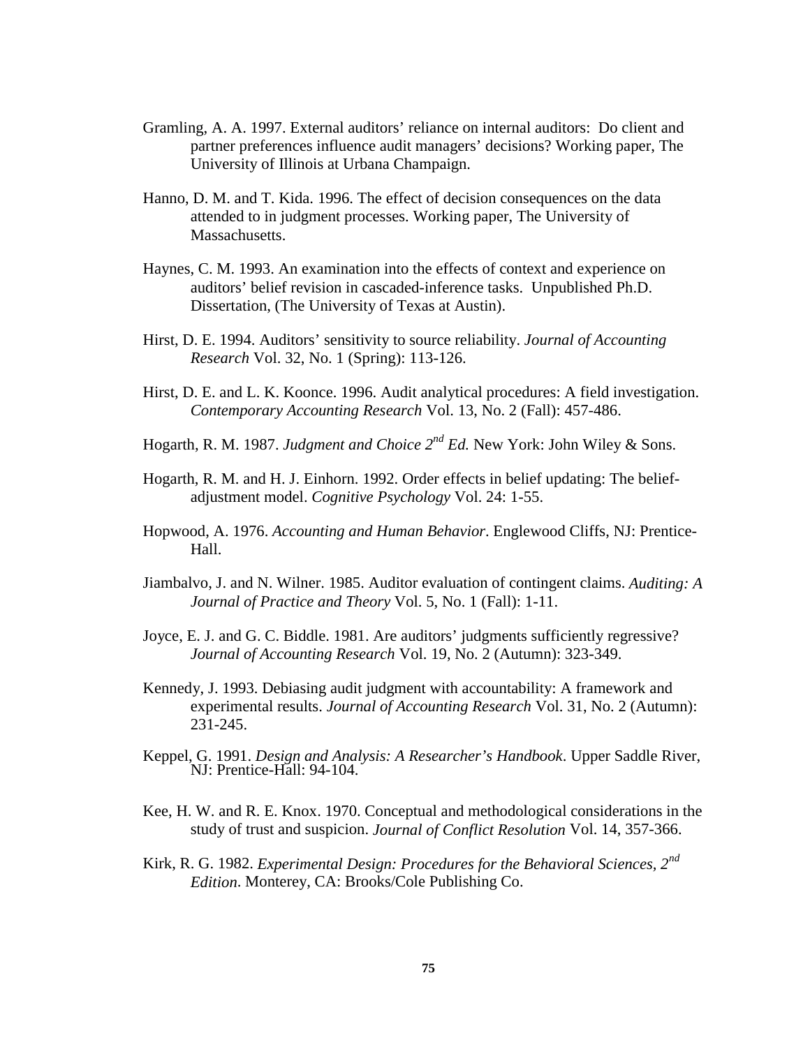Gramling, A. A. 1997. External auditors' reliance on internal auditors: Do client and partner preferences influence audit managers' decisions? Working paper, The University of Illinois at Urbana Champaign.

Hanno, D. M. and T. Kida. 1996. The effect of decision consequences on the data attended to in judgment processes. Working paper, The University of Massachusetts.

Haynes, C. M. 1993. An examination into the effects of context and experience on auditors' belief revision in cascaded-inference tasks. Unpublished Ph.D. Dissertation, (The University of Texas at Austin).

Hirst, D. E. 1994. Auditors' sensitivity to source reliability. *Journal of Accounting Research* Vol. 32, No. 1 (Spring): 113-126.

Hirst, D. E. and L. K. Koonce. 1996. Audit analytical procedures: A field investigation. *Contemporary Accounting Research* Vol. 13, No. 2 (Fall): 457-486.

Hogarth, R. M. 1987. *Judgment and Choice 2nd Ed.* New York: John Wiley & Sons.

Hogarth, R. M. and H. J. Einhorn. 1992. Order effects in belief updating: The belief-adjustment model. *Cognitive Psychology* Vol. 24: 1-55.

Hopwood, A. 1976. *Accounting and Human Behavior*. Englewood Cliffs, NJ: Prentice-Hall.

Jiambalvo, J. and N. Wilner. 1985. Auditor evaluation of contingent claims. *Auditing: A Journal of Practice and Theory* Vol. 5, No. 1 (Fall): 1-11.

Joyce, E. J. and G. C. Biddle. 1981. Are auditors' judgments sufficiently regressive? *Journal of Accounting Research* Vol. 19, No. 2 (Autumn): 323-349.

Kennedy, J. 1993. Debiasing audit judgment with accountability: A framework and experimental results. *Journal of Accounting Research* Vol. 31, No. 2 (Autumn): 231-245.

Keppel, G. 1991. *Design and Analysis: A Researcher's Handbook*. Upper Saddle River, NJ: Prentice-Hall: 94-104.

Kee, H. W. and R. E. Knox. 1970. Conceptual and methodological considerations in the study of trust and suspicion. *Journal of Conflict Resolution* Vol. 14, 357-366.

Kirk, R. G. 1982. *Experimental Design: Procedures for the Behavioral Sciences, 2nd Edition*. Monterey, CA: Brooks/Cole Publishing Co.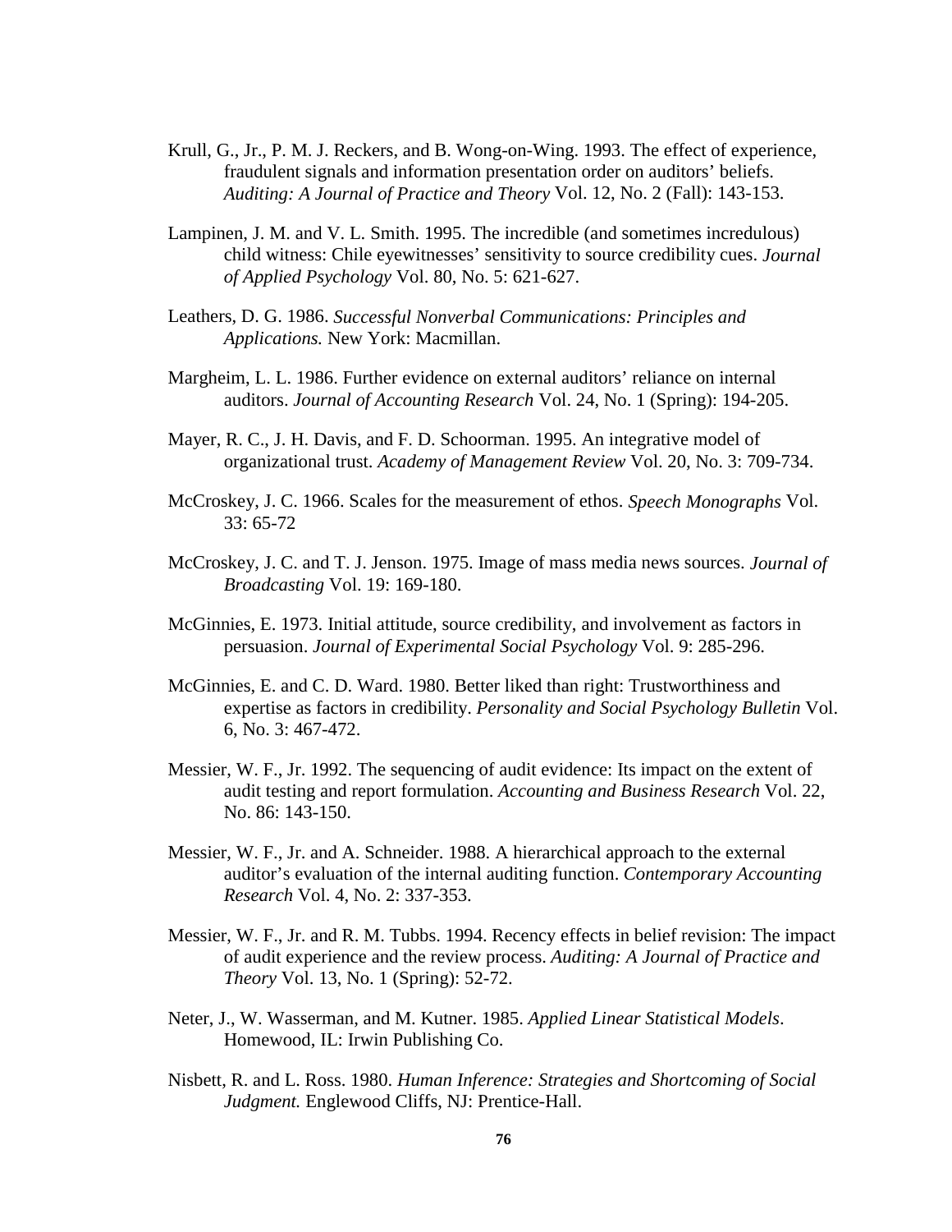Krull, G., Jr., P. M. J. Reckers, and B. Wong-on-Wing. 1993. The effect of experience, fraudulent signals and information presentation order on auditors' beliefs. *Auditing: A Journal of Practice and Theory* Vol. 12, No. 2 (Fall): 143-153.

Lampinen, J. M. and V. L. Smith. 1995. The incredible (and sometimes incredulous) child witness: Chile eyewitnesses' sensitivity to source credibility cues. *Journal of Applied Psychology* Vol. 80, No. 5: 621-627.

Leathers, D. G. 1986. *Successful Nonverbal Communications: Principles and Applications.* New York: Macmillan.

Margheim, L. L. 1986. Further evidence on external auditors' reliance on internal auditors. *Journal of Accounting Research* Vol. 24, No. 1 (Spring): 194-205.

Mayer, R. C., J. H. Davis, and F. D. Schoorman. 1995. An integrative model of organizational trust. *Academy of Management Review* Vol. 20, No. 3: 709-734.

McCroskey, J. C. 1966. Scales for the measurement of ethos. *Speech Monographs* Vol. 33: 65-72

McCroskey, J. C. and T. J. Jenson. 1975. Image of mass media news sources. *Journal of Broadcasting* Vol. 19: 169-180.

McGinnies, E. 1973. Initial attitude, source credibility, and involvement as factors in persuasion. *Journal of Experimental Social Psychology* Vol. 9: 285-296.

McGinnies, E. and C. D. Ward. 1980. Better liked than right: Trustworthiness and expertise as factors in credibility. *Personality and Social Psychology Bulletin* Vol. 6, No. 3: 467-472.

Messier, W. F., Jr. 1992. The sequencing of audit evidence: Its impact on the extent of audit testing and report formulation. *Accounting and Business Research* Vol. 22, No. 86: 143-150.

Messier, W. F., Jr. and A. Schneider. 1988. A hierarchical approach to the external auditor's evaluation of the internal auditing function. *Contemporary Accounting Research* Vol. 4, No. 2: 337-353.

Messier, W. F., Jr. and R. M. Tubbs. 1994. Recency effects in belief revision: The impact of audit experience and the review process. *Auditing: A Journal of Practice and Theory* Vol. 13, No. 1 (Spring): 52-72.

Neter, J., W. Wasserman, and M. Kutner. 1985. *Applied Linear Statistical Models*. Homewood, IL: Irwin Publishing Co.

Nisbett, R. and L. Ross. 1980. *Human Inference: Strategies and Shortcoming of Social Judgment.* Englewood Cliffs, NJ: Prentice-Hall.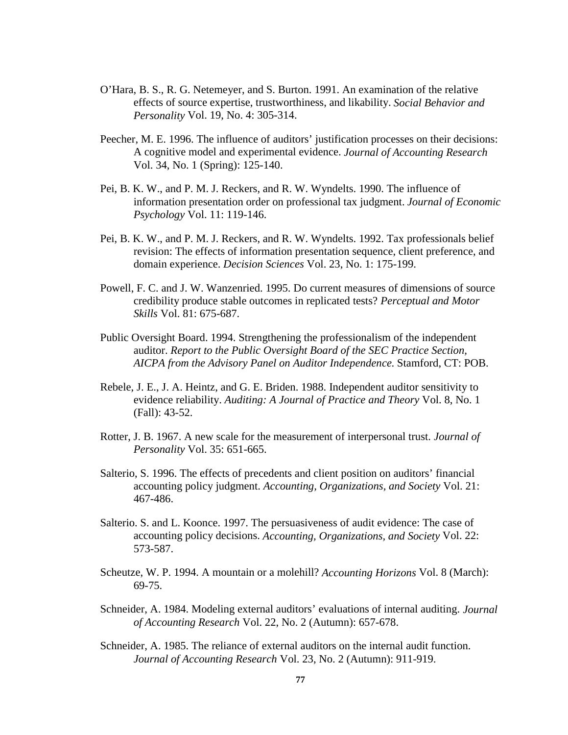O'Hara, B. S., R. G. Netemeyer, and S. Burton. 1991. An examination of the relative effects of source expertise, trustworthiness, and likability. *Social Behavior and Personality* Vol. 19, No. 4: 305-314.

Peecher, M. E. 1996. The influence of auditors' justification processes on their decisions: A cognitive model and experimental evidence. *Journal of Accounting Research* Vol. 34, No. 1 (Spring): 125-140.

Pei, B. K. W., and P. M. J. Reckers, and R. W. Wyndelts. 1990. The influence of information presentation order on professional tax judgment. *Journal of Economic Psychology* Vol. 11: 119-146.

Pei, B. K. W., and P. M. J. Reckers, and R. W. Wyndelts. 1992. Tax professionals belief revision: The effects of information presentation sequence, client preference, and domain experience. *Decision Sciences* Vol. 23, No. 1: 175-199.

Powell, F. C. and J. W. Wanzenried. 1995. Do current measures of dimensions of source credibility produce stable outcomes in replicated tests? *Perceptual and Motor Skills* Vol. 81: 675-687.

Public Oversight Board. 1994. Strengthening the professionalism of the independent auditor. *Report to the Public Oversight Board of the SEC Practice Section, AICPA from the Advisory Panel on Auditor Independence.* Stamford, CT: POB.

Rebele, J. E., J. A. Heintz, and G. E. Briden. 1988. Independent auditor sensitivity to evidence reliability. *Auditing: A Journal of Practice and Theory* Vol. 8, No. 1 (Fall): 43-52.

Rotter, J. B. 1967. A new scale for the measurement of interpersonal trust. *Journal of Personality* Vol. 35: 651-665.

Salterio, S. 1996. The effects of precedents and client position on auditors' financial accounting policy judgment. *Accounting, Organizations, and Society* Vol. 21: 467-486.

Salterio. S. and L. Koonce. 1997. The persuasiveness of audit evidence: The case of accounting policy decisions. *Accounting, Organizations, and Society* Vol. 22: 573-587.

Scheutze, W. P. 1994. A mountain or a molehill? *Accounting Horizons* Vol. 8 (March): 69-75.

Schneider, A. 1984. Modeling external auditors' evaluations of internal auditing. *Journal of Accounting Research* Vol. 22, No. 2 (Autumn): 657-678.

Schneider, A. 1985. The reliance of external auditors on the internal audit function. *Journal of Accounting Research* Vol. 23, No. 2 (Autumn): 911-919.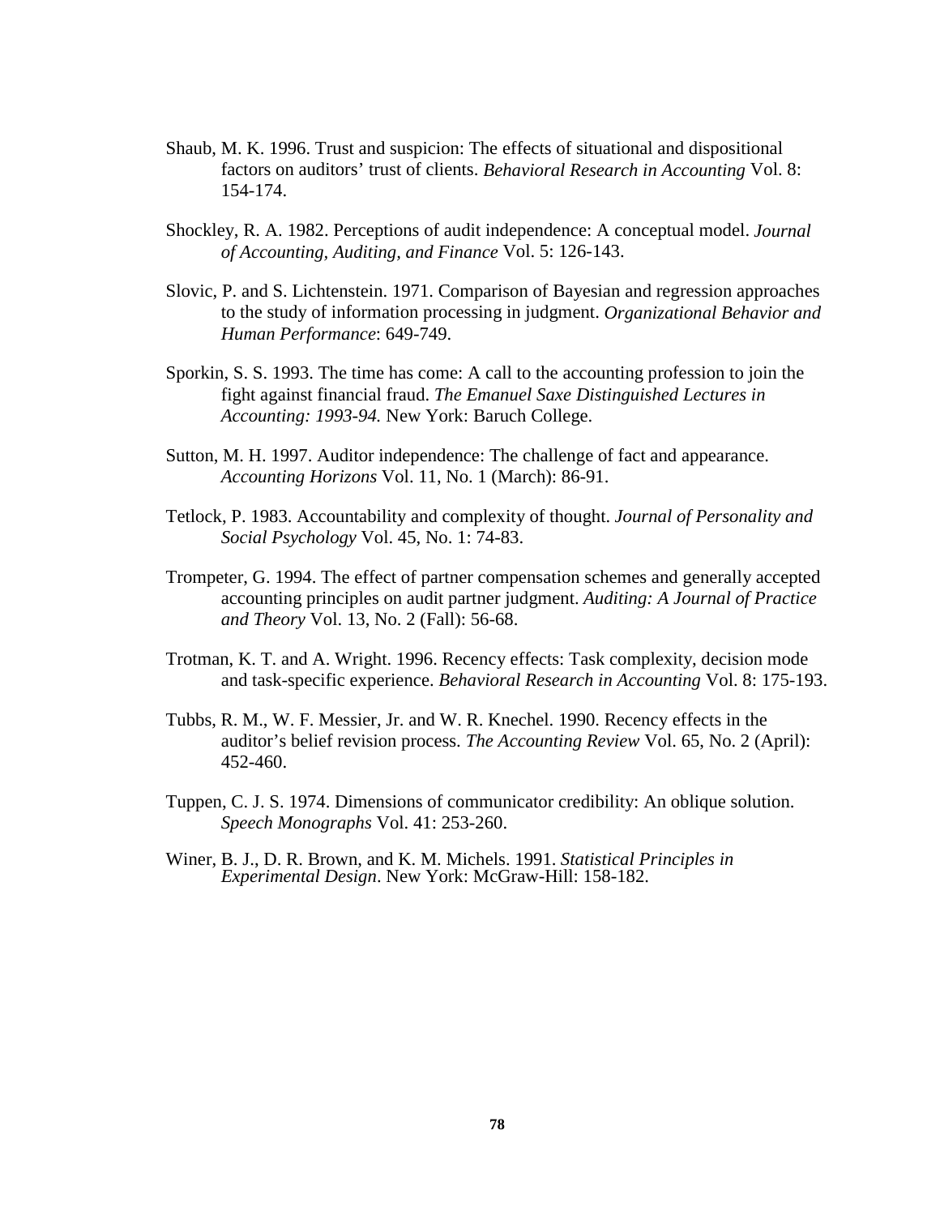Shaub, M. K. 1996. Trust and suspicion: The effects of situational and dispositional factors on auditors' trust of clients. *Behavioral Research in Accounting* Vol. 8: 154-174.

Shockley, R. A. 1982. Perceptions of audit independence: A conceptual model. *Journal of Accounting, Auditing, and Finance* Vol. 5: 126-143.

Slovic, P. and S. Lichtenstein. 1971. Comparison of Bayesian and regression approaches to the study of information processing in judgment. *Organizational Behavior and Human Performance*: 649-749.

Sporkin, S. S. 1993. The time has come: A call to the accounting profession to join the fight against financial fraud. *The Emanuel Saxe Distinguished Lectures in Accounting: 1993-94.* New York: Baruch College.

Sutton, M. H. 1997. Auditor independence: The challenge of fact and appearance. *Accounting Horizons* Vol. 11, No. 1 (March): 86-91.

Tetlock, P. 1983. Accountability and complexity of thought. *Journal of Personality and Social Psychology* Vol. 45, No. 1: 74-83.

Trompeter, G. 1994. The effect of partner compensation schemes and generally accepted accounting principles on audit partner judgment. *Auditing: A Journal of Practice and Theory* Vol. 13, No. 2 (Fall): 56-68.

Trotman, K. T. and A. Wright. 1996. Recency effects: Task complexity, decision mode and task-specific experience. *Behavioral Research in Accounting* Vol. 8: 175-193.

Tubbs, R. M., W. F. Messier, Jr. and W. R. Knechel. 1990. Recency effects in the auditor's belief revision process. *The Accounting Review* Vol. 65, No. 2 (April): 452-460.

Tuppen, C. J. S. 1974. Dimensions of communicator credibility: An oblique solution. *Speech Monographs* Vol. 41: 253-260.

Winer, B. J., D. R. Brown, and K. M. Michels. 1991. *Statistical Principles in Experimental Design*. New York: McGraw-Hill: 158-182.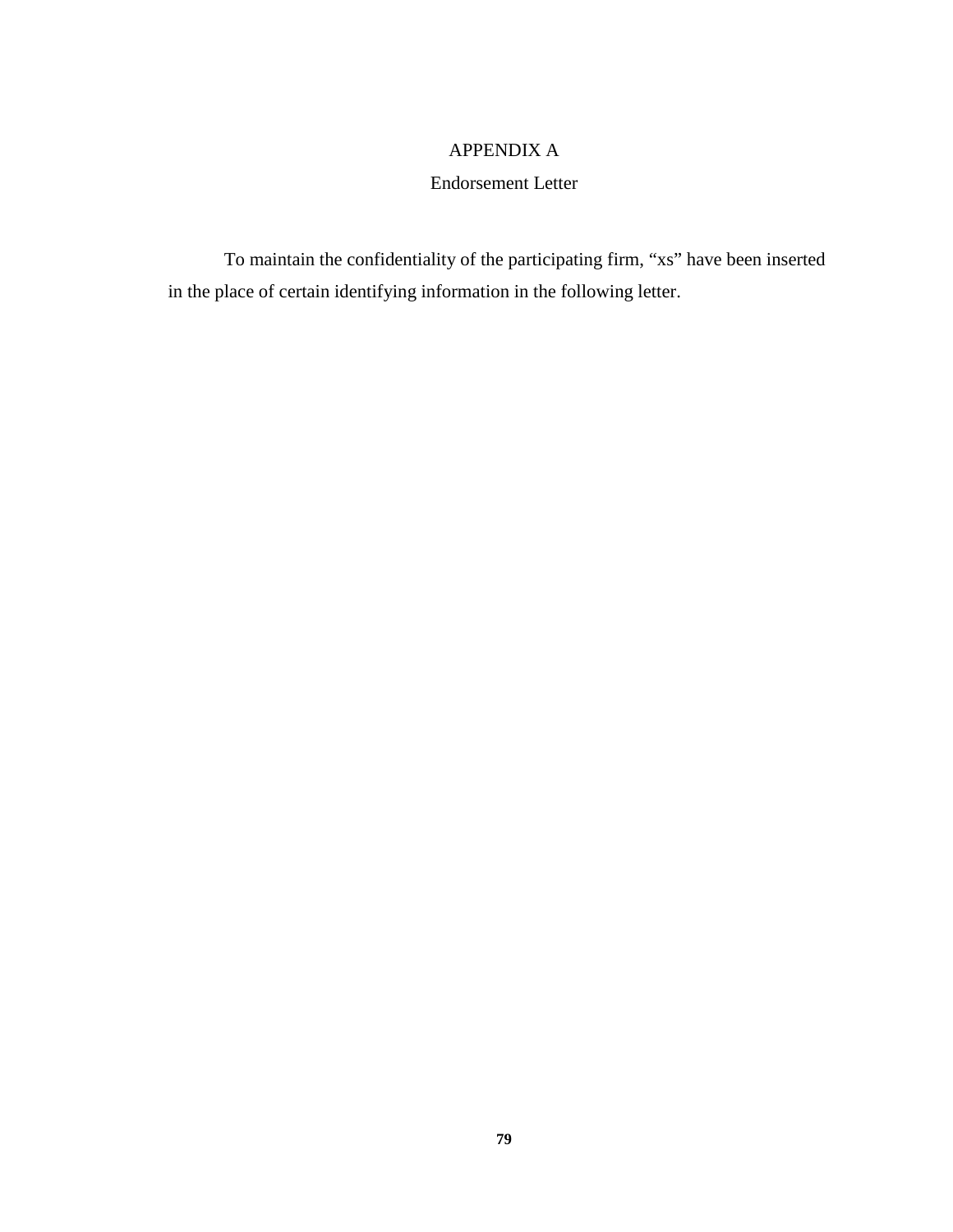# APPENDIX A

## Endorsement Letter

To maintain the confidentiality of the participating firm, “xs” have been inserted in the place of certain identifying information in the following letter.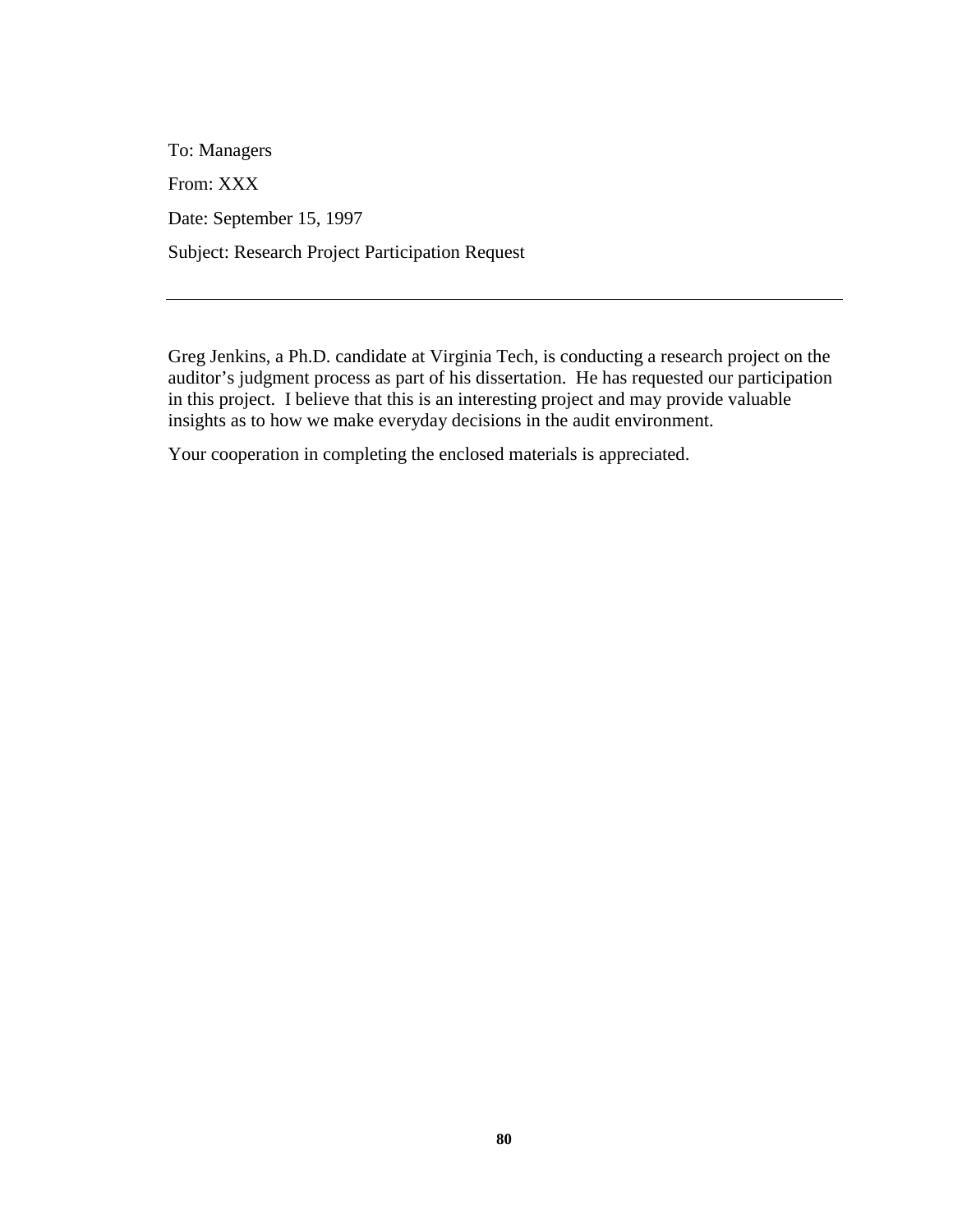To: Managers

From: XXX

Date: September 15, 1997

Subject: Research Project Participation Request

---

Greg Jenkins, a Ph.D. candidate at Virginia Tech, is conducting a research project on the auditor's judgment process as part of his dissertation. He has requested our participation in this project. I believe that this is an interesting project and may provide valuable insights as to how we make everyday decisions in the audit environment.

Your cooperation in completing the enclosed materials is appreciated.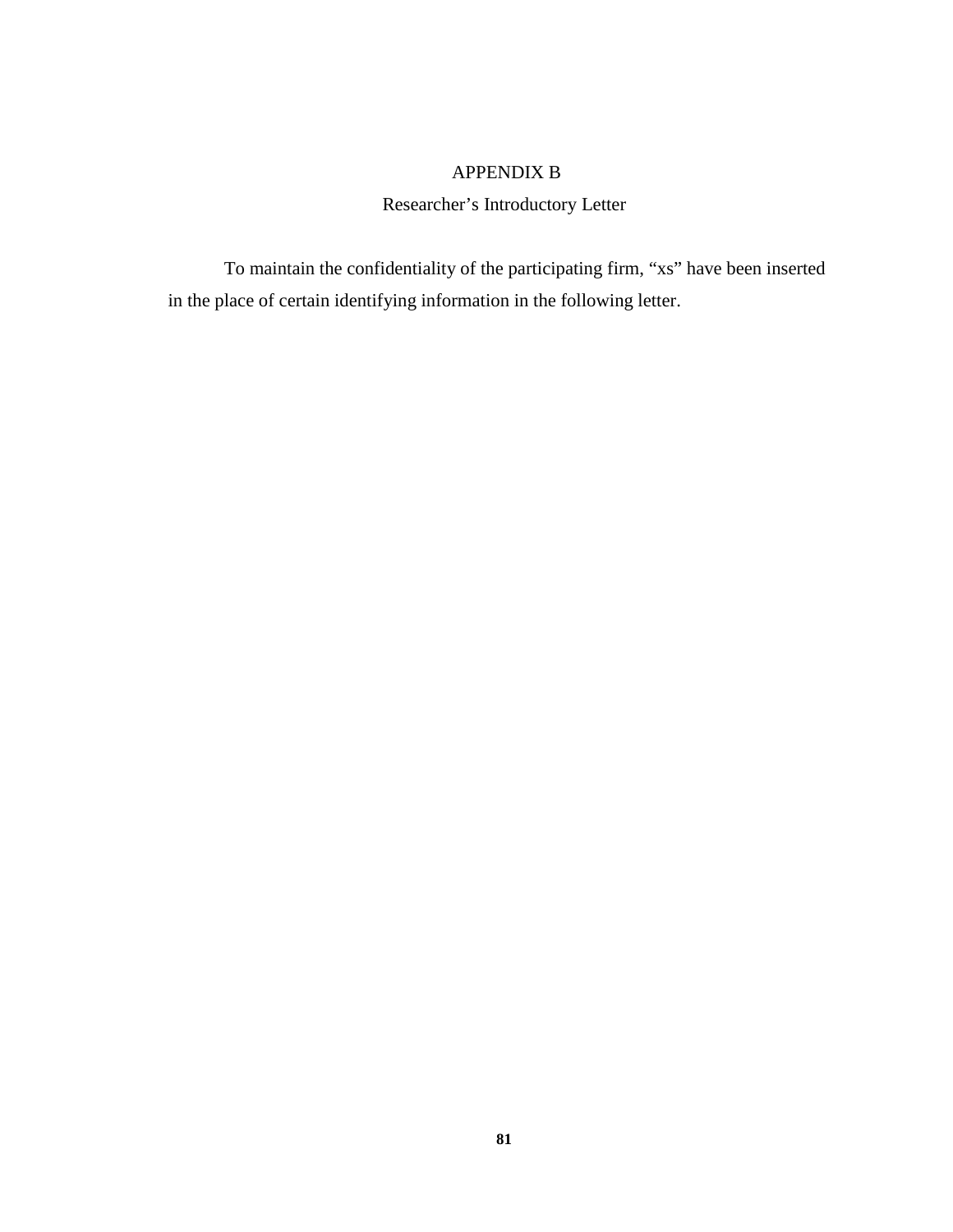# APPENDIX B

## Researcher's Introductory Letter

To maintain the confidentiality of the participating firm, "xs" have been inserted in the place of certain identifying information in the following letter.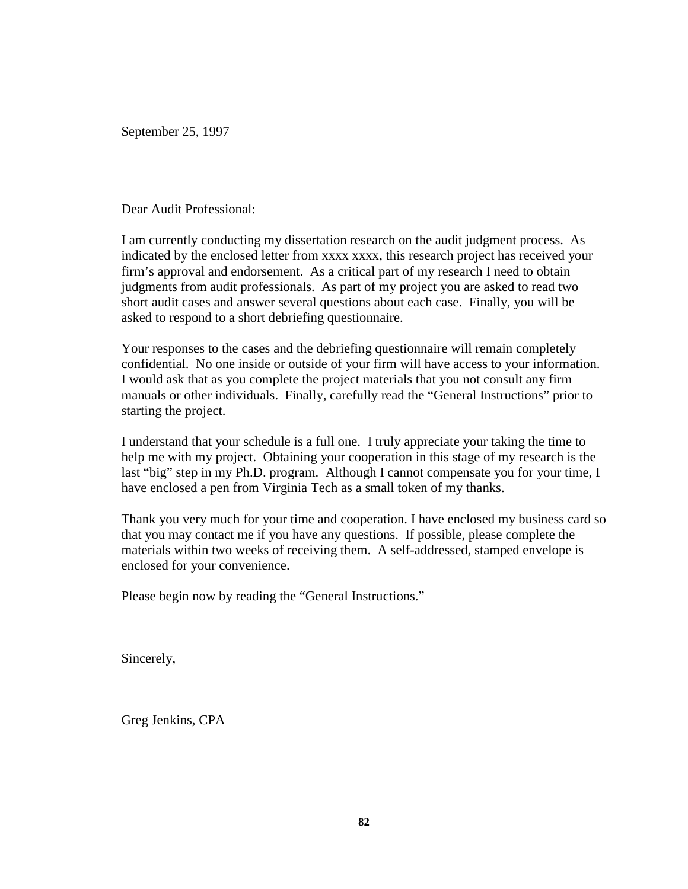September 25, 1997

Dear Audit Professional:

I am currently conducting my dissertation research on the audit judgment process. As indicated by the enclosed letter from xxxx xxxx, this research project has received your firm's approval and endorsement. As a critical part of my research I need to obtain judgments from audit professionals. As part of my project you are asked to read two short audit cases and answer several questions about each case. Finally, you will be asked to respond to a short debriefing questionnaire.

Your responses to the cases and the debriefing questionnaire will remain completely confidential. No one inside or outside of your firm will have access to your information. I would ask that as you complete the project materials that you not consult any firm manuals or other individuals. Finally, carefully read the "General Instructions" prior to starting the project.

I understand that your schedule is a full one. I truly appreciate your taking the time to help me with my project. Obtaining your cooperation in this stage of my research is the last "big" step in my Ph.D. program. Although I cannot compensate you for your time, I have enclosed a pen from Virginia Tech as a small token of my thanks.

Thank you very much for your time and cooperation. I have enclosed my business card so that you may contact me if you have any questions. If possible, please complete the materials within two weeks of receiving them. A self-addressed, stamped envelope is enclosed for your convenience.

Please begin now by reading the "General Instructions."

Sincerely,

Greg Jenkins, CPA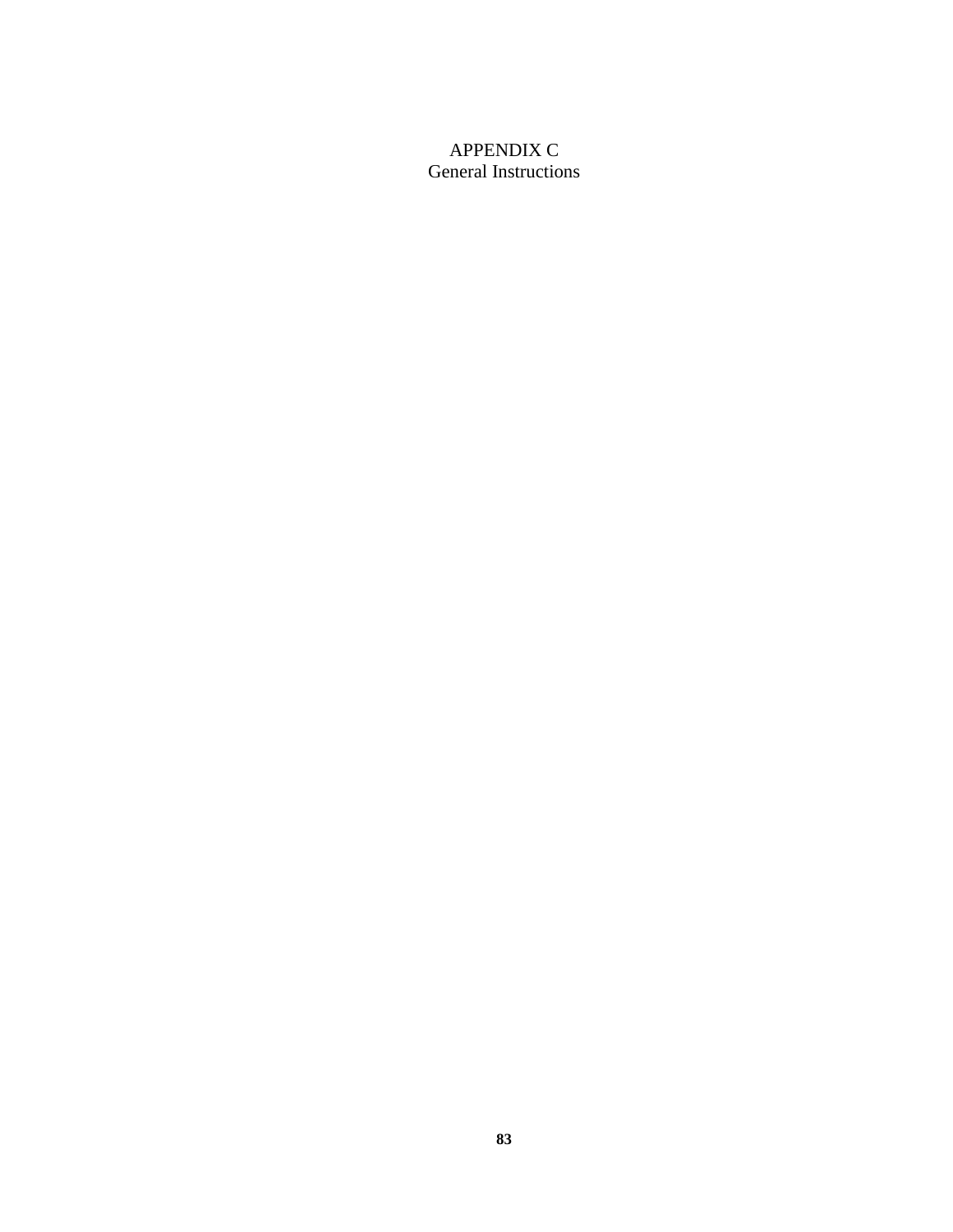# APPENDIX C
## General Instructions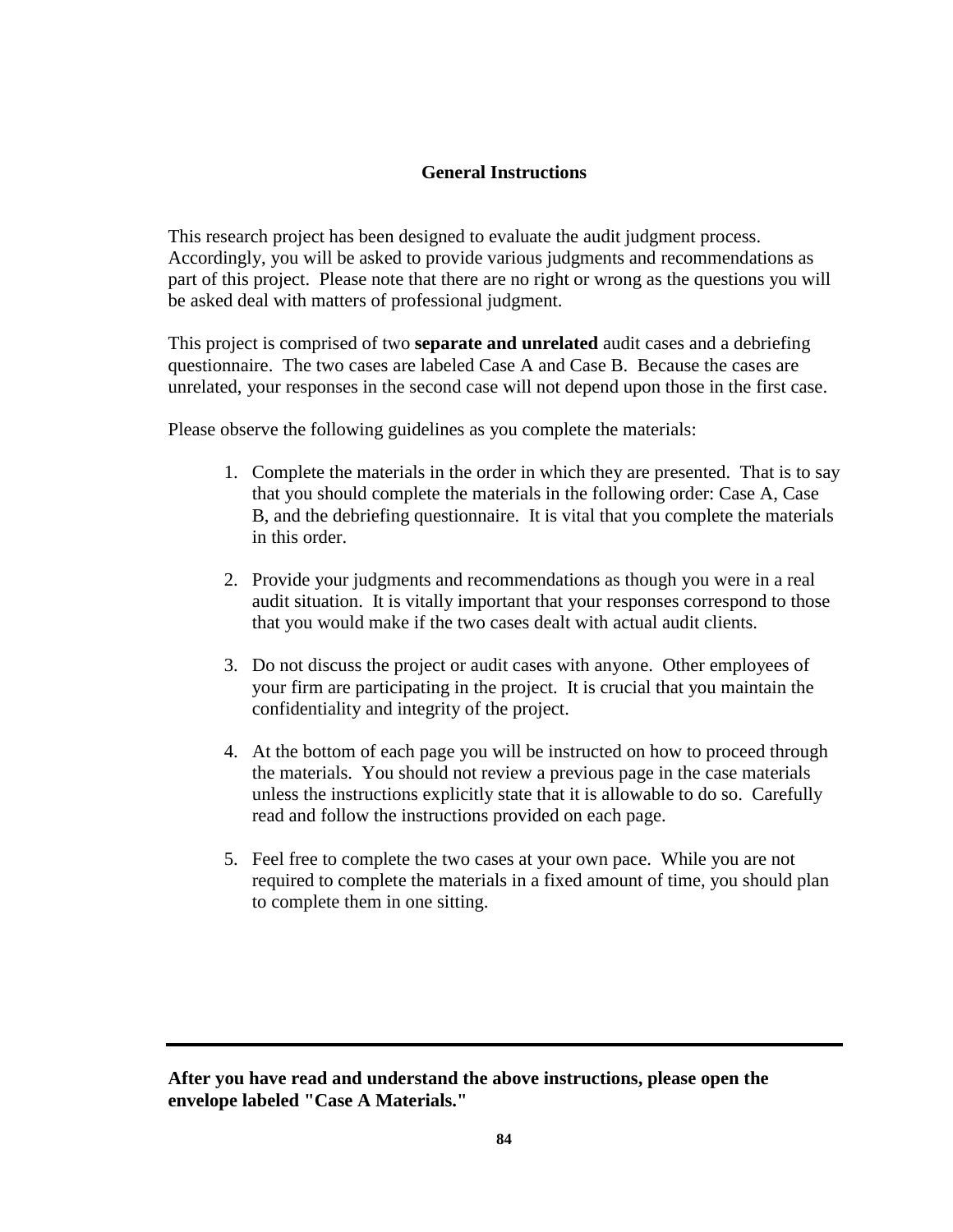## General Instructions

This research project has been designed to evaluate the audit judgment process. Accordingly, you will be asked to provide various judgments and recommendations as part of this project. Please note that there are no right or wrong as the questions you will be asked deal with matters of professional judgment.

This project is comprised of two **separate and unrelated** audit cases and a debriefing questionnaire. The two cases are labeled Case A and Case B. Because the cases are unrelated, your responses in the second case will not depend upon those in the first case.

Please observe the following guidelines as you complete the materials:

1. Complete the materials in the order in which they are presented. That is to say that you should complete the materials in the following order: Case A, Case B, and the debriefing questionnaire. It is vital that you complete the materials in this order.

2. Provide your judgments and recommendations as though you were in a real audit situation. It is vitally important that your responses correspond to those that you would make if the two cases dealt with actual audit clients.

3. Do not discuss the project or audit cases with anyone. Other employees of your firm are participating in the project. It is crucial that you maintain the confidentiality and integrity of the project.

4. At the bottom of each page you will be instructed on how to proceed through the materials. You should not review a previous page in the case materials unless the instructions explicitly state that it is allowable to do so. Carefully read and follow the instructions provided on each page.

5. Feel free to complete the two cases at your own pace. While you are not required to complete the materials in a fixed amount of time, you should plan to complete them in one sitting.

---

**After you have read and understand the above instructions, please open the envelope labeled "Case A Materials."**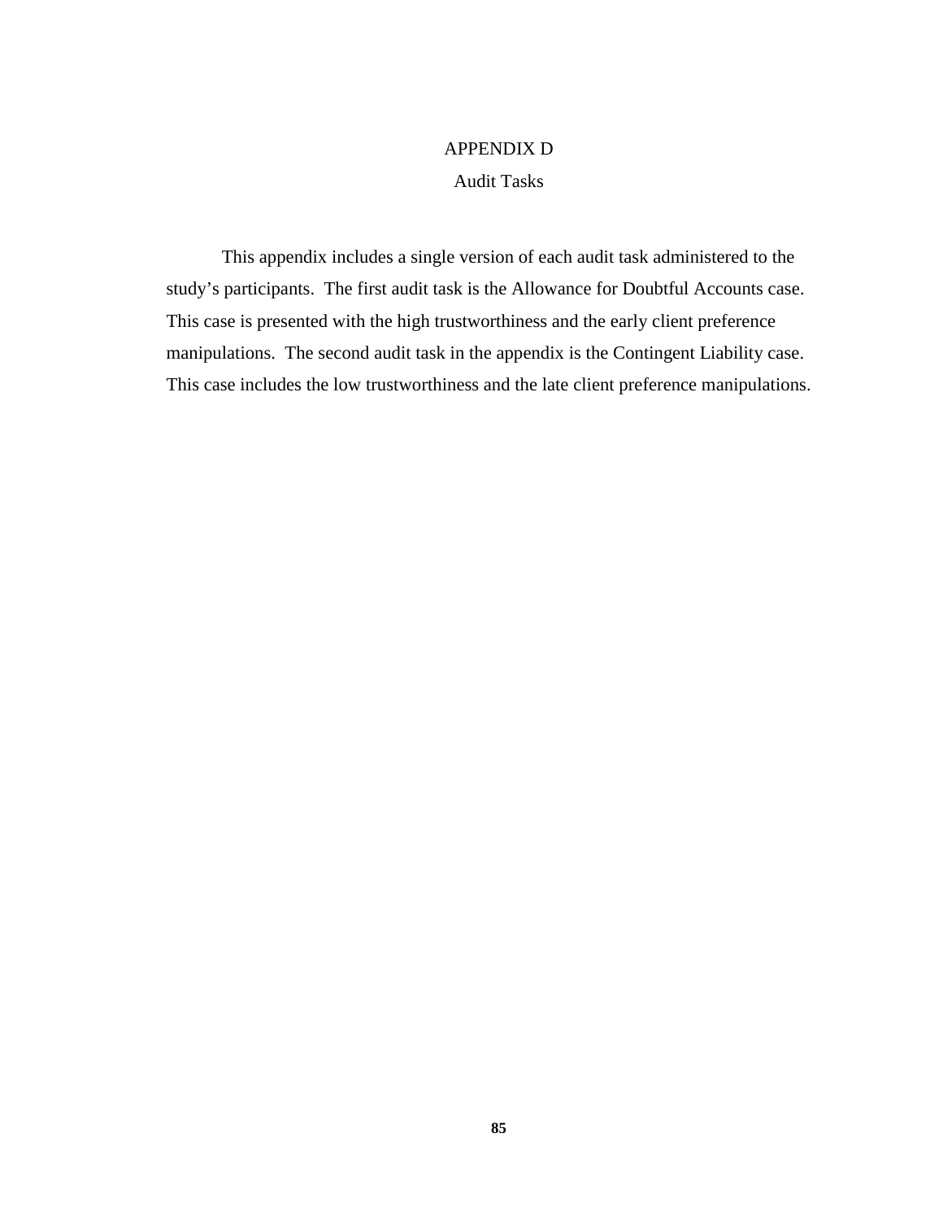# APPENDIX D

## Audit Tasks

This appendix includes a single version of each audit task administered to the study's participants. The first audit task is the Allowance for Doubtful Accounts case. This case is presented with the high trustworthiness and the early client preference manipulations. The second audit task in the appendix is the Contingent Liability case. This case includes the low trustworthiness and the late client preference manipulations.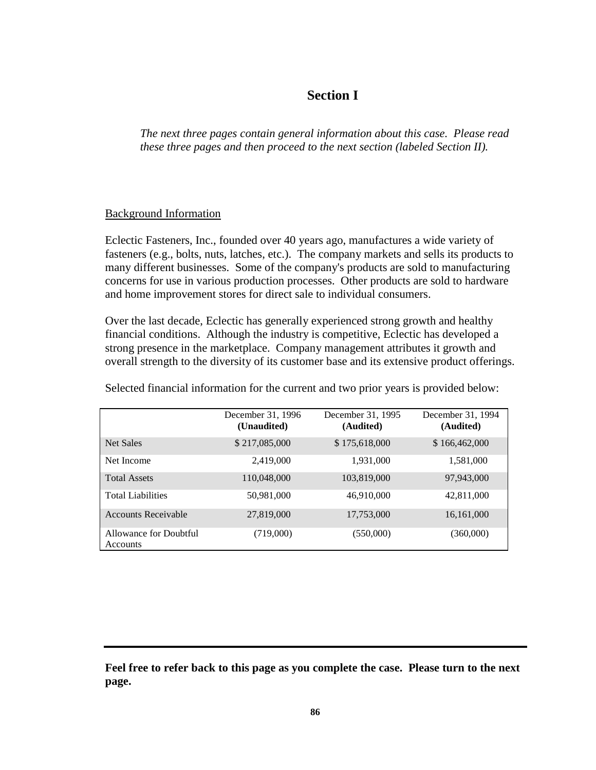## Section I

*The next three pages contain general information about this case. Please read these three pages and then proceed to the next section (labeled Section II).*

Background Information

Eclectic Fasteners, Inc., founded over 40 years ago, manufactures a wide variety of fasteners (e.g., bolts, nuts, latches, etc.). The company markets and sells its products to many different businesses. Some of the company's products are sold to manufacturing concerns for use in various production processes. Other products are sold to hardware and home improvement stores for direct sale to individual consumers.

Over the last decade, Eclectic has generally experienced strong growth and healthy financial conditions. Although the industry is competitive, Eclectic has developed a strong presence in the marketplace. Company management attributes it growth and overall strength to the diversity of its customer base and its extensive product offerings.

Selected financial information for the current and two prior years is provided below:

| | December 31, 1996 **(Unaudited)** | December 31, 1995 **(Audited)** | December 31, 1994 **(Audited)** |
|---|---|---|---|
| Net Sales | $ 217,085,000 | $ 175,618,000 | $ 166,462,000 |
| Net Income | 2,419,000 | 1,931,000 | 1,581,000 |
| Total Assets | 110,048,000 | 103,819,000 | 97,943,000 |
| Total Liabilities | 50,981,000 | 46,910,000 | 42,811,000 |
| Accounts Receivable | 27,819,000 | 17,753,000 | 16,161,000 |
| Allowance for Doubtful Accounts | (719,000) | (550,000) | (360,000) |

---

**Feel free to refer back to this page as you complete the case. Please turn to the next page.**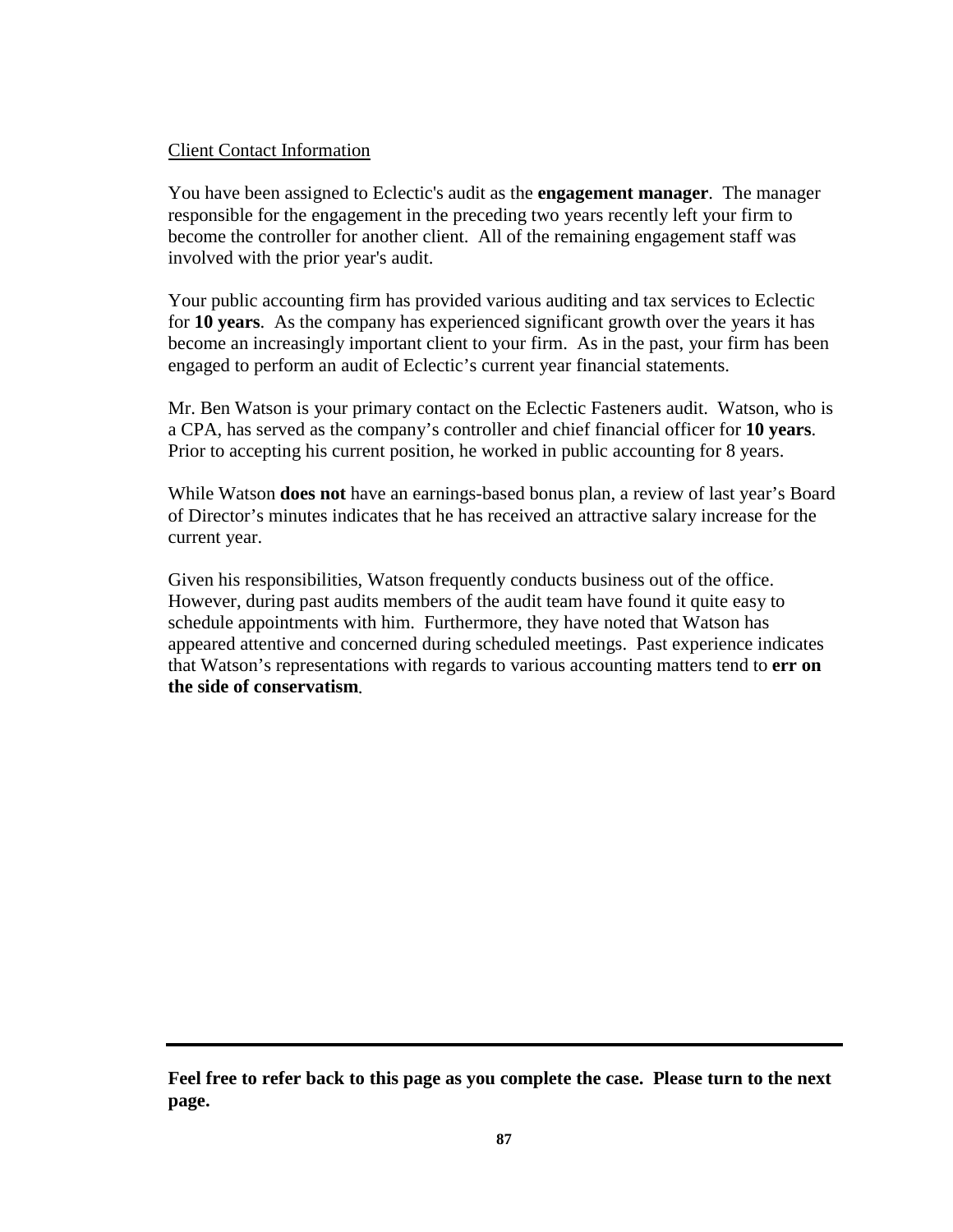Client Contact Information

You have been assigned to Eclectic's audit as the **engagement manager**. The manager responsible for the engagement in the preceding two years recently left your firm to become the controller for another client. All of the remaining engagement staff was involved with the prior year's audit.

Your public accounting firm has provided various auditing and tax services to Eclectic for **10 years**. As the company has experienced significant growth over the years it has become an increasingly important client to your firm. As in the past, your firm has been engaged to perform an audit of Eclectic's current year financial statements.

Mr. Ben Watson is your primary contact on the Eclectic Fasteners audit. Watson, who is a CPA, has served as the company's controller and chief financial officer for **10 years**. Prior to accepting his current position, he worked in public accounting for 8 years.

While Watson **does not** have an earnings-based bonus plan, a review of last year's Board of Director's minutes indicates that he has received an attractive salary increase for the current year.

Given his responsibilities, Watson frequently conducts business out of the office. However, during past audits members of the audit team have found it quite easy to schedule appointments with him. Furthermore, they have noted that Watson has appeared attentive and concerned during scheduled meetings. Past experience indicates that Watson's representations with regards to various accounting matters tend to **err on the side of conservatism**.

---

**Feel free to refer back to this page as you complete the case. Please turn to the next page.**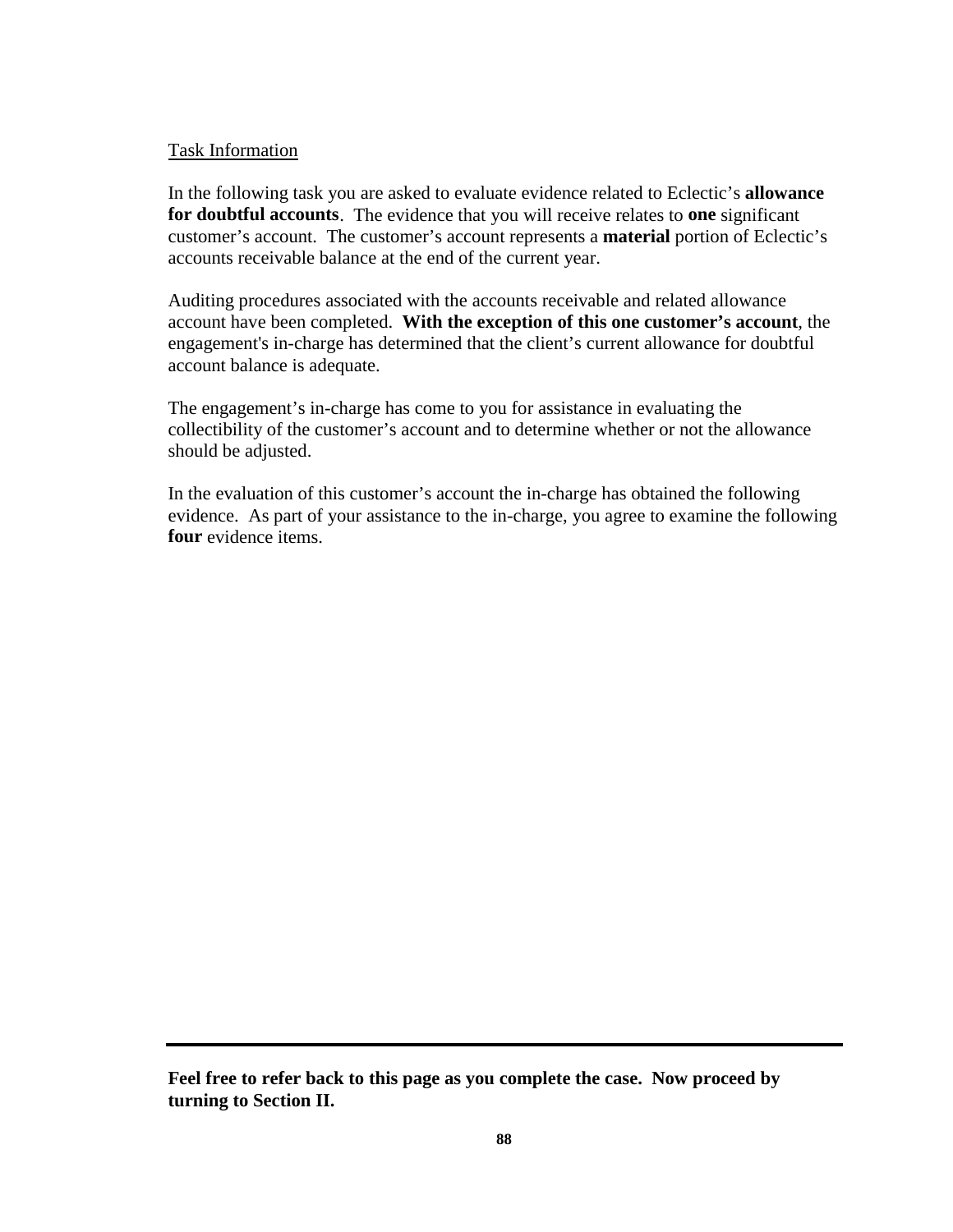Task Information

In the following task you are asked to evaluate evidence related to Eclectic's **allowance for doubtful accounts**. The evidence that you will receive relates to **one** significant customer's account. The customer's account represents a **material** portion of Eclectic's accounts receivable balance at the end of the current year.

Auditing procedures associated with the accounts receivable and related allowance account have been completed. **With the exception of this one customer's account**, the engagement's in-charge has determined that the client's current allowance for doubtful account balance is adequate.

The engagement's in-charge has come to you for assistance in evaluating the collectibility of the customer's account and to determine whether or not the allowance should be adjusted.

In the evaluation of this customer's account the in-charge has obtained the following evidence. As part of your assistance to the in-charge, you agree to examine the following **four** evidence items.

---

**Feel free to refer back to this page as you complete the case. Now proceed by turning to Section II.**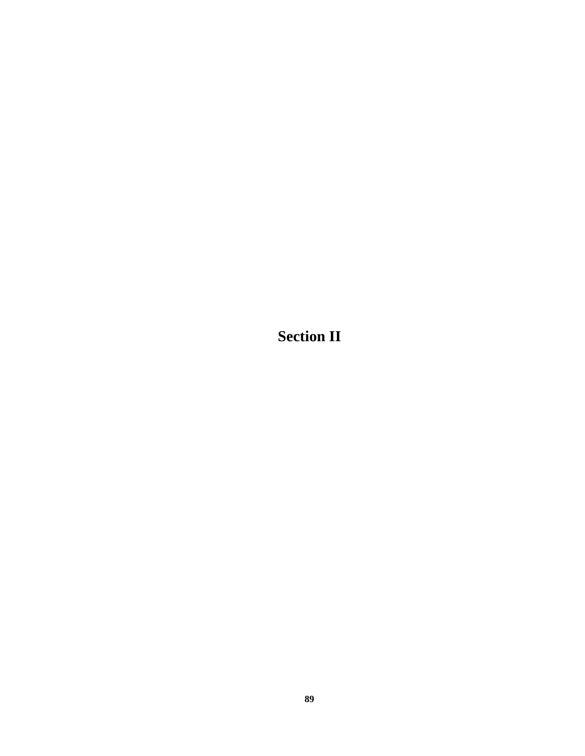# Section II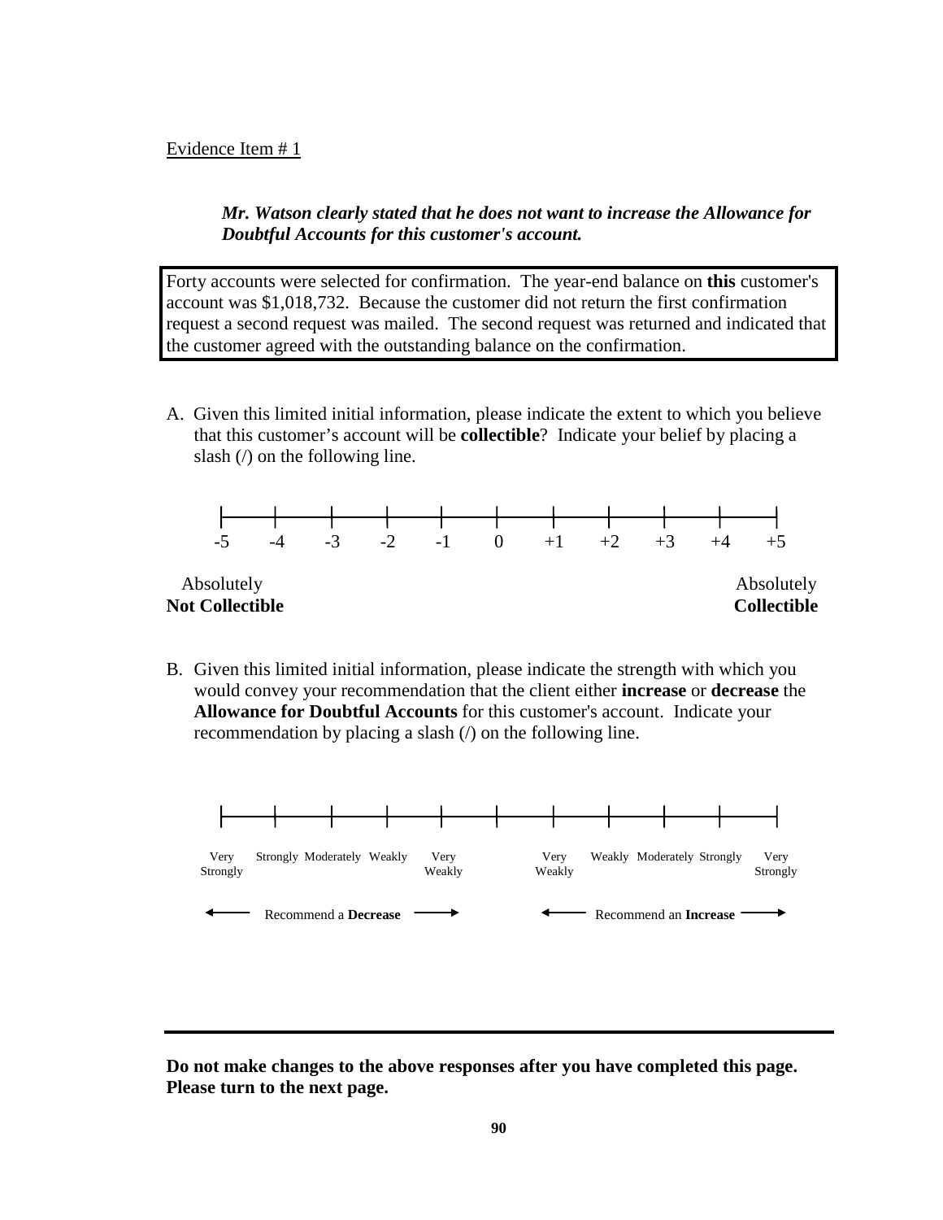Evidence Item # 1

***Mr. Watson clearly stated that he does not want to increase the Allowance for Doubtful Accounts for this customer's account.***

Forty accounts were selected for confirmation. The year-end balance on **this** customer's account was $1,018,732. Because the customer did not return the first confirmation request a second request was mailed. The second request was returned and indicated that the customer agreed with the outstanding balance on the confirmation.

A. Given this limited initial information, please indicate the extent to which you believe that this customer's account will be **collectible**? Indicate your belief by placing a slash (/) on the following line.

| -5 | -4 | -3 | -2 | -1 | 0 | +1 | +2 | +3 | +4 | +5 |
|---|---|---|---|---|---|---|---|---|---|---|
| Absolutely **Not Collectible** | | | | | | | | | | Absolutely **Collectible** |

B. Given this limited initial information, please indicate the strength with which you would convey your recommendation that the client either **increase** or **decrease** the **Allowance for Doubtful Accounts** for this customer's account. Indicate your recommendation by placing a slash (/) on the following line.

| Very Strongly | Strongly | Moderately | Weakly | Very Weakly | | Very Weakly | Weakly | Moderately | Strongly | Very Strongly |
|---|---|---|---|---|---|---|---|---|---|---|
| ← Recommend a **Decrease** → | | | | | | ← Recommend an **Increase** → | | | | |

**Do not make changes to the above responses after you have completed this page. Please turn to the next page.**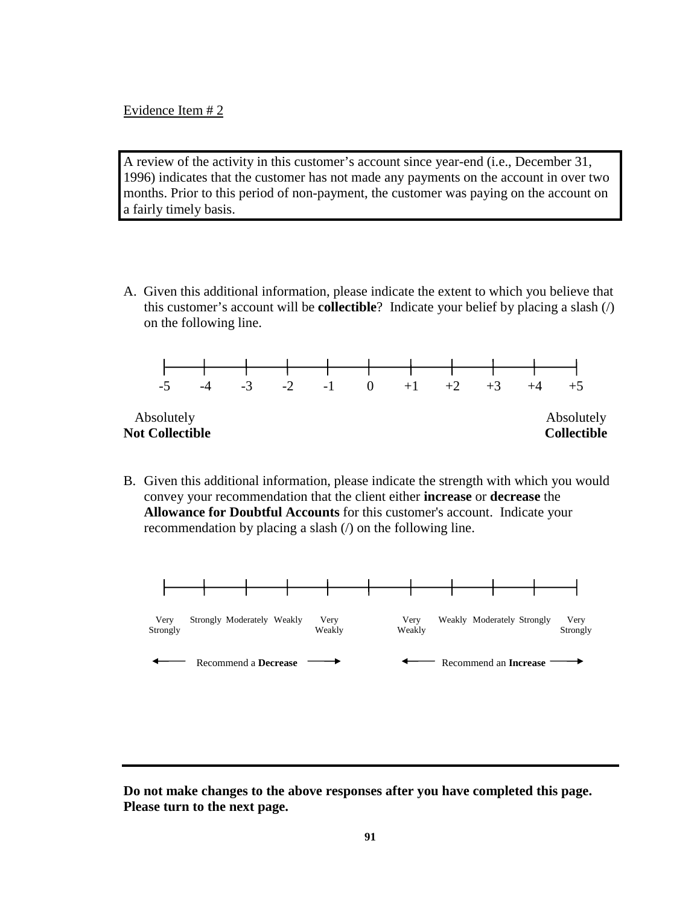<u>Evidence Item # 2</u>

> A review of the activity in this customer's account since year-end (i.e., December 31, 1996) indicates that the customer has not made any payments on the account in over two months. Prior to this period of non-payment, the customer was paying on the account on a fairly timely basis.

A. Given this additional information, please indicate the extent to which you believe that this customer's account will be **collectible**? Indicate your belief by placing a slash (/) on the following line.

| -5 | -4 | -3 | -2 | -1 | 0 | +1 | +2 | +3 | +4 | +5 |
|---|---|---|---|---|---|---|---|---|---|---|
| Absolutely **Not Collectible** | | | | | | | | | | Absolutely **Collectible** |

B. Given this additional information, please indicate the strength with which you would convey your recommendation that the client either **increase** or **decrease** the **Allowance for Doubtful Accounts** for this customer's account. Indicate your recommendation by placing a slash (/) on the following line.

| Very Strongly | Strongly | Moderately | Weakly | Very Weakly | | Very Weakly | Weakly | Moderately | Strongly | Very Strongly |
|---|---|---|---|---|---|---|---|---|---|---|
| ← Recommend a **Decrease** → | | | | | | ← Recommend an **Increase** → | | | | |

---

**Do not make changes to the above responses after you have completed this page. Please turn to the next page.**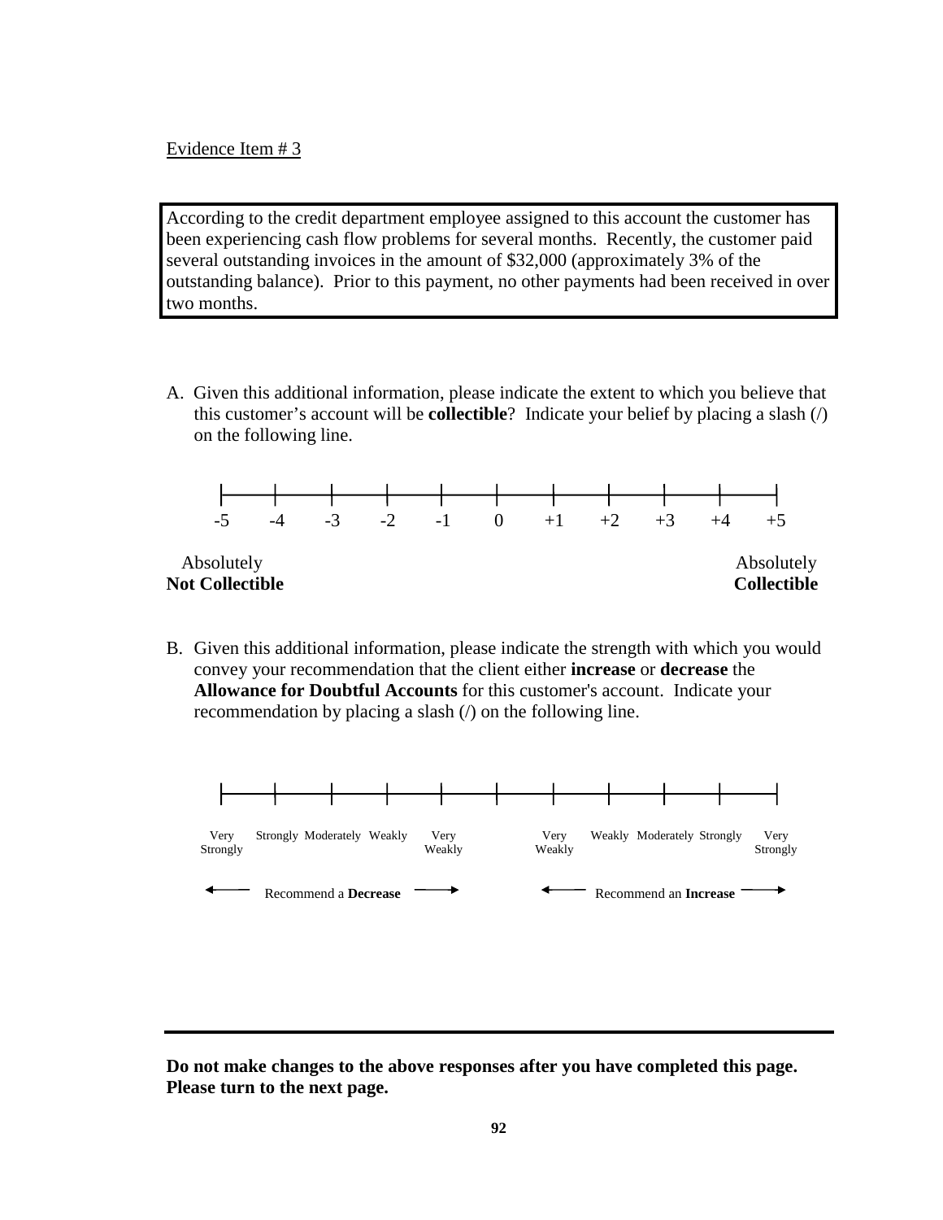Evidence Item # 3

> According to the credit department employee assigned to this account the customer has been experiencing cash flow problems for several months. Recently, the customer paid several outstanding invoices in the amount of $32,000 (approximately 3% of the outstanding balance). Prior to this payment, no other payments had been received in over two months.

A. Given this additional information, please indicate the extent to which you believe that this customer's account will be **collectible**? Indicate your belief by placing a slash (/) on the following line.

| -5 | -4 | -3 | -2 | -1 | 0 | +1 | +2 | +3 | +4 | +5 |
|---|---|---|---|---|---|---|---|---|---|---|
| Absolutely **Not Collectible** | | | | | | | | | | Absolutely **Collectible** |

B. Given this additional information, please indicate the strength with which you would convey your recommendation that the client either **increase** or **decrease** the **Allowance for Doubtful Accounts** for this customer's account. Indicate your recommendation by placing a slash (/) on the following line.

| Very Strongly | Strongly | Moderately | Weakly | Very Weakly | | Very Weakly | Weakly | Moderately | Strongly | Very Strongly |
|---|---|---|---|---|---|---|---|---|---|---|
| ← Recommend a **Decrease** → | | | | | | ← Recommend an **Increase** → | | | | |

---

**Do not make changes to the above responses after you have completed this page. Please turn to the next page.**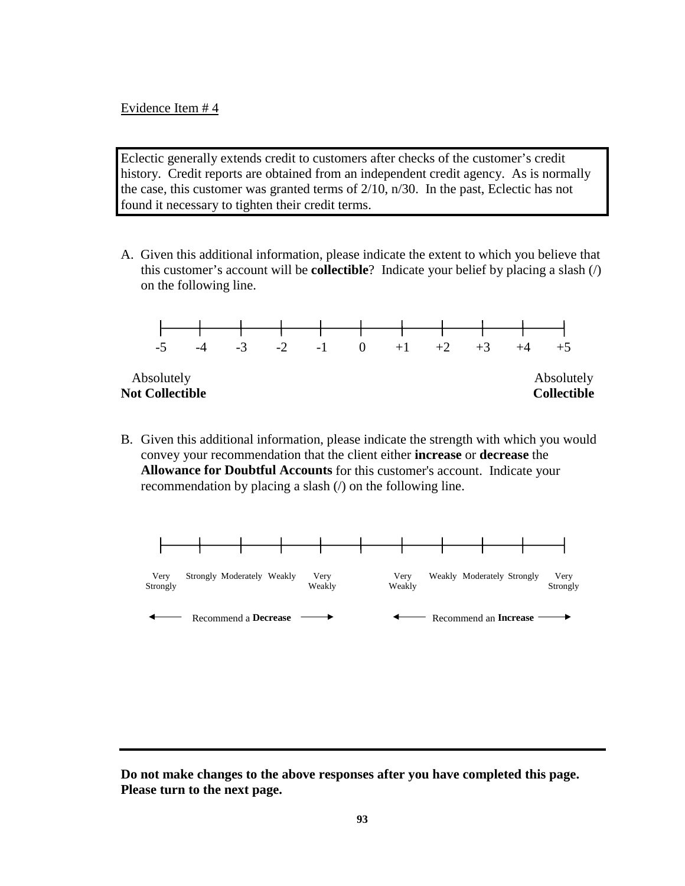Evidence Item # 4

> Eclectic generally extends credit to customers after checks of the customer's credit history. Credit reports are obtained from an independent credit agency. As is normally the case, this customer was granted terms of 2/10, n/30. In the past, Eclectic has not found it necessary to tighten their credit terms.

A. Given this additional information, please indicate the extent to which you believe that this customer's account will be **collectible**? Indicate your belief by placing a slash (/) on the following line.

| -5 | -4 | -3 | -2 | -1 | 0 | +1 | +2 | +3 | +4 | +5 |
|---|---|---|---|---|---|---|---|---|---|---|
| Absolutely **Not Collectible** | | | | | | | | | | Absolutely **Collectible** |

B. Given this additional information, please indicate the strength with which you would convey your recommendation that the client either **increase** or **decrease** the **Allowance for Doubtful Accounts** for this customer's account. Indicate your recommendation by placing a slash (/) on the following line.

| Very Strongly | Strongly | Moderately | Weakly | Very Weakly | | Very Weakly | Weakly | Moderately | Strongly | Very Strongly |
|---|---|---|---|---|---|---|---|---|---|---|
| ← Recommend a **Decrease** → | | | | | | ← Recommend an **Increase** → | | | | |

---

**Do not make changes to the above responses after you have completed this page. Please turn to the next page.**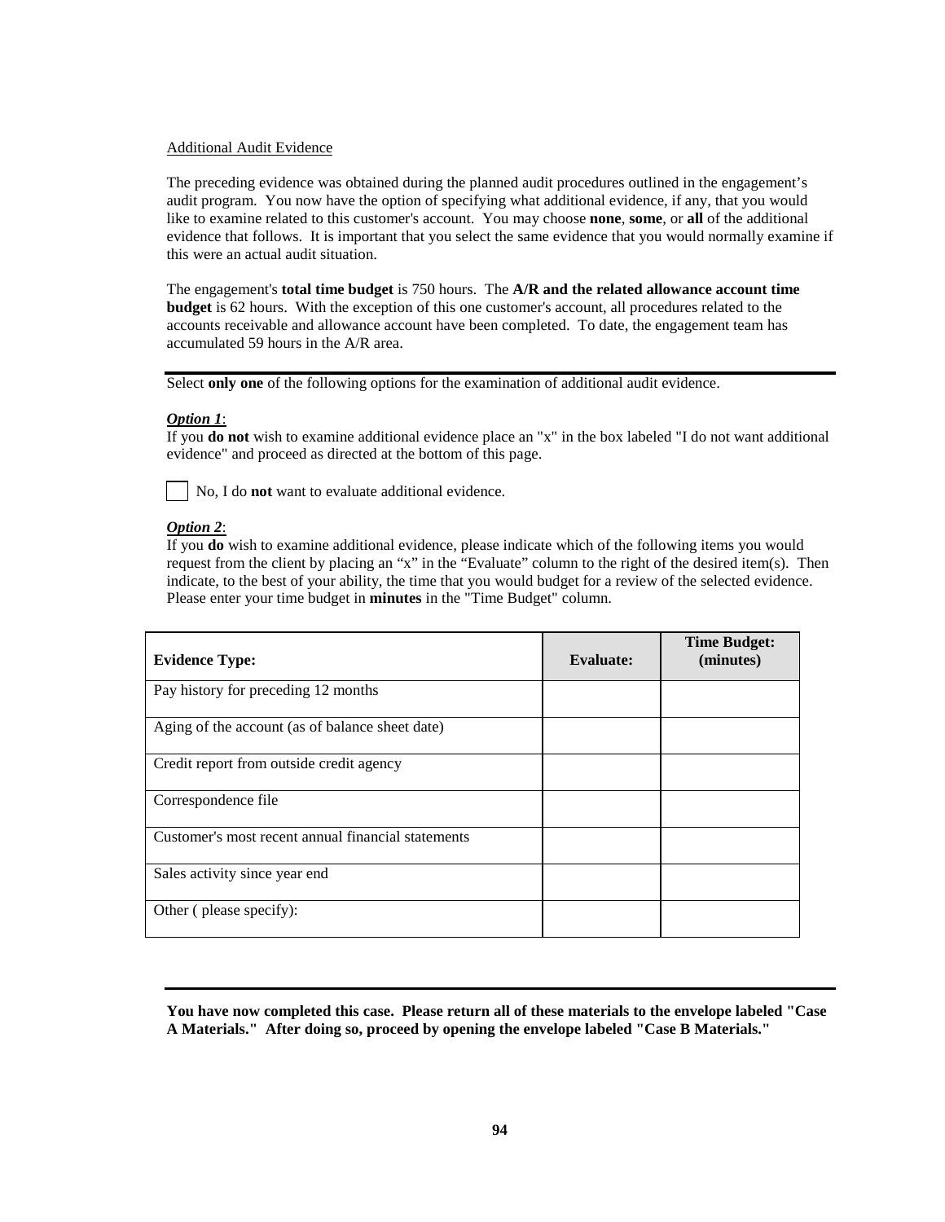Additional Audit Evidence

The preceding evidence was obtained during the planned audit procedures outlined in the engagement's audit program. You now have the option of specifying what additional evidence, if any, that you would like to examine related to this customer's account. You may choose **none**, **some**, or **all** of the additional evidence that follows. It is important that you select the same evidence that you would normally examine if this were an actual audit situation.

The engagement's **total time budget** is 750 hours. The **A/R and the related allowance account time budget** is 62 hours. With the exception of this one customer's account, all procedures related to the accounts receivable and allowance account have been completed. To date, the engagement team has accumulated 59 hours in the A/R area.

---

Select **only one** of the following options for the examination of additional audit evidence.

***Option 1***:
If you **do not** wish to examine additional evidence place an "x" in the box labeled "I do not want additional evidence" and proceed as directed at the bottom of this page.

☐ No, I do **not** want to evaluate additional evidence.

***Option 2***:
If you **do** wish to examine additional evidence, please indicate which of the following items you would request from the client by placing an "x" in the "Evaluate" column to the right of the desired item(s). Then indicate, to the best of your ability, the time that you would budget for a review of the selected evidence. Please enter your time budget in **minutes** in the "Time Budget" column.

| **Evidence Type:** | **Evaluate:** | **Time Budget: (minutes)** |
|---|---|---|
| Pay history for preceding 12 months | | |
| Aging of the account (as of balance sheet date) | | |
| Credit report from outside credit agency | | |
| Correspondence file | | |
| Customer's most recent annual financial statements | | |
| Sales activity since year end | | |
| Other ( please specify): | | |

---

**You have now completed this case. Please return all of these materials to the envelope labeled "Case A Materials." After doing so, proceed by opening the envelope labeled "Case B Materials."**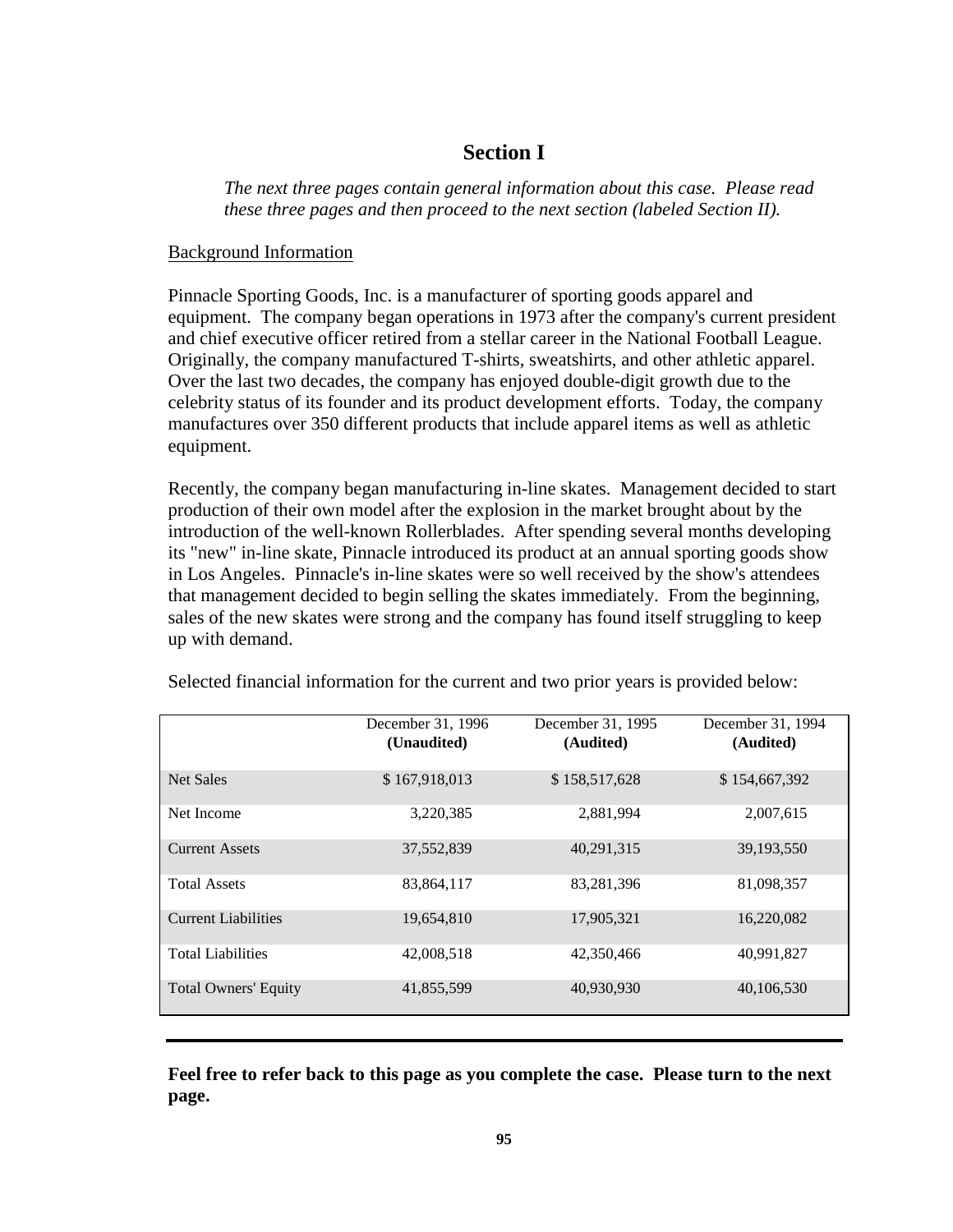## Section I

*The next three pages contain general information about this case. Please read these three pages and then proceed to the next section (labeled Section II).*

Background Information

Pinnacle Sporting Goods, Inc. is a manufacturer of sporting goods apparel and equipment. The company began operations in 1973 after the company's current president and chief executive officer retired from a stellar career in the National Football League. Originally, the company manufactured T-shirts, sweatshirts, and other athletic apparel. Over the last two decades, the company has enjoyed double-digit growth due to the celebrity status of its founder and its product development efforts. Today, the company manufactures over 350 different products that include apparel items as well as athletic equipment.

Recently, the company began manufacturing in-line skates. Management decided to start production of their own model after the explosion in the market brought about by the introduction of the well-known Rollerblades. After spending several months developing its "new" in-line skate, Pinnacle introduced its product at an annual sporting goods show in Los Angeles. Pinnacle's in-line skates were so well received by the show's attendees that management decided to begin selling the skates immediately. From the beginning, sales of the new skates were strong and the company has found itself struggling to keep up with demand.

Selected financial information for the current and two prior years is provided below:

| | December 31, 1996 **(Unaudited)** | December 31, 1995 **(Audited)** | December 31, 1994 **(Audited)** |
|---|---|---|---|
| Net Sales | $ 167,918,013 | $ 158,517,628 | $ 154,667,392 |
| Net Income | 3,220,385 | 2,881,994 | 2,007,615 |
| Current Assets | 37,552,839 | 40,291,315 | 39,193,550 |
| Total Assets | 83,864,117 | 83,281,396 | 81,098,357 |
| Current Liabilities | 19,654,810 | 17,905,321 | 16,220,082 |
| Total Liabilities | 42,008,518 | 42,350,466 | 40,991,827 |
| Total Owners' Equity | 41,855,599 | 40,930,930 | 40,106,530 |

**Feel free to refer back to this page as you complete the case. Please turn to the next page.**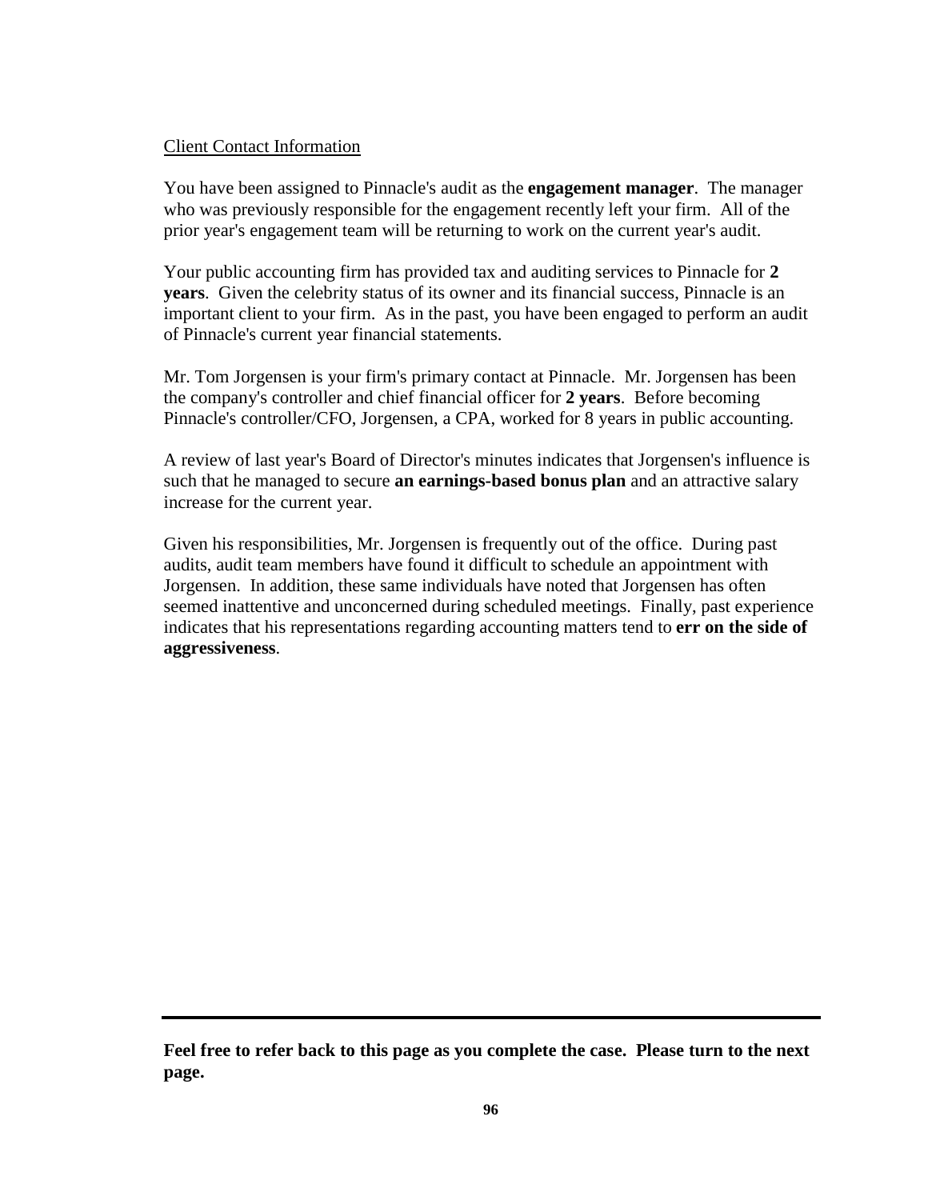Client Contact Information

You have been assigned to Pinnacle's audit as the **engagement manager**. The manager who was previously responsible for the engagement recently left your firm. All of the prior year's engagement team will be returning to work on the current year's audit.

Your public accounting firm has provided tax and auditing services to Pinnacle for **2 years**. Given the celebrity status of its owner and its financial success, Pinnacle is an important client to your firm. As in the past, you have been engaged to perform an audit of Pinnacle's current year financial statements.

Mr. Tom Jorgensen is your firm's primary contact at Pinnacle. Mr. Jorgensen has been the company's controller and chief financial officer for **2 years**. Before becoming Pinnacle's controller/CFO, Jorgensen, a CPA, worked for 8 years in public accounting.

A review of last year's Board of Director's minutes indicates that Jorgensen's influence is such that he managed to secure **an earnings-based bonus plan** and an attractive salary increase for the current year.

Given his responsibilities, Mr. Jorgensen is frequently out of the office. During past audits, audit team members have found it difficult to schedule an appointment with Jorgensen. In addition, these same individuals have noted that Jorgensen has often seemed inattentive and unconcerned during scheduled meetings. Finally, past experience indicates that his representations regarding accounting matters tend to **err on the side of aggressiveness**.

---

**Feel free to refer back to this page as you complete the case. Please turn to the next page.**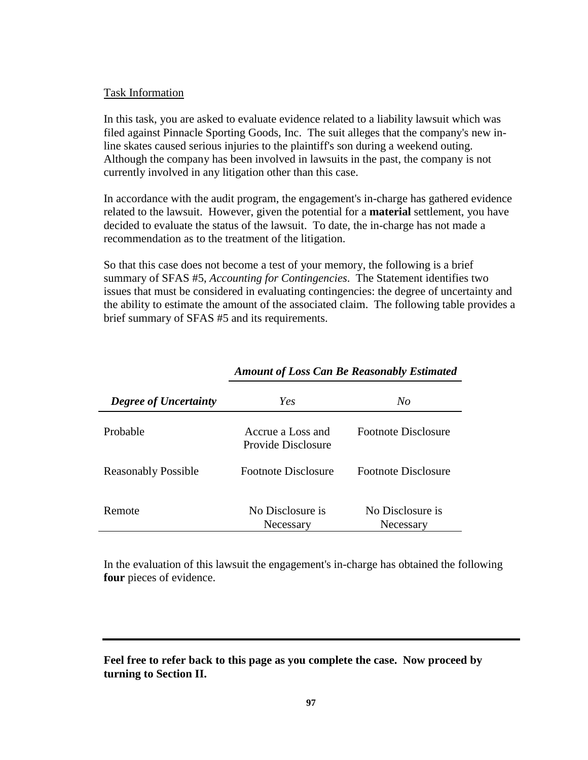Task Information

In this task, you are asked to evaluate evidence related to a liability lawsuit which was filed against Pinnacle Sporting Goods, Inc. The suit alleges that the company's new in-line skates caused serious injuries to the plaintiff's son during a weekend outing. Although the company has been involved in lawsuits in the past, the company is not currently involved in any litigation other than this case.

In accordance with the audit program, the engagement's in-charge has gathered evidence related to the lawsuit. However, given the potential for a **material** settlement, you have decided to evaluate the status of the lawsuit. To date, the in-charge has not made a recommendation as to the treatment of the litigation.

So that this case does not become a test of your memory, the following is a brief summary of SFAS #5, *Accounting for Contingencies*. The Statement identifies two issues that must be considered in evaluating contingencies: the degree of uncertainty and the ability to estimate the amount of the associated claim. The following table provides a brief summary of SFAS #5 and its requirements.

| | ***Amount of Loss Can Be Reasonably Estimated*** | |
|---|---|---|
| ***Degree of Uncertainty*** | *Yes* | *No* |
| Probable | Accrue a Loss and Provide Disclosure | Footnote Disclosure |
| Reasonably Possible | Footnote Disclosure | Footnote Disclosure |
| Remote | No Disclosure is Necessary | No Disclosure is Necessary |

In the evaluation of this lawsuit the engagement's in-charge has obtained the following **four** pieces of evidence.

---

**Feel free to refer back to this page as you complete the case. Now proceed by turning to Section II.**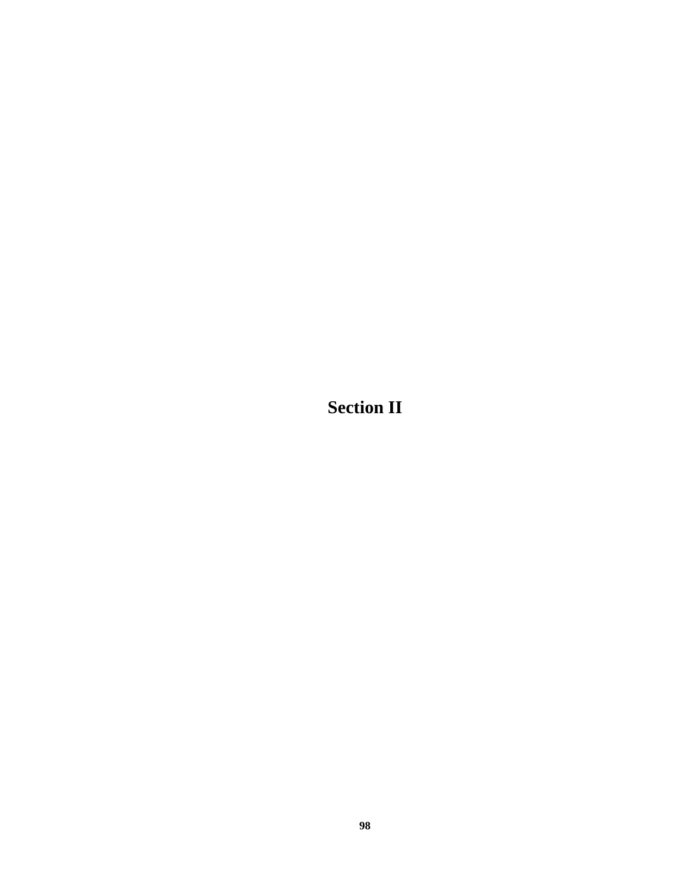# Section II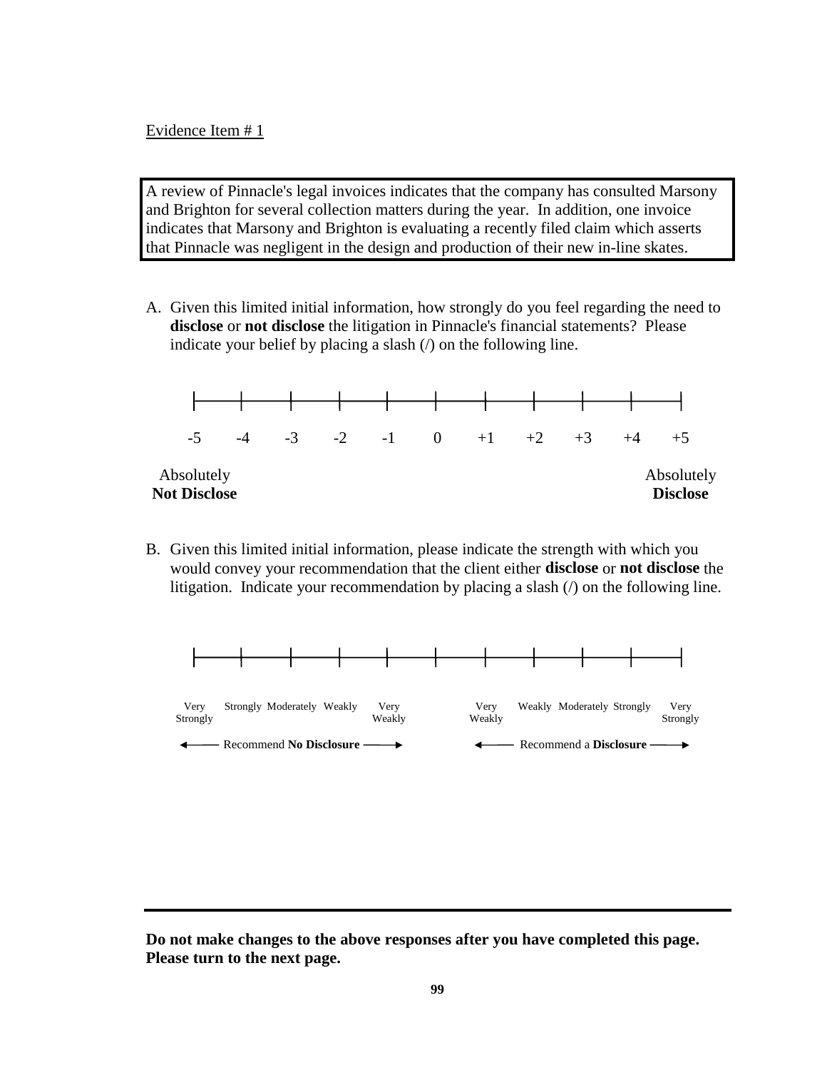Evidence Item # 1

> A review of Pinnacle's legal invoices indicates that the company has consulted Marsony and Brighton for several collection matters during the year. In addition, one invoice indicates that Marsony and Brighton is evaluating a recently filed claim which asserts that Pinnacle was negligent in the design and production of their new in-line skates.

A. Given this limited initial information, how strongly do you feel regarding the need to **disclose** or **not disclose** the litigation in Pinnacle's financial statements? Please indicate your belief by placing a slash (/) on the following line.

| -5 | -4 | -3 | -2 | -1 | 0 | +1 | +2 | +3 | +4 | +5 |
|---|---|---|---|---|---|---|---|---|---|---|
| Absolutely **Not Disclose** | | | | | | | | | | Absolutely **Disclose** |

B. Given this limited initial information, please indicate the strength with which you would convey your recommendation that the client either **disclose** or **not disclose** the litigation. Indicate your recommendation by placing a slash (/) on the following line.

| Very Strongly | Strongly | Moderately | Weakly | Very Weakly | | Very Weakly | Weakly | Moderately | Strongly | Very Strongly |
|---|---|---|---|---|---|---|---|---|---|---|
| ← Recommend **No Disclosure** → | | | | | | ← Recommend a **Disclosure** → | | | | |

**Do not make changes to the above responses after you have completed this page. Please turn to the next page.**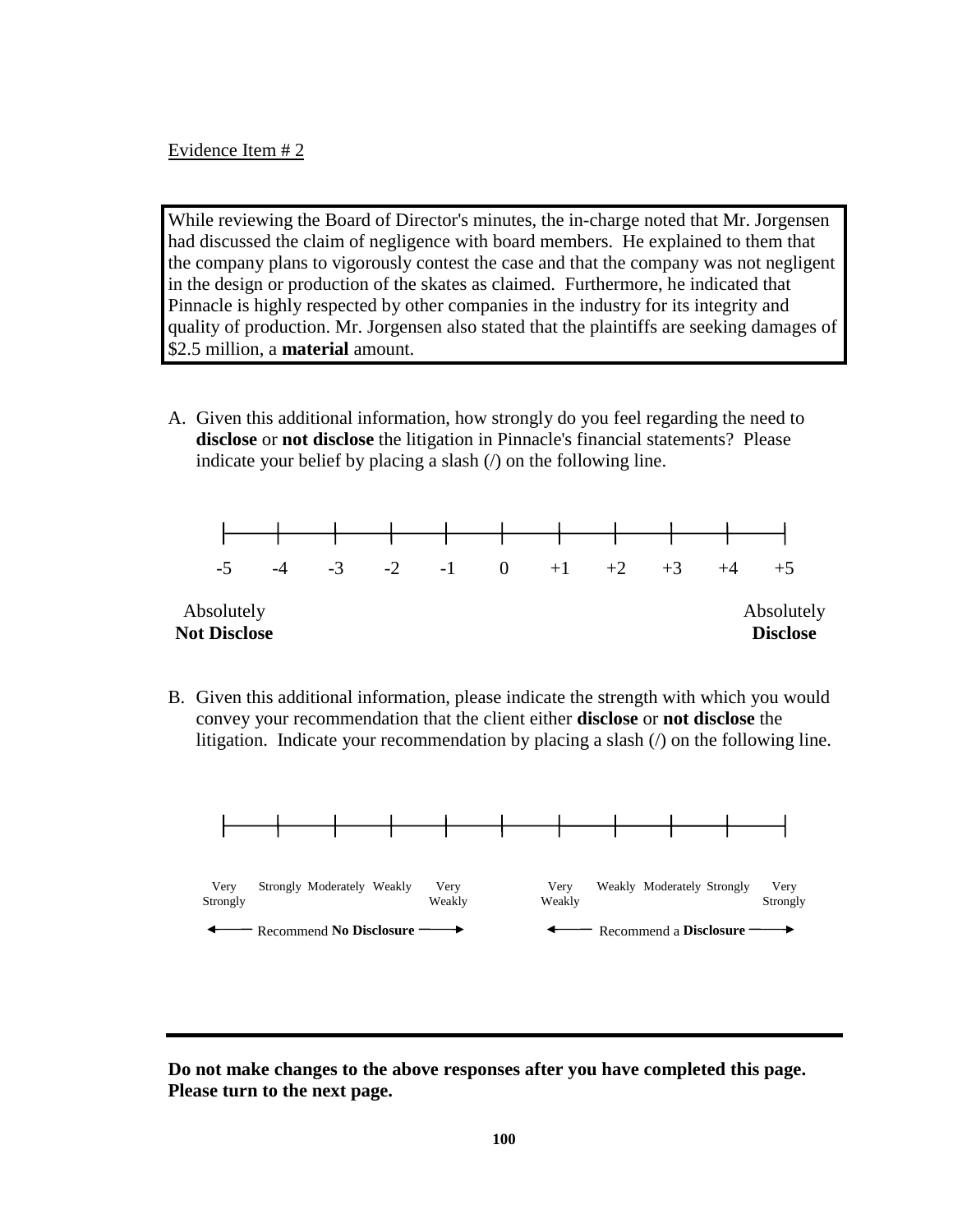Evidence Item # 2

> While reviewing the Board of Director's minutes, the in-charge noted that Mr. Jorgensen had discussed the claim of negligence with board members. He explained to them that the company plans to vigorously contest the case and that the company was not negligent in the design or production of the skates as claimed. Furthermore, he indicated that Pinnacle is highly respected by other companies in the industry for its integrity and quality of production. Mr. Jorgensen also stated that the plaintiffs are seeking damages of \$2.5 million, a **material** amount.

A. Given this additional information, how strongly do you feel regarding the need to **disclose** or **not disclose** the litigation in Pinnacle's financial statements? Please indicate your belief by placing a slash (/) on the following line.

| -5 | -4 | -3 | -2 | -1 | 0 | +1 | +2 | +3 | +4 | +5 |
|---|---|---|---|---|---|---|---|---|---|---|
| Absolutely **Not Disclose** | | | | | | | | | | Absolutely **Disclose** |

B. Given this additional information, please indicate the strength with which you would convey your recommendation that the client either **disclose** or **not disclose** the litigation. Indicate your recommendation by placing a slash (/) on the following line.

| Very Strongly | Strongly | Moderately | Weakly | Very Weakly | | Very Weakly | Weakly | Moderately | Strongly | Very Strongly |
|---|---|---|---|---|---|---|---|---|---|---|
| ← Recommend **No Disclosure** → | | | | | | ← Recommend a **Disclosure** → | | | | |

**Do not make changes to the above responses after you have completed this page. Please turn to the next page.**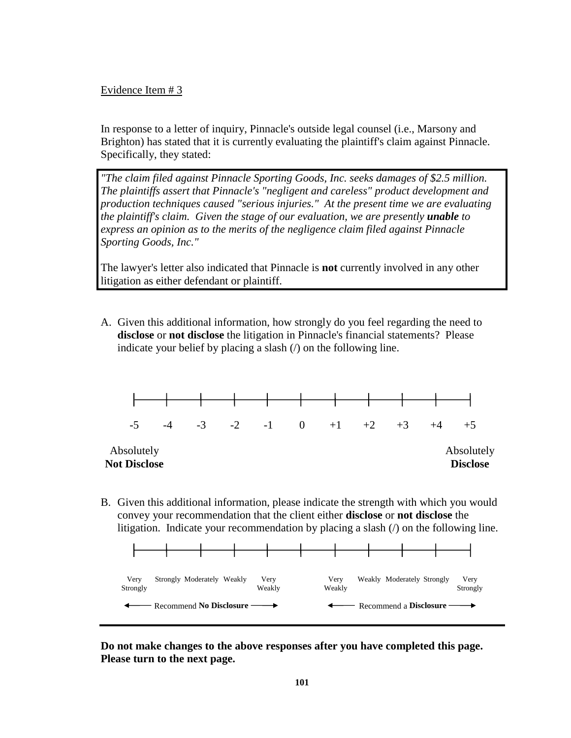Evidence Item # 3

In response to a letter of inquiry, Pinnacle's outside legal counsel (i.e., Marsony and Brighton) has stated that it is currently evaluating the plaintiff's claim against Pinnacle. Specifically, they stated:

> *"The claim filed against Pinnacle Sporting Goods, Inc. seeks damages of $2.5 million. The plaintiffs assert that Pinnacle's "negligent and careless" product development and production techniques caused "serious injuries." At the present time we are evaluating the plaintiff's claim. Given the stage of our evaluation, we are presently **unable** to express an opinion as to the merits of the negligence claim filed against Pinnacle Sporting Goods, Inc."*
>
> The lawyer's letter also indicated that Pinnacle is **not** currently involved in any other litigation as either defendant or plaintiff.

A. Given this additional information, how strongly do you feel regarding the need to **disclose** or **not disclose** the litigation in Pinnacle's financial statements? Please indicate your belief by placing a slash (/) on the following line.

| -5 | -4 | -3 | -2 | -1 | 0 | +1 | +2 | +3 | +4 | +5 |
|---|---|---|---|---|---|---|---|---|---|---|
| Absolutely **Not Disclose** | | | | | | | | | | Absolutely **Disclose** |

B. Given this additional information, please indicate the strength with which you would convey your recommendation that the client either **disclose** or **not disclose** the litigation. Indicate your recommendation by placing a slash (/) on the following line.

| Very Strongly | Strongly | Moderately | Weakly | Very Weakly | | Very Weakly | Weakly | Moderately | Strongly | Very Strongly |
|---|---|---|---|---|---|---|---|---|---|---|
| ← Recommend **No Disclosure** → | | | | | | ← Recommend a **Disclosure** → | | | | |

**Do not make changes to the above responses after you have completed this page. Please turn to the next page.**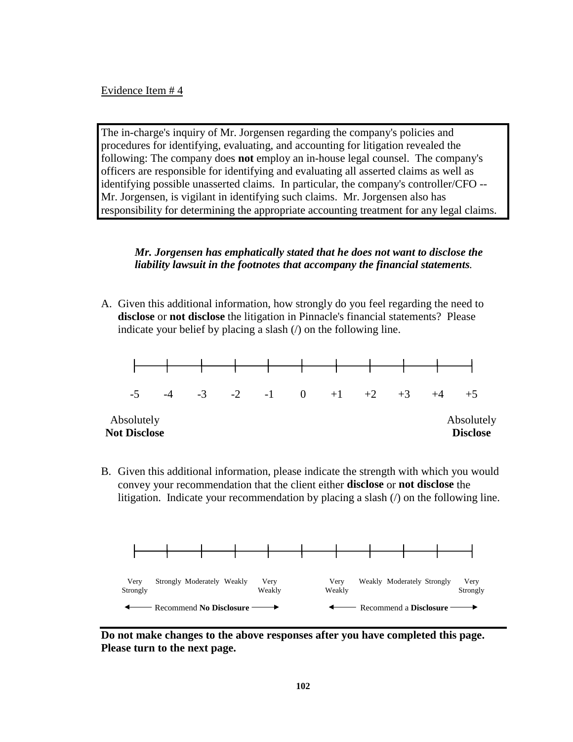Evidence Item # 4

> The in-charge's inquiry of Mr. Jorgensen regarding the company's policies and procedures for identifying, evaluating, and accounting for litigation revealed the following: The company does **not** employ an in-house legal counsel. The company's officers are responsible for identifying and evaluating all asserted claims as well as identifying possible unasserted claims. In particular, the company's controller/CFO -- Mr. Jorgensen, is vigilant in identifying such claims. Mr. Jorgensen also has responsibility for determining the appropriate accounting treatment for any legal claims.

***Mr. Jorgensen has emphatically stated that he does not want to disclose the liability lawsuit in the footnotes that accompany the financial statements.***

A. Given this additional information, how strongly do you feel regarding the need to **disclose** or **not disclose** the litigation in Pinnacle's financial statements? Please indicate your belief by placing a slash (/) on the following line.

| -5 | -4 | -3 | -2 | -1 | 0 | +1 | +2 | +3 | +4 | +5 |
|---|---|---|---|---|---|---|---|---|---|---|
| Absolutely **Not Disclose** | | | | | | | | | | Absolutely **Disclose** |

B. Given this additional information, please indicate the strength with which you would convey your recommendation that the client either **disclose** or **not disclose** the litigation. Indicate your recommendation by placing a slash (/) on the following line.

| Very Strongly | Strongly | Moderately | Weakly | Very Weakly | | Very Weakly | Weakly | Moderately | Strongly | Very Strongly |
|---|---|---|---|---|---|---|---|---|---|---|
| ← Recommend **No Disclosure** → | | | | | | ← Recommend a **Disclosure** → | | | | |

**Do not make changes to the above responses after you have completed this page. Please turn to the next page.**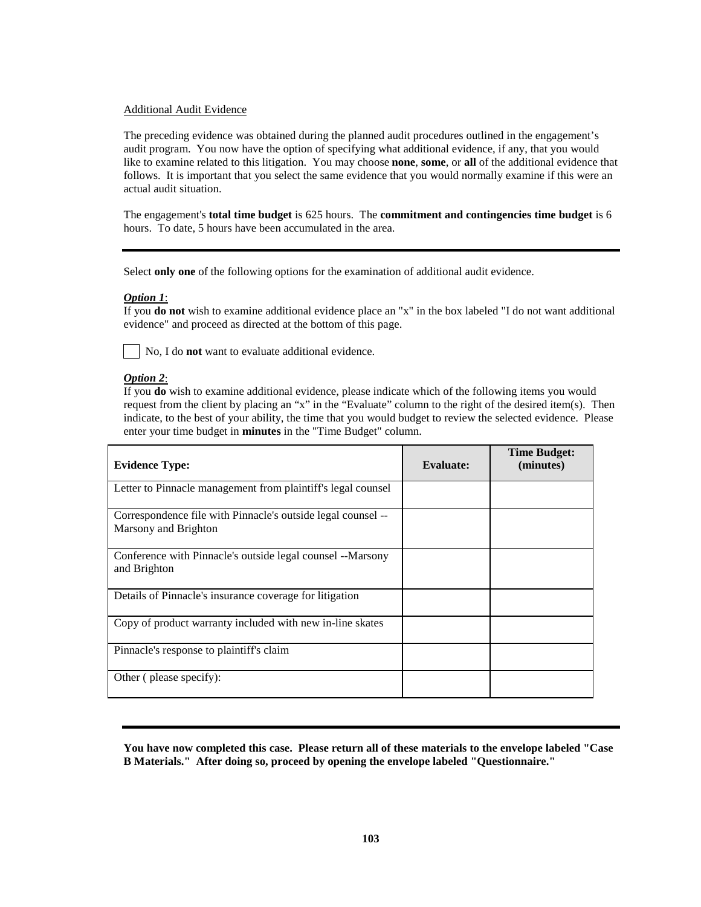Additional Audit Evidence

The preceding evidence was obtained during the planned audit procedures outlined in the engagement's audit program. You now have the option of specifying what additional evidence, if any, that you would like to examine related to this litigation. You may choose **none**, **some**, or **all** of the additional evidence that follows. It is important that you select the same evidence that you would normally examine if this were an actual audit situation.

The engagement's **total time budget** is 625 hours. The **commitment and contingencies time budget** is 6 hours. To date, 5 hours have been accumulated in the area.

---

Select **only one** of the following options for the examination of additional audit evidence.

***Option 1***:
If you **do not** wish to examine additional evidence place an "x" in the box labeled "I do not want additional evidence" and proceed as directed at the bottom of this page.

☐ No, I do **not** want to evaluate additional evidence.

***Option 2***:
If you **do** wish to examine additional evidence, please indicate which of the following items you would request from the client by placing an "x" in the "Evaluate" column to the right of the desired item(s). Then indicate, to the best of your ability, the time that you would budget to review the selected evidence. Please enter your time budget in **minutes** in the "Time Budget" column.

| **Evidence Type:** | **Evaluate:** | **Time Budget: (minutes)** |
|---|---|---|
| Letter to Pinnacle management from plaintiff's legal counsel | | |
| Correspondence file with Pinnacle's outside legal counsel -- Marsony and Brighton | | |
| Conference with Pinnacle's outside legal counsel --Marsony and Brighton | | |
| Details of Pinnacle's insurance coverage for litigation | | |
| Copy of product warranty included with new in-line skates | | |
| Pinnacle's response to plaintiff's claim | | |
| Other ( please specify): | | |

---

**You have now completed this case. Please return all of these materials to the envelope labeled "Case B Materials." After doing so, proceed by opening the envelope labeled "Questionnaire."**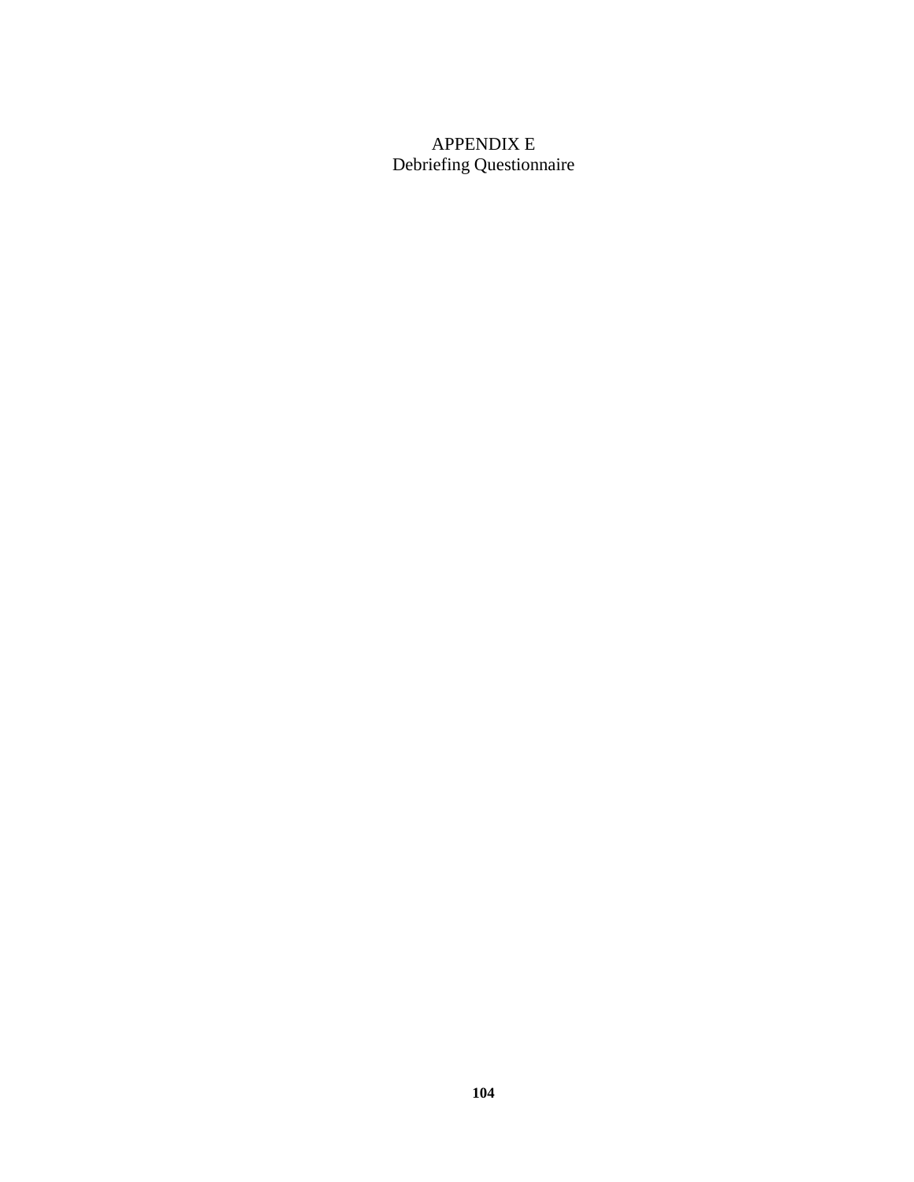# APPENDIX E
Debriefing Questionnaire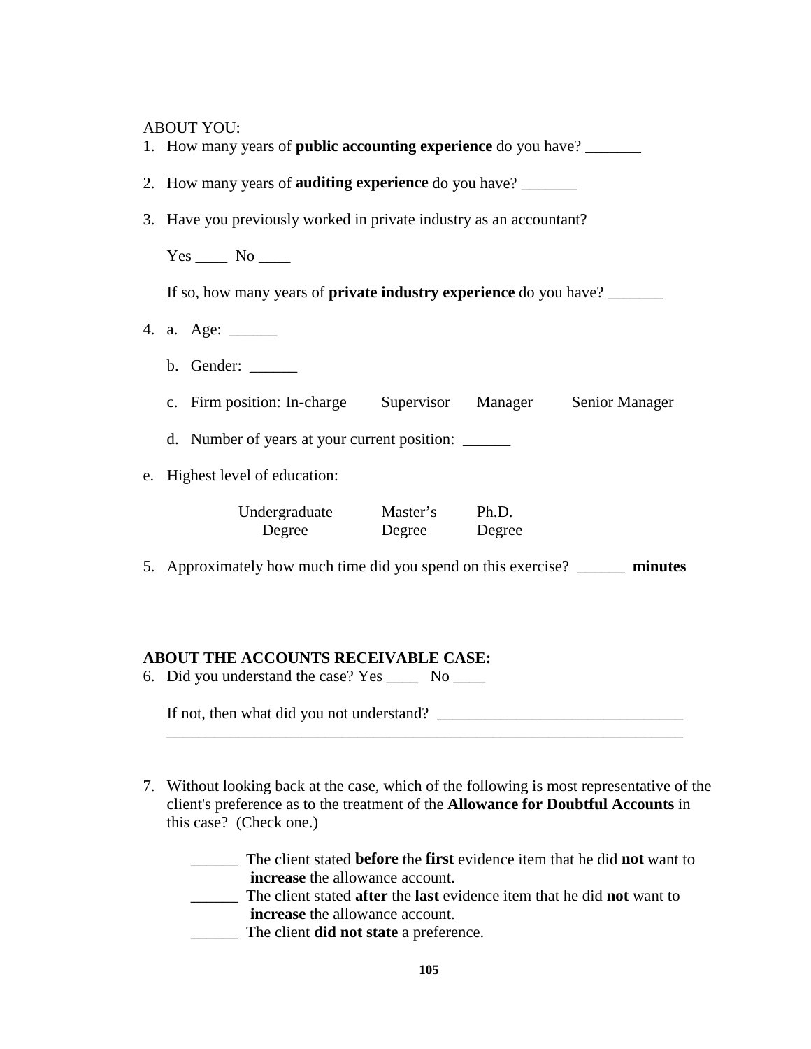ABOUT YOU:

1. How many years of **public accounting experience** do you have? _______

2. How many years of **auditing experience** do you have? _______

3. Have you previously worked in private industry as an accountant?

   Yes ____  No ____

   If so, how many years of **private industry experience** do you have? _______

4. a. Age: ______

   b. Gender: ______

   c. Firm position: In-charge     Supervisor     Manager     Senior Manager

   d. Number of years at your current position: ______

e. Highest level of education:

   Undergraduate Degree     Master's Degree     Ph.D. Degree

5. Approximately how much time did you spend on this exercise? ______ **minutes**

**ABOUT THE ACCOUNTS RECEIVABLE CASE:**

6. Did you understand the case? Yes ____  No ____

   If not, then what did you not understand? _______________________________
   ___________________________________________________________________

7. Without looking back at the case, which of the following is most representative of the client's preference as to the treatment of the **Allowance for Doubtful Accounts** in this case? (Check one.)

   ______ The client stated **before** the **first** evidence item that he did **not** want to **increase** the allowance account.
   ______ The client stated **after** the **last** evidence item that he did **not** want to **increase** the allowance account.
   ______ The client **did not state** a preference.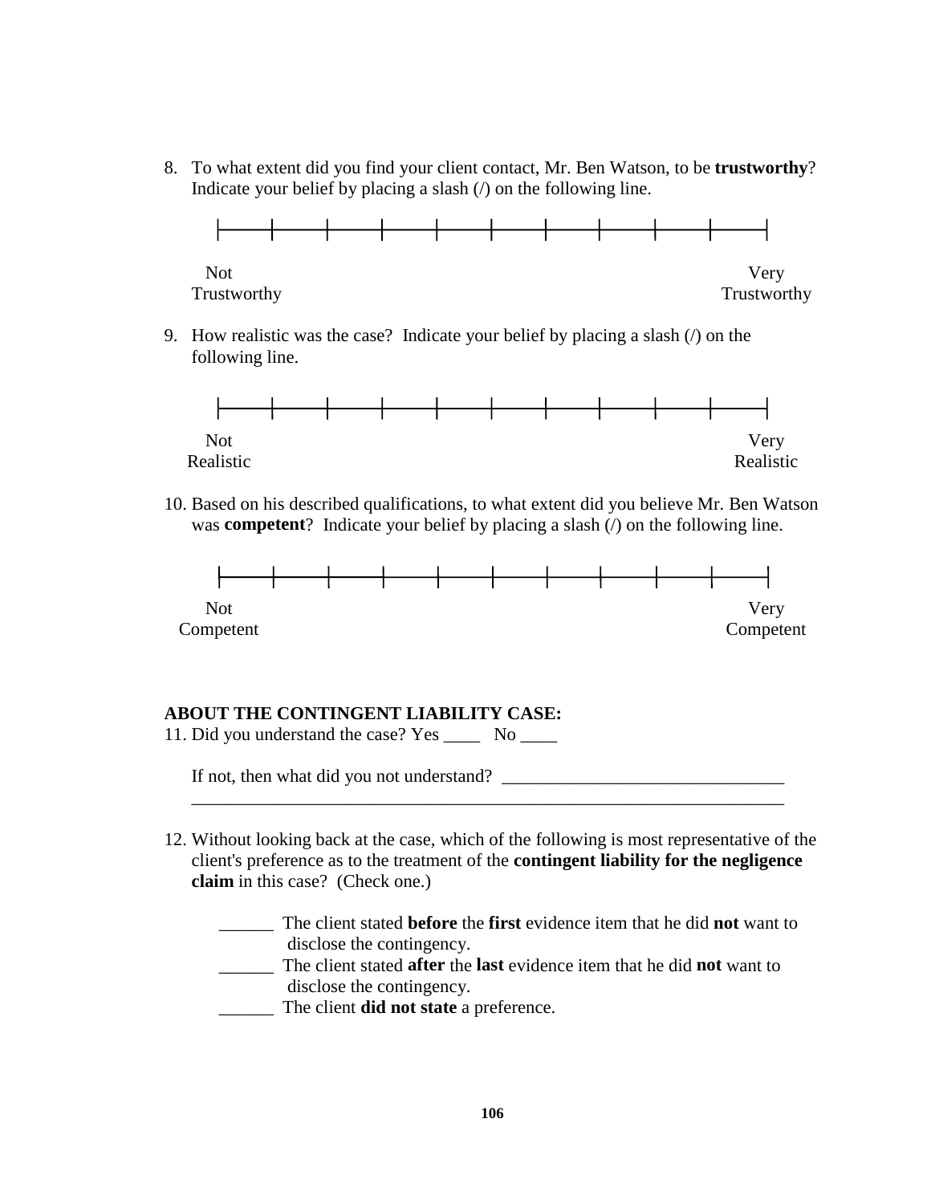8. To what extent did you find your client contact, Mr. Ben Watson, to be **trustworthy**? Indicate your belief by placing a slash (/) on the following line.

|——|——|——|——|——|——|——|——|——|——|

Not Trustworthy — Very Trustworthy

9. How realistic was the case? Indicate your belief by placing a slash (/) on the following line.

|——|——|——|——|——|——|——|——|——|——|

Not Realistic — Very Realistic

10. Based on his described qualifications, to what extent did you believe Mr. Ben Watson was **competent**? Indicate your belief by placing a slash (/) on the following line.

|——|——|——|——|——|——|——|——|——|——|

Not Competent — Very Competent

**ABOUT THE CONTINGENT LIABILITY CASE:**

11. Did you understand the case? Yes ____ No ____

    If not, then what did you not understand? _______________________________
    ____________________________________________________________________

12. Without looking back at the case, which of the following is most representative of the client's preference as to the treatment of the **contingent liability for the negligence claim** in this case? (Check one.)

    ______ The client stated **before** the **first** evidence item that he did **not** want to disclose the contingency.
    ______ The client stated **after** the **last** evidence item that he did **not** want to disclose the contingency.
    ______ The client **did not state** a preference.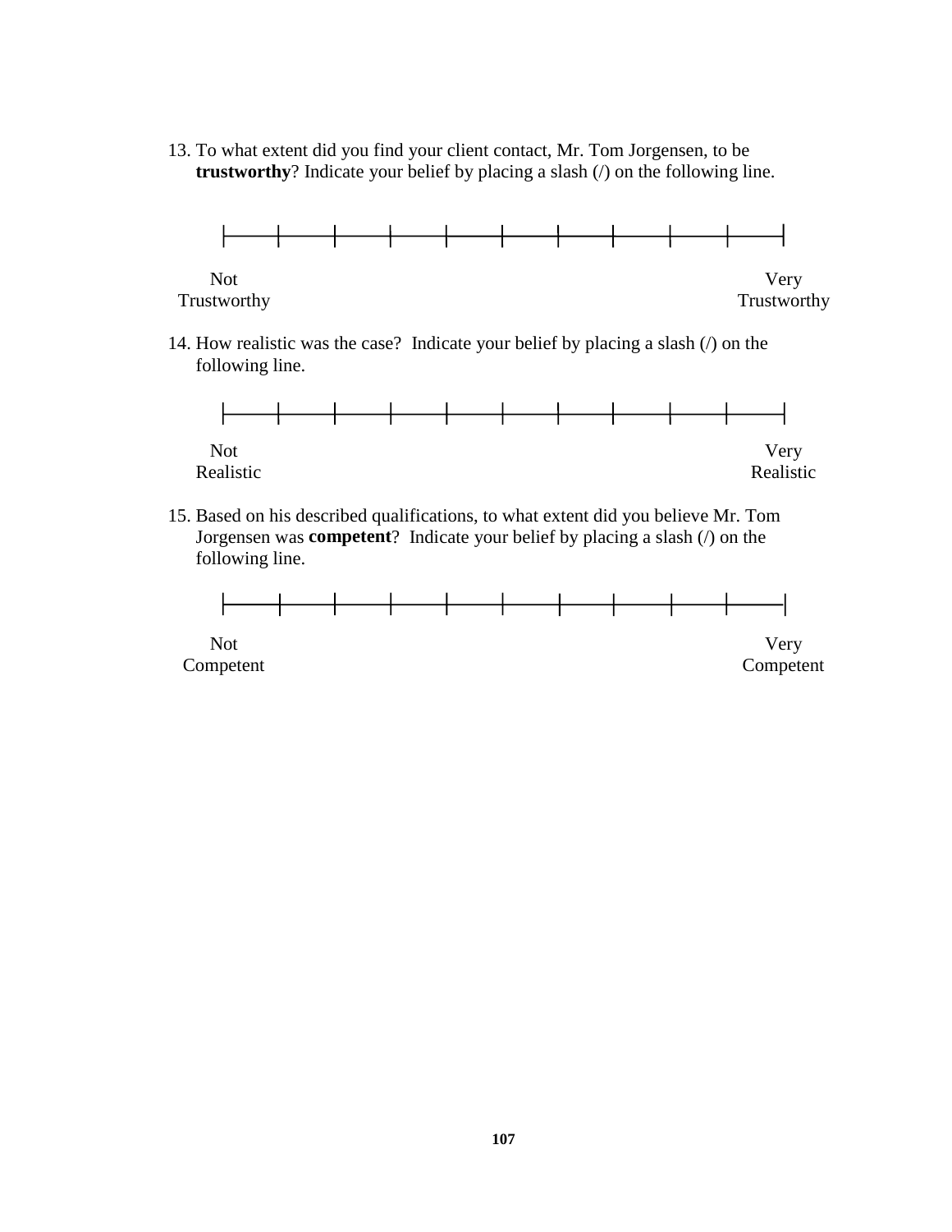13. To what extent did you find your client contact, Mr. Tom Jorgensen, to be **trustworthy**? Indicate your belief by placing a slash (/) on the following line.

|——|——|——|——|——|——|——|——|——|——|

Not Trustworthy — Very Trustworthy

14. How realistic was the case? Indicate your belief by placing a slash (/) on the following line.

|——|——|——|——|——|——|——|——|——|——|

Not Realistic — Very Realistic

15. Based on his described qualifications, to what extent did you believe Mr. Tom Jorgensen was **competent**? Indicate your belief by placing a slash (/) on the following line.

|——|——|——|——|——|——|——|——|——|——|

Not Competent — Very Competent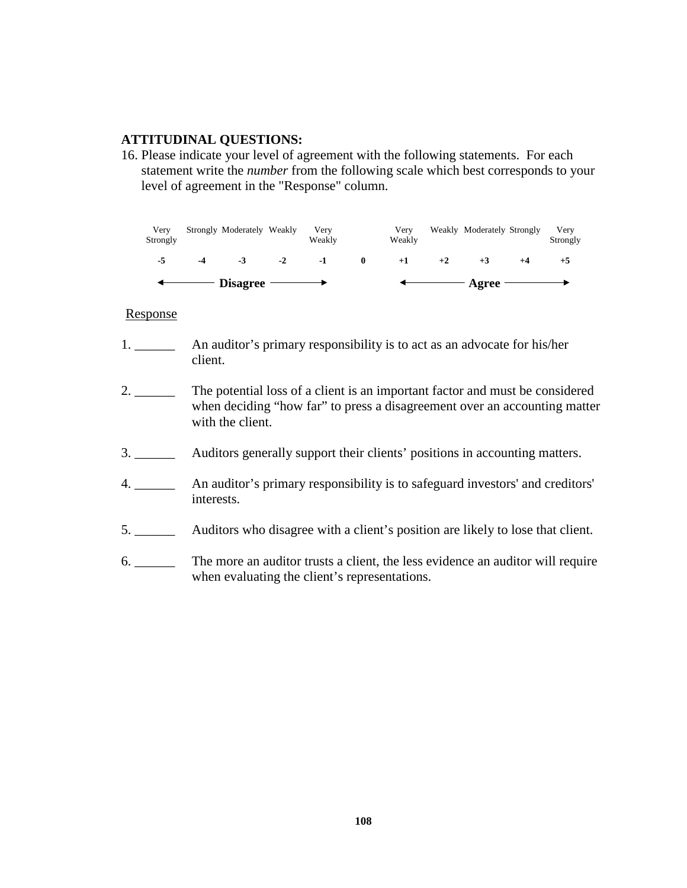**ATTITUDINAL QUESTIONS:**

16. Please indicate your level of agreement with the following statements. For each statement write the *number* from the following scale which best corresponds to your level of agreement in the "Response" column.

| Very Strongly | Strongly | Moderately | Weakly | Very Weakly | | Very Weakly | Weakly | Moderately | Strongly | Very Strongly |
|---|---|---|---|---|---|---|---|---|---|---|
| **-5** | **-4** | **-3** | **-2** | **-1** | **0** | **+1** | **+2** | **+3** | **+4** | **+5** |
| ← | **Disagree** | | | → | | ← | | **Agree** | | → |

Response

1. ______ An auditor's primary responsibility is to act as an advocate for his/her client.

2. ______ The potential loss of a client is an important factor and must be considered when deciding "how far" to press a disagreement over an accounting matter with the client.

3. ______ Auditors generally support their clients' positions in accounting matters.

4. ______ An auditor's primary responsibility is to safeguard investors' and creditors' interests.

5. ______ Auditors who disagree with a client's position are likely to lose that client.

6. ______ The more an auditor trusts a client, the less evidence an auditor will require when evaluating the client's representations.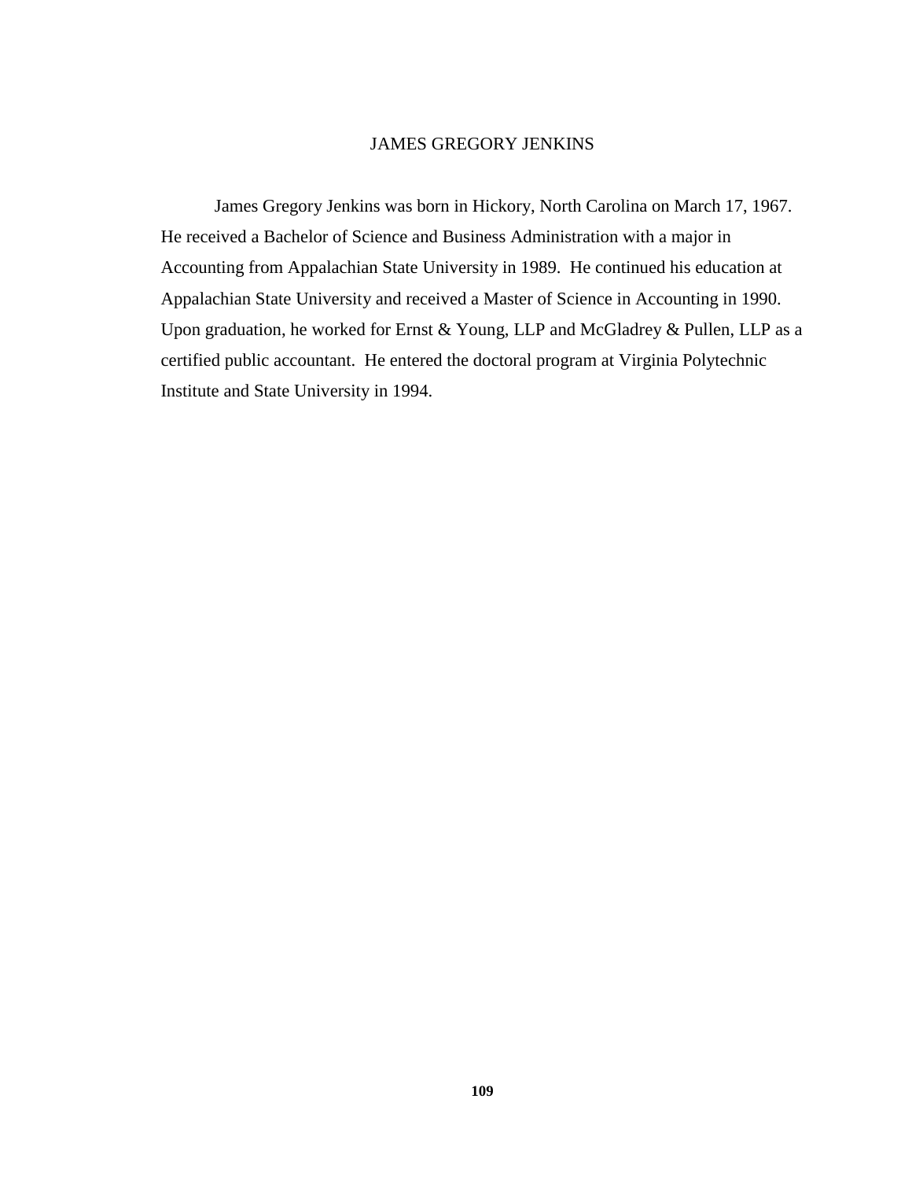# JAMES GREGORY JENKINS

James Gregory Jenkins was born in Hickory, North Carolina on March 17, 1967. He received a Bachelor of Science and Business Administration with a major in Accounting from Appalachian State University in 1989. He continued his education at Appalachian State University and received a Master of Science in Accounting in 1990. Upon graduation, he worked for Ernst & Young, LLP and McGladrey & Pullen, LLP as a certified public accountant. He entered the doctoral program at Virginia Polytechnic Institute and State University in 1994.